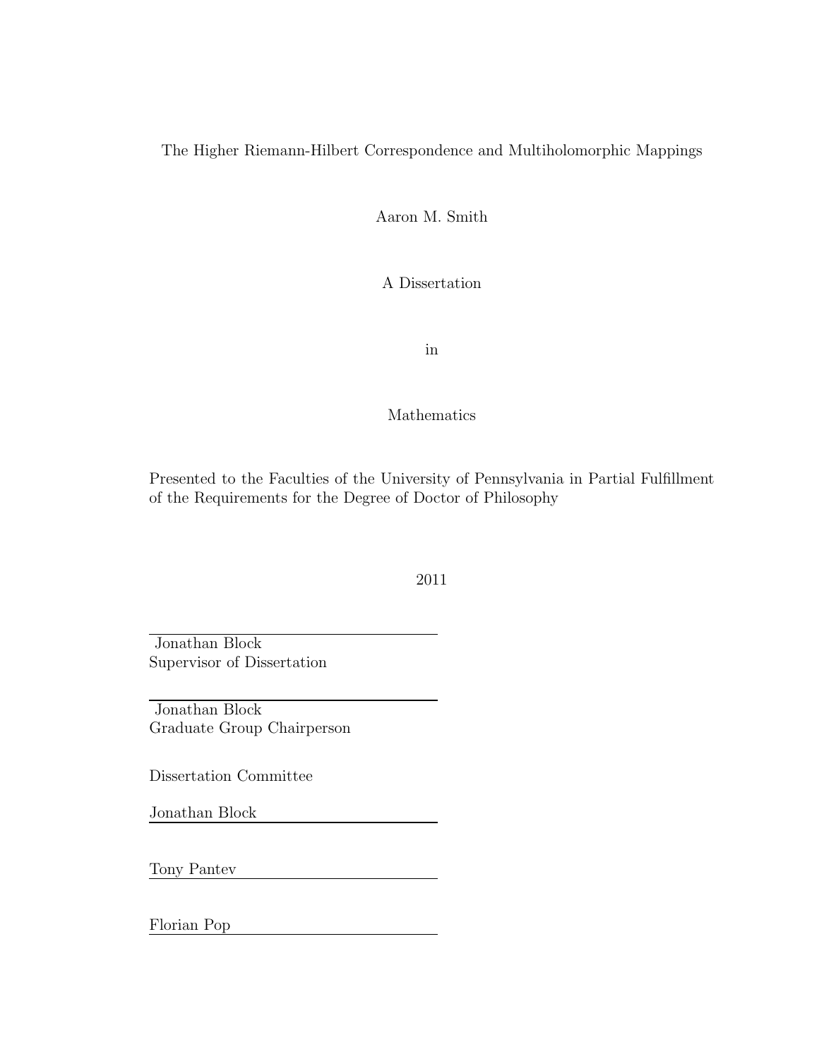The Higher Riemann-Hilbert Correspondence and Multiholomorphic Mappings

Aaron M. Smith

A Dissertation

in

Mathematics

Presented to the Faculties of the University of Pennsylvania in Partial Fulfillment of the Requirements for the Degree of Doctor of Philosophy

2011

Jonathan Block
Supervisor of Dissertation

Jonathan Block
Graduate Group Chairperson

Dissertation Committee

Jonathan Block

Tony Pantev

Florian Pop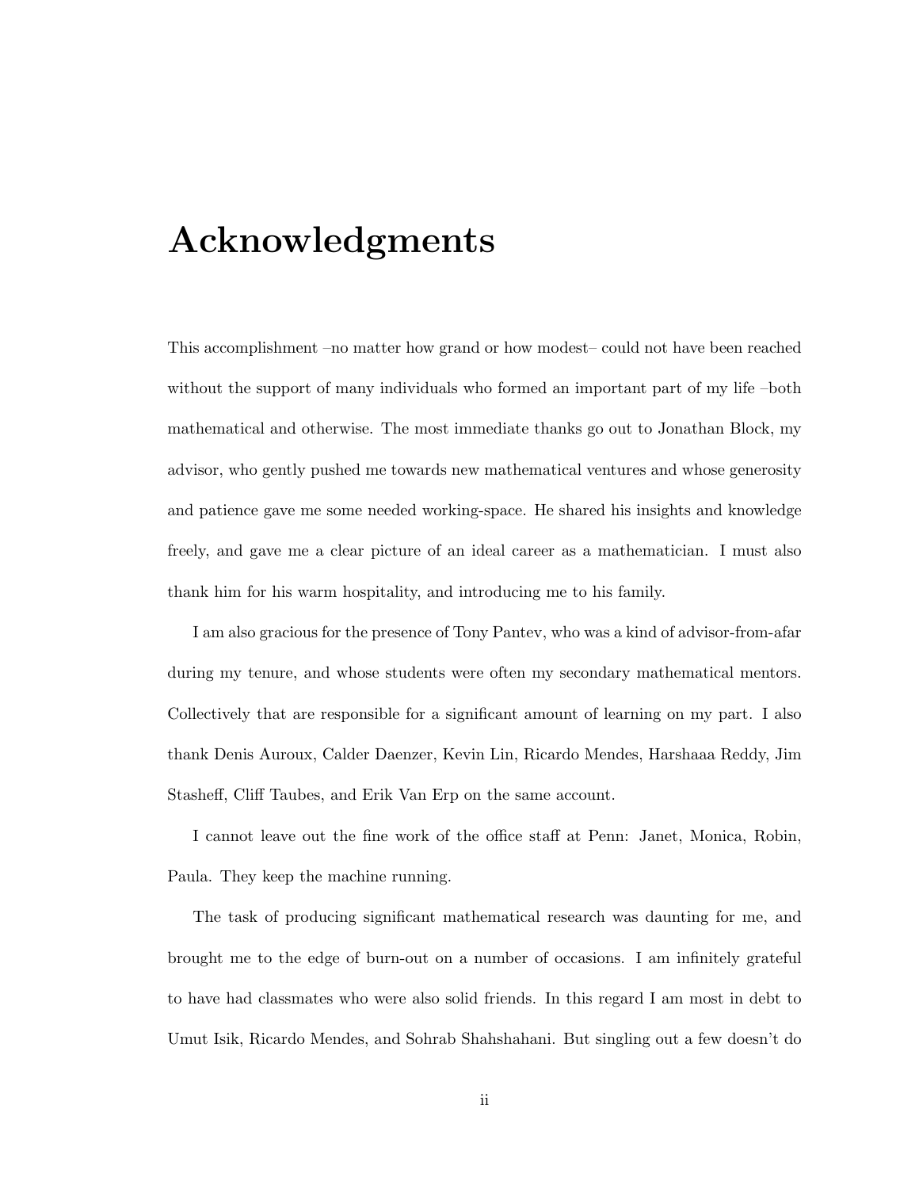# Acknowledgments

This accomplishment –no matter how grand or how modest– could not have been reached without the support of many individuals who formed an important part of my life –both mathematical and otherwise. The most immediate thanks go out to Jonathan Block, my advisor, who gently pushed me towards new mathematical ventures and whose generosity and patience gave me some needed working-space. He shared his insights and knowledge freely, and gave me a clear picture of an ideal career as a mathematician. I must also thank him for his warm hospitality, and introducing me to his family.

I am also gracious for the presence of Tony Pantev, who was a kind of advisor-from-afar during my tenure, and whose students were often my secondary mathematical mentors. Collectively that are responsible for a significant amount of learning on my part. I also thank Denis Auroux, Calder Daenzer, Kevin Lin, Ricardo Mendes, Harshaaa Reddy, Jim Stasheff, Cliff Taubes, and Erik Van Erp on the same account.

I cannot leave out the fine work of the office staff at Penn: Janet, Monica, Robin, Paula. They keep the machine running.

The task of producing significant mathematical research was daunting for me, and brought me to the edge of burn-out on a number of occasions. I am infinitely grateful to have had classmates who were also solid friends. In this regard I am most in debt to Umut Isik, Ricardo Mendes, and Sohrab Shahshahani. But singling out a few doesn't do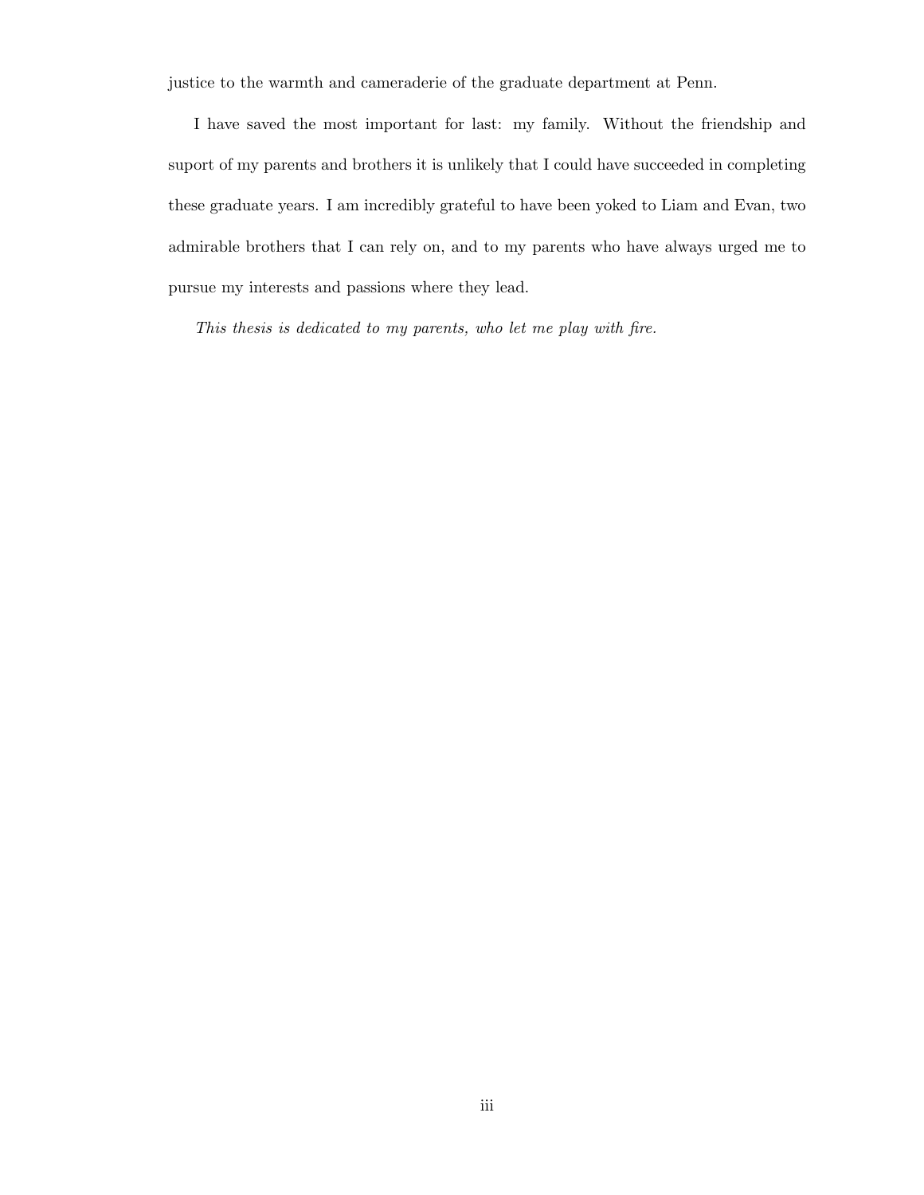justice to the warmth and cameraderie of the graduate department at Penn.

I have saved the most important for last: my family. Without the friendship and suport of my parents and brothers it is unlikely that I could have succeeded in completing these graduate years. I am incredibly grateful to have been yoked to Liam and Evan, two admirable brothers that I can rely on, and to my parents who have always urged me to pursue my interests and passions where they lead.

*This thesis is dedicated to my parents, who let me play with fire.*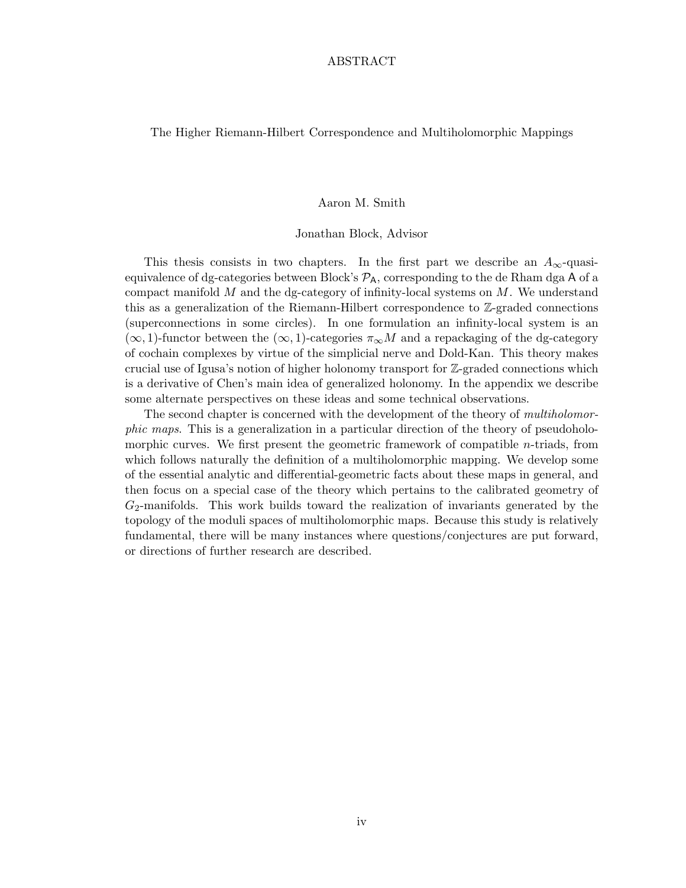# ABSTRACT

The Higher Riemann-Hilbert Correspondence and Multiholomorphic Mappings

Aaron M. Smith

Jonathan Block, Advisor

This thesis consists in two chapters. In the first part we describe an $A_\infty$-quasi-equivalence of dg-categories between Block's $\mathcal{P}_{\mathsf{A}}$, corresponding to the de Rham dga $\mathsf{A}$ of a compact manifold $M$ and the dg-category of infinity-local systems on $M$. We understand this as a generalization of the Riemann-Hilbert correspondence to $\mathbb{Z}$-graded connections (superconnections in some circles). In one formulation an infinity-local system is an $(\infty, 1)$-functor between the $(\infty, 1)$-categories $\pi_\infty M$ and a repackaging of the dg-category of cochain complexes by virtue of the simplicial nerve and Dold-Kan. This theory makes crucial use of Igusa's notion of higher holonomy transport for $\mathbb{Z}$-graded connections which is a derivative of Chen's main idea of generalized holonomy. In the appendix we describe some alternate perspectives on these ideas and some technical observations.

The second chapter is concerned with the development of the theory of *multiholomorphic maps*. This is a generalization in a particular direction of the theory of pseudoholomorphic curves. We first present the geometric framework of compatible $n$-triads, from which follows naturally the definition of a multiholomorphic mapping. We develop some of the essential analytic and differential-geometric facts about these maps in general, and then focus on a special case of the theory which pertains to the calibrated geometry of $G_2$-manifolds. This work builds toward the realization of invariants generated by the topology of the moduli spaces of multiholomorphic maps. Because this study is relatively fundamental, there will be many instances where questions/conjectures are put forward, or directions of further research are described.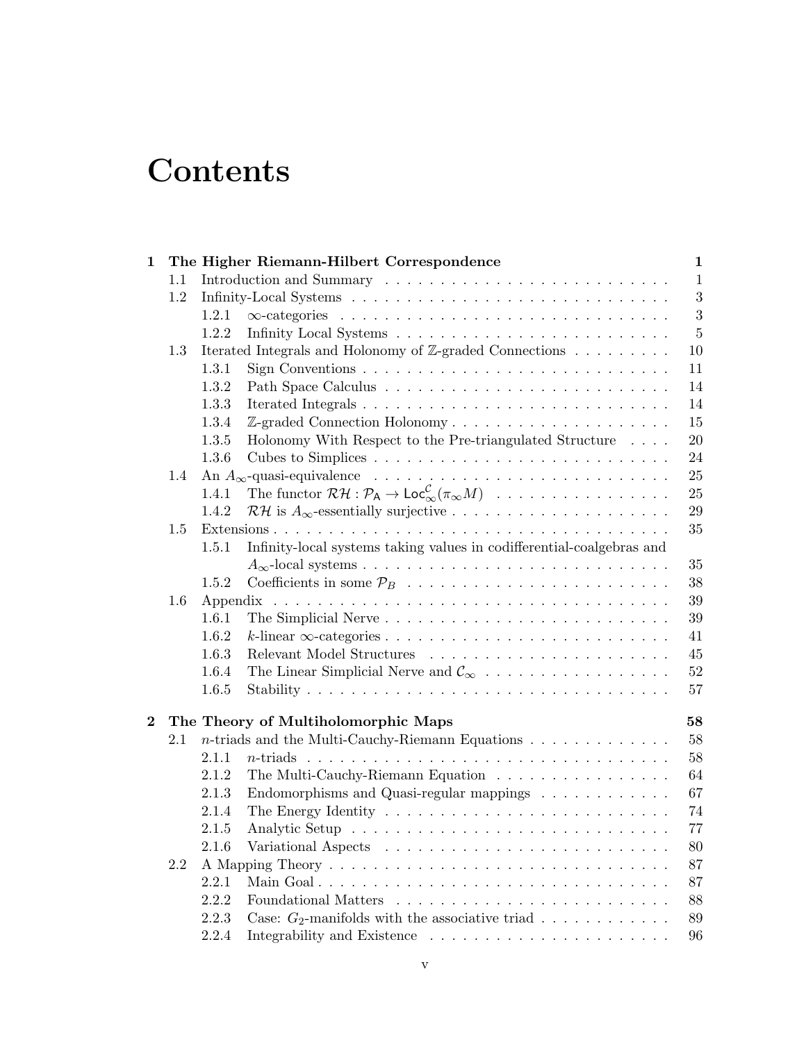# Contents

| | | | |
|---|---|---|---|
| **1** | **The Higher Riemann-Hilbert Correspondence** | | **1** |
| | 1.1 | Introduction and Summary | 1 |
| | 1.2 | Infinity-Local Systems | 3 |
| | | 1.2.1 $\infty$-categories | 3 |
| | | 1.2.2 Infinity Local Systems | 5 |
| | 1.3 | Iterated Integrals and Holonomy of $\mathbb{Z}$-graded Connections | 10 |
| | | 1.3.1 Sign Conventions | 11 |
| | | 1.3.2 Path Space Calculus | 14 |
| | | 1.3.3 Iterated Integrals | 14 |
| | | 1.3.4 $\mathbb{Z}$-graded Connection Holonomy | 15 |
| | | 1.3.5 Holonomy With Respect to the Pre-triangulated Structure | 20 |
| | | 1.3.6 Cubes to Simplices | 24 |
| | 1.4 | An $A_\infty$-quasi-equivalence | 25 |
| | | 1.4.1 The functor $\mathcal{RH} : \mathcal{P}_{\mathsf{A}} \to \mathsf{Loc}^{\mathcal{C}}_{\infty}(\pi_\infty M)$ | 25 |
| | | 1.4.2 $\mathcal{RH}$ is $A_\infty$-essentially surjective | 29 |
| | 1.5 | Extensions | 35 |
| | | 1.5.1 Infinity-local systems taking values in codifferential-coalgebras and $A_\infty$-local systems | 35 |
| | | 1.5.2 Coefficients in some $\mathcal{P}_B$ | 38 |
| | 1.6 | Appendix | 39 |
| | | 1.6.1 The Simplicial Nerve | 39 |
| | | 1.6.2 $k$-linear $\infty$-categories | 41 |
| | | 1.6.3 Relevant Model Structures | 45 |
| | | 1.6.4 The Linear Simplicial Nerve and $\mathcal{C}_\infty$ | 52 |
| | | 1.6.5 Stability | 57 |
| **2** | **The Theory of Multiholomorphic Maps** | | **58** |
| | 2.1 | $n$-triads and the Multi-Cauchy-Riemann Equations | 58 |
| | | 2.1.1 $n$-triads | 58 |
| | | 2.1.2 The Multi-Cauchy-Riemann Equation | 64 |
| | | 2.1.3 Endomorphisms and Quasi-regular mappings | 67 |
| | | 2.1.4 The Energy Identity | 74 |
| | | 2.1.5 Analytic Setup | 77 |
| | | 2.1.6 Variational Aspects | 80 |
| | 2.2 | A Mapping Theory | 87 |
| | | 2.2.1 Main Goal | 87 |
| | | 2.2.2 Foundational Matters | 88 |
| | | 2.2.3 Case: $G_2$-manifolds with the associative triad | 89 |
| | | 2.2.4 Integrability and Existence | 96 |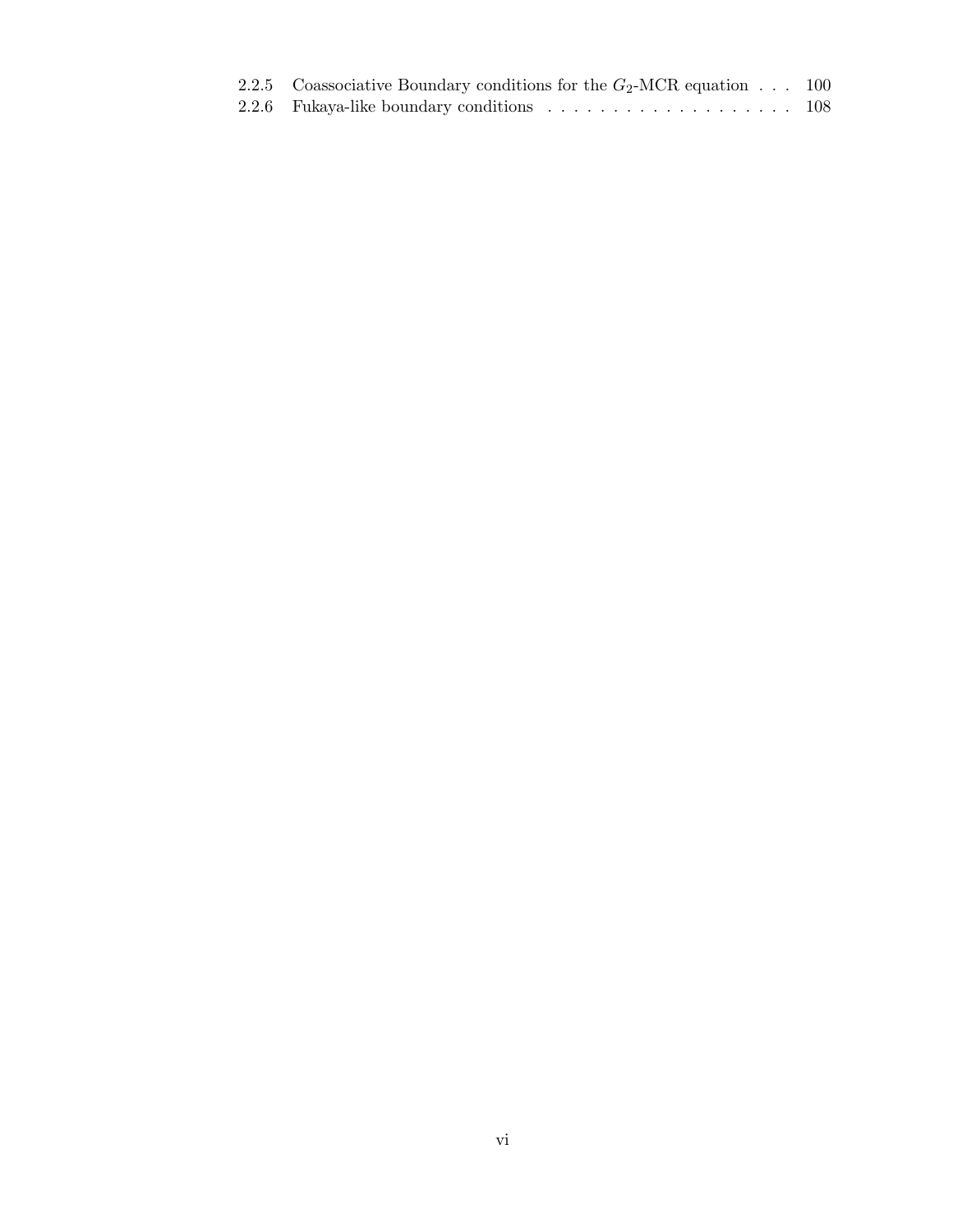2.2.5 Coassociative Boundary conditions for the $G_2$-MCR equation . . . 100
2.2.6 Fukaya-like boundary conditions . . . . . . . . . . . . . . . . . . . 108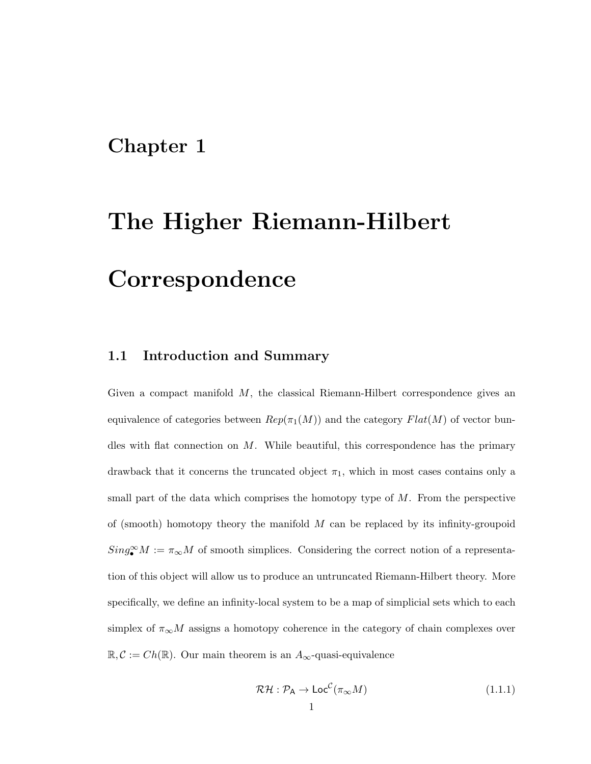# Chapter 1

# The Higher Riemann-Hilbert Correspondence

## 1.1 Introduction and Summary

Given a compact manifold $M$, the classical Riemann-Hilbert correspondence gives an equivalence of categories between $Rep(\pi_1(M))$ and the category $Flat(M)$ of vector bundles with flat connection on $M$. While beautiful, this correspondence has the primary drawback that it concerns the truncated object $\pi_1$, which in most cases contains only a small part of the data which comprises the homotopy type of $M$. From the perspective of (smooth) homotopy theory the manifold $M$ can be replaced by its infinity-groupoid $Sing^{\infty}_{\bullet}M := \pi_{\infty}M$ of smooth simplices. Considering the correct notion of a representation of this object will allow us to produce an untruncated Riemann-Hilbert theory. More specifically, we define an infinity-local system to be a map of simplicial sets which to each simplex of $\pi_{\infty}M$ assigns a homotopy coherence in the category of chain complexes over $\mathbb{R}, \mathcal{C} := Ch(\mathbb{R})$. Our main theorem is an $A_{\infty}$-quasi-equivalence

$$\mathcal{RH} : \mathcal{P}_{\mathsf{A}} \to \mathsf{Loc}^{\mathcal{C}}(\pi_{\infty}M) \tag{1.1.1}$$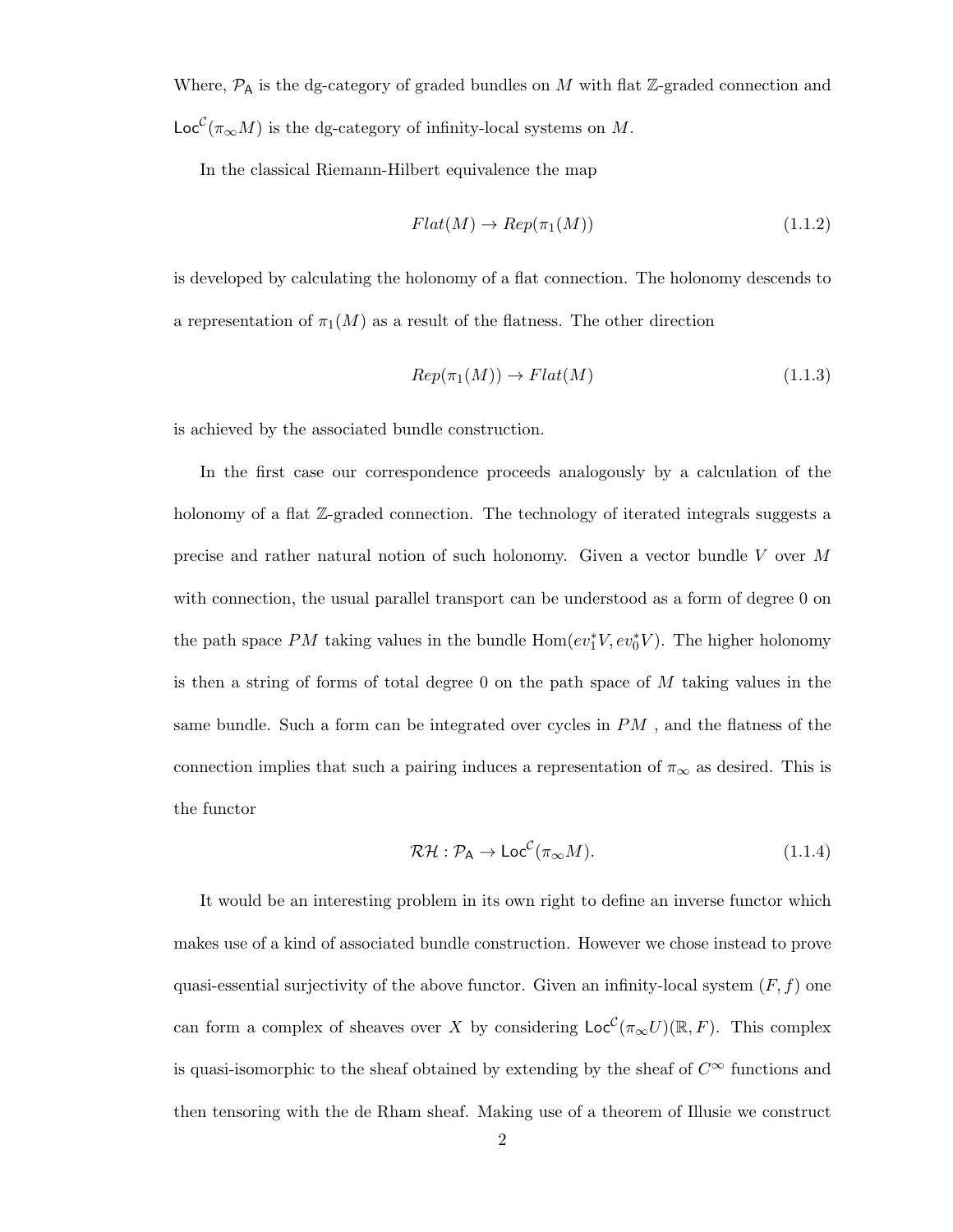Where, $\mathcal{P}_{\mathsf{A}}$ is the dg-category of graded bundles on $M$ with flat $\mathbb{Z}$-graded connection and $\mathsf{Loc}^{\mathcal{C}}(\pi_\infty M)$ is the dg-category of infinity-local systems on $M$.

In the classical Riemann-Hilbert equivalence the map

$$Flat(M) \to Rep(\pi_1(M)) \tag{1.1.2}$$

is developed by calculating the holonomy of a flat connection. The holonomy descends to a representation of $\pi_1(M)$ as a result of the flatness. The other direction

$$Rep(\pi_1(M)) \to Flat(M) \tag{1.1.3}$$

is achieved by the associated bundle construction.

In the first case our correspondence proceeds analogously by a calculation of the holonomy of a flat $\mathbb{Z}$-graded connection. The technology of iterated integrals suggests a precise and rather natural notion of such holonomy. Given a vector bundle $V$ over $M$ with connection, the usual parallel transport can be understood as a form of degree 0 on the path space $PM$ taking values in the bundle $\mathrm{Hom}(ev_1^* V, ev_0^* V)$. The higher holonomy is then a string of forms of total degree 0 on the path space of $M$ taking values in the same bundle. Such a form can be integrated over cycles in $PM$ , and the flatness of the connection implies that such a pairing induces a representation of $\pi_\infty$ as desired. This is the functor

$$\mathcal{RH} : \mathcal{P}_{\mathsf{A}} \to \mathsf{Loc}^{\mathcal{C}}(\pi_\infty M). \tag{1.1.4}$$

It would be an interesting problem in its own right to define an inverse functor which makes use of a kind of associated bundle construction. However we chose instead to prove quasi-essential surjectivity of the above functor. Given an infinity-local system $(F, f)$ one can form a complex of sheaves over $X$ by considering $\mathsf{Loc}^{\mathcal{C}}(\pi_\infty U)(\mathbb{R}, F)$. This complex is quasi-isomorphic to the sheaf obtained by extending by the sheaf of $C^\infty$ functions and then tensoring with the de Rham sheaf. Making use of a theorem of Illusie we construct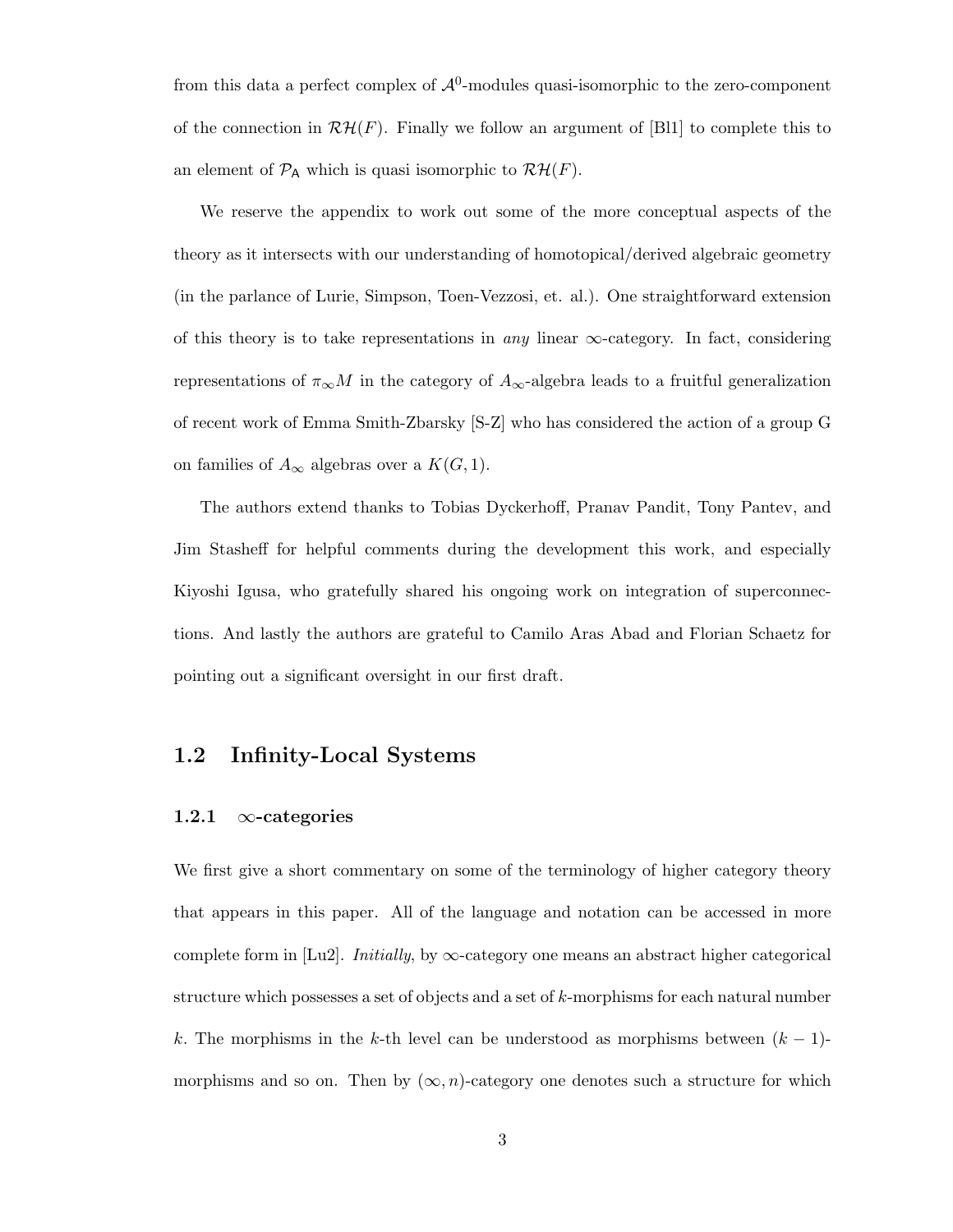from this data a perfect complex of $\mathcal{A}^0$-modules quasi-isomorphic to the zero-component of the connection in $\mathcal{RH}(F)$. Finally we follow an argument of [Bl1] to complete this to an element of $\mathcal{P}_{\mathsf{A}}$ which is quasi isomorphic to $\mathcal{RH}(F)$.

We reserve the appendix to work out some of the more conceptual aspects of the theory as it intersects with our understanding of homotopical/derived algebraic geometry (in the parlance of Lurie, Simpson, Toen-Vezzosi, et. al.). One straightforward extension of this theory is to take representations in *any* linear $\infty$-category. In fact, considering representations of $\pi_\infty M$ in the category of $A_\infty$-algebra leads to a fruitful generalization of recent work of Emma Smith-Zbarsky [S-Z] who has considered the action of a group G on families of $A_\infty$ algebras over a $K(G,1)$.

The authors extend thanks to Tobias Dyckerhoff, Pranav Pandit, Tony Pantev, and Jim Stasheff for helpful comments during the development this work, and especially Kiyoshi Igusa, who gratefully shared his ongoing work on integration of superconnections. And lastly the authors are grateful to Camilo Aras Abad and Florian Schaetz for pointing out a significant oversight in our first draft.

## 1.2 Infinity-Local Systems

### 1.2.1 $\infty$-categories

We first give a short commentary on some of the terminology of higher category theory that appears in this paper. All of the language and notation can be accessed in more complete form in [Lu2]. *Initially*, by $\infty$-category one means an abstract higher categorical structure which possesses a set of objects and a set of $k$-morphisms for each natural number $k$. The morphisms in the $k$-th level can be understood as morphisms between $(k-1)$-morphisms and so on. Then by $(\infty, n)$-category one denotes such a structure for which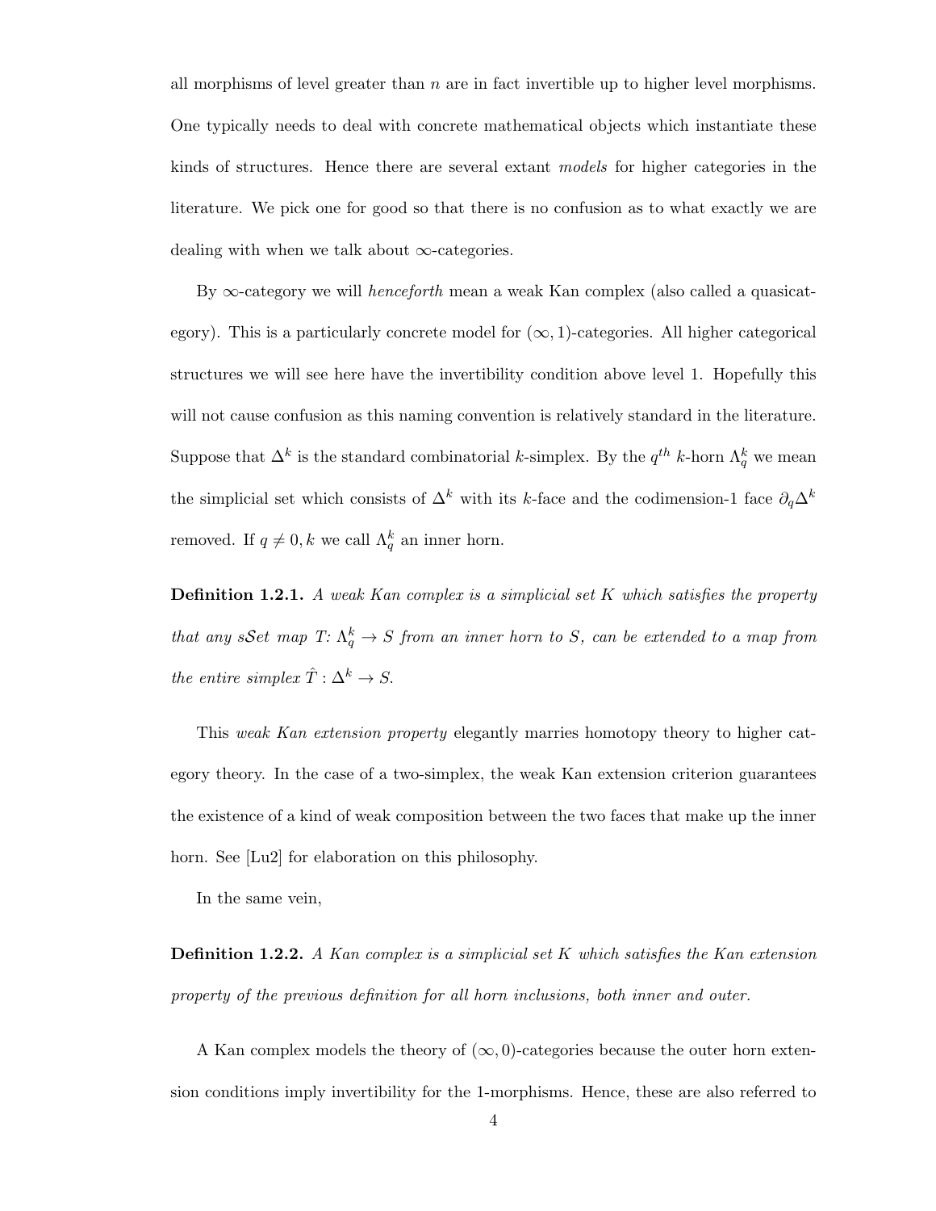all morphisms of level greater than $n$ are in fact invertible up to higher level morphisms. One typically needs to deal with concrete mathematical objects which instantiate these kinds of structures. Hence there are several extant *models* for higher categories in the literature. We pick one for good so that there is no confusion as to what exactly we are dealing with when we talk about $\infty$-categories.

By $\infty$-category we will *henceforth* mean a weak Kan complex (also called a quasicategory). This is a particularly concrete model for $(\infty, 1)$-categories. All higher categorical structures we will see here have the invertibility condition above level 1. Hopefully this will not cause confusion as this naming convention is relatively standard in the literature. Suppose that $\Delta^k$ is the standard combinatorial $k$-simplex. By the $q^{th}$ $k$-horn $\Lambda^k_q$ we mean the simplicial set which consists of $\Delta^k$ with its $k$-face and the codimension-1 face $\partial_q \Delta^k$ removed. If $q \neq 0, k$ we call $\Lambda^k_q$ an inner horn.

**Definition 1.2.1.** *A weak Kan complex is a simplicial set $K$ which satisfies the property that any $s\mathcal{S}et$ map $T\colon \Lambda^k_q \to S$ from an inner horn to $S$, can be extended to a map from the entire simplex $\hat{T} : \Delta^k \to S$.*

This *weak Kan extension property* elegantly marries homotopy theory to higher category theory. In the case of a two-simplex, the weak Kan extension criterion guarantees the existence of a kind of weak composition between the two faces that make up the inner horn. See [Lu2] for elaboration on this philosophy.

In the same vein,

**Definition 1.2.2.** *A Kan complex is a simplicial set $K$ which satisfies the Kan extension property of the previous definition for all horn inclusions, both inner and outer.*

A Kan complex models the theory of $(\infty, 0)$-categories because the outer horn extension conditions imply invertibility for the 1-morphisms. Hence, these are also referred to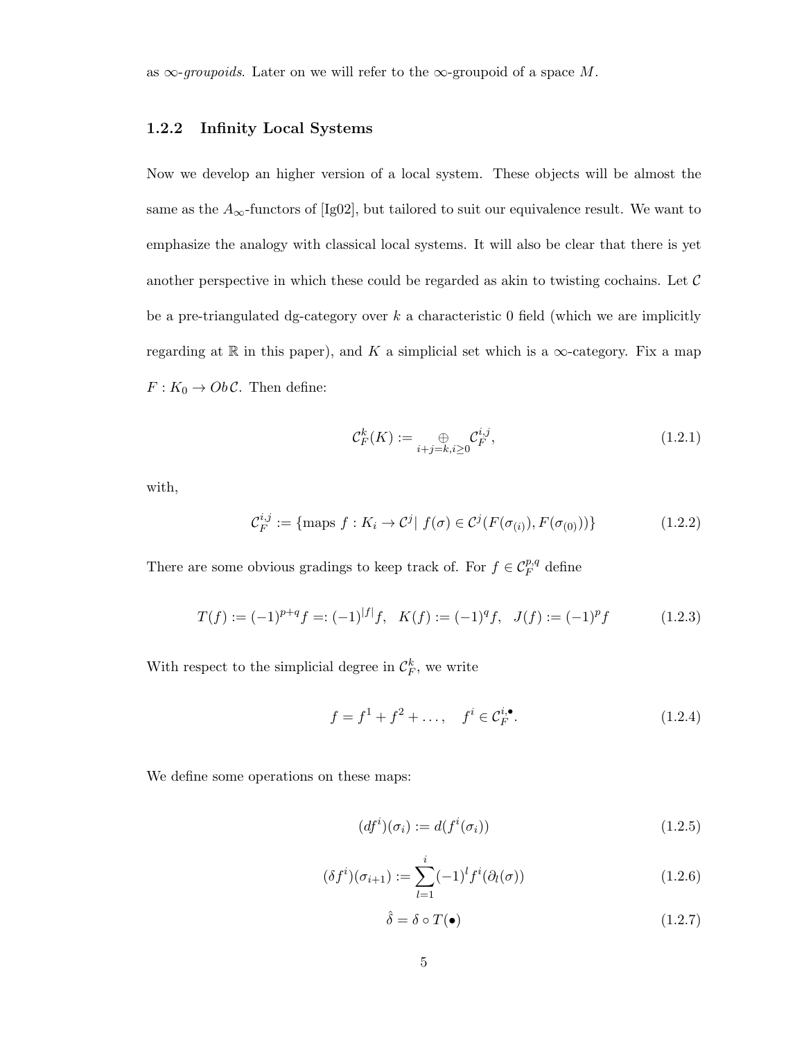as $\infty$-*groupoids*. Later on we will refer to the $\infty$-groupoid of a space $M$.

### 1.2.2 Infinity Local Systems

Now we develop an higher version of a local system. These objects will be almost the same as the $A_\infty$-functors of [Ig02], but tailored to suit our equivalence result. We want to emphasize the analogy with classical local systems. It will also be clear that there is yet another perspective in which these could be regarded as akin to twisting cochains. Let $\mathcal{C}$ be a pre-triangulated dg-category over $k$ a characteristic 0 field (which we are implicitly regarding at $\mathbb{R}$ in this paper), and $K$ a simplicial set which is a $\infty$-category. Fix a map $F : K_0 \to Ob\,\mathcal{C}$. Then define:

$$\mathcal{C}^k_F(K) := \underset{i+j=k, i\geq 0}{\oplus} \mathcal{C}^{i,j}_F, \tag{1.2.1}$$

with,

$$\mathcal{C}^{i,j}_F := \{\text{maps } f : K_i \to \mathcal{C}^j |\ f(\sigma) \in \mathcal{C}^j(F(\sigma_{(i)}), F(\sigma_{(0)}))\} \tag{1.2.2}$$

There are some obvious gradings to keep track of. For $f \in \mathcal{C}^{p,q}_F$ define

$$T(f) := (-1)^{p+q} f =: (-1)^{|f|} f, \quad K(f) := (-1)^q f, \quad J(f) := (-1)^p f \tag{1.2.3}$$

With respect to the simplicial degree in $\mathcal{C}^k_F$, we write

$$f = f^1 + f^2 + \dots, \quad f^i \in \mathcal{C}^{i,\bullet}_F. \tag{1.2.4}$$

We define some operations on these maps:

$$(df^i)(\sigma_i) := d(f^i(\sigma_i)) \tag{1.2.5}$$

$$(\delta f^i)(\sigma_{i+1}) := \sum_{l=1}^{i} (-1)^l f^i(\partial_l(\sigma)) \tag{1.2.6}$$

$$\hat{\delta} = \delta \circ T(\bullet) \tag{1.2.7}$$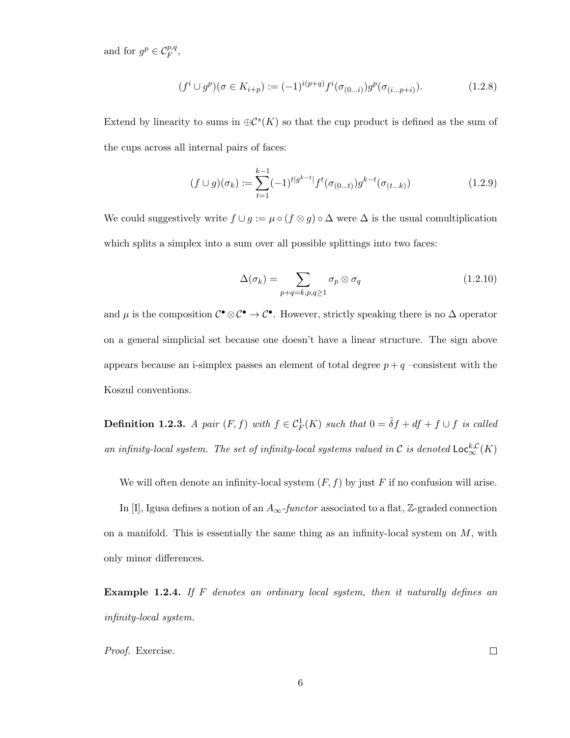and for $g^p \in \mathcal{C}_F^{p,q}$,

$$(f^i \cup g^p)(\sigma \in K_{i+p}) := (-1)^{i(p+q)} f^i(\sigma_{(0\ldots i)}) g^p(\sigma_{(i\ldots p+i)}). \tag{1.2.8}$$

Extend by linearity to sums in $\oplus \mathcal{C}^s(K)$ so that the cup product is defined as the sum of the cups across all internal pairs of faces:

$$(f \cup g)(\sigma_k) := \sum_{t=1}^{k-1} (-1)^{t|g^{k-t}|} f^t(\sigma_{(0\ldots t)}) g^{k-t}(\sigma_{(t\ldots k)}) \tag{1.2.9}$$

We could suggestively write $f \cup g := \mu \circ (f \otimes g) \circ \Delta$ were $\Delta$ is the usual comultiplication which splits a simplex into a sum over all possible splittings into two faces:

$$\Delta(\sigma_k) = \sum_{p+q=k, p,q \geq 1} \sigma_p \otimes \sigma_q \tag{1.2.10}$$

and $\mu$ is the composition $\mathcal{C}^\bullet \otimes \mathcal{C}^\bullet \to \mathcal{C}^\bullet$. However, strictly speaking there is no $\Delta$ operator on a general simplicial set because one doesn't have a linear structure. The sign above appears because an i-simplex passes an element of total degree $p+q$ –consistent with the Koszul conventions.

**Definition 1.2.3.** *A pair $(F, f)$ with $f \in \mathcal{C}_F^1(K)$ such that $0 = \hat{\delta} f + df + f \cup f$ is called an infinity-local system. The set of infinity-local systems valued in $\mathcal{C}$ is denoted $\mathsf{Loc}_\infty^{k,\mathcal{C}}(K)$*

We will often denote an infinity-local system $(F, f)$ by just $F$ if no confusion will arise.

In [I], Igusa defines a notion of an $A_\infty$*-functor* associated to a flat, $\mathbb{Z}$-graded connection on a manifold. This is essentially the same thing as an infinity-local system on $M$, with only minor differences.

**Example 1.2.4.** *If $F$ denotes an ordinary local system, then it naturally defines an infinity-local system.*

*Proof.* Exercise. ∎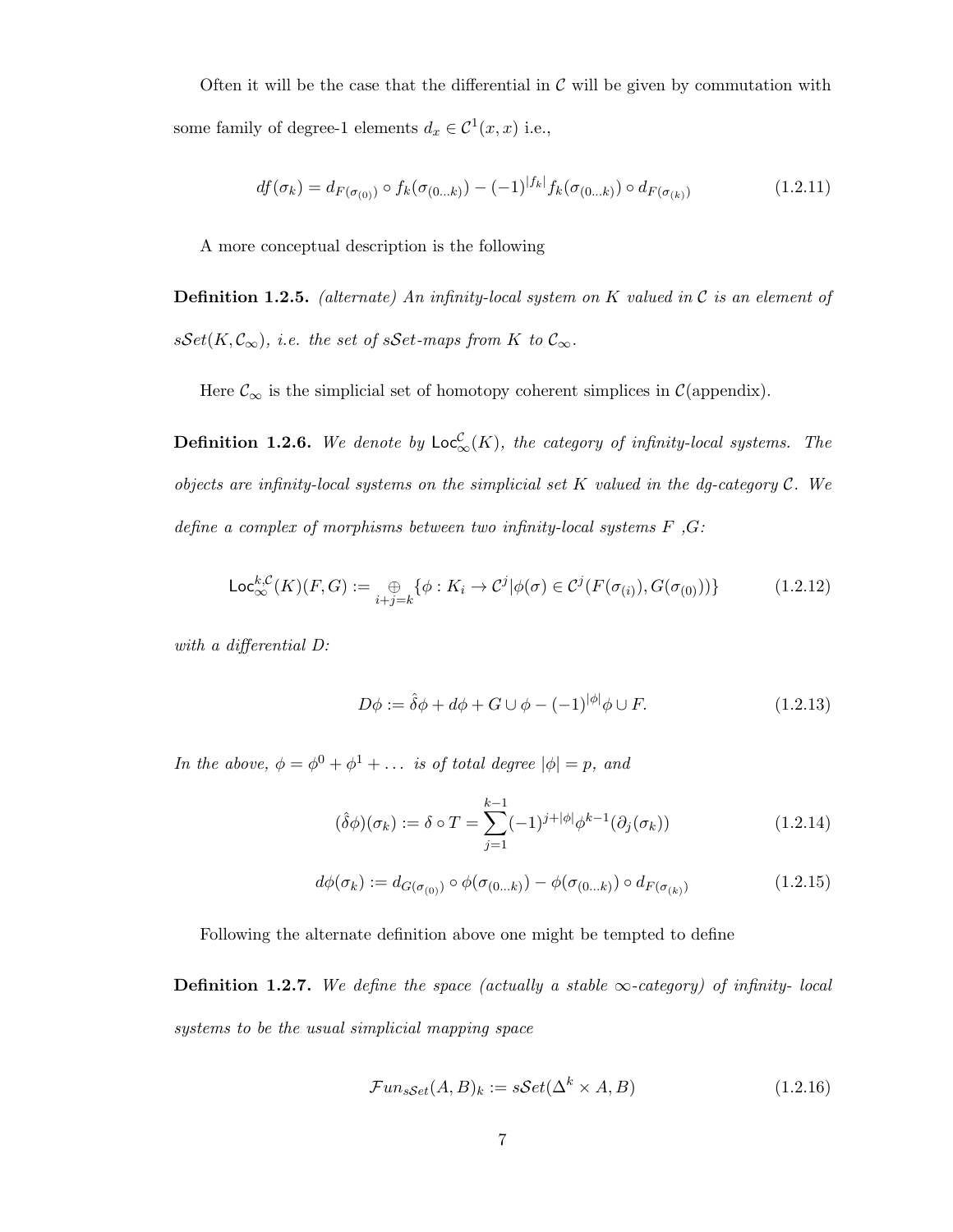Often it will be the case that the differential in $\mathcal{C}$ will be given by commutation with some family of degree-1 elements $d_x \in \mathcal{C}^1(x,x)$ i.e.,

$$df(\sigma_k) = d_{F(\sigma_{(0)})} \circ f_k(\sigma_{(0\ldots k)}) - (-1)^{|f_k|} f_k(\sigma_{(0\ldots k)}) \circ d_{F(\sigma_{(k)})} \tag{1.2.11}$$

A more conceptual description is the following

**Definition 1.2.5.** *(alternate) An infinity-local system on $K$ valued in $\mathcal{C}$ is an element of $s\mathcal{S}et(K, \mathcal{C}_\infty)$, i.e. the set of $s\mathcal{S}et$-maps from $K$ to $\mathcal{C}_\infty$.*

Here $\mathcal{C}_\infty$ is the simplicial set of homotopy coherent simplices in $\mathcal{C}$(appendix).

**Definition 1.2.6.** *We denote by $\mathsf{Loc}^{\mathcal{C}}_\infty(K)$, the category of infinity-local systems. The objects are infinity-local systems on the simplicial set $K$ valued in the dg-category $\mathcal{C}$. We define a complex of morphisms between two infinity-local systems $F$ ,$G$:*

$$\mathsf{Loc}^{k,\mathcal{C}}_\infty(K)(F,G) := \bigoplus_{i+j=k} \{\phi : K_i \to \mathcal{C}^j | \phi(\sigma) \in \mathcal{C}^j(F(\sigma_{(i)}), G(\sigma_{(0)}))\} \tag{1.2.12}$$

*with a differential $D$:*

$$D\phi := \hat{\delta}\phi + d\phi + G \cup \phi - (-1)^{|\phi|} \phi \cup F. \tag{1.2.13}$$

*In the above, $\phi = \phi^0 + \phi^1 + \ldots$ is of total degree $|\phi| = p$, and*

$$(\hat{\delta}\phi)(\sigma_k) := \delta \circ T = \sum_{j=1}^{k-1} (-1)^{j+|\phi|} \phi^{k-1}(\partial_j(\sigma_k)) \tag{1.2.14}$$

$$d\phi(\sigma_k) := d_{G(\sigma_{(0)})} \circ \phi(\sigma_{(0\ldots k)}) - \phi(\sigma_{(0\ldots k)}) \circ d_{F(\sigma_{(k)})} \tag{1.2.15}$$

Following the alternate definition above one might be tempted to define

**Definition 1.2.7.** *We define the space (actually a stable $\infty$-category) of infinity- local systems to be the usual simplicial mapping space*

$$\mathcal{F}un_{s\mathcal{S}et}(A,B)_k := s\mathcal{S}et(\Delta^k \times A, B) \tag{1.2.16}$$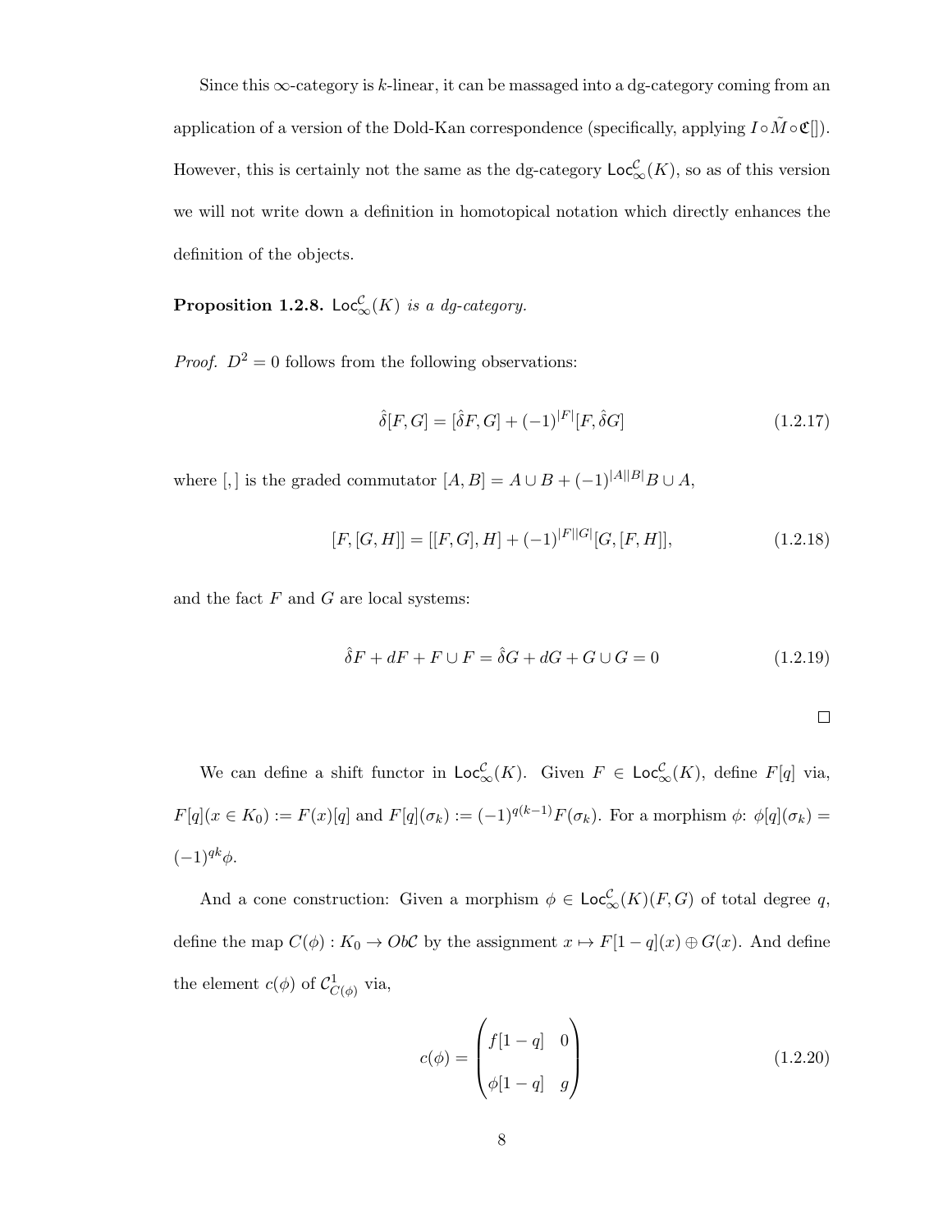Since this $\infty$-category is $k$-linear, it can be massaged into a dg-category coming from an application of a version of the Dold-Kan correspondence (specifically, applying $I \circ \tilde{M} \circ \mathfrak{C}[]$). However, this is certainly not the same as the dg-category $\mathsf{Loc}^{\mathcal{C}}_{\infty}(K)$, so as of this version we will not write down a definition in homotopical notation which directly enhances the definition of the objects.

**Proposition 1.2.8.** *$\mathsf{Loc}^{\mathcal{C}}_{\infty}(K)$ is a dg-category.*

*Proof.* $D^2 = 0$ follows from the following observations:

$$\hat{\delta}[F, G] = [\hat{\delta}F, G] + (-1)^{|F|}[F, \hat{\delta}G] \tag{1.2.17}$$

where $[,]$ is the graded commutator $[A, B] = A \cup B + (-1)^{|A||B|} B \cup A$,

$$[F, [G, H]] = [[F, G], H] + (-1)^{|F||G|}[G, [F, H]], \tag{1.2.18}$$

and the fact $F$ and $G$ are local systems:

$$\hat{\delta}F + dF + F \cup F = \hat{\delta}G + dG + G \cup G = 0 \tag{1.2.19}$$

$\square$

We can define a shift functor in $\mathsf{Loc}^{\mathcal{C}}_{\infty}(K)$. Given $F \in \mathsf{Loc}^{\mathcal{C}}_{\infty}(K)$, define $F[q]$ via, $F[q](x \in K_0) := F(x)[q]$ and $F[q](\sigma_k) := (-1)^{q(k-1)} F(\sigma_k)$. For a morphism $\phi$: $\phi[q](\sigma_k) = (-1)^{qk}\phi$.

And a cone construction: Given a morphism $\phi \in \mathsf{Loc}^{\mathcal{C}}_{\infty}(K)(F, G)$ of total degree $q$, define the map $C(\phi) : K_0 \to Ob\mathcal{C}$ by the assignment $x \mapsto F[1-q](x) \oplus G(x)$. And define the element $c(\phi)$ of $\mathcal{C}^1_{C(\phi)}$ via,

$$c(\phi) = \begin{pmatrix} f[1-q] & 0 \\ \phi[1-q] & g \end{pmatrix} \tag{1.2.20}$$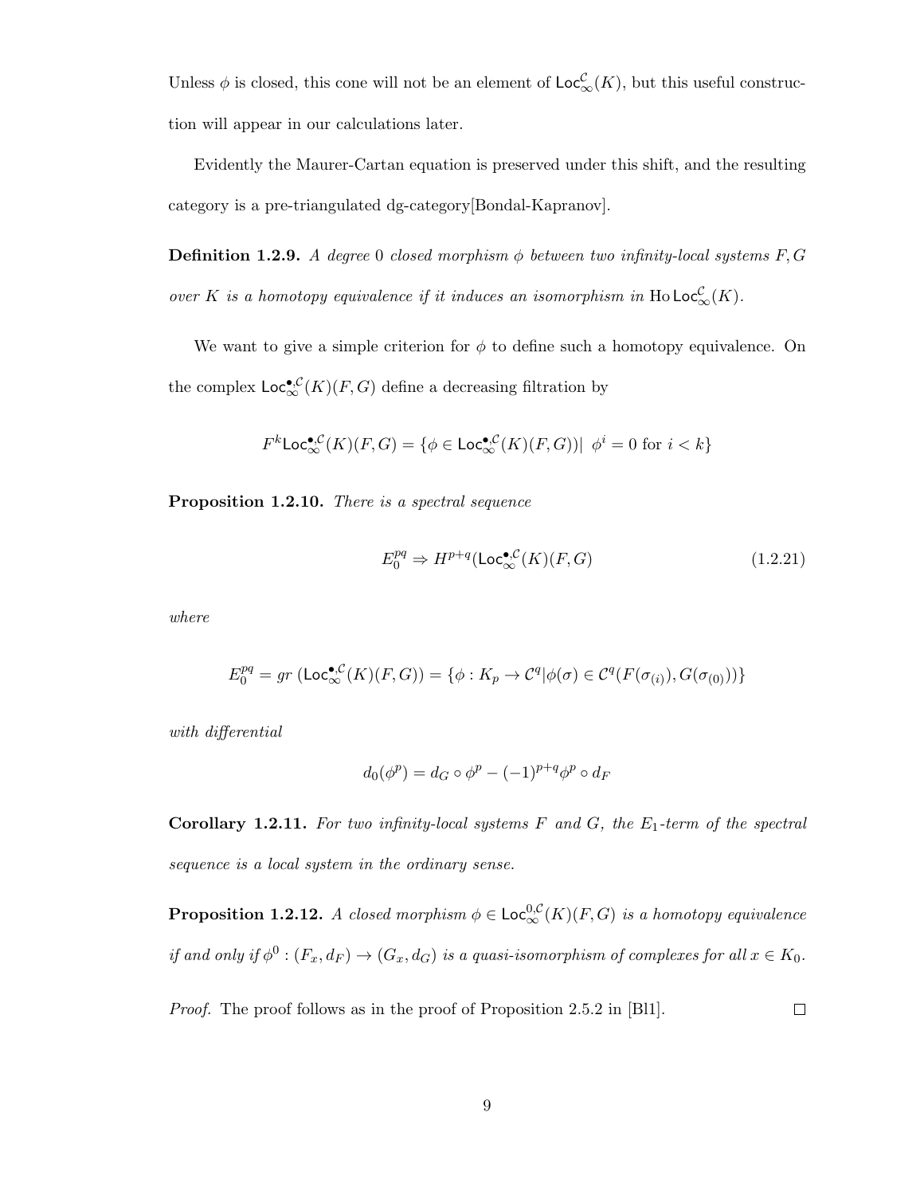Unless $\phi$ is closed, this cone will not be an element of $\mathsf{Loc}_{\infty}^{\mathcal{C}}(K)$, but this useful construction will appear in our calculations later.

Evidently the Maurer-Cartan equation is preserved under this shift, and the resulting category is a pre-triangulated dg-category[Bondal-Kapranov].

**Definition 1.2.9.** *A degree 0 closed morphism $\phi$ between two infinity-local systems $F, G$ over $K$ is a homotopy equivalence if it induces an isomorphism in $\operatorname{Ho}\mathsf{Loc}_{\infty}^{\mathcal{C}}(K)$.*

We want to give a simple criterion for $\phi$ to define such a homotopy equivalence. On the complex $\mathsf{Loc}_{\infty}^{\bullet,\mathcal{C}}(K)(F,G)$ define a decreasing filtration by

$$F^k\mathsf{Loc}_{\infty}^{\bullet,\mathcal{C}}(K)(F,G) = \{\phi \in \mathsf{Loc}_{\infty}^{\bullet,\mathcal{C}}(K)(F,G))|\ \phi^i = 0 \text{ for } i < k\}$$

**Proposition 1.2.10.** *There is a spectral sequence*

$$E_0^{pq} \Rightarrow H^{p+q}(\mathsf{Loc}_{\infty}^{\bullet,\mathcal{C}}(K)(F,G) \tag{1.2.21}$$

*where*

$$E_0^{pq} = gr\left(\mathsf{Loc}_{\infty}^{\bullet,\mathcal{C}}(K)(F,G)\right) = \{\phi : K_p \to \mathcal{C}^q | \phi(\sigma) \in \mathcal{C}^q(F(\sigma_{(i)}), G(\sigma_{(0)}))\}$$

*with differential*

$$d_0(\phi^p) = d_G \circ \phi^p - (-1)^{p+q}\phi^p \circ d_F$$

**Corollary 1.2.11.** *For two infinity-local systems $F$ and $G$, the $E_1$-term of the spectral sequence is a local system in the ordinary sense.*

**Proposition 1.2.12.** *A closed morphism $\phi \in \mathsf{Loc}_{\infty}^{0,\mathcal{C}}(K)(F,G)$ is a homotopy equivalence if and only if $\phi^0 : (F_x, d_F) \to (G_x, d_G)$ is a quasi-isomorphism of complexes for all $x \in K_0$.*

*Proof.* The proof follows as in the proof of Proposition 2.5.2 in [Bl1]. $\square$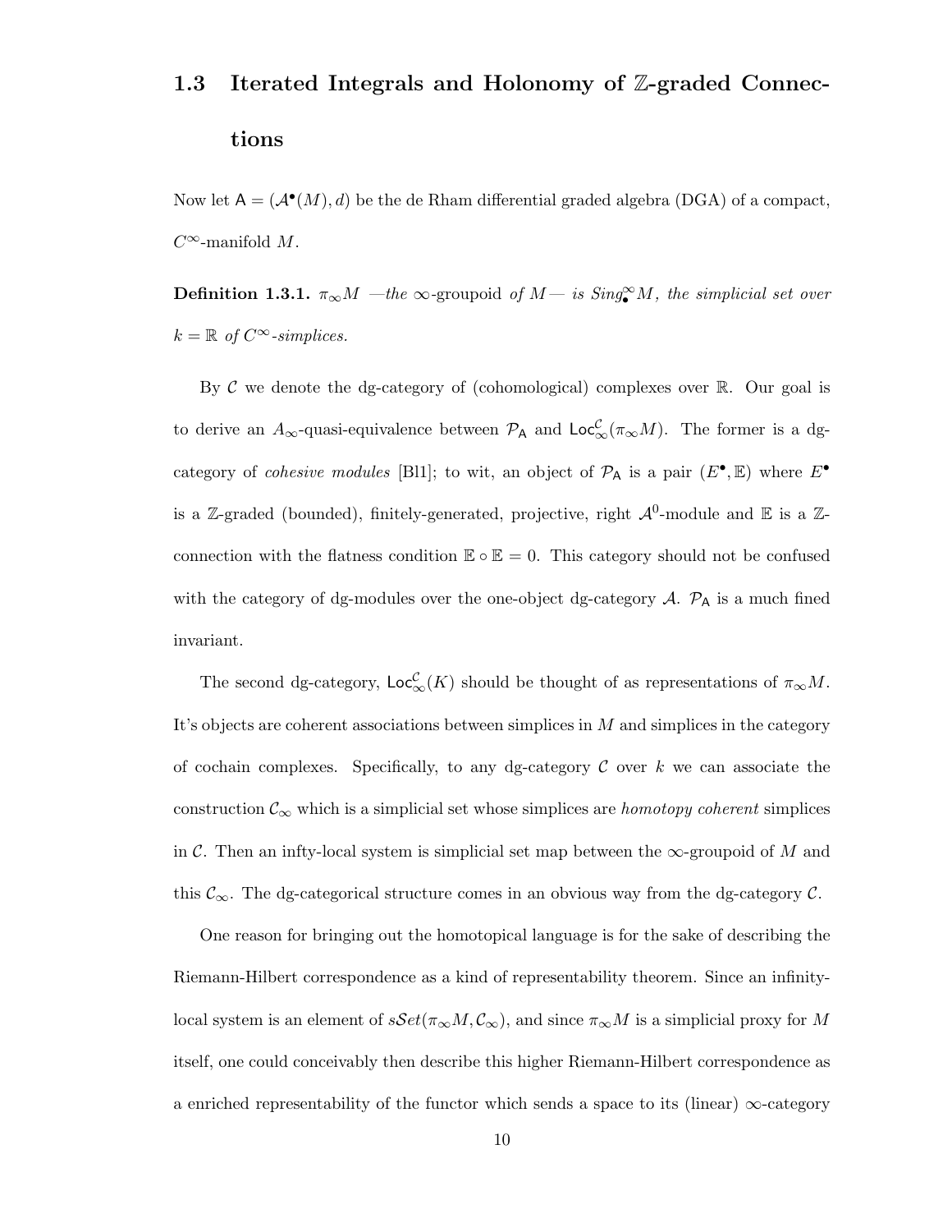## 1.3 Iterated Integrals and Holonomy of $\mathbb{Z}$-graded Connections

Now let $\mathsf{A} = (\mathcal{A}^\bullet(M), d)$ be the de Rham differential graded algebra (DGA) of a compact, $C^\infty$-manifold $M$.

**Definition 1.3.1.** *$\pi_\infty M$ —the* $\infty$-groupoid *of $M$— is $Sing^\infty_\bullet M$, the simplicial set over $k = \mathbb{R}$ of $C^\infty$-simplices.*

By $\mathcal{C}$ we denote the dg-category of (cohomological) complexes over $\mathbb{R}$. Our goal is to derive an $A_\infty$-quasi-equivalence between $\mathcal{P}_\mathsf{A}$ and $\mathsf{Loc}^\mathcal{C}_\infty(\pi_\infty M)$. The former is a dg-category of *cohesive modules* [Bl1]; to wit, an object of $\mathcal{P}_\mathsf{A}$ is a pair $(E^\bullet, \mathbb{E})$ where $E^\bullet$ is a $\mathbb{Z}$-graded (bounded), finitely-generated, projective, right $\mathcal{A}^0$-module and $\mathbb{E}$ is a $\mathbb{Z}$-connection with the flatness condition $\mathbb{E} \circ \mathbb{E} = 0$. This category should not be confused with the category of dg-modules over the one-object dg-category $\mathcal{A}$. $\mathcal{P}_\mathsf{A}$ is a much fined invariant.

The second dg-category, $\mathsf{Loc}^\mathcal{C}_\infty(K)$ should be thought of as representations of $\pi_\infty M$. It's objects are coherent associations between simplices in $M$ and simplices in the category of cochain complexes. Specifically, to any dg-category $\mathcal{C}$ over $k$ we can associate the construction $\mathcal{C}_\infty$ which is a simplicial set whose simplices are *homotopy coherent* simplices in $\mathcal{C}$. Then an infty-local system is simplicial set map between the $\infty$-groupoid of $M$ and this $\mathcal{C}_\infty$. The dg-categorical structure comes in an obvious way from the dg-category $\mathcal{C}$.

One reason for bringing out the homotopical language is for the sake of describing the Riemann-Hilbert correspondence as a kind of representability theorem. Since an infinity-local system is an element of $s\mathcal{S}et(\pi_\infty M, \mathcal{C}_\infty)$, and since $\pi_\infty M$ is a simplicial proxy for $M$ itself, one could conceivably then describe this higher Riemann-Hilbert correspondence as a enriched representability of the functor which sends a space to its (linear) $\infty$-category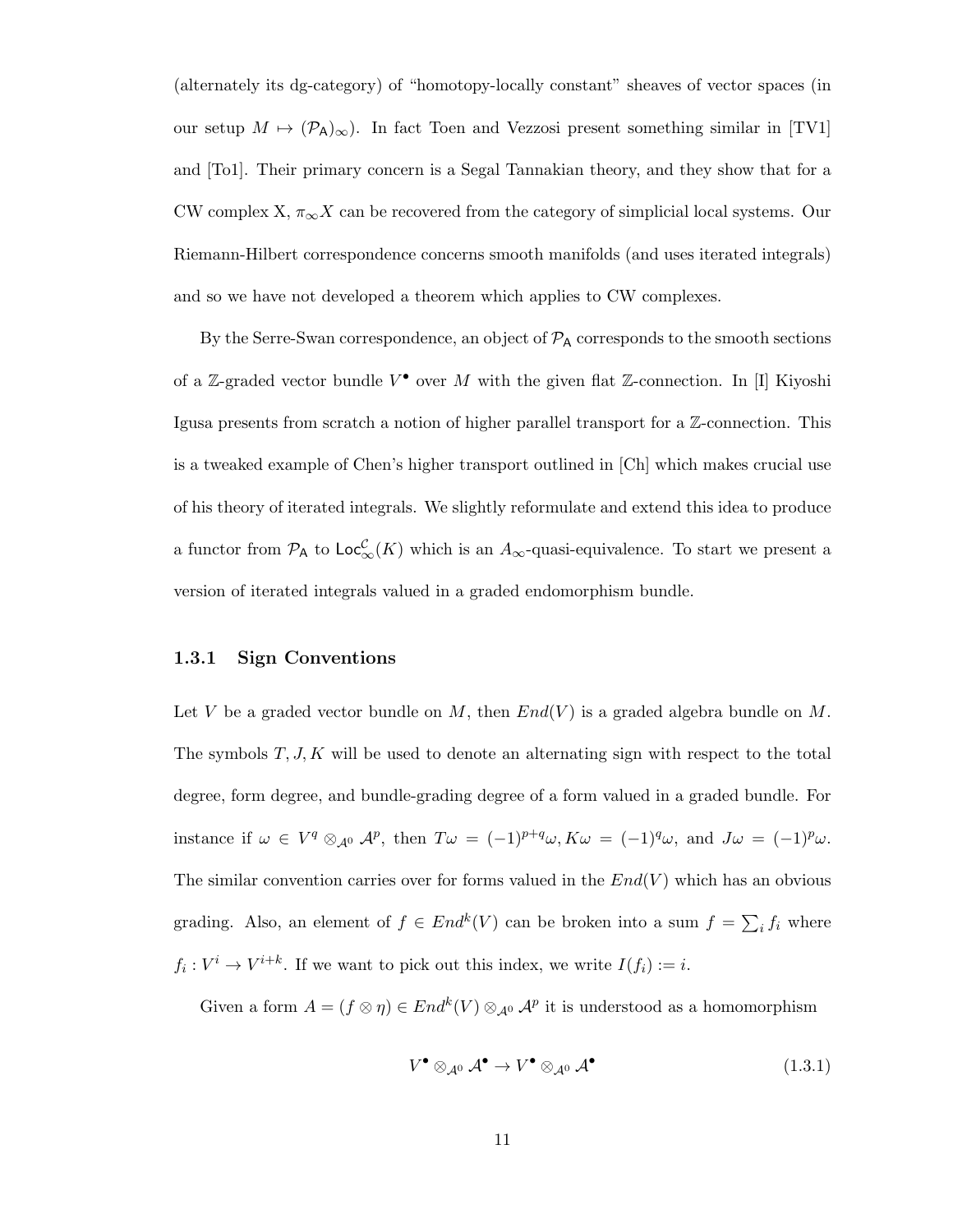(alternately its dg-category) of "homotopy-locally constant" sheaves of vector spaces (in our setup $M \mapsto (\mathcal{P}_{\mathsf{A}})_\infty$). In fact Toen and Vezzosi present something similar in [TV1] and [To1]. Their primary concern is a Segal Tannakian theory, and they show that for a CW complex X, $\pi_\infty X$ can be recovered from the category of simplicial local systems. Our Riemann-Hilbert correspondence concerns smooth manifolds (and uses iterated integrals) and so we have not developed a theorem which applies to CW complexes.

By the Serre-Swan correspondence, an object of $\mathcal{P}_{\mathsf{A}}$ corresponds to the smooth sections of a $\mathbb{Z}$-graded vector bundle $V^\bullet$ over $M$ with the given flat $\mathbb{Z}$-connection. In [I] Kiyoshi Igusa presents from scratch a notion of higher parallel transport for a $\mathbb{Z}$-connection. This is a tweaked example of Chen's higher transport outlined in [Ch] which makes crucial use of his theory of iterated integrals. We slightly reformulate and extend this idea to produce a functor from $\mathcal{P}_{\mathsf{A}}$ to $\mathsf{Loc}^{\mathcal{C}}_\infty(K)$ which is an $A_\infty$-quasi-equivalence. To start we present a version of iterated integrals valued in a graded endomorphism bundle.

### 1.3.1 Sign Conventions

Let $V$ be a graded vector bundle on $M$, then $End(V)$ is a graded algebra bundle on $M$. The symbols $T, J, K$ will be used to denote an alternating sign with respect to the total degree, form degree, and bundle-grading degree of a form valued in a graded bundle. For instance if $\omega \in V^q \otimes_{\mathcal{A}^0} \mathcal{A}^p$, then $T\omega = (-1)^{p+q}\omega, K\omega = (-1)^q\omega$, and $J\omega = (-1)^p\omega$. The similar convention carries over for forms valued in the $End(V)$ which has an obvious grading. Also, an element of $f \in End^k(V)$ can be broken into a sum $f = \sum_i f_i$ where $f_i : V^i \to V^{i+k}$. If we want to pick out this index, we write $I(f_i) := i$.

Given a form $A = (f \otimes \eta) \in End^k(V) \otimes_{\mathcal{A}^0} \mathcal{A}^p$ it is understood as a homomorphism

$$V^\bullet \otimes_{\mathcal{A}^0} \mathcal{A}^\bullet \to V^\bullet \otimes_{\mathcal{A}^0} \mathcal{A}^\bullet \tag{1.3.1}$$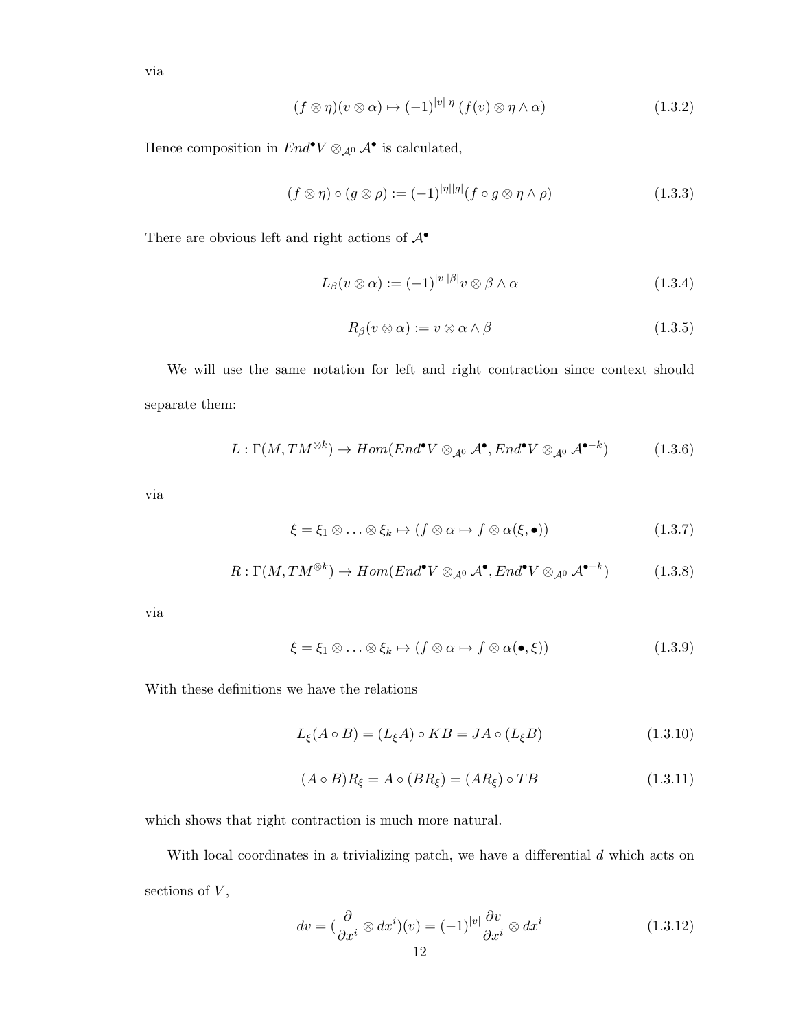via

$$(f \otimes \eta)(v \otimes \alpha) \mapsto (-1)^{|v||\eta|}(f(v) \otimes \eta \wedge \alpha) \tag{1.3.2}$$

Hence composition in $End^{\bullet}V \otimes_{\mathcal{A}^0} \mathcal{A}^{\bullet}$ is calculated,

$$(f \otimes \eta) \circ (g \otimes \rho) := (-1)^{|\eta||g|}(f \circ g \otimes \eta \wedge \rho) \tag{1.3.3}$$

There are obvious left and right actions of $\mathcal{A}^{\bullet}$

$$L_{\beta}(v \otimes \alpha) := (-1)^{|v||\beta|} v \otimes \beta \wedge \alpha \tag{1.3.4}$$

$$R_{\beta}(v \otimes \alpha) := v \otimes \alpha \wedge \beta \tag{1.3.5}$$

We will use the same notation for left and right contraction since context should separate them:

$$L : \Gamma(M, TM^{\otimes k}) \to Hom(End^{\bullet}V \otimes_{\mathcal{A}^0} \mathcal{A}^{\bullet}, End^{\bullet}V \otimes_{\mathcal{A}^0} \mathcal{A}^{\bullet - k}) \tag{1.3.6}$$

via

$$\xi = \xi_1 \otimes \ldots \otimes \xi_k \mapsto (f \otimes \alpha \mapsto f \otimes \alpha(\xi, \bullet)) \tag{1.3.7}$$

$$R : \Gamma(M, TM^{\otimes k}) \to Hom(End^{\bullet}V \otimes_{\mathcal{A}^0} \mathcal{A}^{\bullet}, End^{\bullet}V \otimes_{\mathcal{A}^0} \mathcal{A}^{\bullet - k}) \tag{1.3.8}$$

via

$$\xi = \xi_1 \otimes \ldots \otimes \xi_k \mapsto (f \otimes \alpha \mapsto f \otimes \alpha(\bullet, \xi)) \tag{1.3.9}$$

With these definitions we have the relations

$$L_{\xi}(A \circ B) = (L_{\xi}A) \circ KB = JA \circ (L_{\xi}B) \tag{1.3.10}$$

$$(A \circ B)R_{\xi} = A \circ (BR_{\xi}) = (AR_{\xi}) \circ TB \tag{1.3.11}$$

which shows that right contraction is much more natural.

With local coordinates in a trivializing patch, we have a differential $d$ which acts on sections of $V$,

$$dv = (\frac{\partial}{\partial x^i} \otimes dx^i)(v) = (-1)^{|v|} \frac{\partial v}{\partial x^i} \otimes dx^i \tag{1.3.12}$$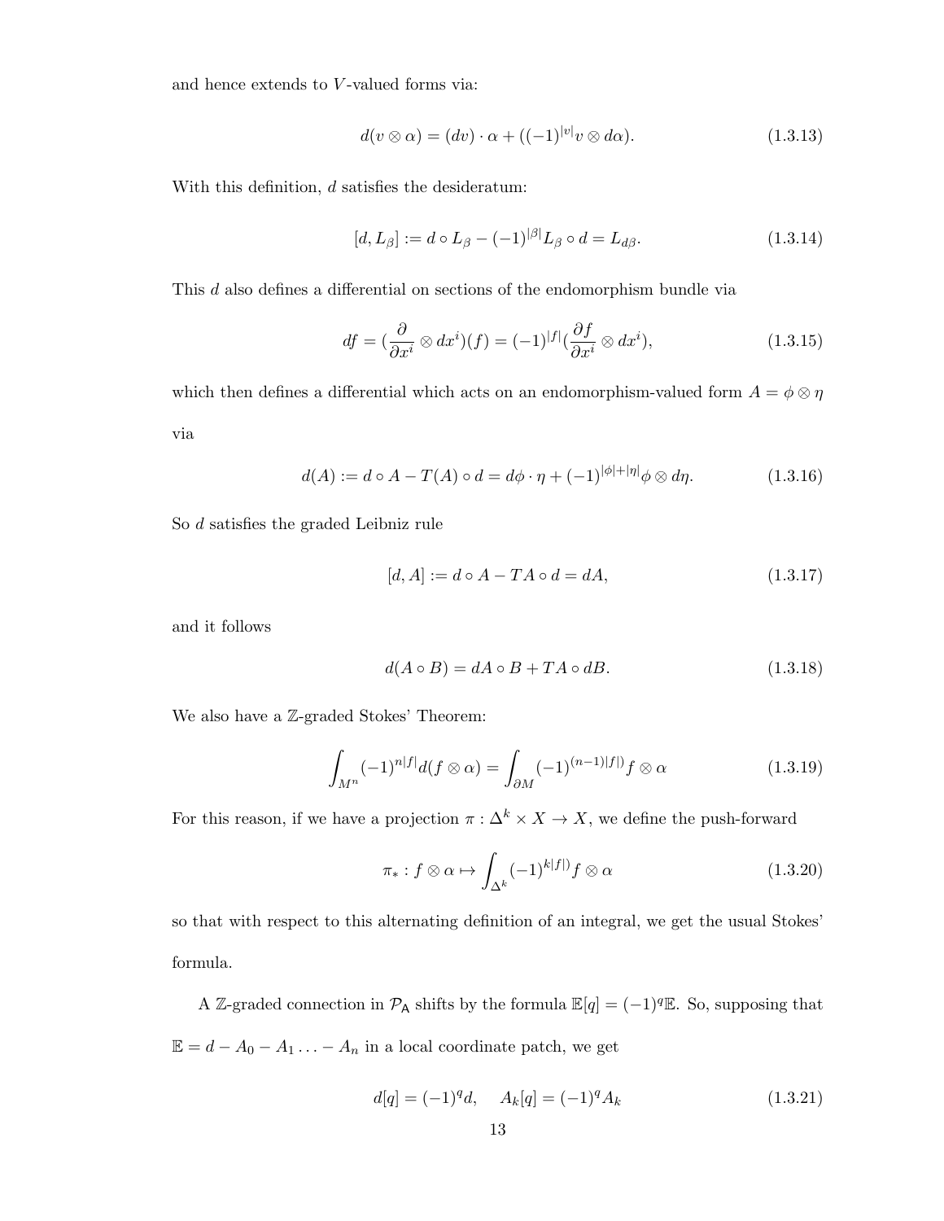and hence extends to $V$-valued forms via:

$$d(v \otimes \alpha) = (dv) \cdot \alpha + ((-1)^{|v|} v \otimes d\alpha). \tag{1.3.13}$$

With this definition, $d$ satisfies the desideratum:

$$[d, L_\beta] := d \circ L_\beta - (-1)^{|\beta|} L_\beta \circ d = L_{d\beta}. \tag{1.3.14}$$

This $d$ also defines a differential on sections of the endomorphism bundle via

$$df = (\frac{\partial}{\partial x^i} \otimes dx^i)(f) = (-1)^{|f|}(\frac{\partial f}{\partial x^i} \otimes dx^i), \tag{1.3.15}$$

which then defines a differential which acts on an endomorphism-valued form $A = \phi \otimes \eta$ via

$$d(A) := d \circ A - T(A) \circ d = d\phi \cdot \eta + (-1)^{|\phi|+|\eta|} \phi \otimes d\eta. \tag{1.3.16}$$

So $d$ satisfies the graded Leibniz rule

$$[d, A] := d \circ A - TA \circ d = dA, \tag{1.3.17}$$

and it follows

$$d(A \circ B) = dA \circ B + TA \circ dB. \tag{1.3.18}$$

We also have a $\mathbb{Z}$-graded Stokes' Theorem:

$$\int_{M^n} (-1)^{n|f|} d(f \otimes \alpha) = \int_{\partial M} (-1)^{(n-1)|f|)} f \otimes \alpha \tag{1.3.19}$$

For this reason, if we have a projection $\pi : \Delta^k \times X \to X$, we define the push-forward

$$\pi_* : f \otimes \alpha \mapsto \int_{\Delta^k} (-1)^{k|f|)} f \otimes \alpha \tag{1.3.20}$$

so that with respect to this alternating definition of an integral, we get the usual Stokes' formula.

A $\mathbb{Z}$-graded connection in $\mathcal{P}_{\mathsf{A}}$ shifts by the formula $\mathbb{E}[q] = (-1)^q \mathbb{E}$. So, supposing that $\mathbb{E} = d - A_0 - A_1 \ldots - A_n$ in a local coordinate patch, we get

$$d[q] = (-1)^q d, \quad A_k[q] = (-1)^q A_k \tag{1.3.21}$$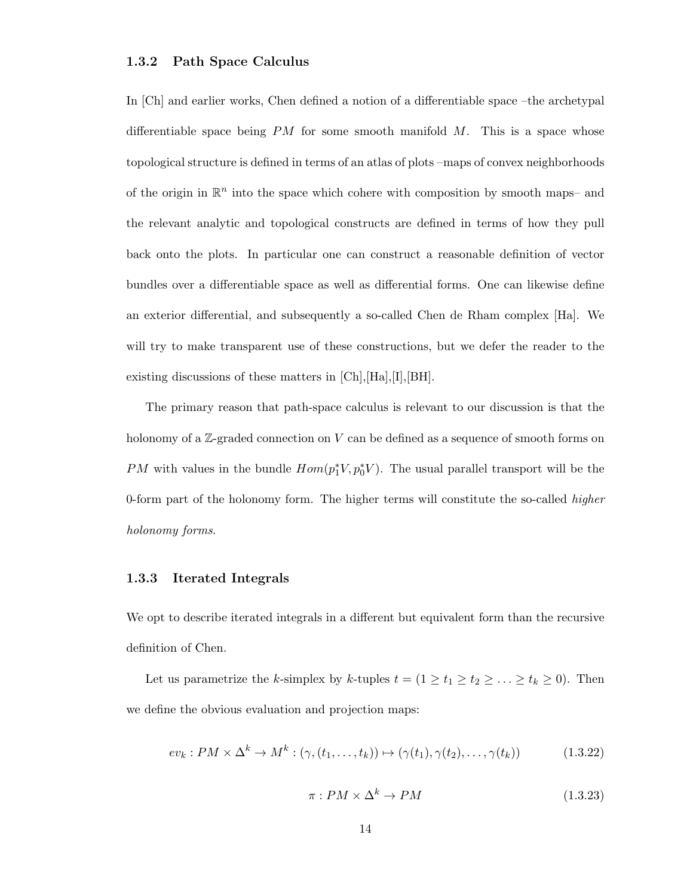### 1.3.2 Path Space Calculus

In [Ch] and earlier works, Chen defined a notion of a differentiable space –the archetypal differentiable space being $PM$ for some smooth manifold $M$. This is a space whose topological structure is defined in terms of an atlas of plots –maps of convex neighborhoods of the origin in $\mathbb{R}^n$ into the space which cohere with composition by smooth maps– and the relevant analytic and topological constructs are defined in terms of how they pull back onto the plots. In particular one can construct a reasonable definition of vector bundles over a differentiable space as well as differential forms. One can likewise define an exterior differential, and subsequently a so-called Chen de Rham complex [Ha]. We will try to make transparent use of these constructions, but we defer the reader to the existing discussions of these matters in [Ch],[Ha],[I],[BH].

The primary reason that path-space calculus is relevant to our discussion is that the holonomy of a $\mathbb{Z}$-graded connection on $V$ can be defined as a sequence of smooth forms on $PM$ with values in the bundle $Hom(p_1^*V, p_0^*V)$. The usual parallel transport will be the 0-form part of the holonomy form. The higher terms will constitute the so-called *higher holonomy forms*.

### 1.3.3 Iterated Integrals

We opt to describe iterated integrals in a different but equivalent form than the recursive definition of Chen.

Let us parametrize the $k$-simplex by $k$-tuples $t = (1 \geq t_1 \geq t_2 \geq \ldots \geq t_k \geq 0)$. Then we define the obvious evaluation and projection maps:

$$ev_k : PM \times \Delta^k \to M^k : (\gamma, (t_1, \ldots, t_k)) \mapsto (\gamma(t_1), \gamma(t_2), \ldots, \gamma(t_k)) \tag{1.3.22}$$

$$\pi : PM \times \Delta^k \to PM \tag{1.3.23}$$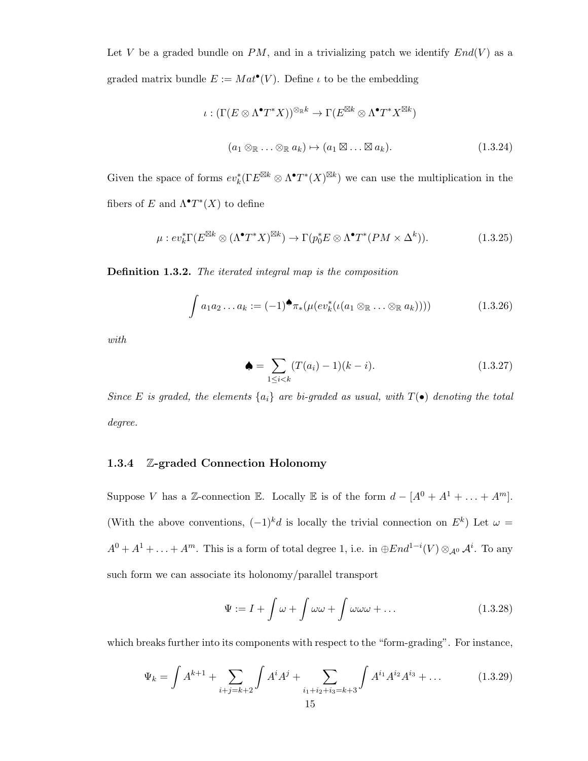Let $V$ be a graded bundle on $PM$, and in a trivializing patch we identify $End(V)$ as a graded matrix bundle $E := Mat^{\bullet}(V)$. Define $\iota$ to be the embedding

$$\iota : (\Gamma(E \otimes \Lambda^{\bullet} T^{*}X))^{\otimes_{\mathbb{R}} k} \to \Gamma(E^{\boxtimes k} \otimes \Lambda^{\bullet} T^{*} X^{\boxtimes k})$$

$$(a_1 \otimes_{\mathbb{R}} \ldots \otimes_{\mathbb{R}} a_k) \mapsto (a_1 \boxtimes \ldots \boxtimes a_k). \tag{1.3.24}$$

Given the space of forms $ev_k^{*}(\Gamma E^{\boxtimes k} \otimes \Lambda^{\bullet} T^{*}(X)^{\boxtimes k})$ we can use the multiplication in the fibers of $E$ and $\Lambda^{\bullet} T^{*}(X)$ to define

$$\mu : ev_k^{*}\Gamma(E^{\boxtimes k} \otimes (\Lambda^{\bullet} T^{*} X)^{\boxtimes k}) \to \Gamma(p_0^{*}E \otimes \Lambda^{\bullet} T^{*}(PM \times \Delta^{k})). \tag{1.3.25}$$

**Definition 1.3.2.** *The iterated integral map is the composition*

$$\int a_1 a_2 \ldots a_k := (-1)^{\spadesuit} \pi_{*}(\mu(ev_k^{*}(\iota(a_1 \otimes_{\mathbb{R}} \ldots \otimes_{\mathbb{R}} a_k)))) \tag{1.3.26}$$

*with*

$$\spadesuit = \sum_{1 \le i < k} (T(a_i) - 1)(k - i). \tag{1.3.27}$$

*Since $E$ is graded, the elements $\{a_i\}$ are bi-graded as usual, with $T(\bullet)$ denoting the total degree.*

### 1.3.4 $\mathbb{Z}$-graded Connection Holonomy

Suppose $V$ has a $\mathbb{Z}$-connection $\mathbb{E}$. Locally $\mathbb{E}$ is of the form $d - [A^0 + A^1 + \ldots + A^m]$. (With the above conventions, $(-1)^k d$ is locally the trivial connection on $E^k$) Let $\omega = A^0 + A^1 + \ldots + A^m$. This is a form of total degree 1, i.e. in $\oplus End^{1-i}(V) \otimes_{\mathcal{A}^0} \mathcal{A}^i$. To any such form we can associate its holonomy/parallel transport

$$\Psi := I + \int \omega + \int \omega\omega + \int \omega\omega\omega + \ldots \tag{1.3.28}$$

which breaks further into its components with respect to the "form-grading". For instance,

$$\Psi_k = \int A^{k+1} + \sum_{i+j=k+2} \int A^i A^j + \sum_{i_1+i_2+i_3=k+3} \int A^{i_1} A^{i_2} A^{i_3} + \ldots \tag{1.3.29}$$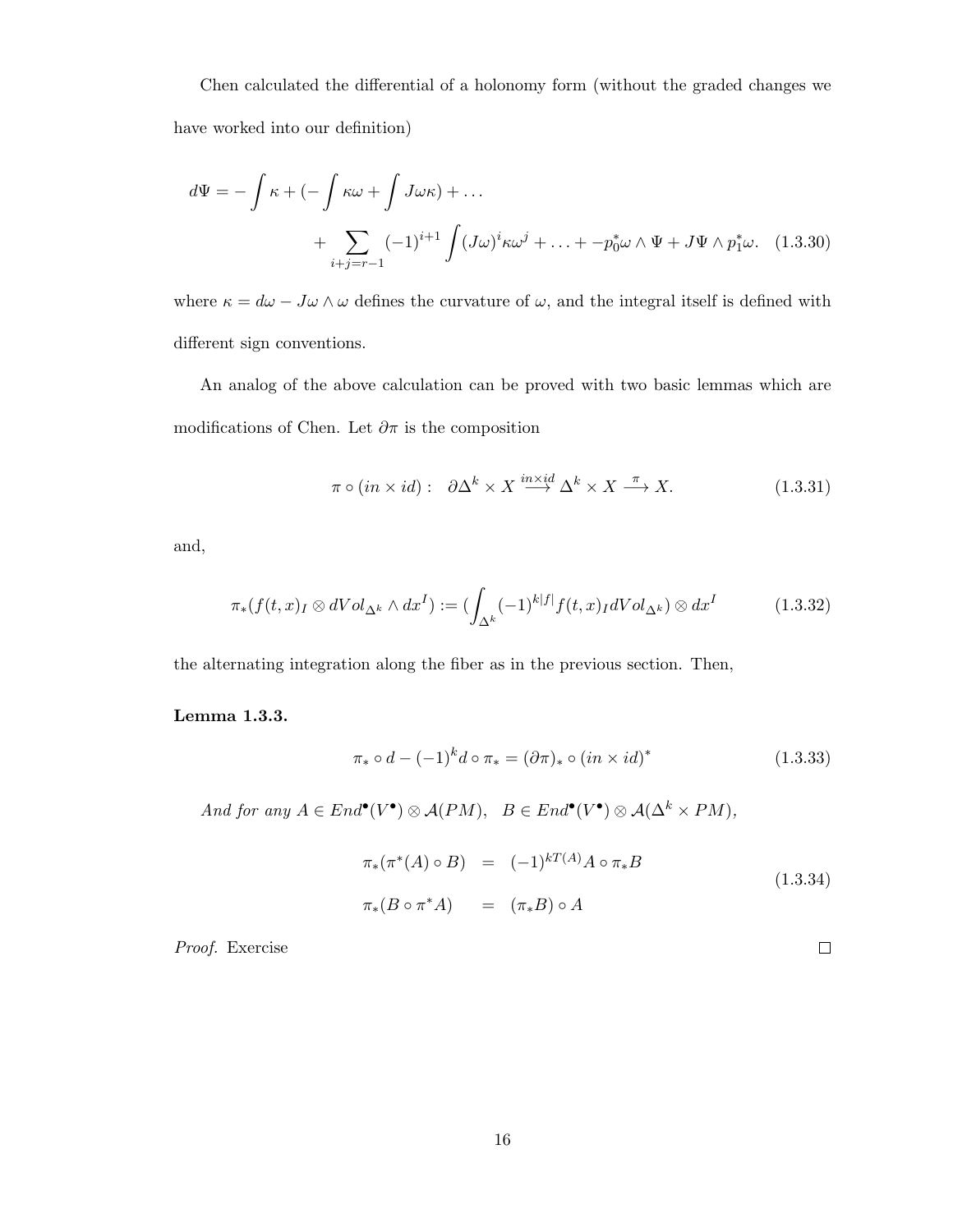Chen calculated the differential of a holonomy form (without the graded changes we have worked into our definition)

$$d\Psi = -\int \kappa + (-\int \kappa\omega + \int J\omega\kappa) + \ldots \\ + \sum_{i+j=r-1} (-1)^{i+1} \int (J\omega)^i \kappa\omega^j + \ldots + -p_0^*\omega \wedge \Psi + J\Psi \wedge p_1^*\omega. \quad (1.3.30)$$

where $\kappa = d\omega - J\omega \wedge \omega$ defines the curvature of $\omega$, and the integral itself is defined with different sign conventions.

An analog of the above calculation can be proved with two basic lemmas which are modifications of Chen. Let $\partial\pi$ is the composition

$$\pi \circ (in \times id) : \quad \partial\Delta^k \times X \stackrel{in \times id}{\longrightarrow} \Delta^k \times X \stackrel{\pi}{\longrightarrow} X. \quad (1.3.31)$$

and,

$$\pi_*(f(t,x)_I \otimes dVol_{\Delta^k} \wedge dx^I) := (\int_{\Delta^k} (-1)^{k|f|} f(t,x)_I dVol_{\Delta^k}) \otimes dx^I \quad (1.3.32)$$

the alternating integration along the fiber as in the previous section. Then,

**Lemma 1.3.3.**

$$\pi_* \circ d - (-1)^k d \circ \pi_* = (\partial\pi)_* \circ (in \times id)^* \quad (1.3.33)$$

*And for any* $A \in End^\bullet(V^\bullet) \otimes \mathcal{A}(PM), \quad B \in End^\bullet(V^\bullet) \otimes \mathcal{A}(\Delta^k \times PM)$,

$$\begin{aligned} \pi_*(\pi^*(A) \circ B) &= (-1)^{kT(A)} A \circ \pi_* B \\ \pi_*(B \circ \pi^* A) &= (\pi_* B) \circ A \end{aligned} \quad (1.3.34)$$

*Proof.* Exercise ∎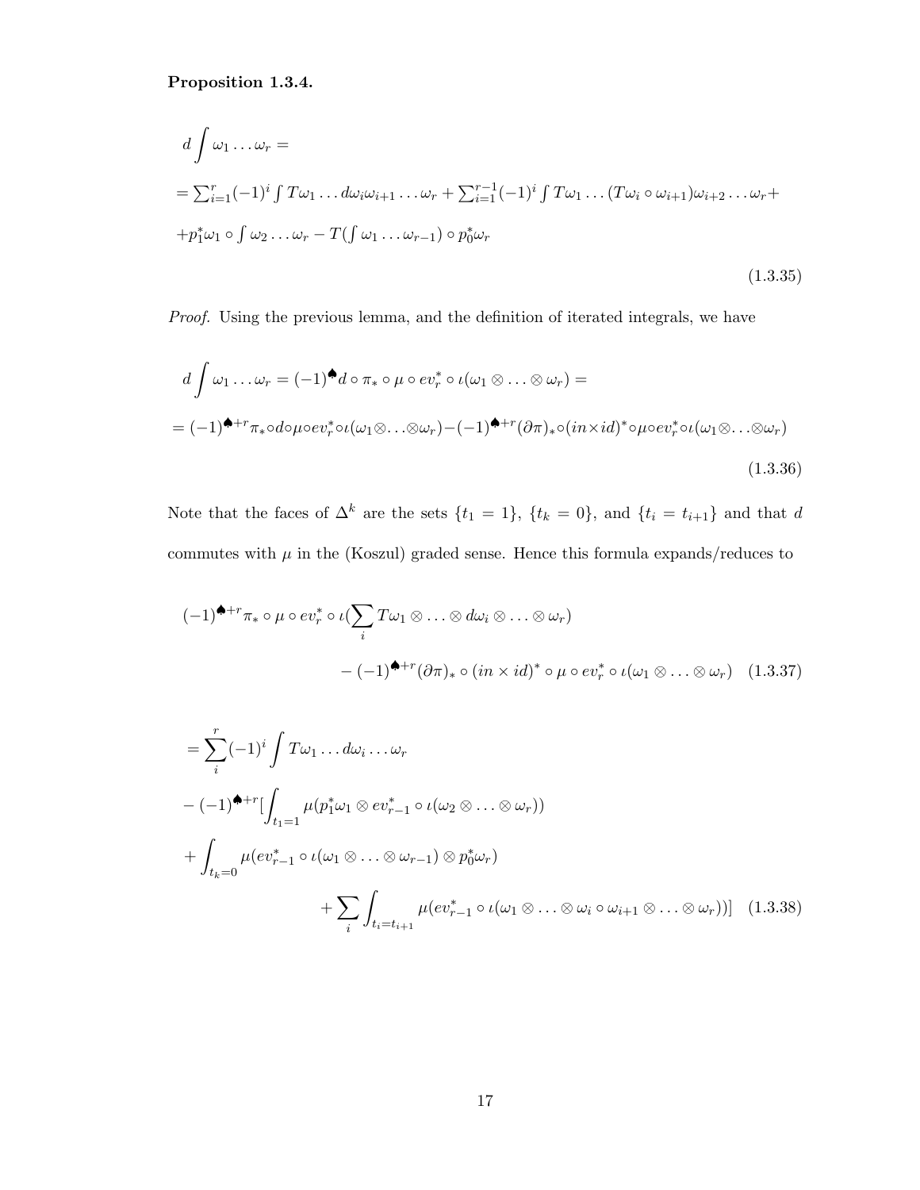**Proposition 1.3.4.**

$$
\begin{aligned}
&d\int \omega_1 \ldots \omega_r = \\
&= \textstyle\sum_{i=1}^{r}(-1)^i \int T\omega_1 \ldots d\omega_i\omega_{i+1}\ldots\omega_r + \sum_{i=1}^{r-1}(-1)^i \int T\omega_1 \ldots (T\omega_i \circ \omega_{i+1})\omega_{i+2}\ldots\omega_r + \\
&+ p_1^*\omega_1 \circ \textstyle\int \omega_2 \ldots \omega_r - T(\int \omega_1 \ldots \omega_{r-1}) \circ p_0^*\omega_r
\end{aligned}
\tag{1.3.35}
$$

*Proof.* Using the previous lemma, and the definition of iterated integrals, we have

$$
\begin{aligned}
&d\int \omega_1 \ldots \omega_r = (-1)^{\spadesuit} d \circ \pi_* \circ \mu \circ ev_r^* \circ \iota(\omega_1 \otimes \ldots \otimes \omega_r) = \\
&= (-1)^{\spadesuit + r}\pi_* \circ d \circ \mu \circ ev_r^* \circ \iota(\omega_1 \otimes \ldots \otimes \omega_r) - (-1)^{\spadesuit + r}(\partial\pi)_* \circ (in \times id)^* \circ \mu \circ ev_r^* \circ \iota(\omega_1 \otimes \ldots \otimes \omega_r)
\end{aligned}
\tag{1.3.36}
$$

Note that the faces of $\Delta^k$ are the sets $\{t_1 = 1\}$, $\{t_k = 0\}$, and $\{t_i = t_{i+1}\}$ and that $d$ commutes with $\mu$ in the (Koszul) graded sense. Hence this formula expands/reduces to

$$
\begin{aligned}
&(-1)^{\spadesuit + r}\pi_* \circ \mu \circ ev_r^* \circ \iota(\sum_i T\omega_1 \otimes \ldots \otimes d\omega_i \otimes \ldots \otimes \omega_r) \\
&\qquad - (-1)^{\spadesuit + r}(\partial\pi)_* \circ (in \times id)^* \circ \mu \circ ev_r^* \circ \iota(\omega_1 \otimes \ldots \otimes \omega_r)
\end{aligned}
\tag{1.3.37}
$$

$$
\begin{aligned}
&= \sum_i^r (-1)^i \int T\omega_1 \ldots d\omega_i \ldots \omega_r \\
&- (-1)^{\spadesuit + r}[\int_{t_1 = 1} \mu(p_1^*\omega_1 \otimes ev_{r-1}^* \circ \iota(\omega_2 \otimes \ldots \otimes \omega_r)) \\
&+ \int_{t_k = 0} \mu(ev_{r-1}^* \circ \iota(\omega_1 \otimes \ldots \otimes \omega_{r-1}) \otimes p_0^*\omega_r) \\
&\qquad + \sum_i \int_{t_i = t_{i+1}} \mu(ev_{r-1}^* \circ \iota(\omega_1 \otimes \ldots \otimes \omega_i \circ \omega_{i+1} \otimes \ldots \otimes \omega_r))]
\end{aligned}
\tag{1.3.38}
$$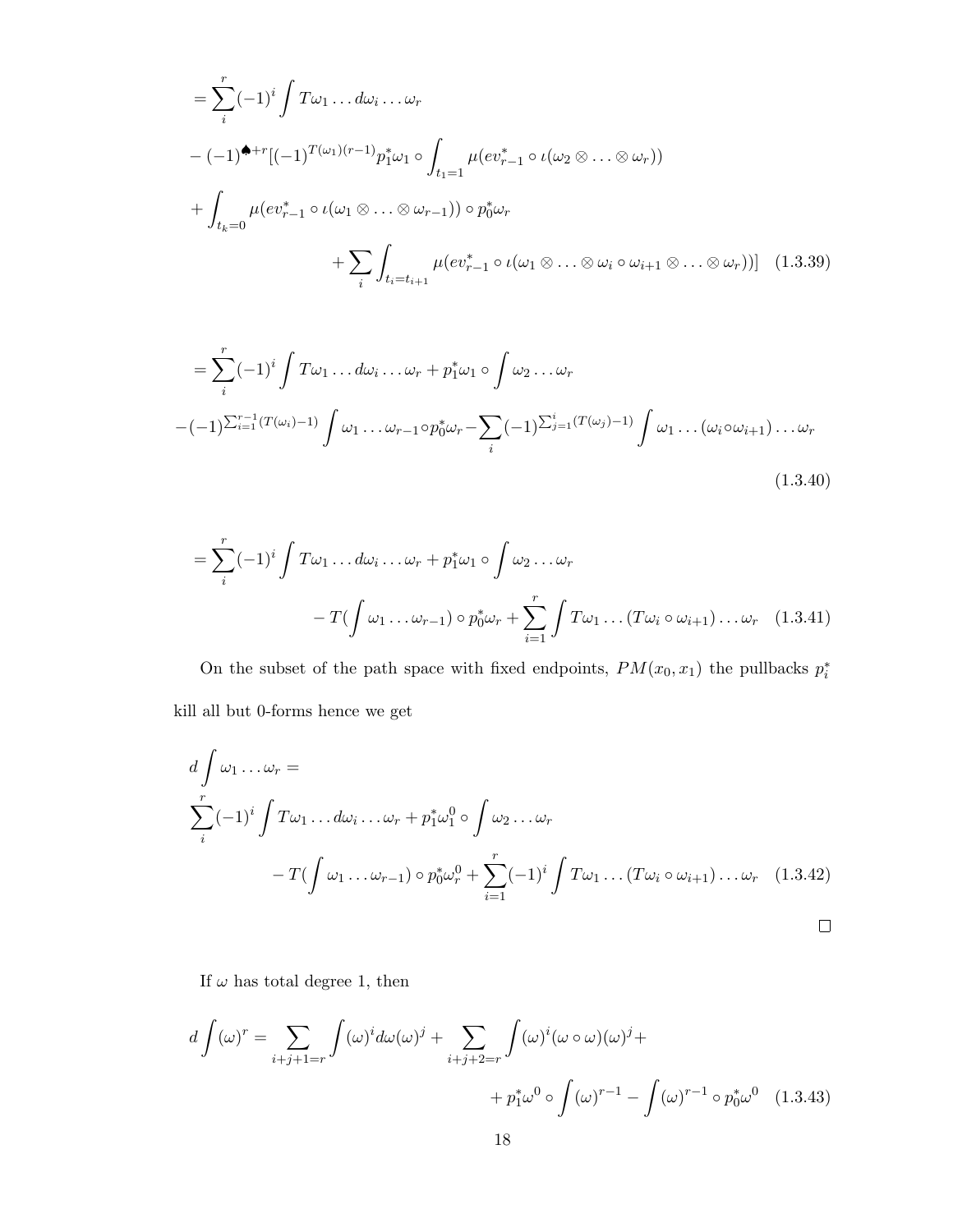$$= \sum_{i}^{r} (-1)^i \int T\omega_1 \dots d\omega_i \dots \omega_r$$

$$- (-1)^{\spadesuit + r}[(-1)^{T(\omega_1)(r-1)} p_1^* \omega_1 \circ \int_{t_1=1} \mu(ev_{r-1}^* \circ \iota(\omega_2 \otimes \dots \otimes \omega_r))$$

$$+ \int_{t_k=0} \mu(ev_{r-1}^* \circ \iota(\omega_1 \otimes \dots \otimes \omega_{r-1})) \circ p_0^* \omega_r$$

$$+ \sum_{i} \int_{t_i = t_{i+1}} \mu(ev_{r-1}^* \circ \iota(\omega_1 \otimes \dots \otimes \omega_i \circ \omega_{i+1} \otimes \dots \otimes \omega_r))] \quad (1.3.39)$$

$$= \sum_{i}^{r} (-1)^i \int T\omega_1 \dots d\omega_i \dots \omega_r + p_1^* \omega_1 \circ \int \omega_2 \dots \omega_r$$

$$-(-1)^{\sum_{i=1}^{r-1}(T(\omega_i)-1)} \int \omega_1 \dots \omega_{r-1} \circ p_0^* \omega_r - \sum_{i} (-1)^{\sum_{j=1}^{i}(T(\omega_j)-1)} \int \omega_1 \dots (\omega_i \circ \omega_{i+1}) \dots \omega_r$$

$$(1.3.40)$$

$$= \sum_{i}^{r} (-1)^i \int T\omega_1 \dots d\omega_i \dots \omega_r + p_1^* \omega_1 \circ \int \omega_2 \dots \omega_r$$

$$- T(\int \omega_1 \dots \omega_{r-1}) \circ p_0^* \omega_r + \sum_{i=1}^{r} \int T\omega_1 \dots (T\omega_i \circ \omega_{i+1}) \dots \omega_r \quad (1.3.41)$$

On the subset of the path space with fixed endpoints, $PM(x_0, x_1)$ the pullbacks $p_i^*$ kill all but 0-forms hence we get

$$d \int \omega_1 \dots \omega_r =$$

$$\sum_{i}^{r} (-1)^i \int T\omega_1 \dots d\omega_i \dots \omega_r + p_1^* \omega_1^0 \circ \int \omega_2 \dots \omega_r$$

$$- T(\int \omega_1 \dots \omega_{r-1}) \circ p_0^* \omega_r^0 + \sum_{i=1}^{r} (-1)^i \int T\omega_1 \dots (T\omega_i \circ \omega_{i+1}) \dots \omega_r \quad (1.3.42)$$

□

If $\omega$ has total degree 1, then

$$d \int (\omega)^r = \sum_{i+j+1=r} \int (\omega)^i d\omega (\omega)^j + \sum_{i+j+2=r} \int (\omega)^i (\omega \circ \omega)(\omega)^j +$$

$$+ p_1^* \omega^0 \circ \int (\omega)^{r-1} - \int (\omega)^{r-1} \circ p_0^* \omega^0 \quad (1.3.43)$$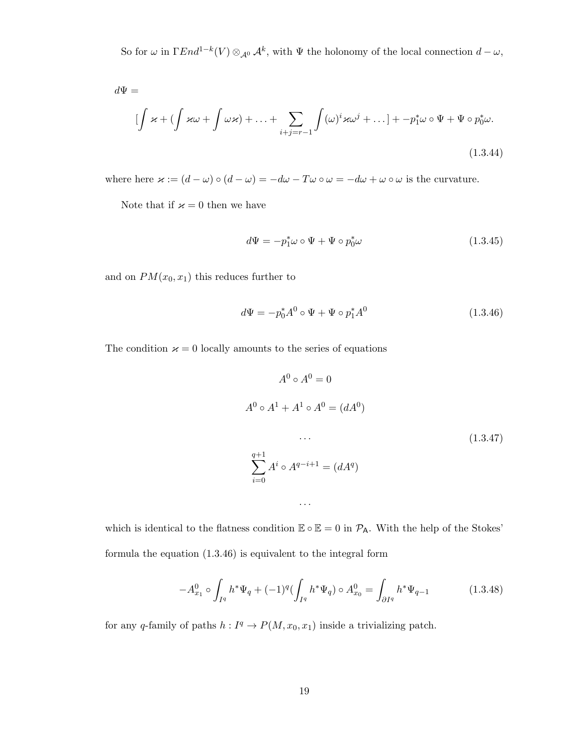So for $\omega$ in $\Gamma End^{1-k}(V) \otimes_{\mathcal{A}^0} \mathcal{A}^k$, with $\Psi$ the holonomy of the local connection $d - \omega$,

$$
d\Psi =
$$

$$
[\int \varkappa + (\int \varkappa\omega + \int \omega\varkappa) + \ldots + \sum_{i+j=r-1} \int (\omega)^i \varkappa \omega^j + \ldots] + -p_1^* \omega \circ \Psi + \Psi \circ p_0^* \omega. \tag{1.3.44}
$$

where here $\varkappa := (d - \omega) \circ (d - \omega) = -d\omega - T\omega \circ \omega = -d\omega + \omega \circ \omega$ is the curvature.

Note that if $\varkappa = 0$ then we have

$$
d\Psi = -p_1^* \omega \circ \Psi + \Psi \circ p_0^* \omega \tag{1.3.45}
$$

and on $PM(x_0, x_1)$ this reduces further to

$$
d\Psi = -p_0^* A^0 \circ \Psi + \Psi \circ p_1^* A^0 \tag{1.3.46}
$$

The condition $\varkappa = 0$ locally amounts to the series of equations

$$
\begin{gathered}
A^0 \circ A^0 = 0 \\
A^0 \circ A^1 + A^1 \circ A^0 = (dA^0) \\
\ldots \\
\sum_{i=0}^{q+1} A^i \circ A^{q-i+1} = (dA^q) \\
\ldots
\end{gathered} \tag{1.3.47}
$$

which is identical to the flatness condition $\mathbb{E} \circ \mathbb{E} = 0$ in $\mathcal{P}_{\mathsf{A}}$. With the help of the Stokes' formula the equation (1.3.46) is equivalent to the integral form

$$
-A^0_{x_1} \circ \int_{I^q} h^* \Psi_q + (-1)^q (\int_{I^q} h^* \Psi_q) \circ A^0_{x_0} = \int_{\partial I^q} h^* \Psi_{q-1} \tag{1.3.48}
$$

for any $q$-family of paths $h : I^q \to P(M, x_0, x_1)$ inside a trivializing patch.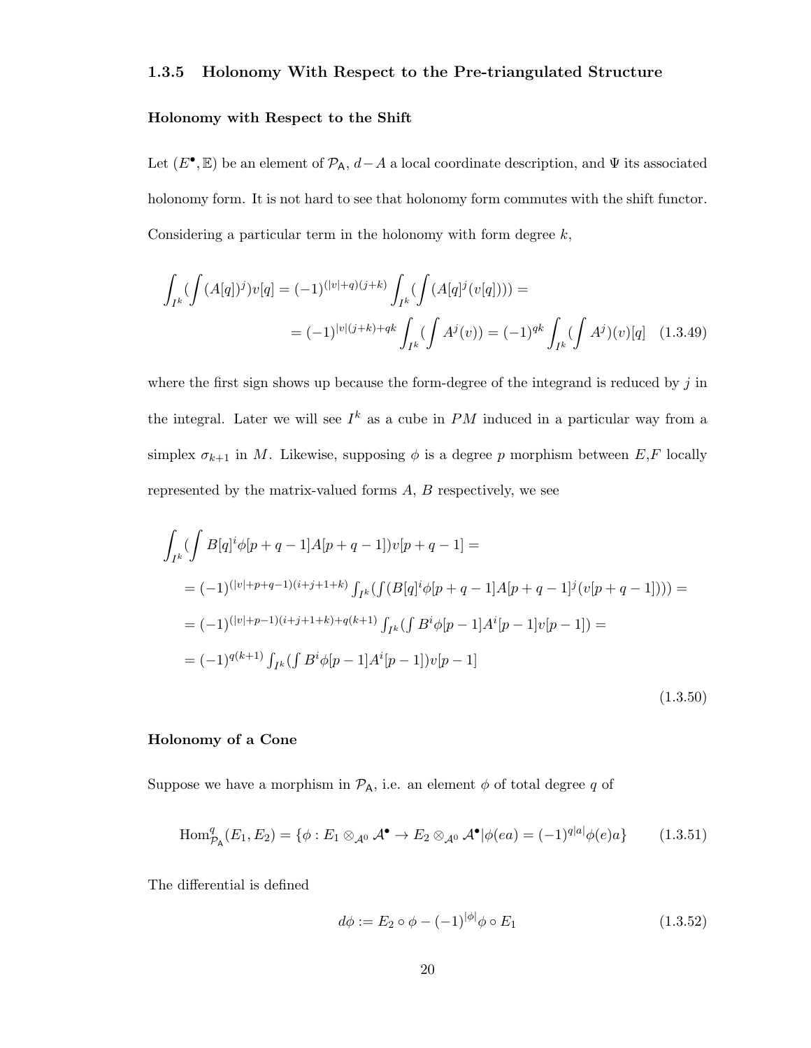### 1.3.5 Holonomy With Respect to the Pre-triangulated Structure

#### Holonomy with Respect to the Shift

Let $(E^{\bullet}, \mathbb{E})$ be an element of $\mathcal{P}_{\mathsf{A}}$, $d - A$ a local coordinate description, and $\Psi$ its associated holonomy form. It is not hard to see that holonomy form commutes with the shift functor. Considering a particular term in the holonomy with form degree $k$,

$$\int_{I^k}(\int (A[q])^j)v[q] = (-1)^{(|v|+q)(j+k)}\int_{I^k}(\int (A[q]^j(v[q]))) =$$
$$= (-1)^{|v|(j+k)+qk}\int_{I^k}(\int A^j(v)) = (-1)^{qk}\int_{I^k}(\int A^j)(v)[q] \quad (1.3.49)$$

where the first sign shows up because the form-degree of the integrand is reduced by $j$ in the integral. Later we will see $I^k$ as a cube in $PM$ induced in a particular way from a simplex $\sigma_{k+1}$ in $M$. Likewise, supposing $\phi$ is a degree $p$ morphism between $E$,$F$ locally represented by the matrix-valued forms $A$, $B$ respectively, we see

$$\int_{I^k}(\int B[q]^i\phi[p+q-1]A[p+q-1])v[p+q-1] =$$
$$= (-1)^{(|v|+p+q-1)(i+j+1+k)}\int_{I^k}(\int (B[q]^i\phi[p+q-1]A[p+q-1]^j(v[p+q-1]))) =$$
$$= (-1)^{(|v|+p-1)(i+j+1+k)+q(k+1)}\int_{I^k}(\int B^i\phi[p-1]A^i[p-1]v[p-1]) =$$
$$= (-1)^{q(k+1)}\int_{I^k}(\int B^i\phi[p-1]A^i[p-1])v[p-1]$$
$$(1.3.50)$$

#### Holonomy of a Cone

Suppose we have a morphism in $\mathcal{P}_{\mathsf{A}}$, i.e. an element $\phi$ of total degree $q$ of

$$\mathrm{Hom}^q_{\mathcal{P}_{\mathsf{A}}}(E_1, E_2) = \{\phi : E_1 \otimes_{\mathcal{A}^0} \mathcal{A}^{\bullet} \to E_2 \otimes_{\mathcal{A}^0} \mathcal{A}^{\bullet} | \phi(ea) = (-1)^{q|a|}\phi(e)a\} \quad (1.3.51)$$

The differential is defined

$$d\phi := E_2 \circ \phi - (-1)^{|\phi|}\phi \circ E_1 \quad (1.3.52)$$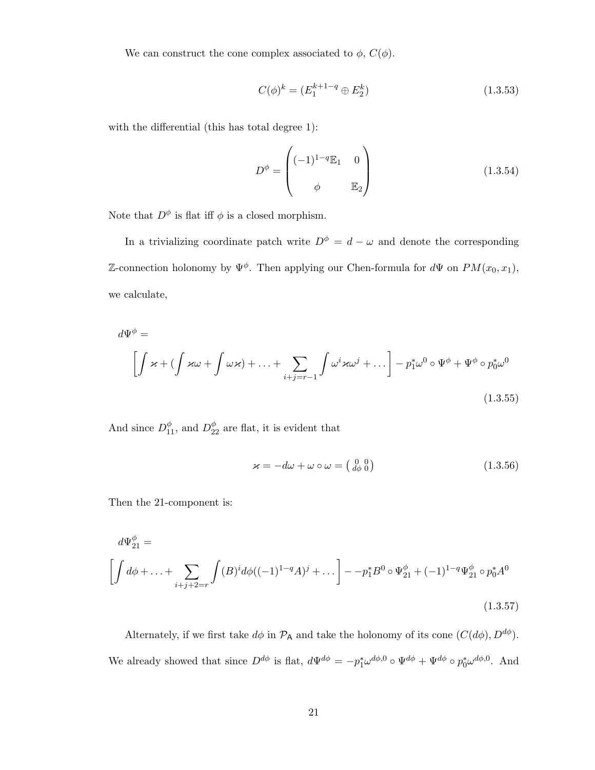We can construct the cone complex associated to $\phi$, $C(\phi)$.

$$C(\phi)^k = (E_1^{k+1-q} \oplus E_2^k) \tag{1.3.53}$$

with the differential (this has total degree 1):

$$D^\phi = \begin{pmatrix} (-1)^{1-q}\mathbb{E}_1 & 0 \\ \\ \phi & \mathbb{E}_2 \end{pmatrix} \tag{1.3.54}$$

Note that $D^\phi$ is flat iff $\phi$ is a closed morphism.

In a trivializing coordinate patch write $D^\phi = d - \omega$ and denote the corresponding $\mathbb{Z}$-connection holonomy by $\Psi^\phi$. Then applying our Chen-formula for $d\Psi$ on $PM(x_0, x_1)$, we calculate,

$$d\Psi^\phi = \\ \left[\int \varkappa + (\int \varkappa\omega + \int \omega\varkappa) + \ldots + \sum_{i+j=r-1} \int \omega^i \varkappa \omega^j + \ldots \right] - p_1^*\omega^0 \circ \Psi^\phi + \Psi^\phi \circ p_0^*\omega^0 \tag{1.3.55}$$

And since $D^\phi_{11}$, and $D^\phi_{22}$ are flat, it is evident that

$$\varkappa = -d\omega + \omega \circ \omega = \left(\begin{smallmatrix} 0 & 0 \\ d\phi & 0 \end{smallmatrix}\right) \tag{1.3.56}$$

Then the 21-component is:

$$d\Psi^\phi_{21} = \\ \left[\int d\phi + \ldots + \sum_{i+j+2=r} \int (B)^i d\phi((-1)^{1-q}A)^j + \ldots \right] - -p_1^*B^0 \circ \Psi^\phi_{21} + (-1)^{1-q}\Psi^\phi_{21} \circ p_0^*A^0 \tag{1.3.57}$$

Alternately, if we first take $d\phi$ in $\mathcal{P}_{\mathsf{A}}$ and take the holonomy of its cone $(C(d\phi), D^{d\phi})$. We already showed that since $D^{d\phi}$ is flat, $d\Psi^{d\phi} = -p_1^*\omega^{d\phi,0} \circ \Psi^{d\phi} + \Psi^{d\phi} \circ p_0^*\omega^{d\phi,0}$. And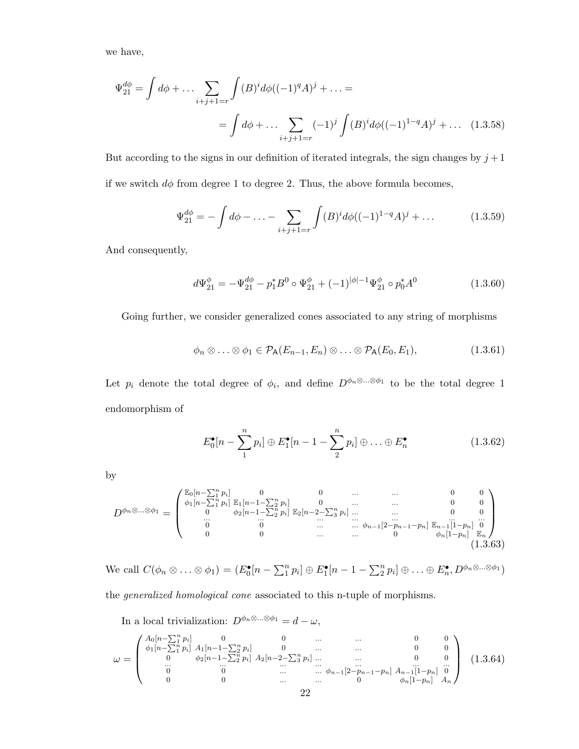we have,

$$\Psi_{21}^{d\phi} = \int d\phi + \ldots \sum_{i+j+1=r} \int (B)^i d\phi((-1)^q A)^j + \ldots =$$

$$= \int d\phi + \ldots \sum_{i+j+1=r} (-1)^j \int (B)^i d\phi((-1)^{1-q} A)^j + \ldots \quad (1.3.58)$$

But according to the signs in our definition of iterated integrals, the sign changes by $j+1$ if we switch $d\phi$ from degree 1 to degree 2. Thus, the above formula becomes,

$$\Psi_{21}^{d\phi} = -\int d\phi - \ldots - \sum_{i+j+1=r} \int (B)^i d\phi((-1)^{1-q} A)^j + \ldots \quad (1.3.59)$$

And consequently,

$$d\Psi_{21}^{\phi} = -\Psi_{21}^{d\phi} - p_1^* B^0 \circ \Psi_{21}^{\phi} + (-1)^{|\phi|-1} \Psi_{21}^{\phi} \circ p_0^* A^0 \quad (1.3.60)$$

Going further, we consider generalized cones associated to any string of morphisms

$$\phi_n \otimes \ldots \otimes \phi_1 \in \mathcal{P}_{\mathsf{A}}(E_{n-1}, E_n) \otimes \ldots \otimes \mathcal{P}_{\mathsf{A}}(E_0, E_1), \quad (1.3.61)$$

Let $p_i$ denote the total degree of $\phi_i$, and define $D^{\phi_n \otimes \ldots \otimes \phi_1}$ to be the total degree 1 endomorphism of

$$E_0^{\bullet}[n - \sum_1^n p_i] \oplus E_1^{\bullet}[n-1-\sum_2^n p_i] \oplus \ldots \oplus E_n^{\bullet} \quad (1.3.62)$$

by

$$D^{\phi_n \otimes \ldots \otimes \phi_1} = \begin{pmatrix} \mathbb{E}_0[n-\sum_1^n p_i] & 0 & 0 & \ldots & \ldots & 0 & 0 \\ \phi_1[n-\sum_1^n p_i] & \mathbb{E}_1[n-1-\sum_2^n p_i] & 0 & \ldots & \ldots & 0 & 0 \\ 0 & \phi_2[n-1-\sum_2^n p_i] & \mathbb{E}_2[n-2-\sum_3^n p_i] & \ldots & \ldots & 0 & 0 \\ \ldots & \ldots & \ldots & \ldots & \ldots & \ldots & \ldots \\ 0 & 0 & \ldots & \ldots & \phi_{n-1}[2-p_{n-1}-p_n] & \mathbb{E}_{n-1}[1-p_n] & 0 \\ 0 & 0 & \ldots & \ldots & 0 & \phi_n[1-p_n] & \mathbb{E}_n \end{pmatrix} \quad (1.3.63)$$

We call $C(\phi_n \otimes \ldots \otimes \phi_1) = (E_0^{\bullet}[n - \sum_1^n p_i] \oplus E_1^{\bullet}[n-1-\sum_2^n p_i] \oplus \ldots \oplus E_n^{\bullet}, D^{\phi_n \otimes \ldots \otimes \phi_1})$ the *generalized homological cone* associated to this n-tuple of morphisms.

In a local trivialization: $D^{\phi_n \otimes \ldots \otimes \phi_1} = d - \omega$,

$$\omega = \begin{pmatrix} A_0[n-\sum_1^n p_i] & 0 & 0 & \ldots & \ldots & 0 & 0 \\ \phi_1[n-\sum_1^n p_i] & A_1[n-1-\sum_2^n p_i] & 0 & \ldots & \ldots & 0 & 0 \\ 0 & \phi_2[n-1-\sum_2^n p_i] & A_2[n-2-\sum_3^n p_i] & \ldots & \ldots & 0 & 0 \\ \ldots & \ldots & \ldots & \ldots & \ldots & \ldots & \ldots \\ 0 & 0 & \ldots & \ldots & \phi_{n-1}[2-p_{n-1}-p_n] & A_{n-1}[1-p_n] & 0 \\ 0 & 0 & \ldots & \ldots & 0 & \phi_n[1-p_n] & A_n \end{pmatrix} \quad (1.3.64)$$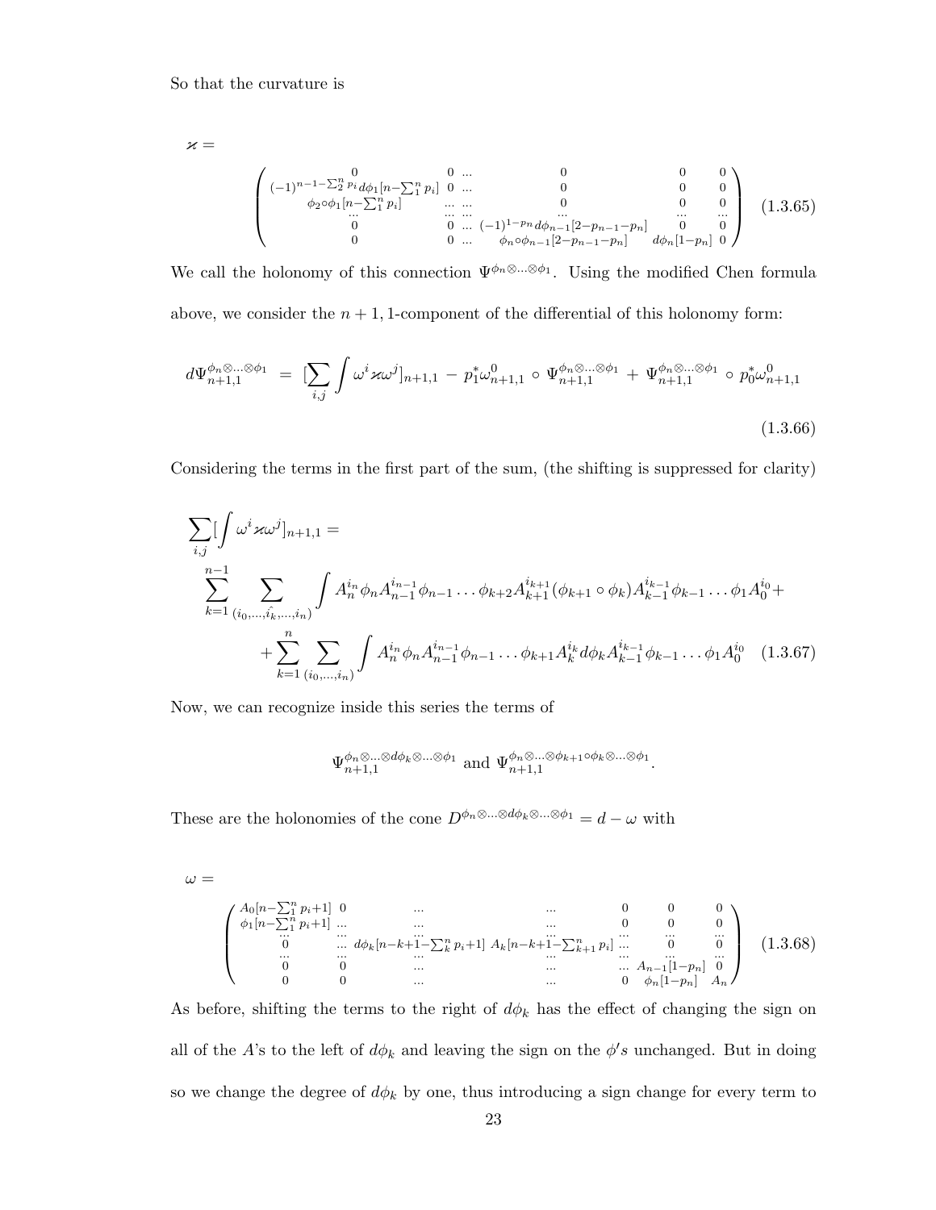So that the curvature is

$$\varkappa =$$

$$\begin{pmatrix} 0 & 0 & \ldots & 0 & 0 & 0 \\ (-1)^{n-1-\sum_2^n p_i} d\phi_1[n-\sum_1^n p_i] & 0 & \ldots & 0 & 0 & 0 \\ \phi_2\circ\phi_1[n-\sum_1^n p_i] & \ldots & \ldots & 0 & 0 & 0 \\ \ldots & \ldots & \ldots & \ldots & \ldots & \ldots \\ 0 & 0 & \ldots & (-1)^{1-p_n} d\phi_{n-1}[2-p_{n-1}-p_n] & 0 & 0 \\ 0 & 0 & \ldots & \phi_n\circ\phi_{n-1}[2-p_{n-1}-p_n] & d\phi_n[1-p_n] & 0 \end{pmatrix} \quad (1.3.65)$$

We call the holonomy of this connection $\Psi^{\phi_n\otimes\ldots\otimes\phi_1}$. Using the modified Chen formula above, we consider the $n+1, 1$-component of the differential of this holonomy form:

$$d\Psi^{\phi_n\otimes\ldots\otimes\phi_1}_{n+1,1} \;=\; [\sum_{i,j}\int \omega^i\varkappa\omega^j]_{n+1,1} \;-\; p_1^*\omega^0_{n+1,1}\circ\Psi^{\phi_n\otimes\ldots\otimes\phi_1}_{n+1,1} \;+\; \Psi^{\phi_n\otimes\ldots\otimes\phi_1}_{n+1,1}\circ p_0^*\omega^0_{n+1,1} \quad (1.3.66)$$

Considering the terms in the first part of the sum, (the shifting is suppressed for clarity)

$$\begin{aligned}\sum_{i,j}[\int \omega^i\varkappa\omega^j]_{n+1,1} = &\\ \sum_{k=1}^{n-1}\sum_{(i_0,\ldots,\hat{i_k},\ldots,i_n)}\int A_n^{i_n}\phi_n A_{n-1}^{i_{n-1}}\phi_{n-1}\ldots\phi_{k+2}A_{k+1}^{i_{k+1}}(\phi_{k+1}\circ\phi_k)A_{k-1}^{i_{k-1}}\phi_{k-1}\ldots\phi_1 A_0^{i_0} + &\\ +\sum_{k=1}^{n}\sum_{(i_0,\ldots,i_n)}\int A_n^{i_n}\phi_n A_{n-1}^{i_{n-1}}\phi_{n-1}\ldots\phi_{k+1}A_k^{i_k}d\phi_k A_{k-1}^{i_{k-1}}\phi_{k-1}\ldots\phi_1 A_0^{i_0} & \quad (1.3.67)\end{aligned}$$

Now, we can recognize inside this series the terms of

$$\Psi^{\phi_n\otimes\ldots\otimes d\phi_k\otimes\ldots\otimes\phi_1}_{n+1,1} \text{ and } \Psi^{\phi_n\otimes\ldots\otimes\phi_{k+1}\circ\phi_k\otimes\ldots\otimes\phi_1}_{n+1,1}.$$

These are the holonomies of the cone $D^{\phi_n\otimes\ldots\otimes d\phi_k\otimes\ldots\otimes\phi_1} = d-\omega$ with

$$\omega =$$

$$\begin{pmatrix} A_0[n-\sum_1^n p_i+1] & 0 & \ldots & \ldots & 0 & 0 & 0 \\ \phi_1[n-\sum_1^n p_i+1] & \ldots & \ldots & \ldots & 0 & 0 & 0 \\ \ldots & \ldots & \ldots & \ldots & \ldots & \ldots & \ldots \\ 0 & \ldots & d\phi_k[n-k+1-\sum_k^n p_i+1] & A_k[n-k+1-\sum_{k+1}^n p_i] & \ldots & 0 & 0 \\ \ldots & \ldots & \ldots & \ldots & \ldots & \ldots & \ldots \\ 0 & 0 & \ldots & \ldots & \ldots & A_{n-1}[1-p_n] & 0 \\ 0 & 0 & \ldots & \ldots & 0 & \phi_n[1-p_n] & A_n \end{pmatrix} \quad (1.3.68)$$

As before, shifting the terms to the right of $d\phi_k$ has the effect of changing the sign on all of the $A$'s to the left of $d\phi_k$ and leaving the sign on the $\phi's$ unchanged. But in doing so we change the degree of $d\phi_k$ by one, thus introducing a sign change for every term to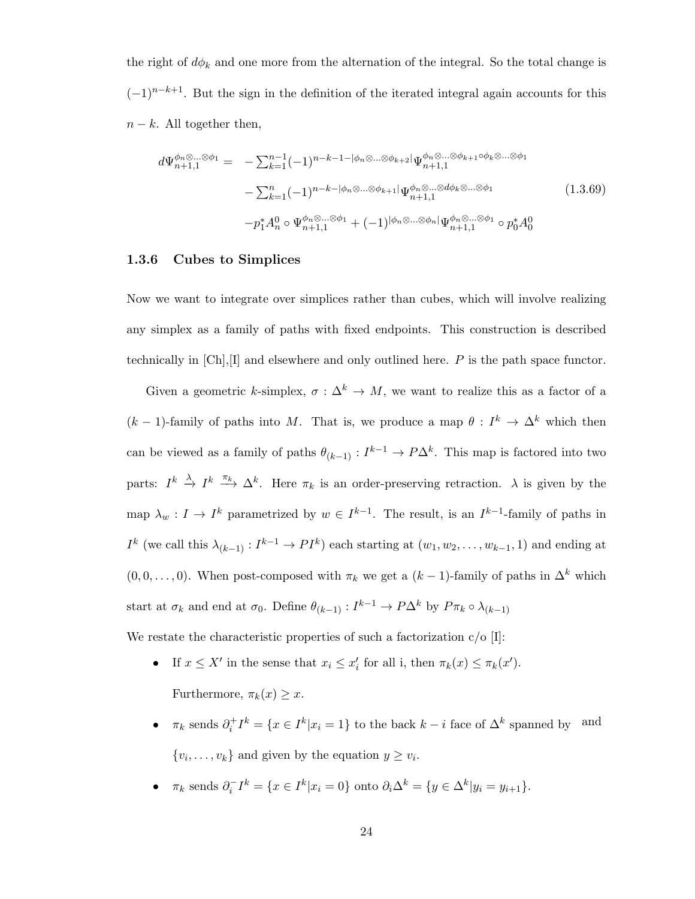the right of $d\phi_k$ and one more from the alternation of the integral. So the total change is $(-1)^{n-k+1}$. But the sign in the definition of the iterated integral again accounts for this $n-k$. All together then,

$$
\begin{aligned}
d\Psi_{n+1,1}^{\phi_n\otimes\ldots\otimes\phi_1} = & -\sum_{k=1}^{n-1}(-1)^{n-k-1-|\phi_n\otimes\ldots\otimes\phi_{k+2}|}\Psi_{n+1,1}^{\phi_n\otimes\ldots\otimes\phi_{k+1}\circ\phi_k\otimes\ldots\otimes\phi_1} \\
& -\sum_{k=1}^{n}(-1)^{n-k-|\phi_n\otimes\ldots\otimes\phi_{k+1}|}\Psi_{n+1,1}^{\phi_n\otimes\ldots\otimes d\phi_k\otimes\ldots\otimes\phi_1} \\
& -p_1^*A_n^0\circ\Psi_{n+1,1}^{\phi_n\otimes\ldots\otimes\phi_1}+(-1)^{|\phi_n\otimes\ldots\otimes\phi_n|}\Psi_{n+1,1}^{\phi_n\otimes\ldots\otimes\phi_1}\circ p_0^*A_0^0
\end{aligned}
\tag{1.3.69}
$$

### 1.3.6 Cubes to Simplices

Now we want to integrate over simplices rather than cubes, which will involve realizing any simplex as a family of paths with fixed endpoints. This construction is described technically in [Ch],[I] and elsewhere and only outlined here. $P$ is the path space functor.

Given a geometric $k$-simplex, $\sigma : \Delta^k \to M$, we want to realize this as a factor of a $(k-1)$-family of paths into $M$. That is, we produce a map $\theta : I^k \to \Delta^k$ which then can be viewed as a family of paths $\theta_{(k-1)} : I^{k-1} \to P\Delta^k$. This map is factored into two parts: $I^k \xrightarrow{\lambda} I^k \xrightarrow{\pi_k} \Delta^k$. Here $\pi_k$ is an order-preserving retraction. $\lambda$ is given by the map $\lambda_w : I \to I^k$ parametrized by $w \in I^{k-1}$. The result, is an $I^{k-1}$-family of paths in $I^k$ (we call this $\lambda_{(k-1)} : I^{k-1} \to PI^k$) each starting at $(w_1, w_2, \ldots, w_{k-1}, 1)$ and ending at $(0, 0, \ldots, 0)$. When post-composed with $\pi_k$ we get a $(k-1)$-family of paths in $\Delta^k$ which start at $\sigma_k$ and end at $\sigma_0$. Define $\theta_{(k-1)} : I^{k-1} \to P\Delta^k$ by $P\pi_k \circ \lambda_{(k-1)}$

We restate the characteristic properties of such a factorization c/o [I]:

- If $x \leq X'$ in the sense that $x_i \leq x_i'$ for all i, then $\pi_k(x) \leq \pi_k(x')$.

  Furthermore, $\pi_k(x) \geq x$.

- $\pi_k$ sends $\partial_i^+ I^k = \{x \in I^k | x_i = 1\}$ to the back $k-i$ face of $\Delta^k$ spanned by and $\{v_i, \ldots, v_k\}$ and given by the equation $y \geq v_i$.

- $\pi_k$ sends $\partial_i^- I^k = \{x \in I^k | x_i = 0\}$ onto $\partial_i \Delta^k = \{y \in \Delta^k | y_i = y_{i+1}\}$.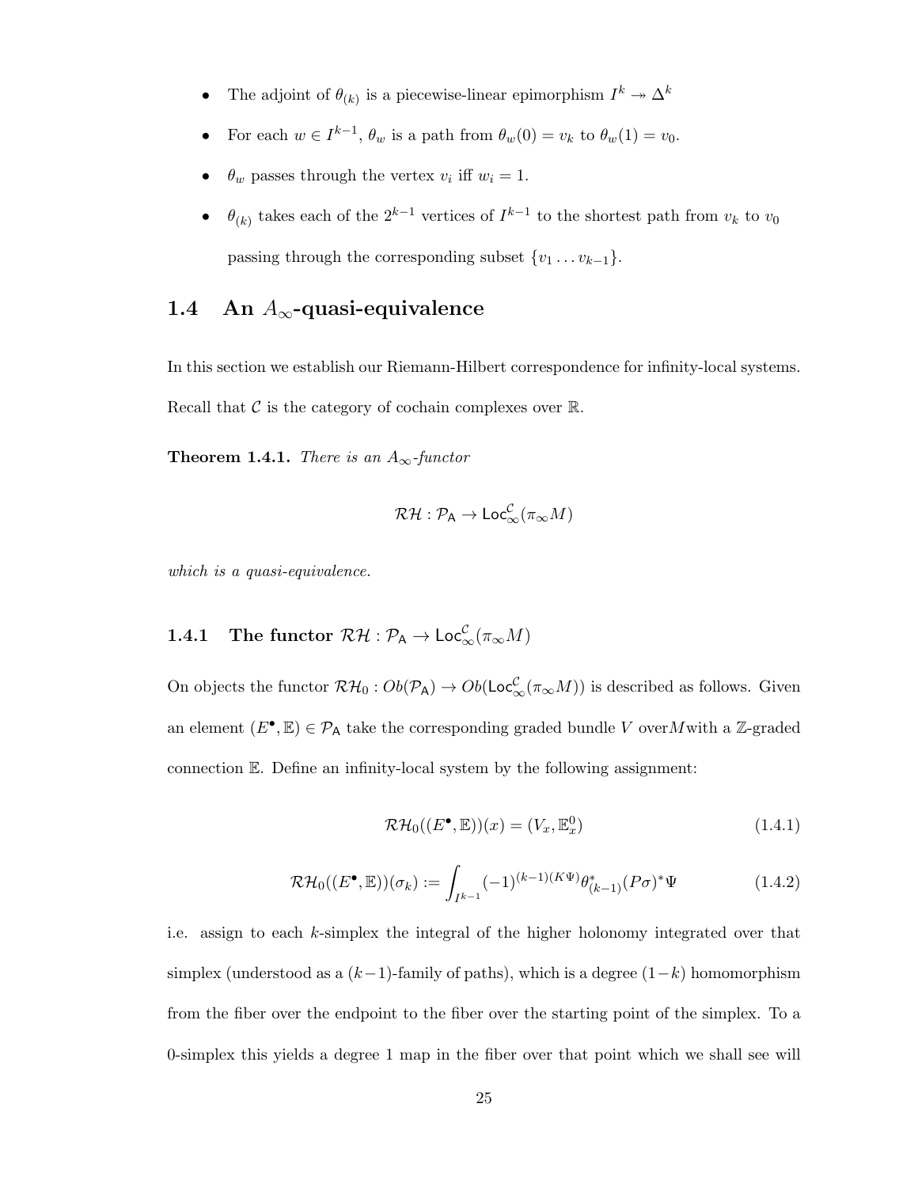- The adjoint of $\theta_{(k)}$ is a piecewise-linear epimorphism $I^k \twoheadrightarrow \Delta^k$
- For each $w \in I^{k-1}$, $\theta_w$ is a path from $\theta_w(0) = v_k$ to $\theta_w(1) = v_0$.
- $\theta_w$ passes through the vertex $v_i$ iff $w_i = 1$.
- $\theta_{(k)}$ takes each of the $2^{k-1}$ vertices of $I^{k-1}$ to the shortest path from $v_k$ to $v_0$ passing through the corresponding subset $\{v_1 \ldots v_{k-1}\}$.

## 1.4 An $A_\infty$-quasi-equivalence

In this section we establish our Riemann-Hilbert correspondence for infinity-local systems. Recall that $\mathcal{C}$ is the category of cochain complexes over $\mathbb{R}$.

**Theorem 1.4.1.** *There is an $A_\infty$-functor*

$$\mathcal{RH} : \mathcal{P}_{\mathsf{A}} \to \mathsf{Loc}_\infty^{\mathcal{C}}(\pi_\infty M)$$

*which is a quasi-equivalence.*

### 1.4.1 The functor $\mathcal{RH} : \mathcal{P}_{\mathsf{A}} \to \mathsf{Loc}_\infty^{\mathcal{C}}(\pi_\infty M)$

On objects the functor $\mathcal{RH}_0 : Ob(\mathcal{P}_{\mathsf{A}}) \to Ob(\mathsf{Loc}_\infty^{\mathcal{C}}(\pi_\infty M))$ is described as follows. Given an element $(E^\bullet, \mathbb{E}) \in \mathcal{P}_{\mathsf{A}}$ take the corresponding graded bundle $V$ over $M$ with a $\mathbb{Z}$-graded connection $\mathbb{E}$. Define an infinity-local system by the following assignment:

$$\mathcal{RH}_0((E^\bullet, \mathbb{E}))(x) = (V_x, \mathbb{E}_x^0) \tag{1.4.1}$$

$$\mathcal{RH}_0((E^\bullet, \mathbb{E}))(\sigma_k) := \int_{I^{k-1}} (-1)^{(k-1)(K\Psi)} \theta_{(k-1)}^* (P\sigma)^* \Psi \tag{1.4.2}$$

i.e. assign to each $k$-simplex the integral of the higher holonomy integrated over that simplex (understood as a $(k-1)$-family of paths), which is a degree $(1-k)$ homomorphism from the fiber over the endpoint to the fiber over the starting point of the simplex. To a 0-simplex this yields a degree 1 map in the fiber over that point which we shall see will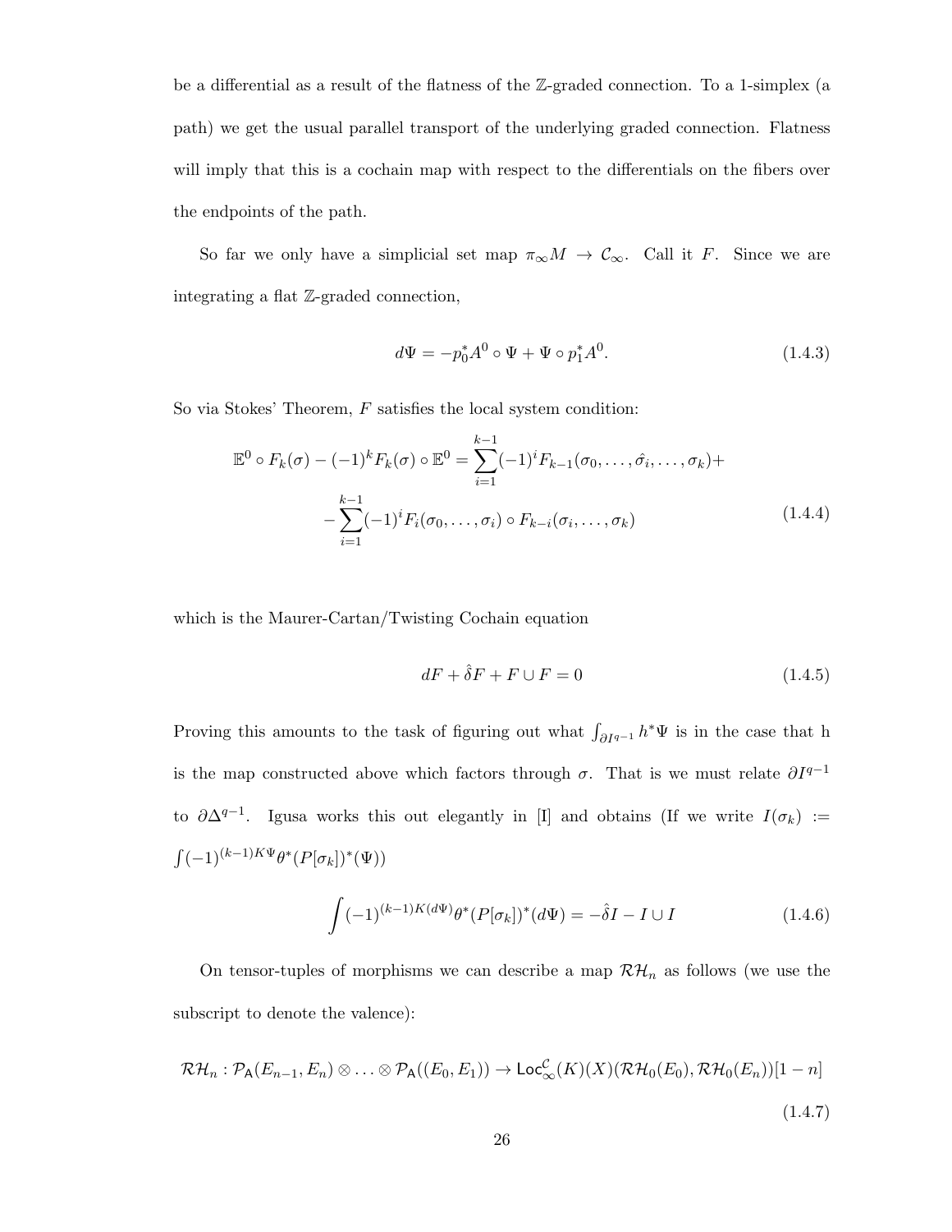be a differential as a result of the flatness of the $\mathbb{Z}$-graded connection. To a 1-simplex (a path) we get the usual parallel transport of the underlying graded connection. Flatness will imply that this is a cochain map with respect to the differentials on the fibers over the endpoints of the path.

So far we only have a simplicial set map $\pi_\infty M \to \mathcal{C}_\infty$. Call it $F$. Since we are integrating a flat $\mathbb{Z}$-graded connection,

$$d\Psi = -p_0^* A^0 \circ \Psi + \Psi \circ p_1^* A^0. \tag{1.4.3}$$

So via Stokes' Theorem, $F$ satisfies the local system condition:

$$\begin{aligned}\mathbb{E}^0 \circ F_k(\sigma) - (-1)^k F_k(\sigma) \circ \mathbb{E}^0 = \sum_{i=1}^{k-1} (-1)^i F_{k-1}(\sigma_0, \ldots, \hat{\sigma_i}, \ldots, \sigma_k) + \\ - \sum_{i=1}^{k-1} (-1)^i F_i(\sigma_0, \ldots, \sigma_i) \circ F_{k-i}(\sigma_i, \ldots, \sigma_k)\end{aligned} \tag{1.4.4}$$

which is the Maurer-Cartan/Twisting Cochain equation

$$dF + \hat{\delta} F + F \cup F = 0 \tag{1.4.5}$$

Proving this amounts to the task of figuring out what $\int_{\partial I^{q-1}} h^* \Psi$ is in the case that h is the map constructed above which factors through $\sigma$. That is we must relate $\partial I^{q-1}$ to $\partial \Delta^{q-1}$. Igusa works this out elegantly in [I] and obtains (If we write $I(\sigma_k) := \int (-1)^{(k-1)K\Psi} \theta^*(P[\sigma_k])^*(\Psi))$

$$\int (-1)^{(k-1)K(d\Psi)} \theta^*(P[\sigma_k])^*(d\Psi) = -\hat{\delta} I - I \cup I \tag{1.4.6}$$

On tensor-tuples of morphisms we can describe a map $\mathcal{RH}_n$ as follows (we use the subscript to denote the valence):

$$\mathcal{RH}_n : \mathcal{P}_{\mathsf{A}}(E_{n-1}, E_n) \otimes \ldots \otimes \mathcal{P}_{\mathsf{A}}((E_0, E_1)) \to \mathsf{Loc}_\infty^{\mathcal{C}}(K)(X)(\mathcal{RH}_0(E_0), \mathcal{RH}_0(E_n))[1-n] \tag{1.4.7}$$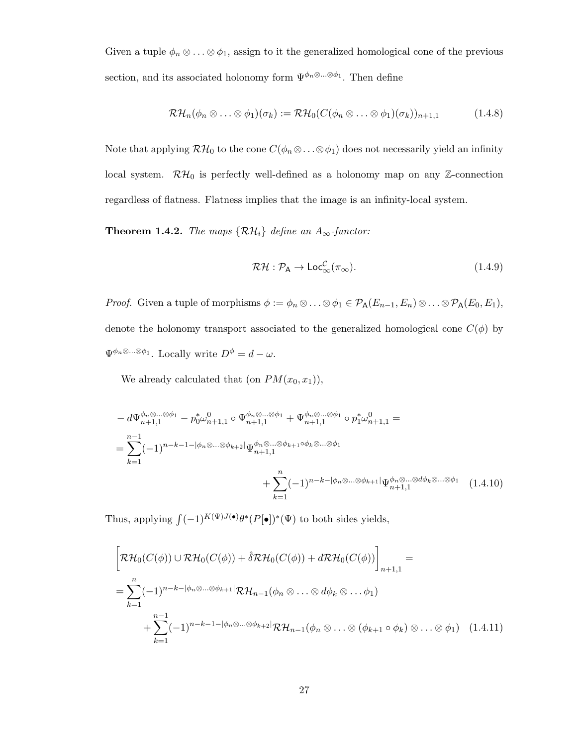Given a tuple $\phi_n \otimes \ldots \otimes \phi_1$, assign to it the generalized homological cone of the previous section, and its associated holonomy form $\Psi^{\phi_n \otimes \ldots \otimes \phi_1}$. Then define

$$\mathcal{RH}_n(\phi_n \otimes \ldots \otimes \phi_1)(\sigma_k) := \mathcal{RH}_0(C(\phi_n \otimes \ldots \otimes \phi_1)(\sigma_k))_{n+1,1} \tag{1.4.8}$$

Note that applying $\mathcal{RH}_0$ to the cone $C(\phi_n \otimes \ldots \otimes \phi_1)$ does not necessarily yield an infinity local system. $\mathcal{RH}_0$ is perfectly well-defined as a holonomy map on any $\mathbb{Z}$-connection regardless of flatness. Flatness implies that the image is an infinity-local system.

**Theorem 1.4.2.** *The maps $\{\mathcal{RH}_i\}$ define an $A_\infty$-functor:*

$$\mathcal{RH} : \mathcal{P}_{\mathsf{A}} \to \mathsf{Loc}^{\mathcal{C}}_{\infty}(\pi_\infty). \tag{1.4.9}$$

*Proof.* Given a tuple of morphisms $\phi := \phi_n \otimes \ldots \otimes \phi_1 \in \mathcal{P}_{\mathsf{A}}(E_{n-1}, E_n) \otimes \ldots \otimes \mathcal{P}_{\mathsf{A}}(E_0, E_1)$, denote the holonomy transport associated to the generalized homological cone $C(\phi)$ by $\Psi^{\phi_n \otimes \ldots \otimes \phi_1}$. Locally write $D^\phi = d - \omega$.

We already calculated that (on $PM(x_0, x_1)$),

$$\begin{aligned}
&- d\Psi^{\phi_n \otimes \ldots \otimes \phi_1}_{n+1,1} - p_0^* \omega^0_{n+1,1} \circ \Psi^{\phi_n \otimes \ldots \otimes \phi_1}_{n+1,1} + \Psi^{\phi_n \otimes \ldots \otimes \phi_1}_{n+1,1} \circ p_1^* \omega^0_{n+1,1} = \\
&= \sum_{k=1}^{n-1} (-1)^{n-k-1-|\phi_n \otimes \ldots \otimes \phi_{k+2}|} \Psi^{\phi_n \otimes \ldots \otimes \phi_{k+1} \circ \phi_k \otimes \ldots \otimes \phi_1}_{n+1,1} \\
&\qquad\qquad + \sum_{k=1}^{n} (-1)^{n-k-|\phi_n \otimes \ldots \otimes \phi_{k+1}|} \Psi^{\phi_n \otimes \ldots \otimes d\phi_k \otimes \ldots \otimes \phi_1}_{n+1,1}
\end{aligned} \tag{1.4.10}$$

Thus, applying $\int (-1)^{K(\Psi)J(\bullet)} \theta^* (P[\bullet])^* (\Psi)$ to both sides yields,

$$\begin{aligned}
&\Big[ \mathcal{RH}_0(C(\phi)) \cup \mathcal{RH}_0(C(\phi)) + \hat{\delta} \mathcal{RH}_0(C(\phi)) + d\mathcal{RH}_0(C(\phi)) \Big]_{n+1,1} = \\
&= \sum_{k=1}^{n} (-1)^{n-k-|\phi_n \otimes \ldots \otimes \phi_{k+1}|} \mathcal{RH}_{n-1}(\phi_n \otimes \ldots \otimes d\phi_k \otimes \ldots \phi_1) \\
&\qquad + \sum_{k=1}^{n-1} (-1)^{n-k-1-|\phi_n \otimes \ldots \otimes \phi_{k+2}|} \mathcal{RH}_{n-1}(\phi_n \otimes \ldots \otimes (\phi_{k+1} \circ \phi_k) \otimes \ldots \otimes \phi_1)
\end{aligned} \tag{1.4.11}$$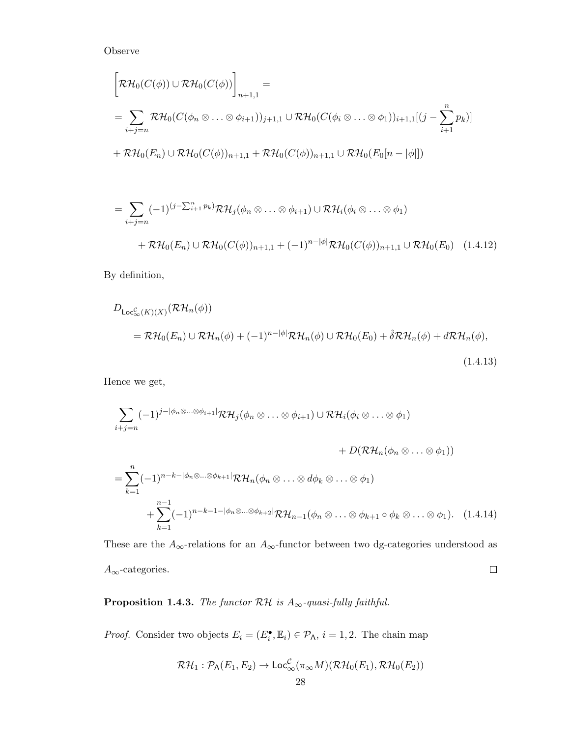Observe

$$
\begin{aligned}
&\Big[\mathcal{RH}_0(C(\phi)) \cup \mathcal{RH}_0(C(\phi))\Big]_{n+1,1} = \\
&= \sum_{i+j=n} \mathcal{RH}_0(C(\phi_n \otimes \ldots \otimes \phi_{i+1}))_{j+1,1} \cup \mathcal{RH}_0(C(\phi_i \otimes \ldots \otimes \phi_1))_{i+1,1}[(j - \sum_{i+1}^{n} p_k)] \\
&+ \mathcal{RH}_0(E_n) \cup \mathcal{RH}_0(C(\phi))_{n+1,1} + \mathcal{RH}_0(C(\phi))_{n+1,1} \cup \mathcal{RH}_0(E_0[n - |\phi|])
\end{aligned}
$$

$$
\begin{aligned}
&= \sum_{i+j=n} (-1)^{(j - \sum_{i+1}^{n} p_k)} \mathcal{RH}_j(\phi_n \otimes \ldots \otimes \phi_{i+1}) \cup \mathcal{RH}_i(\phi_i \otimes \ldots \otimes \phi_1) \\
&\qquad + \mathcal{RH}_0(E_n) \cup \mathcal{RH}_0(C(\phi))_{n+1,1} + (-1)^{n-|\phi|} \mathcal{RH}_0(C(\phi))_{n+1,1} \cup \mathcal{RH}_0(E_0) \quad (1.4.12)
\end{aligned}
$$

By definition,

$$
\begin{aligned}
&D_{\mathsf{Loc}^{\mathcal{C}}_{\infty}(K)(X)}(\mathcal{RH}_n(\phi)) \\
&\qquad = \mathcal{RH}_0(E_n) \cup \mathcal{RH}_n(\phi) + (-1)^{n-|\phi|} \mathcal{RH}_n(\phi) \cup \mathcal{RH}_0(E_0) + \hat{\delta}\mathcal{RH}_n(\phi) + d\mathcal{RH}_n(\phi),
\end{aligned}
\tag{1.4.13}
$$

Hence we get,

$$
\begin{aligned}
&\sum_{i+j=n} (-1)^{j - |\phi_n \otimes \ldots \otimes \phi_{i+1}|} \mathcal{RH}_j(\phi_n \otimes \ldots \otimes \phi_{i+1}) \cup \mathcal{RH}_i(\phi_i \otimes \ldots \otimes \phi_1) \\
&\qquad\qquad\qquad\qquad + D(\mathcal{RH}_n(\phi_n \otimes \ldots \otimes \phi_1)) \\
&= \sum_{k=1}^{n} (-1)^{n-k-|\phi_n \otimes \ldots \otimes \phi_{k+1}|} \mathcal{RH}_n(\phi_n \otimes \ldots \otimes d\phi_k \otimes \ldots \otimes \phi_1) \\
&\qquad + \sum_{k=1}^{n-1} (-1)^{n-k-1-|\phi_n \otimes \ldots \otimes \phi_{k+2}|} \mathcal{RH}_{n-1}(\phi_n \otimes \ldots \otimes \phi_{k+1} \circ \phi_k \otimes \ldots \otimes \phi_1). \quad (1.4.14)
\end{aligned}
$$

These are the $A_\infty$-relations for an $A_\infty$-functor between two dg-categories understood as $A_\infty$-categories. ☐

**Proposition 1.4.3.** *The functor $\mathcal{RH}$ is $A_\infty$-quasi-fully faithful.*

*Proof.* Consider two objects $E_i = (E_i^\bullet, \mathbb{E}_i) \in \mathcal{P}_{\mathsf{A}}$, $i = 1, 2$. The chain map

$$
\mathcal{RH}_1 : \mathcal{P}_{\mathsf{A}}(E_1, E_2) \to \mathsf{Loc}^{\mathcal{C}}_{\infty}(\pi_\infty M)(\mathcal{RH}_0(E_1), \mathcal{RH}_0(E_2))
$$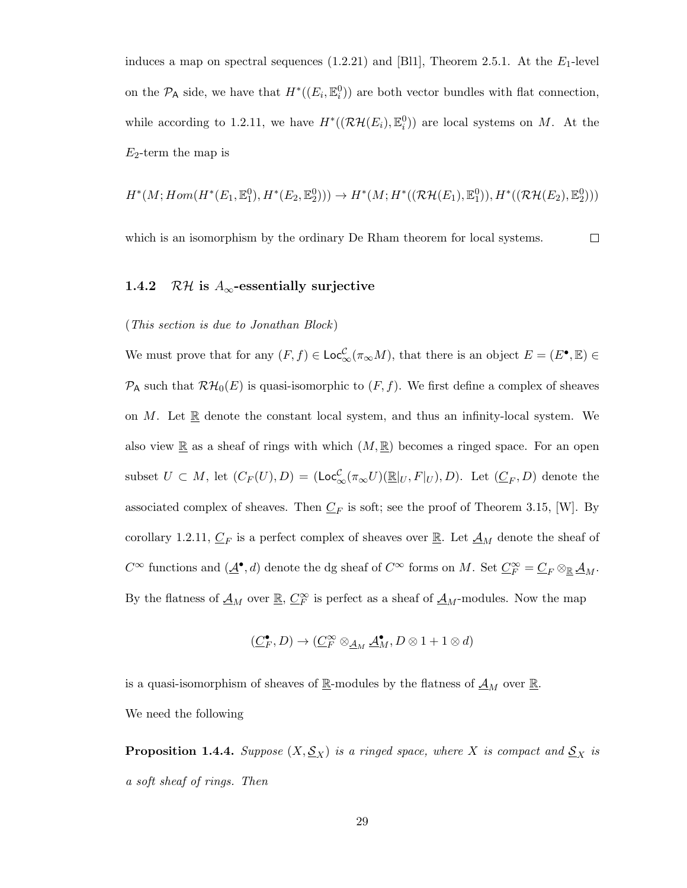induces a map on spectral sequences (1.2.21) and [Bl1], Theorem 2.5.1. At the $E_1$-level on the $\mathcal{P}_{\mathsf{A}}$ side, we have that $H^*((E_i, \mathbb{E}_i^0))$ are both vector bundles with flat connection, while according to 1.2.11, we have $H^*((\mathcal{RH}(E_i), \mathbb{E}_i^0))$ are local systems on $M$. At the $E_2$-term the map is

$$H^*(M; Hom(H^*(E_1, \mathbb{E}_1^0), H^*(E_2, \mathbb{E}_2^0))) \to H^*(M; H^*((\mathcal{RH}(E_1), \mathbb{E}_1^0)), H^*((\mathcal{RH}(E_2), \mathbb{E}_2^0)))$$

which is an isomorphism by the ordinary De Rham theorem for local systems. $\square$

### 1.4.2 $\mathcal{RH}$ is $A_\infty$-essentially surjective

(*This section is due to Jonathan Block*)

We must prove that for any $(F, f) \in \mathsf{Loc}_\infty^{\mathcal{C}}(\pi_\infty M)$, that there is an object $E = (E^\bullet, \mathbb{E}) \in \mathcal{P}_{\mathsf{A}}$ such that $\mathcal{RH}_0(E)$ is quasi-isomorphic to $(F, f)$. We first define a complex of sheaves on $M$. Let $\underline{\mathbb{R}}$ denote the constant local system, and thus an infinity-local system. We also view $\underline{\mathbb{R}}$ as a sheaf of rings with which $(M, \underline{\mathbb{R}})$ becomes a ringed space. For an open subset $U \subset M$, let $(C_F(U), D) = (\mathsf{Loc}_\infty^{\mathcal{C}}(\pi_\infty U)(\underline{\mathbb{R}}|_U, F|_U), D)$. Let $(\underline{C}_F, D)$ denote the associated complex of sheaves. Then $\underline{C}_F$ is soft; see the proof of Theorem 3.15, [W]. By corollary 1.2.11, $\underline{C}_F$ is a perfect complex of sheaves over $\underline{\mathbb{R}}$. Let $\underline{\mathcal{A}}_M$ denote the sheaf of $C^\infty$ functions and $(\underline{\mathcal{A}}^\bullet, d)$ denote the dg sheaf of $C^\infty$ forms on $M$. Set $\underline{C}_F^\infty = \underline{C}_F \otimes_{\underline{\mathbb{R}}} \underline{\mathcal{A}}_M$. By the flatness of $\underline{\mathcal{A}}_M$ over $\underline{\mathbb{R}}$, $\underline{C}_F^\infty$ is perfect as a sheaf of $\underline{\mathcal{A}}_M$-modules. Now the map

$$(\underline{C}_F^\bullet, D) \to (\underline{C}_F^\infty \otimes_{\underline{\mathcal{A}}_M} \underline{\mathcal{A}}_M^\bullet, D \otimes 1 + 1 \otimes d)$$

is a quasi-isomorphism of sheaves of $\underline{\mathbb{R}}$-modules by the flatness of $\underline{\mathcal{A}}_M$ over $\underline{\mathbb{R}}$.

We need the following

**Proposition 1.4.4.** *Suppose $(X, \underline{\mathcal{S}}_X)$ is a ringed space, where $X$ is compact and $\underline{\mathcal{S}}_X$ is a soft sheaf of rings. Then*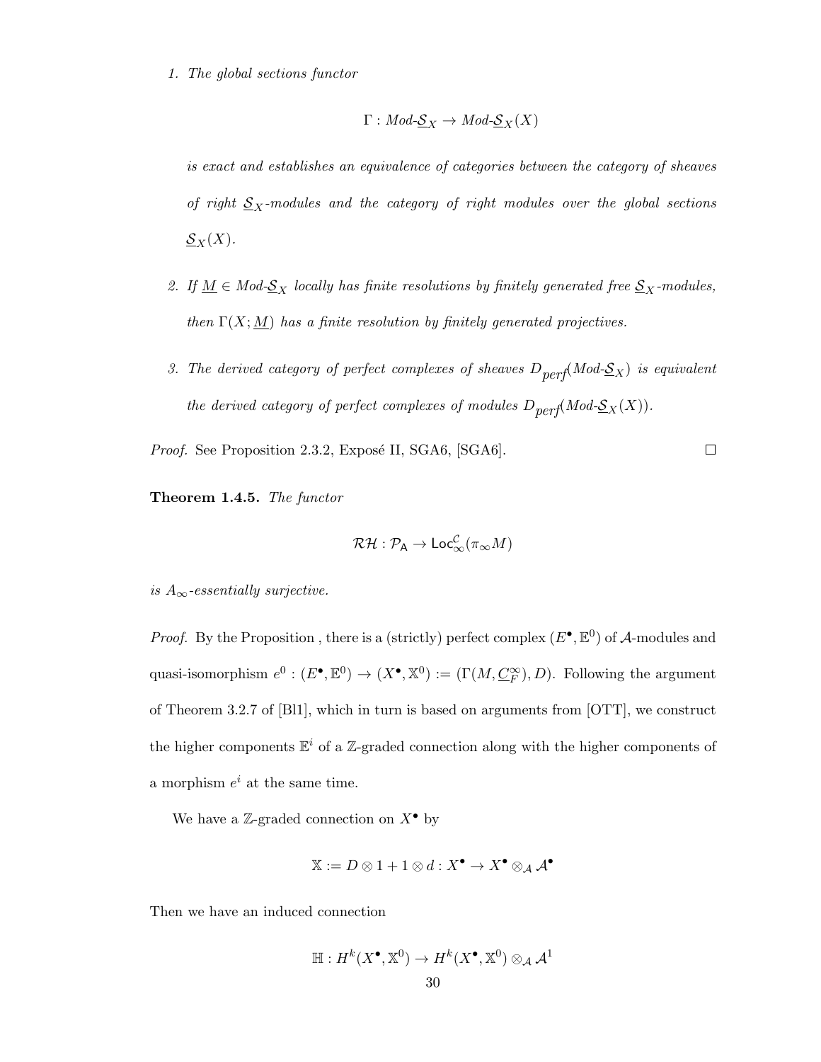1. *The global sections functor*

$$\Gamma : Mod\text{-}\underline{\mathcal{S}}_X \to Mod\text{-}\underline{\mathcal{S}}_X(X)$$

*is exact and establishes an equivalence of categories between the category of sheaves of right $\underline{\mathcal{S}}_X$-modules and the category of right modules over the global sections $\underline{\mathcal{S}}_X(X)$.*

2. *If $\underline{M} \in Mod\text{-}\underline{\mathcal{S}}_X$ locally has finite resolutions by finitely generated free $\underline{\mathcal{S}}_X$-modules, then $\Gamma(X; \underline{M})$ has a finite resolution by finitely generated projectives.*

3. *The derived category of perfect complexes of sheaves $D_{perf}(Mod\text{-}\underline{\mathcal{S}}_X)$ is equivalent the derived category of perfect complexes of modules $D_{perf}(Mod\text{-}\underline{\mathcal{S}}_X(X))$.*

*Proof.* See Proposition 2.3.2, Exposé II, SGA6, [SGA6]. □

**Theorem 1.4.5.** *The functor*

$$\mathcal{RH} : \mathcal{P}_{\mathsf{A}} \to \mathsf{Loc}^{\mathcal{C}}_{\infty}(\pi_{\infty} M)$$

*is $A_\infty$-essentially surjective.*

*Proof.* By the Proposition , there is a (strictly) perfect complex $(E^\bullet, \mathbb{E}^0)$ of $\mathcal{A}$-modules and quasi-isomorphism $e^0 : (E^\bullet, \mathbb{E}^0) \to (X^\bullet, \mathbb{X}^0) := (\Gamma(M, \underline{C}^\infty_F), D)$. Following the argument of Theorem 3.2.7 of [Bl1], which in turn is based on arguments from [OTT], we construct the higher components $\mathbb{E}^i$ of a $\mathbb{Z}$-graded connection along with the higher components of a morphism $e^i$ at the same time.

We have a $\mathbb{Z}$-graded connection on $X^\bullet$ by

$$\mathbb{X} := D \otimes 1 + 1 \otimes d : X^\bullet \to X^\bullet \otimes_{\mathcal{A}} \mathcal{A}^\bullet$$

Then we have an induced connection

$$\mathbb{H} : H^k(X^\bullet, \mathbb{X}^0) \to H^k(X^\bullet, \mathbb{X}^0) \otimes_{\mathcal{A}} \mathcal{A}^1$$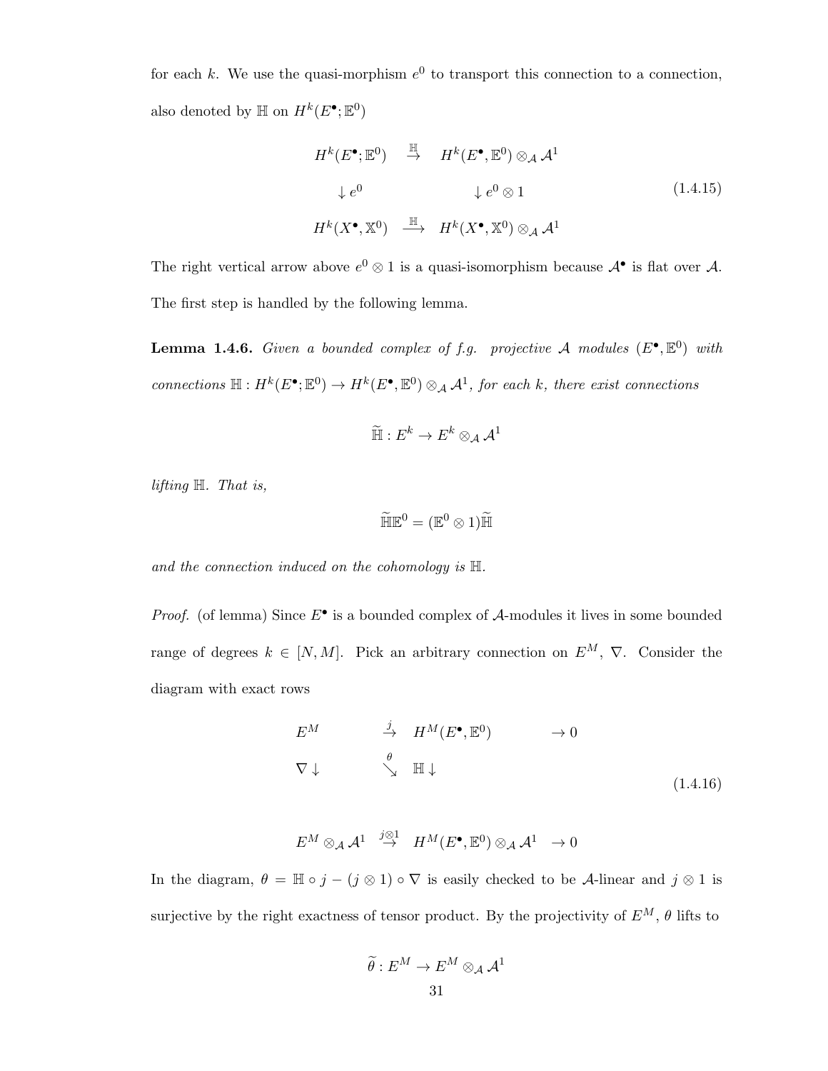for each $k$. We use the quasi-morphism $e^0$ to transport this connection to a connection, also denoted by $\mathbb{H}$ on $H^k(E^\bullet; \mathbb{E}^0)$

$$
\begin{array}{ccc}
H^k(E^\bullet; \mathbb{E}^0) & \overset{\mathbb{H}}{\to} & H^k(E^\bullet, \mathbb{E}^0) \otimes_{\mathcal{A}} \mathcal{A}^1 \\
\downarrow e^0 & & \downarrow e^0 \otimes 1 \\
H^k(X^\bullet, \mathbb{X}^0) & \overset{\mathbb{H}}{\longrightarrow} & H^k(X^\bullet, \mathbb{X}^0) \otimes_{\mathcal{A}} \mathcal{A}^1
\end{array}
\tag{1.4.15}
$$

The right vertical arrow above $e^0 \otimes 1$ is a quasi-isomorphism because $\mathcal{A}^\bullet$ is flat over $\mathcal{A}$. The first step is handled by the following lemma.

**Lemma 1.4.6.** *Given a bounded complex of f.g. projective $\mathcal{A}$ modules $(E^\bullet, \mathbb{E}^0)$ with connections $\mathbb{H} : H^k(E^\bullet; \mathbb{E}^0) \to H^k(E^\bullet, \mathbb{E}^0) \otimes_{\mathcal{A}} \mathcal{A}^1$, for each $k$, there exist connections*

$$\widetilde{\mathbb{H}} : E^k \to E^k \otimes_{\mathcal{A}} \mathcal{A}^1$$

*lifting $\mathbb{H}$. That is,*

$$\widetilde{\mathbb{H}}\mathbb{E}^0 = (\mathbb{E}^0 \otimes 1)\widetilde{\mathbb{H}}$$

*and the connection induced on the cohomology is $\mathbb{H}$.*

*Proof.* (of lemma) Since $E^\bullet$ is a bounded complex of $\mathcal{A}$-modules it lives in some bounded range of degrees $k \in [N, M]$. Pick an arbitrary connection on $E^M$, $\nabla$. Consider the diagram with exact rows

$$
\begin{array}{cccc}
E^M & \overset{j}{\to} & H^M(E^\bullet, \mathbb{E}^0) & \to 0 \\
\nabla \downarrow & \overset{\theta}{\searrow} & \mathbb{H} \downarrow & \\
E^M \otimes_{\mathcal{A}} \mathcal{A}^1 & \overset{j \otimes 1}{\to} & H^M(E^\bullet, \mathbb{E}^0) \otimes_{\mathcal{A}} \mathcal{A}^1 & \to 0
\end{array}
\tag{1.4.16}
$$

In the diagram, $\theta = \mathbb{H} \circ j - (j \otimes 1) \circ \nabla$ is easily checked to be $\mathcal{A}$-linear and $j \otimes 1$ is surjective by the right exactness of tensor product. By the projectivity of $E^M$, $\theta$ lifts to

$$\widetilde{\theta} : E^M \to E^M \otimes_{\mathcal{A}} \mathcal{A}^1$$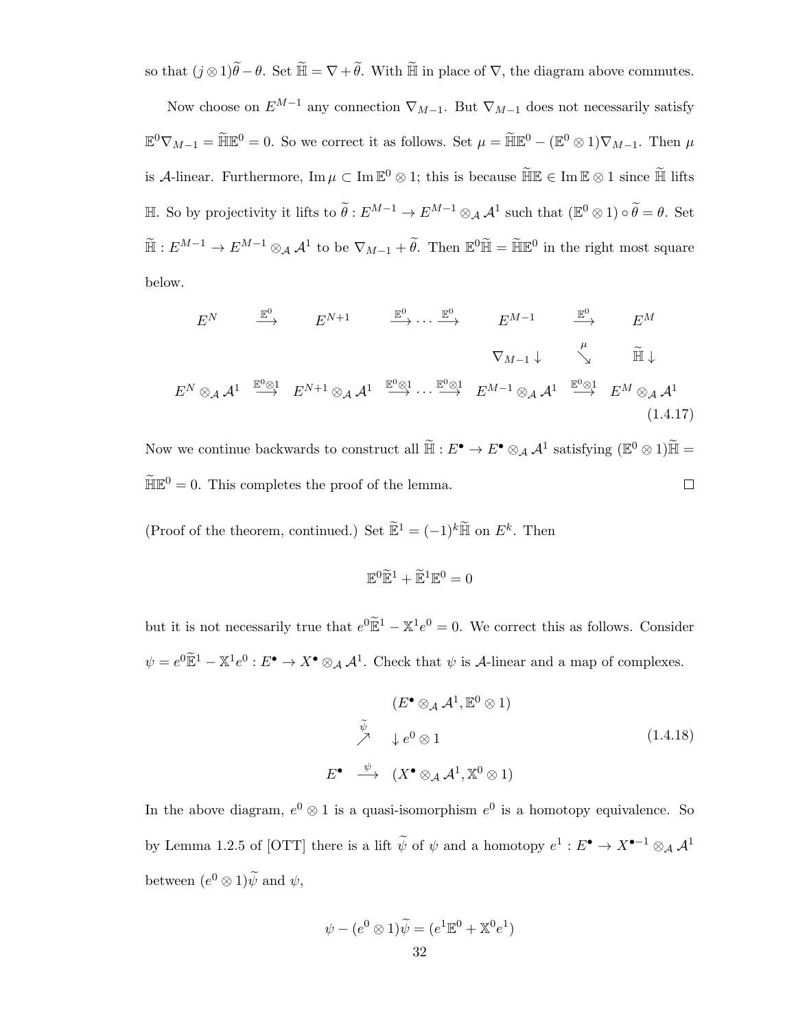so that $(j \otimes 1)\widetilde{\theta} - \theta$. Set $\widetilde{\mathbb{H}} = \nabla + \widetilde{\theta}$. With $\widetilde{\mathbb{H}}$ in place of $\nabla$, the diagram above commutes.

Now choose on $E^{M-1}$ any connection $\nabla_{M-1}$. But $\nabla_{M-1}$ does not necessarily satisfy $\mathbb{E}^0\nabla_{M-1} = \widetilde{\mathbb{H}}\mathbb{E}^0 = 0$. So we correct it as follows. Set $\mu = \widetilde{\mathbb{H}}\mathbb{E}^0 - (\mathbb{E}^0 \otimes 1)\nabla_{M-1}$. Then $\mu$ is $\mathcal{A}$-linear. Furthermore, $\operatorname{Im}\mu \subset \operatorname{Im}\mathbb{E}^0 \otimes 1$; this is because $\widetilde{\mathbb{H}}\mathbb{E} \in \operatorname{Im}\mathbb{E} \otimes 1$ since $\widetilde{\mathbb{H}}$ lifts $\mathbb{H}$. So by projectivity it lifts to $\widetilde{\theta} : E^{M-1} \to E^{M-1} \otimes_{\mathcal{A}} \mathcal{A}^1$ such that $(\mathbb{E}^0 \otimes 1) \circ \widetilde{\theta} = \theta$. Set $\widetilde{\mathbb{H}} : E^{M-1} \to E^{M-1} \otimes_{\mathcal{A}} \mathcal{A}^1$ to be $\nabla_{M-1} + \widetilde{\theta}$. Then $\mathbb{E}^0\widetilde{\mathbb{H}} = \widetilde{\mathbb{H}}\mathbb{E}^0$ in the right most square below.

$$
\begin{array}{ccccccccc}
E^N & \xrightarrow{\mathbb{E}^0} & E^{N+1} & \xrightarrow{\mathbb{E}^0} \cdots \xrightarrow{\mathbb{E}^0} & E^{M-1} & \xrightarrow{\mathbb{E}^0} & E^M \\
 & & & & \nabla_{M-1}\downarrow & \overset{\mu}{\searrow} & \widetilde{\mathbb{H}}\downarrow \\
E^N \otimes_{\mathcal{A}} \mathcal{A}^1 & \xrightarrow{\mathbb{E}^0\otimes 1} & E^{N+1} \otimes_{\mathcal{A}} \mathcal{A}^1 & \xrightarrow{\mathbb{E}^0\otimes 1} \cdots \xrightarrow{\mathbb{E}^0\otimes 1} & E^{M-1} \otimes_{\mathcal{A}} \mathcal{A}^1 & \xrightarrow{\mathbb{E}^0\otimes 1} & E^M \otimes_{\mathcal{A}} \mathcal{A}^1
\end{array}
\tag{1.4.17}
$$

Now we continue backwards to construct all $\widetilde{\mathbb{H}} : E^\bullet \to E^\bullet \otimes_{\mathcal{A}} \mathcal{A}^1$ satisfying $(\mathbb{E}^0 \otimes 1)\widetilde{\mathbb{H}} = \widetilde{\mathbb{H}}\mathbb{E}^0 = 0$. This completes the proof of the lemma. $\square$

(Proof of the theorem, continued.) Set $\widetilde{\mathbb{E}}^1 = (-1)^k\widetilde{\mathbb{H}}$ on $E^k$. Then

$$
\mathbb{E}^0\widetilde{\mathbb{E}}^1 + \widetilde{\mathbb{E}}^1\mathbb{E}^0 = 0
$$

but it is not necessarily true that $e^0\widetilde{\mathbb{E}}^1 - \mathbb{X}^1e^0 = 0$. We correct this as follows. Consider $\psi = e^0\widetilde{\mathbb{E}}^1 - \mathbb{X}^1e^0 : E^\bullet \to X^\bullet \otimes_{\mathcal{A}} \mathcal{A}^1$. Check that $\psi$ is $\mathcal{A}$-linear and a map of complexes.

$$
\begin{array}{ccc}
 & & (E^\bullet \otimes_{\mathcal{A}} \mathcal{A}^1, \mathbb{E}^0 \otimes 1) \\
 & \overset{\widetilde{\psi}}{\nearrow} & \downarrow e^0 \otimes 1 \\
E^\bullet & \xrightarrow{\psi} & (X^\bullet \otimes_{\mathcal{A}} \mathcal{A}^1, \mathbb{X}^0 \otimes 1)
\end{array}
\tag{1.4.18}
$$

In the above diagram, $e^0 \otimes 1$ is a quasi-isomorphism $e^0$ is a homotopy equivalence. So by Lemma 1.2.5 of [OTT] there is a lift $\widetilde{\psi}$ of $\psi$ and a homotopy $e^1 : E^\bullet \to X^{\bullet-1} \otimes_{\mathcal{A}} \mathcal{A}^1$ between $(e^0 \otimes 1)\widetilde{\psi}$ and $\psi$,

$$
\psi - (e^0 \otimes 1)\widetilde{\psi} = (e^1\mathbb{E}^0 + \mathbb{X}^0e^1)
$$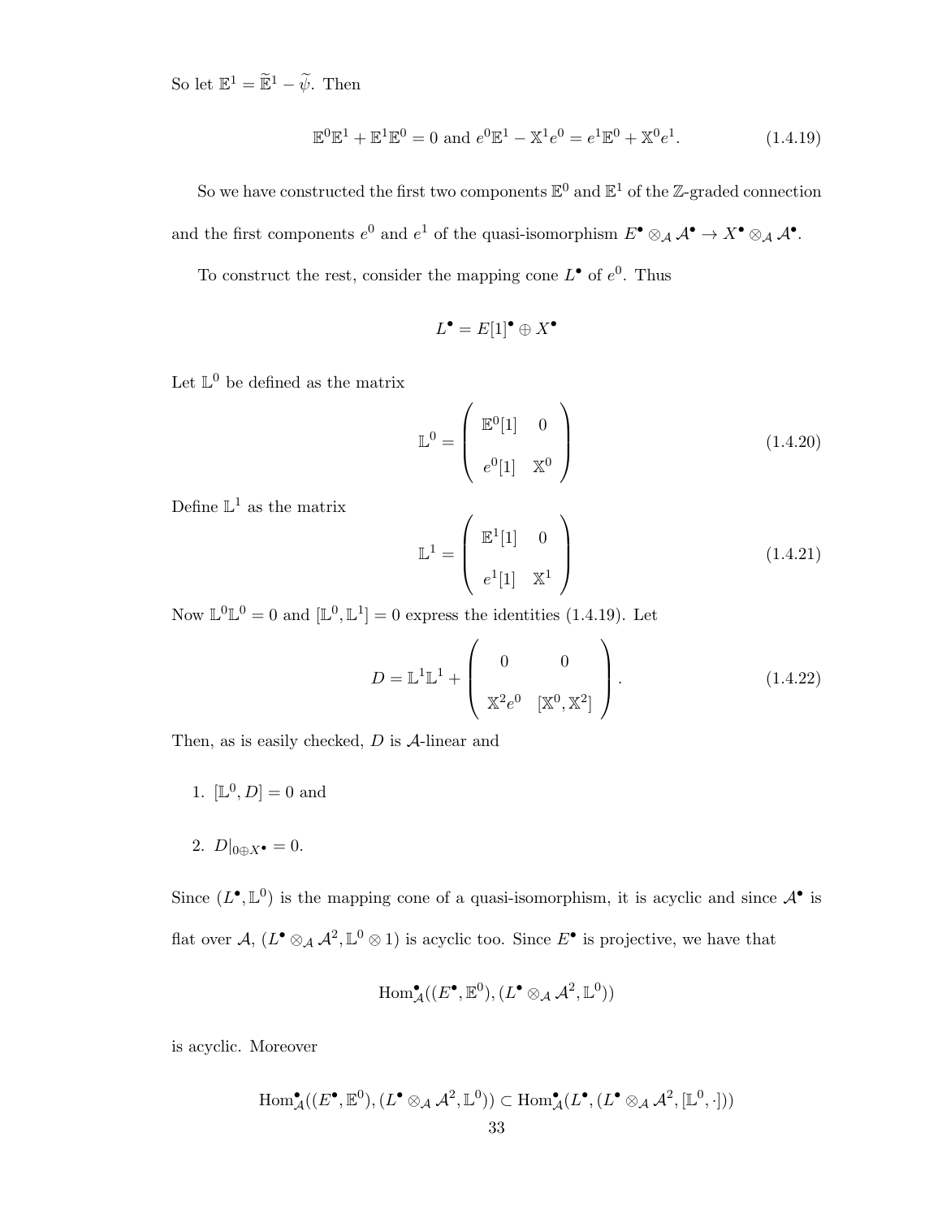So let $\mathbb{E}^1 = \widetilde{\mathbb{E}}^1 - \widetilde{\psi}$. Then

$$\mathbb{E}^0\mathbb{E}^1 + \mathbb{E}^1\mathbb{E}^0 = 0 \text{ and } e^0\mathbb{E}^1 - \mathbb{X}^1 e^0 = e^1\mathbb{E}^0 + \mathbb{X}^0 e^1. \tag{1.4.19}$$

So we have constructed the first two components $\mathbb{E}^0$ and $\mathbb{E}^1$ of the $\mathbb{Z}$-graded connection and the first components $e^0$ and $e^1$ of the quasi-isomorphism $E^\bullet \otimes_{\mathcal{A}} \mathcal{A}^\bullet \to X^\bullet \otimes_{\mathcal{A}} \mathcal{A}^\bullet$.

To construct the rest, consider the mapping cone $L^\bullet$ of $e^0$. Thus

$$L^\bullet = E[1]^\bullet \oplus X^\bullet$$

Let $\mathbb{L}^0$ be defined as the matrix

$$\mathbb{L}^0 = \begin{pmatrix} \mathbb{E}^0[1] & 0 \\ e^0[1] & \mathbb{X}^0 \end{pmatrix} \tag{1.4.20}$$

Define $\mathbb{L}^1$ as the matrix

$$\mathbb{L}^1 = \begin{pmatrix} \mathbb{E}^1[1] & 0 \\ e^1[1] & \mathbb{X}^1 \end{pmatrix} \tag{1.4.21}$$

Now $\mathbb{L}^0\mathbb{L}^0 = 0$ and $[\mathbb{L}^0, \mathbb{L}^1] = 0$ express the identities (1.4.19). Let

$$D = \mathbb{L}^1\mathbb{L}^1 + \begin{pmatrix} 0 & 0 \\ \mathbb{X}^2 e^0 & [\mathbb{X}^0, \mathbb{X}^2] \end{pmatrix}. \tag{1.4.22}$$

Then, as is easily checked, $D$ is $\mathcal{A}$-linear and

1. $[\mathbb{L}^0, D] = 0$ and
2. $D|_{0\oplus X^\bullet} = 0$.

Since $(L^\bullet, \mathbb{L}^0)$ is the mapping cone of a quasi-isomorphism, it is acyclic and since $\mathcal{A}^\bullet$ is flat over $\mathcal{A}$, $(L^\bullet \otimes_{\mathcal{A}} \mathcal{A}^2, \mathbb{L}^0 \otimes 1)$ is acyclic too. Since $E^\bullet$ is projective, we have that

$$\mathrm{Hom}^\bullet_{\mathcal{A}}((E^\bullet, \mathbb{E}^0), (L^\bullet \otimes_{\mathcal{A}} \mathcal{A}^2, \mathbb{L}^0))$$

is acyclic. Moreover

$$\mathrm{Hom}^\bullet_{\mathcal{A}}((E^\bullet, \mathbb{E}^0), (L^\bullet \otimes_{\mathcal{A}} \mathcal{A}^2, \mathbb{L}^0)) \subset \mathrm{Hom}^\bullet_{\mathcal{A}}(L^\bullet, (L^\bullet \otimes_{\mathcal{A}} \mathcal{A}^2, [\mathbb{L}^0, \cdot]))$$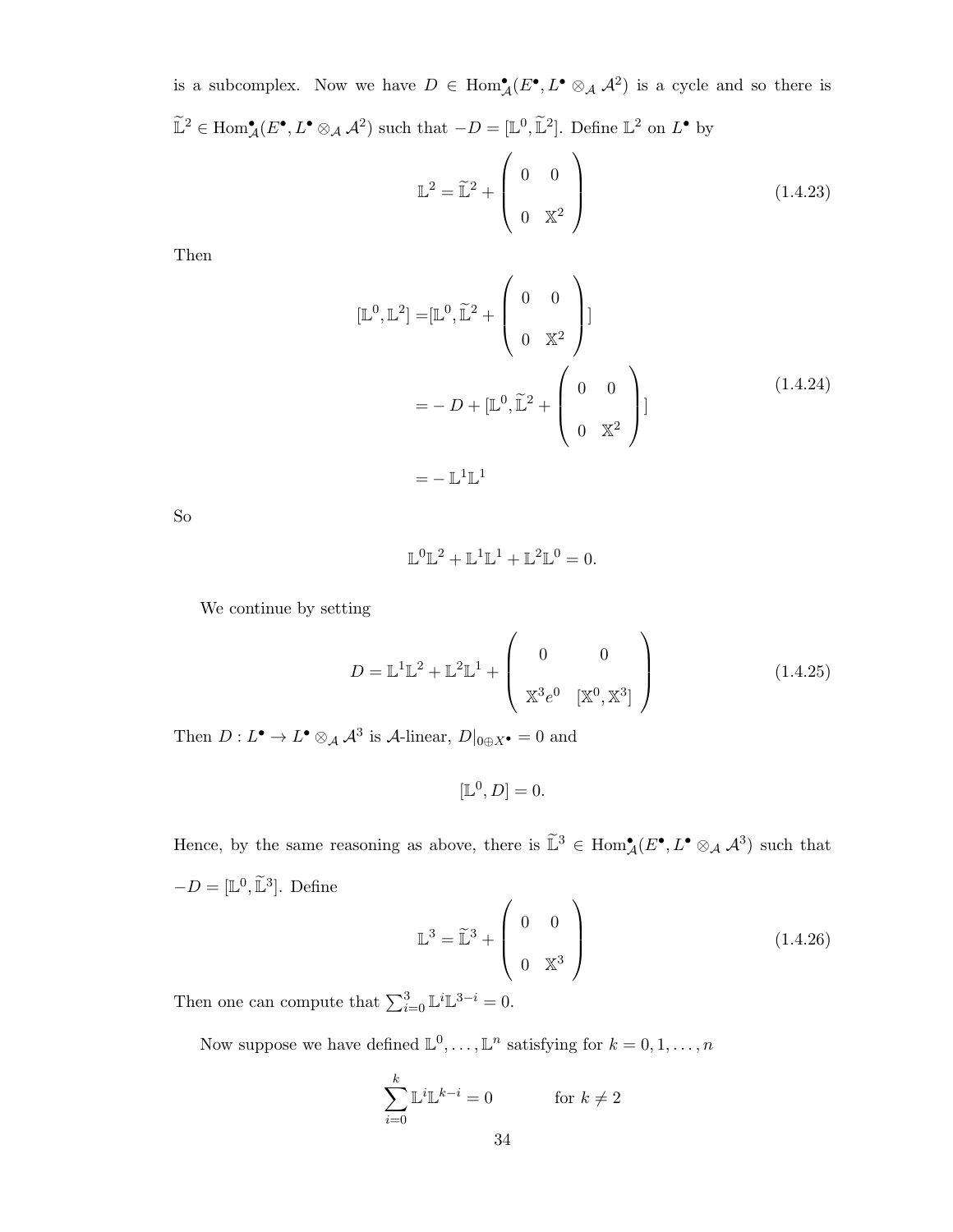is a subcomplex. Now we have $D \in \mathrm{Hom}^{\bullet}_{\mathcal{A}}(E^{\bullet}, L^{\bullet} \otimes_{\mathcal{A}} \mathcal{A}^2)$ is a cycle and so there is $\widetilde{\mathbb{L}}^2 \in \mathrm{Hom}^{\bullet}_{\mathcal{A}}(E^{\bullet}, L^{\bullet} \otimes_{\mathcal{A}} \mathcal{A}^2)$ such that $-D = [\mathbb{L}^0, \widetilde{\mathbb{L}}^2]$. Define $\mathbb{L}^2$ on $L^{\bullet}$ by

$$\mathbb{L}^2 = \widetilde{\mathbb{L}}^2 + \begin{pmatrix} 0 & 0 \\ 0 & \mathbb{X}^2 \end{pmatrix} \tag{1.4.23}$$

Then

$$\begin{aligned}
[\mathbb{L}^0, \mathbb{L}^2] =& [\mathbb{L}^0, \widetilde{\mathbb{L}}^2 + \begin{pmatrix} 0 & 0 \\ 0 & \mathbb{X}^2 \end{pmatrix}] \\
=& -D + [\mathbb{L}^0, \widetilde{\mathbb{L}}^2 + \begin{pmatrix} 0 & 0 \\ 0 & \mathbb{X}^2 \end{pmatrix}] \\
=& -\mathbb{L}^1\mathbb{L}^1
\end{aligned} \tag{1.4.24}$$

So

$$\mathbb{L}^0\mathbb{L}^2 + \mathbb{L}^1\mathbb{L}^1 + \mathbb{L}^2\mathbb{L}^0 = 0.$$

We continue by setting

$$D = \mathbb{L}^1\mathbb{L}^2 + \mathbb{L}^2\mathbb{L}^1 + \begin{pmatrix} 0 & 0 \\ \mathbb{X}^3 e^0 & [\mathbb{X}^0, \mathbb{X}^3] \end{pmatrix} \tag{1.4.25}$$

Then $D : L^{\bullet} \to L^{\bullet} \otimes_{\mathcal{A}} \mathcal{A}^3$ is $\mathcal{A}$-linear, $D|_{0 \oplus X^{\bullet}} = 0$ and

$$[\mathbb{L}^0, D] = 0.$$

Hence, by the same reasoning as above, there is $\widetilde{\mathbb{L}}^3 \in \mathrm{Hom}^{\bullet}_{\mathcal{A}}(E^{\bullet}, L^{\bullet} \otimes_{\mathcal{A}} \mathcal{A}^3)$ such that $-D = [\mathbb{L}^0, \widetilde{\mathbb{L}}^3]$. Define

$$\mathbb{L}^3 = \widetilde{\mathbb{L}}^3 + \begin{pmatrix} 0 & 0 \\ 0 & \mathbb{X}^3 \end{pmatrix} \tag{1.4.26}$$

Then one can compute that $\sum_{i=0}^{3} \mathbb{L}^i\mathbb{L}^{3-i} = 0$.

Now suppose we have defined $\mathbb{L}^0, \ldots, \mathbb{L}^n$ satisfying for $k = 0, 1, \ldots, n$

$$\sum_{i=0}^{k} \mathbb{L}^i\mathbb{L}^{k-i} = 0 \qquad \text{for } k \neq 2$$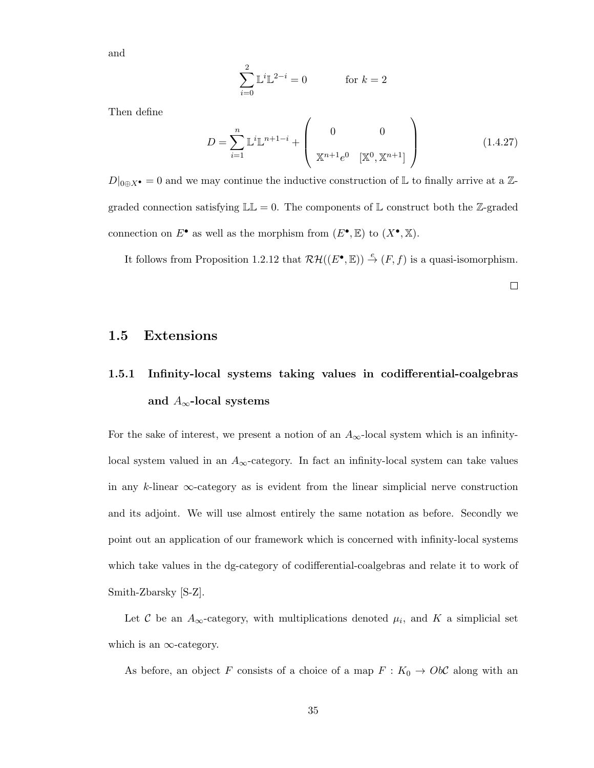and

$$\sum_{i=0}^{2} \mathbb{L}^i \mathbb{L}^{2-i} = 0 \qquad \text{for } k = 2$$

Then define

$$D = \sum_{i=1}^{n} \mathbb{L}^i \mathbb{L}^{n+1-i} + \begin{pmatrix} 0 & 0 \\ \mathbb{X}^{n+1} e^0 & [\mathbb{X}^0, \mathbb{X}^{n+1}] \end{pmatrix} \tag{1.4.27}$$

$D|_{0 \oplus X^\bullet} = 0$ and we may continue the inductive construction of $\mathbb{L}$ to finally arrive at a $\mathbb{Z}$-graded connection satisfying $\mathbb{L}\mathbb{L} = 0$. The components of $\mathbb{L}$ construct both the $\mathbb{Z}$-graded connection on $E^\bullet$ as well as the morphism from $(E^\bullet, \mathbb{E})$ to $(X^\bullet, \mathbb{X})$.

It follows from Proposition 1.2.12 that $\mathcal{RH}((E^\bullet, \mathbb{E})) \xrightarrow{e} (F, f)$ is a quasi-isomorphism.

□

## 1.5 Extensions

### 1.5.1 Infinity-local systems taking values in codifferential-coalgebras and $A_\infty$-local systems

For the sake of interest, we present a notion of an $A_\infty$-local system which is an infinity-local system valued in an $A_\infty$-category. In fact an infinity-local system can take values in any $k$-linear $\infty$-category as is evident from the linear simplicial nerve construction and its adjoint. We will use almost entirely the same notation as before. Secondly we point out an application of our framework which is concerned with infinity-local systems which take values in the dg-category of codifferential-coalgebras and relate it to work of Smith-Zbarsky [S-Z].

Let $\mathcal{C}$ be an $A_\infty$-category, with multiplications denoted $\mu_i$, and $K$ a simplicial set which is an $\infty$-category.

As before, an object $F$ consists of a choice of a map $F : K_0 \to Ob\mathcal{C}$ along with an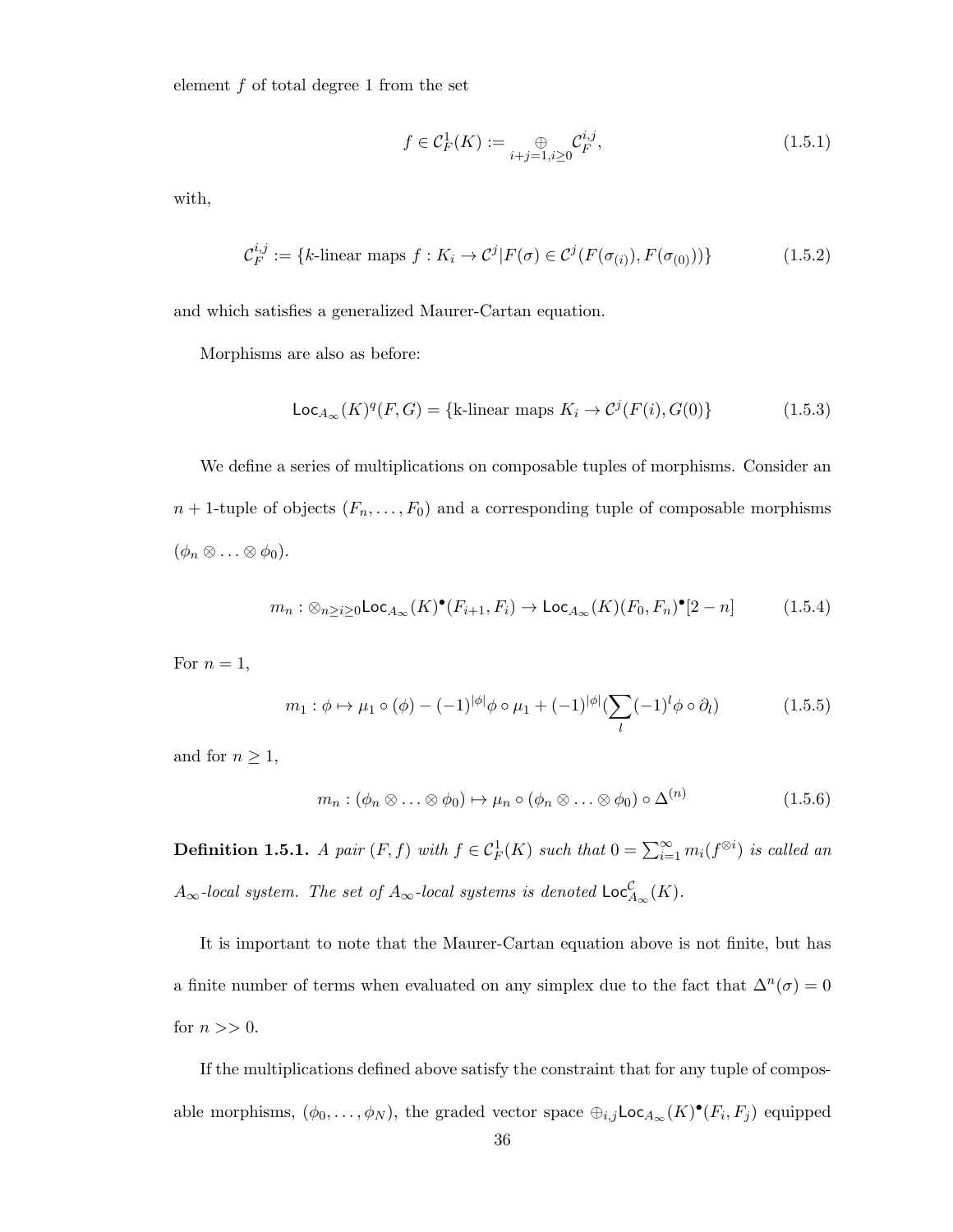element $f$ of total degree 1 from the set

$$f \in \mathcal{C}^1_F(K) := \underset{i+j=1, i\geq 0}{\oplus} \mathcal{C}^{i,j}_F, \tag{1.5.1}$$

with,

$$\mathcal{C}^{i,j}_F := \{k\text{-linear maps } f : K_i \to \mathcal{C}^j | F(\sigma) \in \mathcal{C}^j(F(\sigma_{(i)}), F(\sigma_{(0)}))\} \tag{1.5.2}$$

and which satisfies a generalized Maurer-Cartan equation.

Morphisms are also as before:

$$\mathsf{Loc}_{A_\infty}(K)^q(F,G) = \{\text{k-linear maps } K_i \to \mathcal{C}^j(F(i), G(0)\} \tag{1.5.3}$$

We define a series of multiplications on composable tuples of morphisms. Consider an $n+1$-tuple of objects $(F_n, \ldots, F_0)$ and a corresponding tuple of composable morphisms $(\phi_n \otimes \ldots \otimes \phi_0)$.

$$m_n : \otimes_{n \geq i \geq 0} \mathsf{Loc}_{A_\infty}(K)^\bullet(F_{i+1}, F_i) \to \mathsf{Loc}_{A_\infty}(K)(F_0, F_n)^\bullet[2-n] \tag{1.5.4}$$

For $n = 1$,

$$m_1 : \phi \mapsto \mu_1 \circ (\phi) - (-1)^{|\phi|}\phi \circ \mu_1 + (-1)^{|\phi|}(\sum_l (-1)^l \phi \circ \partial_l) \tag{1.5.5}$$

and for $n \geq 1$,

$$m_n : (\phi_n \otimes \ldots \otimes \phi_0) \mapsto \mu_n \circ (\phi_n \otimes \ldots \otimes \phi_0) \circ \Delta^{(n)} \tag{1.5.6}$$

**Definition 1.5.1.** *A pair $(F, f)$ with $f \in \mathcal{C}^1_F(K)$ such that $0 = \sum_{i=1}^\infty m_i(f^{\otimes i})$ is called an $A_\infty$-local system. The set of $A_\infty$-local systems is denoted $\mathsf{Loc}^{\mathcal{C}}_{A_\infty}(K)$.*

It is important to note that the Maurer-Cartan equation above is not finite, but has a finite number of terms when evaluated on any simplex due to the fact that $\Delta^n(\sigma) = 0$ for $n >> 0$.

If the multiplications defined above satisfy the constraint that for any tuple of composable morphisms, $(\phi_0, \ldots, \phi_N)$, the graded vector space $\oplus_{i,j} \mathsf{Loc}_{A_\infty}(K)^\bullet(F_i, F_j)$ equipped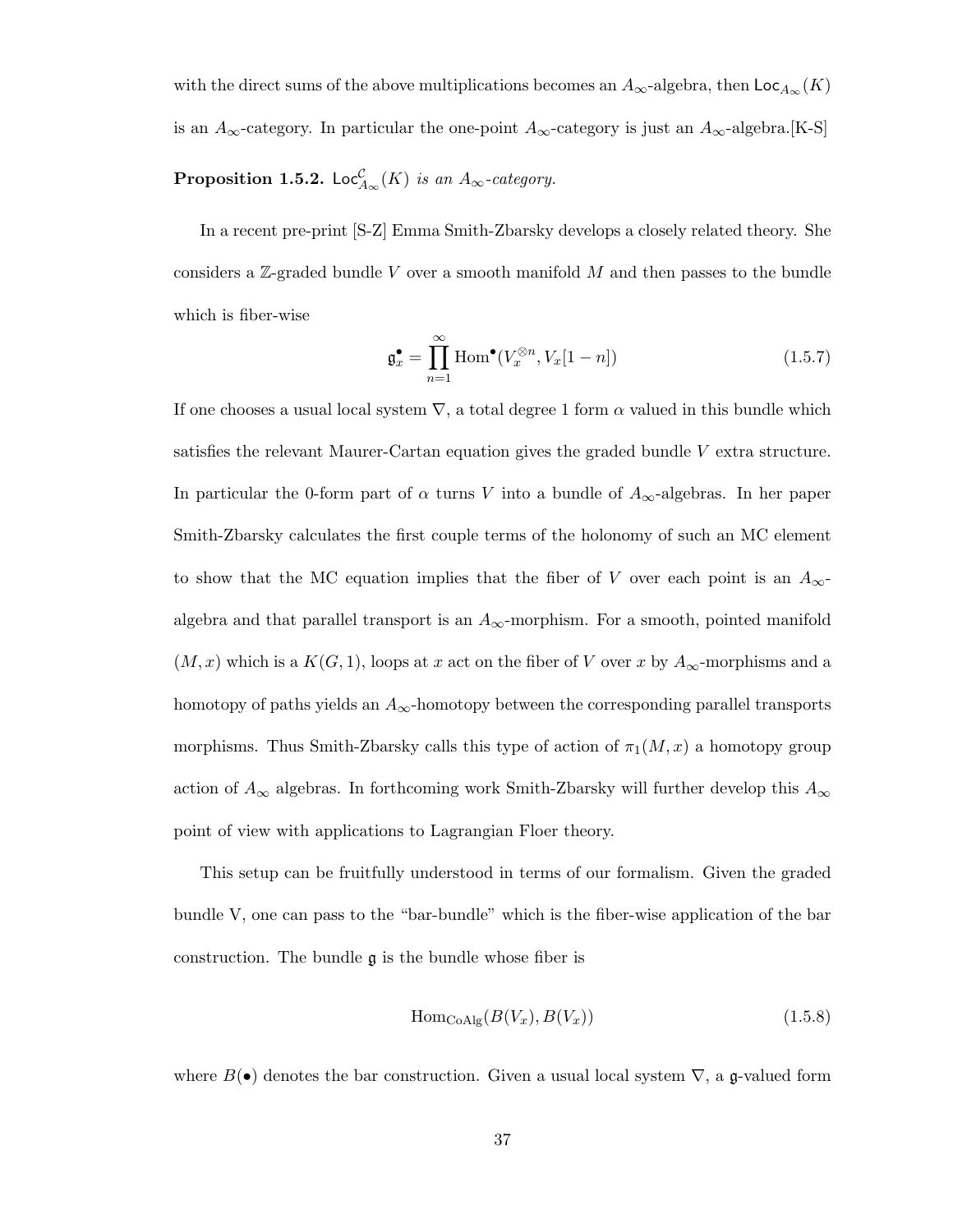with the direct sums of the above multiplications becomes an $A_\infty$-algebra, then $\mathsf{Loc}_{A_\infty}(K)$ is an $A_\infty$-category. In particular the one-point $A_\infty$-category is just an $A_\infty$-algebra.[K-S]

**Proposition 1.5.2.** *$\mathsf{Loc}^{\mathcal{C}}_{A_\infty}(K)$ is an $A_\infty$-category.*

In a recent pre-print [S-Z] Emma Smith-Zbarsky develops a closely related theory. She considers a $\mathbb{Z}$-graded bundle $V$ over a smooth manifold $M$ and then passes to the bundle which is fiber-wise

$$\mathfrak{g}^\bullet_x = \prod_{n=1}^{\infty} \mathrm{Hom}^\bullet(V_x^{\otimes n}, V_x[1-n]) \tag{1.5.7}$$

If one chooses a usual local system $\nabla$, a total degree 1 form $\alpha$ valued in this bundle which satisfies the relevant Maurer-Cartan equation gives the graded bundle $V$ extra structure. In particular the 0-form part of $\alpha$ turns $V$ into a bundle of $A_\infty$-algebras. In her paper Smith-Zbarsky calculates the first couple terms of the holonomy of such an MC element to show that the MC equation implies that the fiber of $V$ over each point is an $A_\infty$-algebra and that parallel transport is an $A_\infty$-morphism. For a smooth, pointed manifold $(M, x)$ which is a $K(G, 1)$, loops at $x$ act on the fiber of $V$ over $x$ by $A_\infty$-morphisms and a homotopy of paths yields an $A_\infty$-homotopy between the corresponding parallel transports morphisms. Thus Smith-Zbarsky calls this type of action of $\pi_1(M, x)$ a homotopy group action of $A_\infty$ algebras. In forthcoming work Smith-Zbarsky will further develop this $A_\infty$ point of view with applications to Lagrangian Floer theory.

This setup can be fruitfully understood in terms of our formalism. Given the graded bundle V, one can pass to the "bar-bundle" which is the fiber-wise application of the bar construction. The bundle $\mathfrak{g}$ is the bundle whose fiber is

$$\mathrm{Hom}_{\mathrm{CoAlg}}(B(V_x), B(V_x)) \tag{1.5.8}$$

where $B(\bullet)$ denotes the bar construction. Given a usual local system $\nabla$, a $\mathfrak{g}$-valued form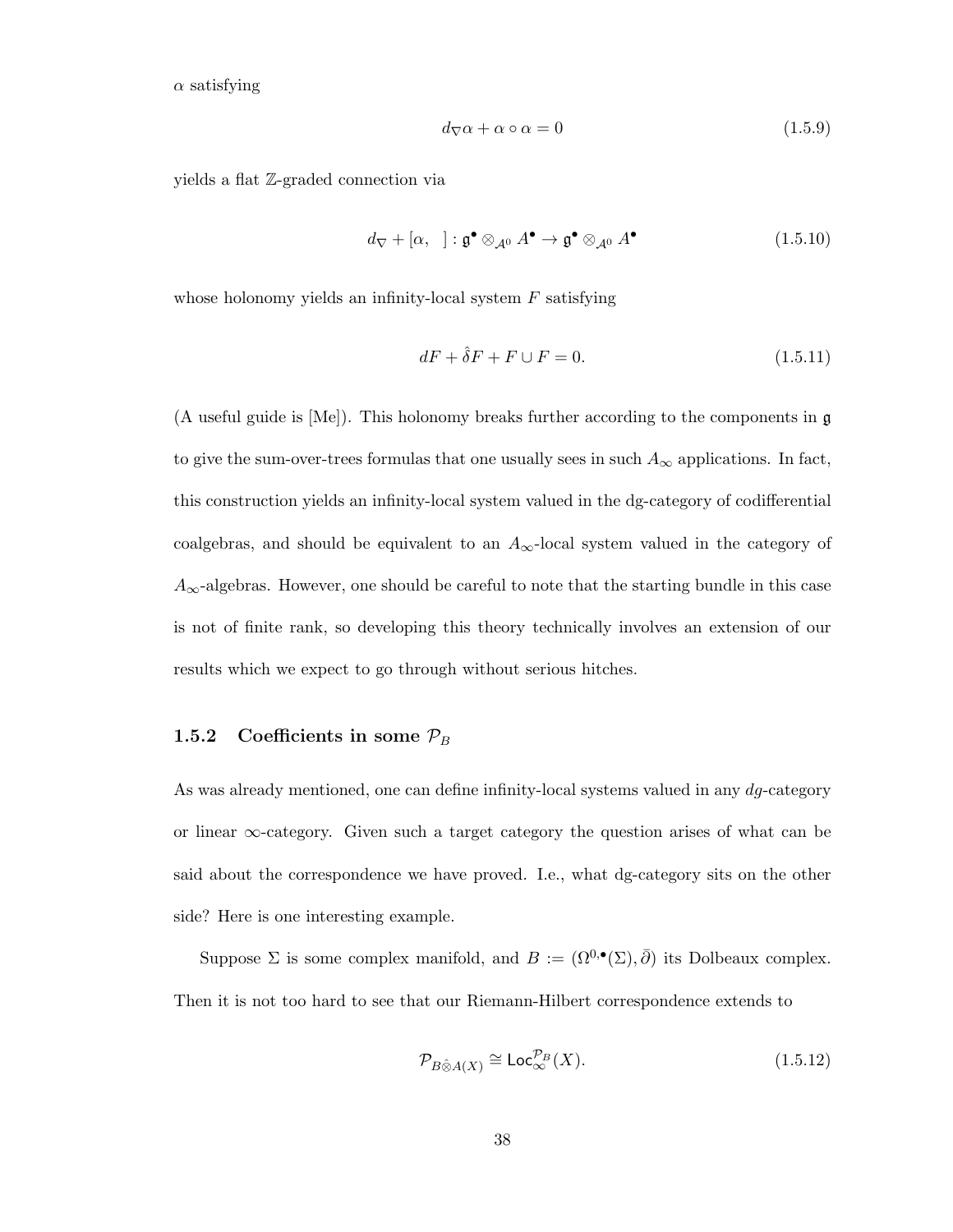$\alpha$ satisfying

$$d_\nabla \alpha + \alpha \circ \alpha = 0 \tag{1.5.9}$$

yields a flat $\mathbb{Z}$-graded connection via

$$d_\nabla + [\alpha, \ \ ] : \mathfrak{g}^\bullet \otimes_{\mathcal{A}^0} A^\bullet \to \mathfrak{g}^\bullet \otimes_{\mathcal{A}^0} A^\bullet \tag{1.5.10}$$

whose holonomy yields an infinity-local system $F$ satisfying

$$dF + \hat{\delta} F + F \cup F = 0. \tag{1.5.11}$$

(A useful guide is [Me]). This holonomy breaks further according to the components in $\mathfrak{g}$ to give the sum-over-trees formulas that one usually sees in such $A_\infty$ applications. In fact, this construction yields an infinity-local system valued in the dg-category of codifferential coalgebras, and should be equivalent to an $A_\infty$-local system valued in the category of $A_\infty$-algebras. However, one should be careful to note that the starting bundle in this case is not of finite rank, so developing this theory technically involves an extension of our results which we expect to go through without serious hitches.

### 1.5.2 Coefficients in some $\mathcal{P}_B$

As was already mentioned, one can define infinity-local systems valued in any *dg*-category or linear $\infty$-category. Given such a target category the question arises of what can be said about the correspondence we have proved. I.e., what dg-category sits on the other side? Here is one interesting example.

Suppose $\Sigma$ is some complex manifold, and $B := (\Omega^{0,\bullet}(\Sigma), \bar{\partial})$ its Dolbeaux complex. Then it is not too hard to see that our Riemann-Hilbert correspondence extends to

$$\mathcal{P}_{B \hat{\otimes} A(X)} \cong \mathsf{Loc}_\infty^{\mathcal{P}_B}(X). \tag{1.5.12}$$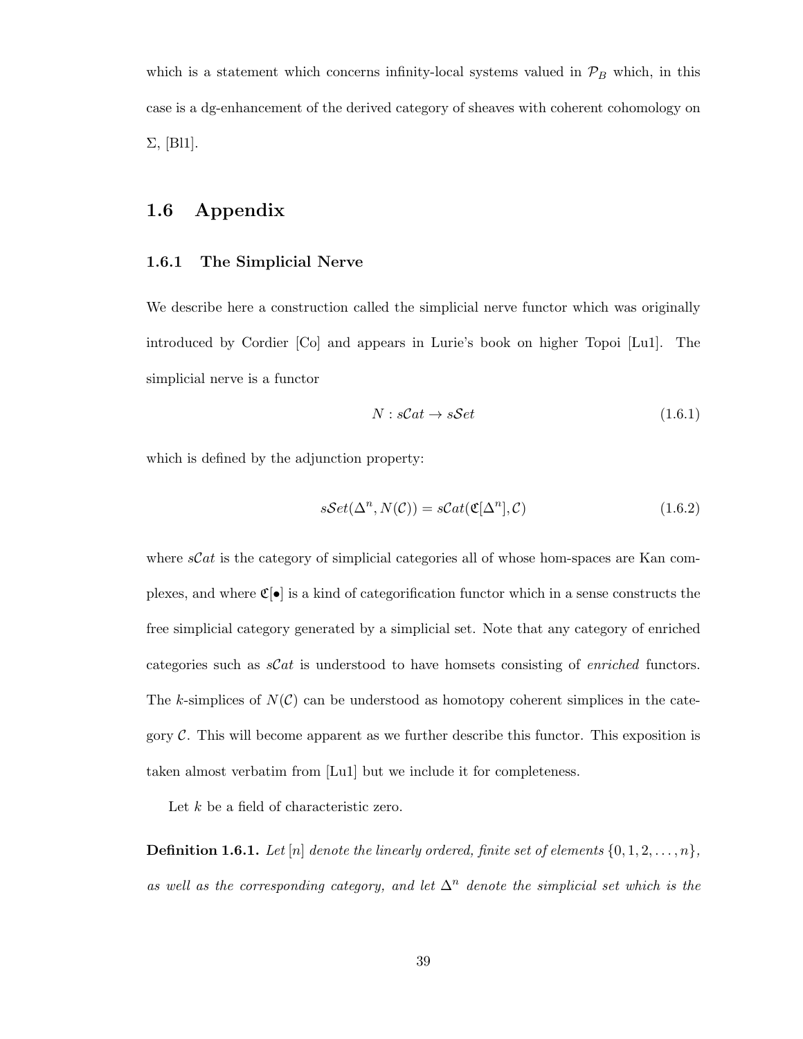which is a statement which concerns infinity-local systems valued in $\mathcal{P}_B$ which, in this case is a dg-enhancement of the derived category of sheaves with coherent cohomology on $\Sigma$, [Bl1].

## 1.6 Appendix

### 1.6.1 The Simplicial Nerve

We describe here a construction called the simplicial nerve functor which was originally introduced by Cordier [Co] and appears in Lurie's book on higher Topoi [Lu1]. The simplicial nerve is a functor

$$N : s\mathcal{C}at \to s\mathcal{S}et \tag{1.6.1}$$

which is defined by the adjunction property:

$$s\mathcal{S}et(\Delta^n, N(\mathcal{C})) = s\mathcal{C}at(\mathfrak{C}[\Delta^n], \mathcal{C}) \tag{1.6.2}$$

where $s\mathcal{C}at$ is the category of simplicial categories all of whose hom-spaces are Kan complexes, and where $\mathfrak{C}[\bullet]$ is a kind of categorification functor which in a sense constructs the free simplicial category generated by a simplicial set. Note that any category of enriched categories such as $s\mathcal{C}at$ is understood to have homsets consisting of *enriched* functors. The $k$-simplices of $N(\mathcal{C})$ can be understood as homotopy coherent simplices in the category $\mathcal{C}$. This will become apparent as we further describe this functor. This exposition is taken almost verbatim from [Lu1] but we include it for completeness.

Let $k$ be a field of characteristic zero.

**Definition 1.6.1.** *Let $[n]$ denote the linearly ordered, finite set of elements $\{0, 1, 2, \ldots, n\}$, as well as the corresponding category, and let $\Delta^n$ denote the simplicial set which is the*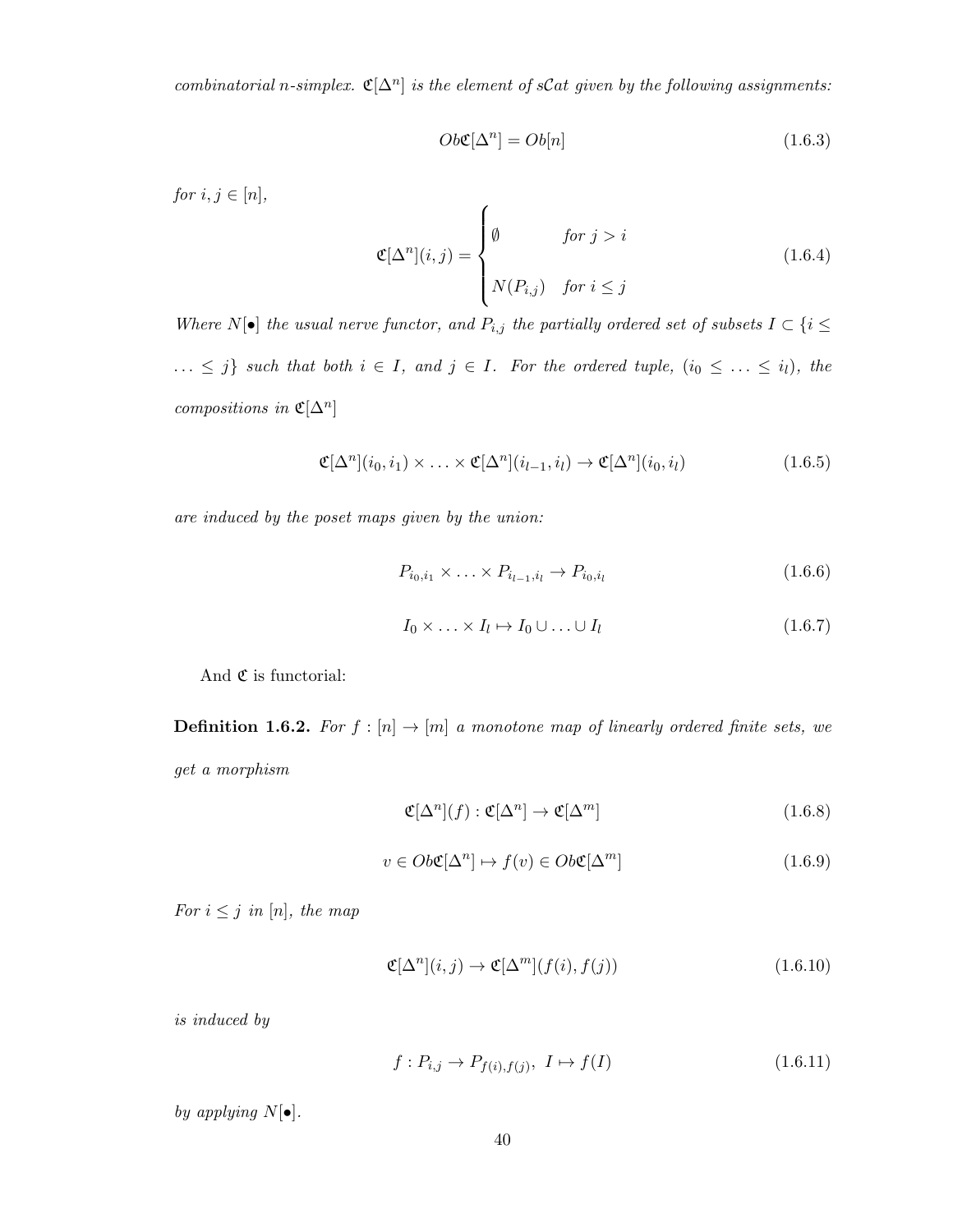*combinatorial n-simplex.* $\mathfrak{C}[\Delta^n]$ *is the element of* $s\mathcal{C}at$ *given by the following assignments:*

$$Ob\mathfrak{C}[\Delta^n] = Ob[n] \tag{1.6.3}$$

*for* $i, j \in [n]$,

$$\mathfrak{C}[\Delta^n](i,j) = \begin{cases} \emptyset & \text{for } j > i \\ \\ N(P_{i,j}) & \text{for } i \leq j \end{cases} \tag{1.6.4}$$

*Where* $N[\bullet]$ *the usual nerve functor, and* $P_{i,j}$ *the partially ordered set of subsets* $I \subset \{i \leq \ldots \leq j\}$ *such that both* $i \in I$*, and* $j \in I$*. For the ordered tuple,* $(i_0 \leq \ldots \leq i_l)$*, the compositions in* $\mathfrak{C}[\Delta^n]$

$$\mathfrak{C}[\Delta^n](i_0, i_1) \times \ldots \times \mathfrak{C}[\Delta^n](i_{l-1}, i_l) \to \mathfrak{C}[\Delta^n](i_0, i_l) \tag{1.6.5}$$

*are induced by the poset maps given by the union:*

$$P_{i_0,i_1} \times \ldots \times P_{i_{l-1},i_l} \to P_{i_0,i_l} \tag{1.6.6}$$

$$I_0 \times \ldots \times I_l \mapsto I_0 \cup \ldots \cup I_l \tag{1.6.7}$$

And $\mathfrak{C}$ is functorial:

**Definition 1.6.2.** *For* $f : [n] \to [m]$ *a monotone map of linearly ordered finite sets, we get a morphism*

$$\mathfrak{C}[\Delta^n](f) : \mathfrak{C}[\Delta^n] \to \mathfrak{C}[\Delta^m] \tag{1.6.8}$$

$$v \in Ob\mathfrak{C}[\Delta^n] \mapsto f(v) \in Ob\mathfrak{C}[\Delta^m] \tag{1.6.9}$$

*For* $i \leq j$ *in* $[n]$*, the map*

$$\mathfrak{C}[\Delta^n](i,j) \to \mathfrak{C}[\Delta^m](f(i), f(j)) \tag{1.6.10}$$

*is induced by*

$$f : P_{i,j} \to P_{f(i),f(j)}, \ I \mapsto f(I) \tag{1.6.11}$$

*by applying* $N[\bullet]$.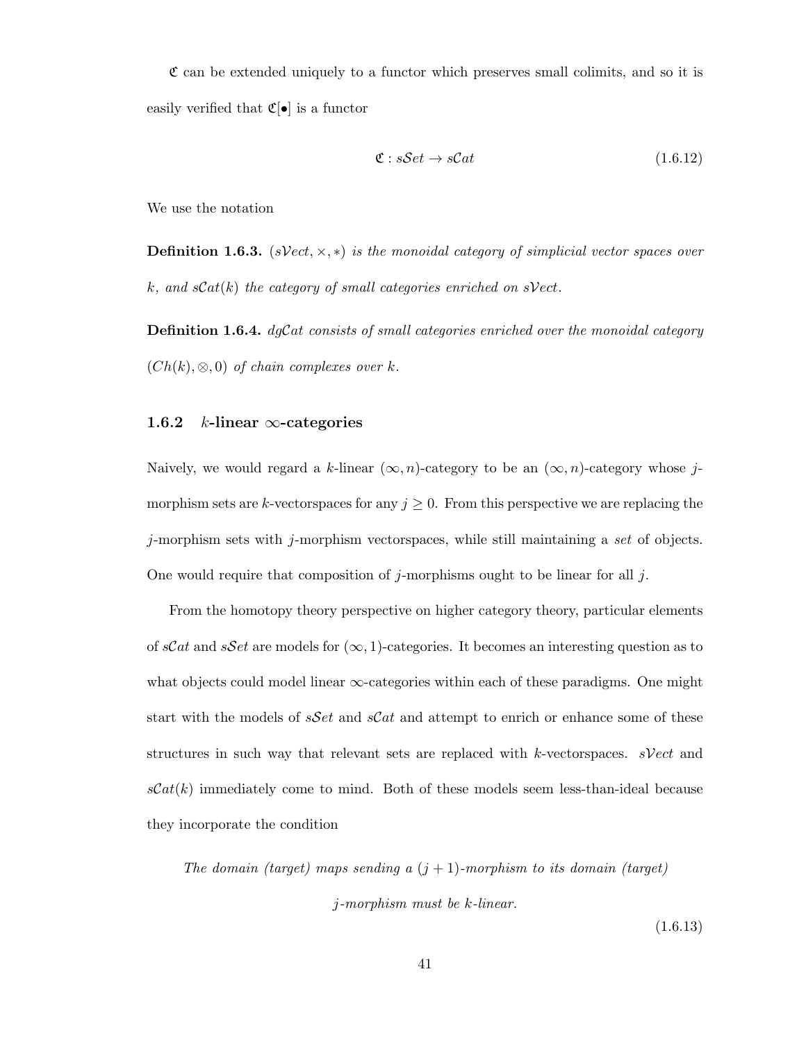$\mathfrak{C}$ can be extended uniquely to a functor which preserves small colimits, and so it is easily verified that $\mathfrak{C}[\bullet]$ is a functor

$$\mathfrak{C} : s\mathcal{S}et \to s\mathcal{C}at \tag{1.6.12}$$

We use the notation

**Definition 1.6.3.** *$(s\mathcal{V}ect, \times, *)$ is the monoidal category of simplicial vector spaces over $k$, and $s\mathcal{C}at(k)$ the category of small categories enriched on $s\mathcal{V}ect$.*

**Definition 1.6.4.** *$dg\mathcal{C}at$ consists of small categories enriched over the monoidal category $(Ch(k), \otimes, 0)$ of chain complexes over $k$.*

### 1.6.2 $k$-linear $\infty$-categories

Naively, we would regard a $k$-linear $(\infty, n)$-category to be an $(\infty, n)$-category whose $j$-morphism sets are $k$-vectorspaces for any $j \geq 0$. From this perspective we are replacing the $j$-morphism sets with $j$-morphism vectorspaces, while still maintaining a *set* of objects. One would require that composition of $j$-morphisms ought to be linear for all $j$.

From the homotopy theory perspective on higher category theory, particular elements of $s\mathcal{C}at$ and $s\mathcal{S}et$ are models for $(\infty, 1)$-categories. It becomes an interesting question as to what objects could model linear $\infty$-categories within each of these paradigms. One might start with the models of $s\mathcal{S}et$ and $s\mathcal{C}at$ and attempt to enrich or enhance some of these structures in such way that relevant sets are replaced with $k$-vectorspaces. $s\mathcal{V}ect$ and $s\mathcal{C}at(k)$ immediately come to mind. Both of these models seem less-than-ideal because they incorporate the condition

*The domain (target) maps sending a $(j+1)$-morphism to its domain (target) $j$-morphism must be $k$-linear.* (1.6.13)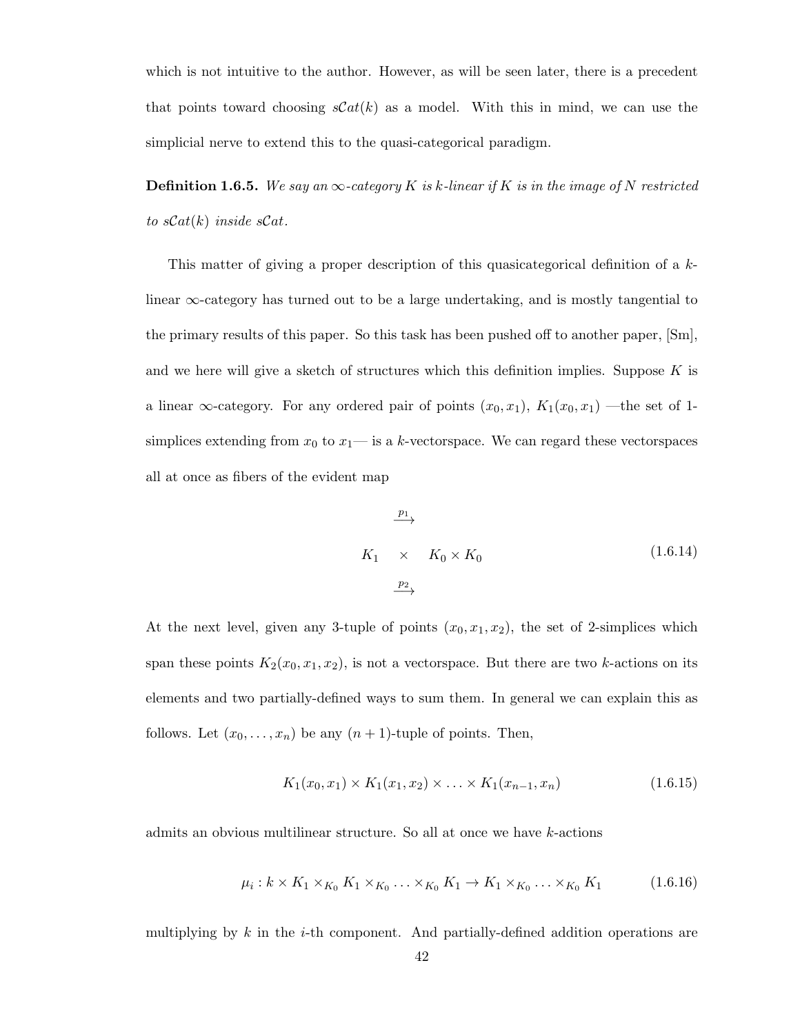which is not intuitive to the author. However, as will be seen later, there is a precedent that points toward choosing $s\mathcal{C}at(k)$ as a model. With this in mind, we can use the simplicial nerve to extend this to the quasi-categorical paradigm.

**Definition 1.6.5.** *We say an $\infty$-category $K$ is $k$-linear if $K$ is in the image of $N$ restricted to $s\mathcal{C}at(k)$ inside $s\mathcal{C}at$.*

This matter of giving a proper description of this quasicategorical definition of a $k$-linear $\infty$-category has turned out to be a large undertaking, and is mostly tangential to the primary results of this paper. So this task has been pushed off to another paper, [Sm], and we here will give a sketch of structures which this definition implies. Suppose $K$ is a linear $\infty$-category. For any ordered pair of points $(x_0, x_1)$, $K_1(x_0, x_1)$ —the set of 1-simplices extending from $x_0$ to $x_1$— is a $k$-vectorspace. We can regard these vectorspaces all at once as fibers of the evident map

$$K_1 \quad \underset{\xrightarrow{p_2}}{\overset{\xrightarrow{p_1}}{\times}} \quad K_0 \times K_0 \tag{1.6.14}$$

At the next level, given any 3-tuple of points $(x_0, x_1, x_2)$, the set of 2-simplices which span these points $K_2(x_0, x_1, x_2)$, is not a vectorspace. But there are two $k$-actions on its elements and two partially-defined ways to sum them. In general we can explain this as follows. Let $(x_0, \ldots, x_n)$ be any $(n+1)$-tuple of points. Then,

$$K_1(x_0, x_1) \times K_1(x_1, x_2) \times \ldots \times K_1(x_{n-1}, x_n) \tag{1.6.15}$$

admits an obvious multilinear structure. So all at once we have $k$-actions

$$\mu_i : k \times K_1 \times_{K_0} K_1 \times_{K_0} \ldots \times_{K_0} K_1 \to K_1 \times_{K_0} \ldots \times_{K_0} K_1 \tag{1.6.16}$$

multiplying by $k$ in the $i$-th component. And partially-defined addition operations are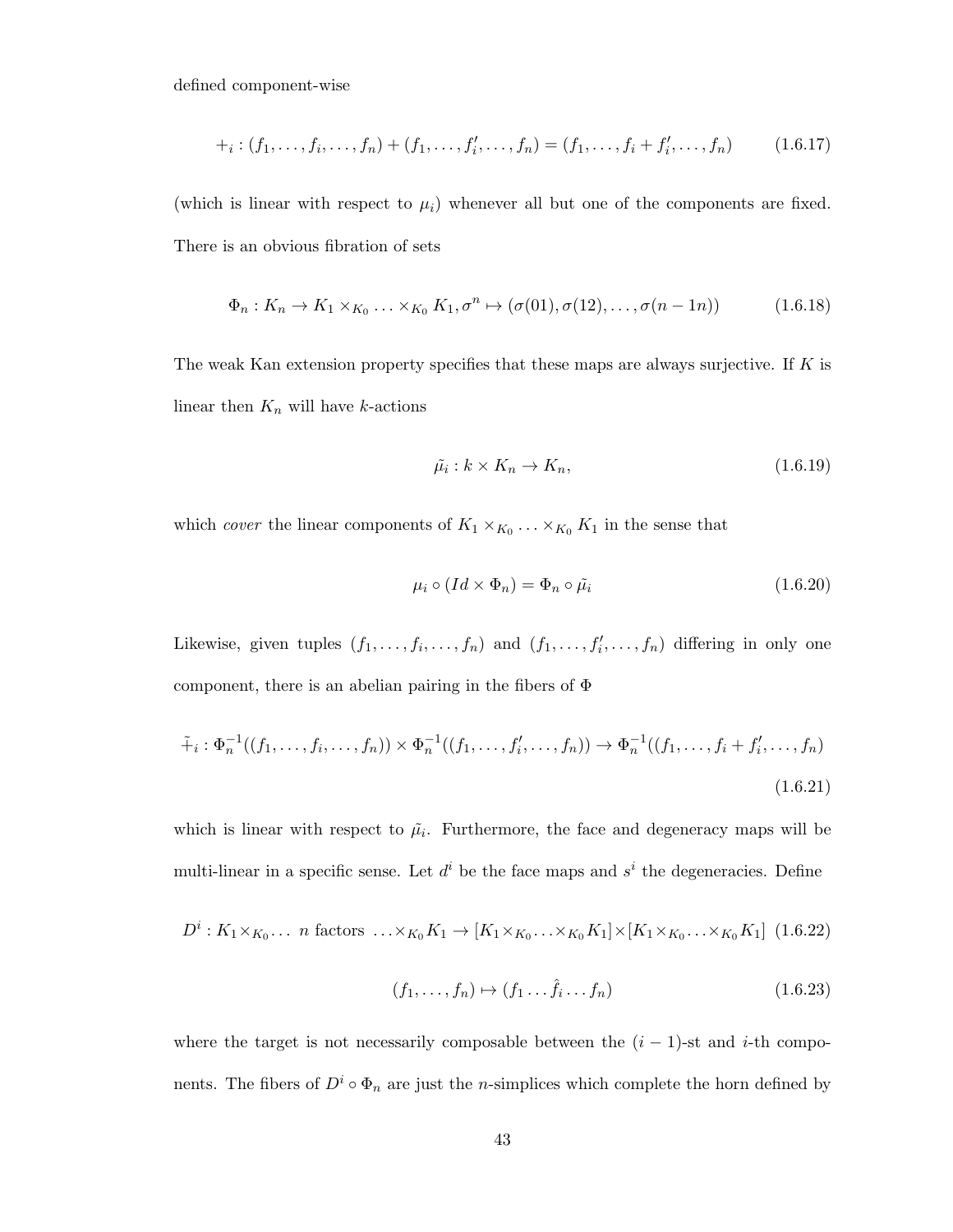defined component-wise

$$+_i : (f_1, \ldots, f_i, \ldots, f_n) + (f_1, \ldots, f_i', \ldots, f_n) = (f_1, \ldots, f_i + f_i', \ldots, f_n) \tag{1.6.17}$$

(which is linear with respect to $\mu_i$) whenever all but one of the components are fixed. There is an obvious fibration of sets

$$\Phi_n : K_n \to K_1 \times_{K_0} \ldots \times_{K_0} K_1, \sigma^n \mapsto (\sigma(01), \sigma(12), \ldots, \sigma(n-1n)) \tag{1.6.18}$$

The weak Kan extension property specifies that these maps are always surjective. If $K$ is linear then $K_n$ will have $k$-actions

$$\tilde{\mu_i} : k \times K_n \to K_n, \tag{1.6.19}$$

which *cover* the linear components of $K_1 \times_{K_0} \ldots \times_{K_0} K_1$ in the sense that

$$\mu_i \circ (Id \times \Phi_n) = \Phi_n \circ \tilde{\mu_i} \tag{1.6.20}$$

Likewise, given tuples $(f_1, \ldots, f_i, \ldots, f_n)$ and $(f_1, \ldots, f_i', \ldots, f_n)$ differing in only one component, there is an abelian pairing in the fibers of $\Phi$

$$\tilde{+}_i : \Phi_n^{-1}((f_1, \ldots, f_i, \ldots, f_n)) \times \Phi_n^{-1}((f_1, \ldots, f_i', \ldots, f_n)) \to \Phi_n^{-1}((f_1, \ldots, f_i + f_i', \ldots, f_n)) \tag{1.6.21}$$

which is linear with respect to $\tilde{\mu_i}$. Furthermore, the face and degeneracy maps will be multi-linear in a specific sense. Let $d^i$ be the face maps and $s^i$ the degeneracies. Define

$$D^i : K_1 \times_{K_0} \ldots \text{ } n \text{ factors } \ldots \times_{K_0} K_1 \to [K_1 \times_{K_0} \ldots \times_{K_0} K_1] \times [K_1 \times_{K_0} \ldots \times_{K_0} K_1] \tag{1.6.22}$$

$$(f_1, \ldots, f_n) \mapsto (f_1 \ldots \hat{f_i} \ldots f_n) \tag{1.6.23}$$

where the target is not necessarily composable between the $(i-1)$-st and $i$-th components. The fibers of $D^i \circ \Phi_n$ are just the $n$-simplices which complete the horn defined by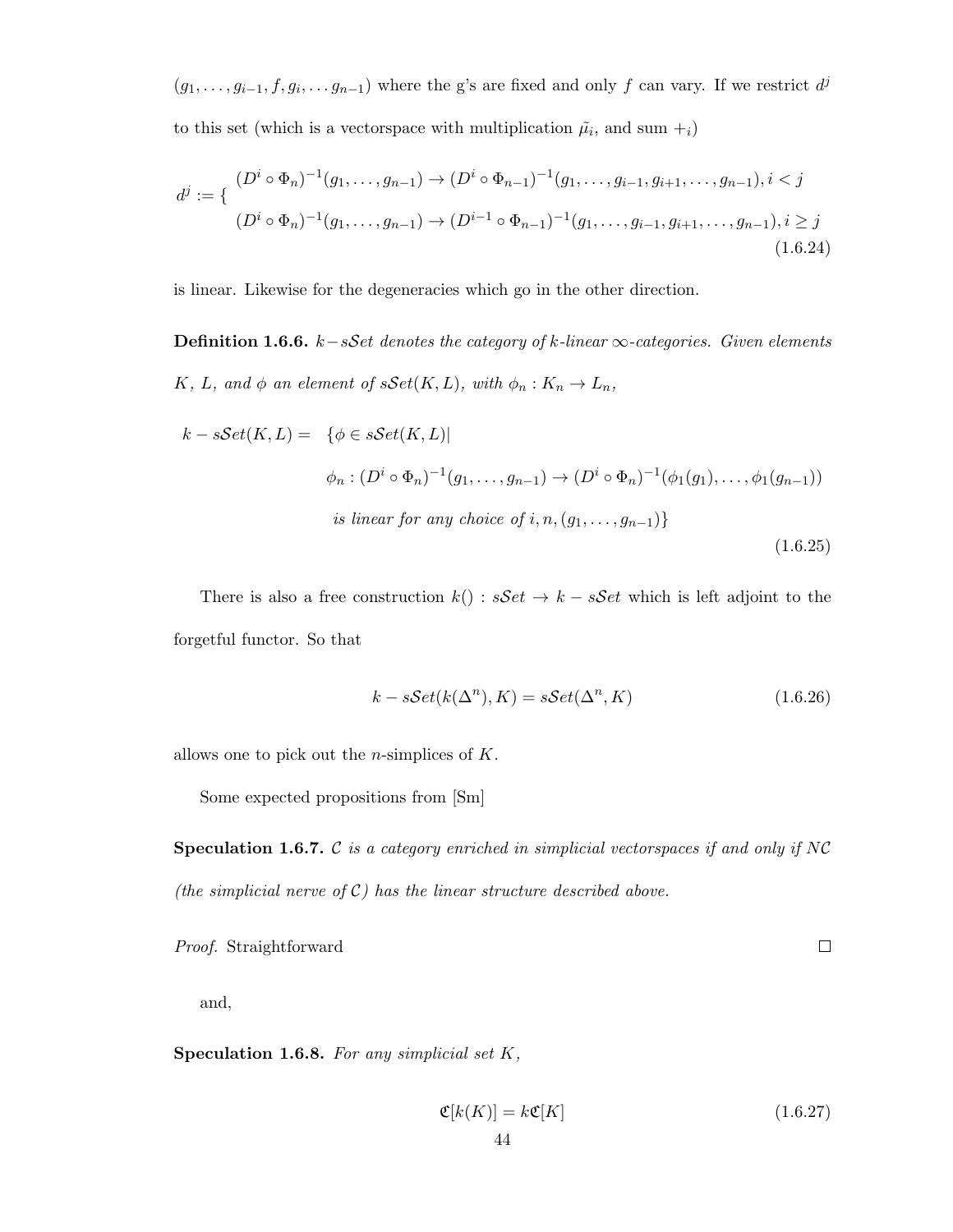$(g_1, \ldots, g_{i-1}, f, g_i, \ldots g_{n-1})$ where the g's are fixed and only $f$ can vary. If we restrict $d^j$ to this set (which is a vectorspace with multiplication $\tilde{\mu_i}$, and sum $+_i$)

$$d^j := \{ \begin{array}{l} (D^i \circ \Phi_n)^{-1}(g_1, \ldots, g_{n-1}) \to (D^i \circ \Phi_{n-1})^{-1}(g_1, \ldots, g_{i-1}, g_{i+1}, \ldots, g_{n-1}), i < j \\ (D^i \circ \Phi_n)^{-1}(g_1, \ldots, g_{n-1}) \to (D^{i-1} \circ \Phi_{n-1})^{-1}(g_1, \ldots, g_{i-1}, g_{i+1}, \ldots, g_{n-1}), i \geq j \end{array} \tag{1.6.24}$$

is linear. Likewise for the degeneracies which go in the other direction.

**Definition 1.6.6.** *$k-s\mathcal{S}et$ denotes the category of $k$-linear $\infty$-categories. Given elements $K$, $L$, and $\phi$ an element of $s\mathcal{S}et(K, L)$, with $\phi_n : K_n \to L_n$,*

$$\begin{aligned} k - s\mathcal{S}et(K, L) = \quad & \{\phi \in s\mathcal{S}et(K, L) | \\ & \phi_n : (D^i \circ \Phi_n)^{-1}(g_1, \ldots, g_{n-1}) \to (D^i \circ \Phi_n)^{-1}(\phi_1(g_1), \ldots, \phi_1(g_{n-1})) \\ & \textit{is linear for any choice of } i, n, (g_1, \ldots, g_{n-1})\} \end{aligned} \tag{1.6.25}$$

There is also a free construction $k() : s\mathcal{S}et \to k - s\mathcal{S}et$ which is left adjoint to the forgetful functor. So that

$$k - s\mathcal{S}et(k(\Delta^n), K) = s\mathcal{S}et(\Delta^n, K) \tag{1.6.26}$$

allows one to pick out the $n$-simplices of $K$.

Some expected propositions from [Sm]

**Speculation 1.6.7.** *$\mathcal{C}$ is a category enriched in simplicial vectorspaces if and only if $N\mathcal{C}$ (the simplicial nerve of $\mathcal{C}$) has the linear structure described above.*

*Proof.* Straightforward ∎

and,

**Speculation 1.6.8.** *For any simplicial set $K$,*

$$\mathfrak{C}[k(K)] = k\mathfrak{C}[K] \tag{1.6.27}$$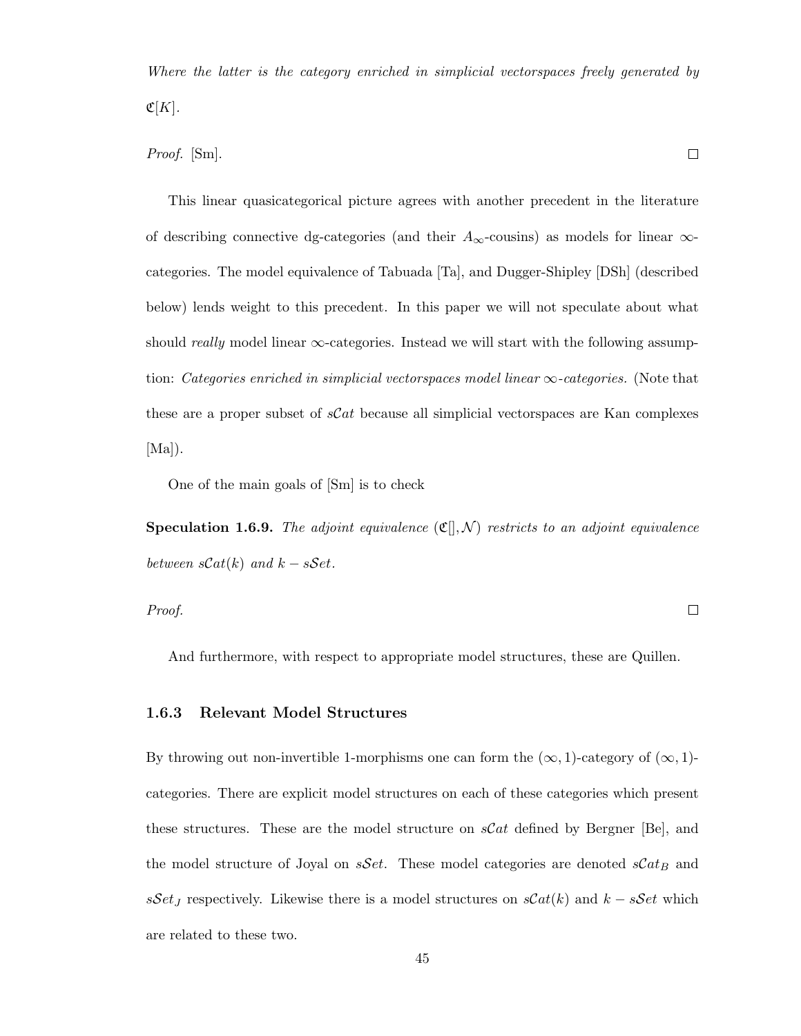*Where the latter is the category enriched in simplicial vectorspaces freely generated by* $\mathfrak{C}[K]$.

*Proof.* [Sm]. □

This linear quasicategorical picture agrees with another precedent in the literature of describing connective dg-categories (and their $A_\infty$-cousins) as models for linear $\infty$-categories. The model equivalence of Tabuada [Ta], and Dugger-Shipley [DSh] (described below) lends weight to this precedent. In this paper we will not speculate about what should *really* model linear $\infty$-categories. Instead we will start with the following assumption: *Categories enriched in simplicial vectorspaces model linear* $\infty$*-categories.* (Note that these are a proper subset of $s\mathcal{C}at$ because all simplicial vectorspaces are Kan complexes [Ma]).

One of the main goals of [Sm] is to check

**Speculation 1.6.9.** *The adjoint equivalence* $(\mathfrak{C}[], \mathcal{N})$ *restricts to an adjoint equivalence between* $s\mathcal{C}at(k)$ *and* $k - s\mathcal{S}et$.

*Proof.* □

And furthermore, with respect to appropriate model structures, these are Quillen.

### 1.6.3 Relevant Model Structures

By throwing out non-invertible 1-morphisms one can form the $(\infty, 1)$-category of $(\infty, 1)$-categories. There are explicit model structures on each of these categories which present these structures. These are the model structure on $s\mathcal{C}at$ defined by Bergner [Be], and the model structure of Joyal on $s\mathcal{S}et$. These model categories are denoted $s\mathcal{C}at_B$ and $s\mathcal{S}et_J$ respectively. Likewise there is a model structures on $s\mathcal{C}at(k)$ and $k - s\mathcal{S}et$ which are related to these two.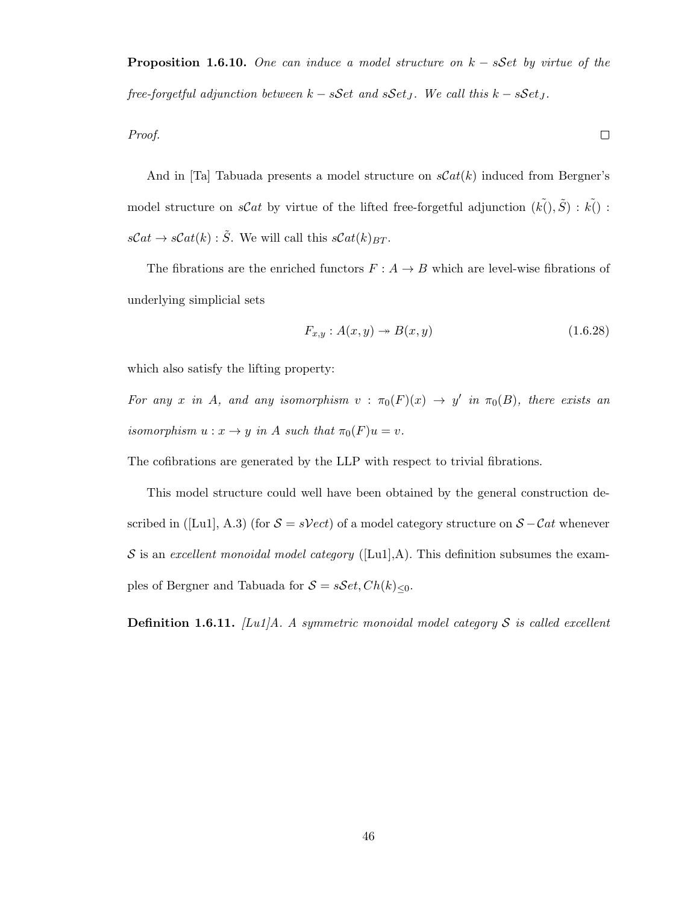**Proposition 1.6.10.** *One can induce a model structure on $k - s\mathcal{S}et$ by virtue of the free-forgetful adjunction between $k - s\mathcal{S}et$ and $s\mathcal{S}et_J$. We call this $k - s\mathcal{S}et_J$.*

*Proof.* $\square$

And in [Ta] Tabuada presents a model structure on $s\mathcal{C}at(k)$ induced from Bergner's model structure on $s\mathcal{C}at$ by virtue of the lifted free-forgetful adjunction $(\tilde{k()}, \tilde{S}) : \tilde{k()} : s\mathcal{C}at \to s\mathcal{C}at(k) : \tilde{S}$. We will call this $s\mathcal{C}at(k)_{BT}$.

The fibrations are the enriched functors $F : A \to B$ which are level-wise fibrations of underlying simplicial sets

$$F_{x,y} : A(x,y) \twoheadrightarrow B(x,y) \tag{1.6.28}$$

which also satisfy the lifting property:

*For any $x$ in $A$, and any isomorphism $v : \pi_0(F)(x) \to y'$ in $\pi_0(B)$, there exists an isomorphism $u : x \to y$ in $A$ such that $\pi_0(F)u = v$.*

The cofibrations are generated by the LLP with respect to trivial fibrations.

This model structure could well have been obtained by the general construction described in ([Lu1], A.3) (for $\mathcal{S} = s\mathcal{V}ect$) of a model category structure on $\mathcal{S} - \mathcal{C}at$ whenever $\mathcal{S}$ is an *excellent monoidal model category* ([Lu1],A). This definition subsumes the examples of Bergner and Tabuada for $\mathcal{S} = s\mathcal{S}et, Ch(k)_{\leq 0}$.

**Definition 1.6.11.** *[Lu1]A. A symmetric monoidal model category $\mathcal{S}$ is called excellent*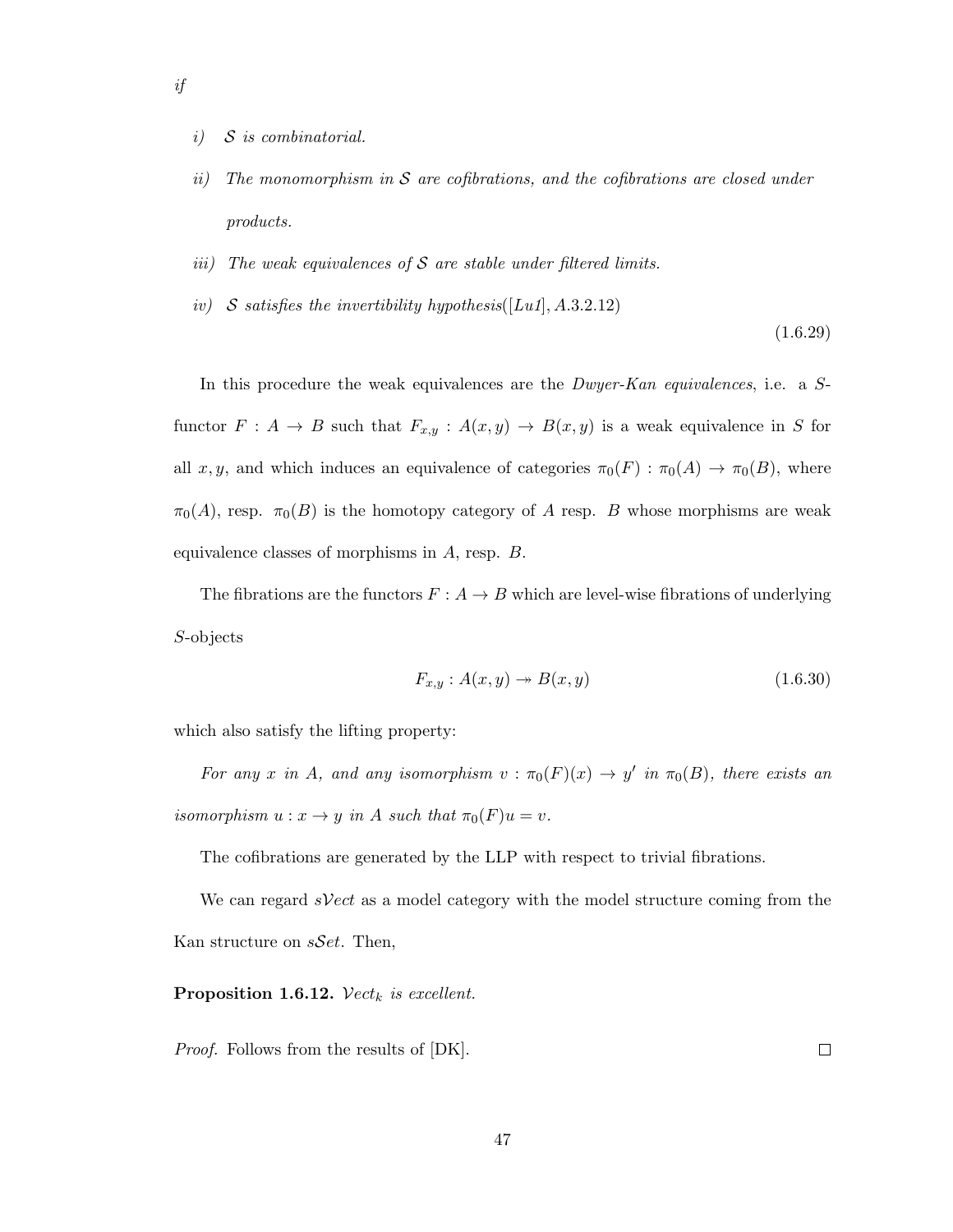*if*

*i)* $\mathcal{S}$ *is combinatorial.*

*ii)* *The monomorphism in* $\mathcal{S}$ *are cofibrations, and the cofibrations are closed under products.*

*iii)* *The weak equivalences of* $\mathcal{S}$ *are stable under filtered limits.*

*iv)* $\mathcal{S}$ *satisfies the invertibility hypothesis*([*Lu1*], *A*.3.2.12)

$$(1.6.29)$$

In this procedure the weak equivalences are the *Dwyer-Kan equivalences*, i.e. a $S$-functor $F : A \to B$ such that $F_{x,y} : A(x, y) \to B(x, y)$ is a weak equivalence in $S$ for all $x, y$, and which induces an equivalence of categories $\pi_0(F) : \pi_0(A) \to \pi_0(B)$, where $\pi_0(A)$, resp. $\pi_0(B)$ is the homotopy category of $A$ resp. $B$ whose morphisms are weak equivalence classes of morphisms in $A$, resp. $B$.

The fibrations are the functors $F : A \to B$ which are level-wise fibrations of underlying $S$-objects

$$F_{x,y} : A(x, y) \twoheadrightarrow B(x, y) \tag{1.6.30}$$

which also satisfy the lifting property:

*For any* $x$ *in* $A$, *and any isomorphism* $v : \pi_0(F)(x) \to y'$ *in* $\pi_0(B)$, *there exists an isomorphism* $u : x \to y$ *in* $A$ *such that* $\pi_0(F)u = v$.

The cofibrations are generated by the LLP with respect to trivial fibrations.

We can regard $s\mathcal{V}ect$ as a model category with the model structure coming from the Kan structure on $s\mathcal{S}et$. Then,

**Proposition 1.6.12.** $\mathcal{V}ect_k$ *is excellent.*

*Proof.* Follows from the results of [DK]. □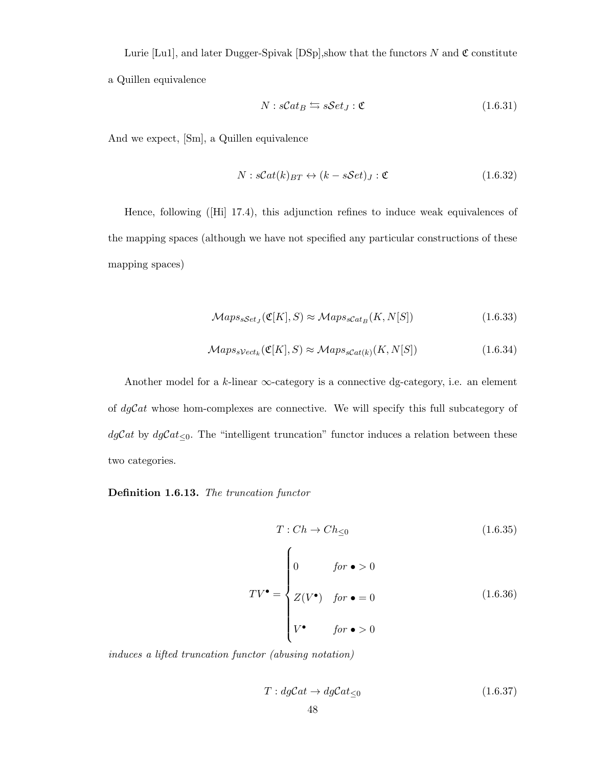Lurie [Lu1], and later Dugger-Spivak [DSp],show that the functors $N$ and $\mathfrak{C}$ constitute a Quillen equivalence

$$N : s\mathcal{C}at_B \leftrightarrows s\mathcal{S}et_J : \mathfrak{C} \tag{1.6.31}$$

And we expect, [Sm], a Quillen equivalence

$$N : s\mathcal{C}at(k)_{BT} \leftrightarrow (k - s\mathcal{S}et)_J : \mathfrak{C} \tag{1.6.32}$$

Hence, following ([Hi] 17.4), this adjunction refines to induce weak equivalences of the mapping spaces (although we have not specified any particular constructions of these mapping spaces)

$$\mathcal{M}aps_{s\mathcal{S}et_J}(\mathfrak{C}[K], S) \approx \mathcal{M}aps_{s\mathcal{C}at_B}(K, N[S]) \tag{1.6.33}$$

$$\mathcal{M}aps_{s\mathcal{V}ect_k}(\mathfrak{C}[K], S) \approx \mathcal{M}aps_{s\mathcal{C}at(k)}(K, N[S]) \tag{1.6.34}$$

Another model for a $k$-linear $\infty$-category is a connective dg-category, i.e. an element of $dg\mathcal{C}at$ whose hom-complexes are connective. We will specify this full subcategory of $dg\mathcal{C}at$ by $dg\mathcal{C}at_{\leq 0}$. The "intelligent truncation" functor induces a relation between these two categories.

**Definition 1.6.13.** *The truncation functor*

$$T : Ch \to Ch_{\leq 0} \tag{1.6.35}$$

$$TV^\bullet = \begin{cases} 0 & for \bullet > 0 \\ Z(V^\bullet) & for \bullet = 0 \\ V^\bullet & for \bullet > 0 \end{cases} \tag{1.6.36}$$

*induces a lifted truncation functor (abusing notation)*

$$T : dg\mathcal{C}at \to dg\mathcal{C}at_{\leq 0} \tag{1.6.37}$$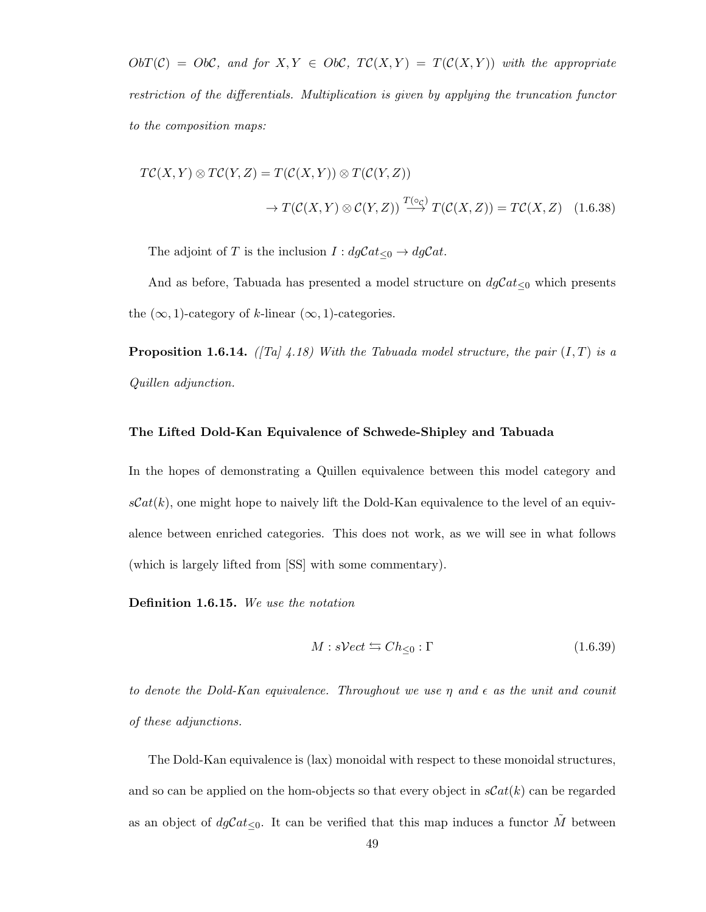*$ObT(\mathcal{C}) = Ob\mathcal{C}$, and for $X, Y \in Ob\mathcal{C}$, $T\mathcal{C}(X,Y) = T(\mathcal{C}(X,Y))$ with the appropriate restriction of the differentials. Multiplication is given by applying the truncation functor to the composition maps:*

$$T\mathcal{C}(X,Y) \otimes T\mathcal{C}(Y,Z) = T(\mathcal{C}(X,Y)) \otimes T(\mathcal{C}(Y,Z))$$
$$\to T(\mathcal{C}(X,Y) \otimes \mathcal{C}(Y,Z)) \xrightarrow{T(\circ_{\mathcal{C}})} T(\mathcal{C}(X,Z)) = T\mathcal{C}(X,Z) \quad (1.6.38)$$

The adjoint of $T$ is the inclusion $I : dg\mathcal{C}at_{\leq 0} \to dg\mathcal{C}at$.

And as before, Tabuada has presented a model structure on $dg\mathcal{C}at_{\leq 0}$ which presents the $(\infty, 1)$-category of $k$-linear $(\infty, 1)$-categories.

**Proposition 1.6.14.** *([Ta] 4.18) With the Tabuada model structure, the pair $(I, T)$ is a Quillen adjunction.*

**The Lifted Dold-Kan Equivalence of Schwede-Shipley and Tabuada**

In the hopes of demonstrating a Quillen equivalence between this model category and $s\mathcal{C}at(k)$, one might hope to naively lift the Dold-Kan equivalence to the level of an equivalence between enriched categories. This does not work, as we will see in what follows (which is largely lifted from [SS] with some commentary).

**Definition 1.6.15.** *We use the notation*

$$M : s\mathcal{V}ect \leftrightarrows Ch_{\leq 0} : \Gamma \quad (1.6.39)$$

*to denote the Dold-Kan equivalence. Throughout we use $\eta$ and $\epsilon$ as the unit and counit of these adjunctions.*

The Dold-Kan equivalence is (lax) monoidal with respect to these monoidal structures, and so can be applied on the hom-objects so that every object in $s\mathcal{C}at(k)$ can be regarded as an object of $dg\mathcal{C}at_{\leq 0}$. It can be verified that this map induces a functor $\tilde{M}$ between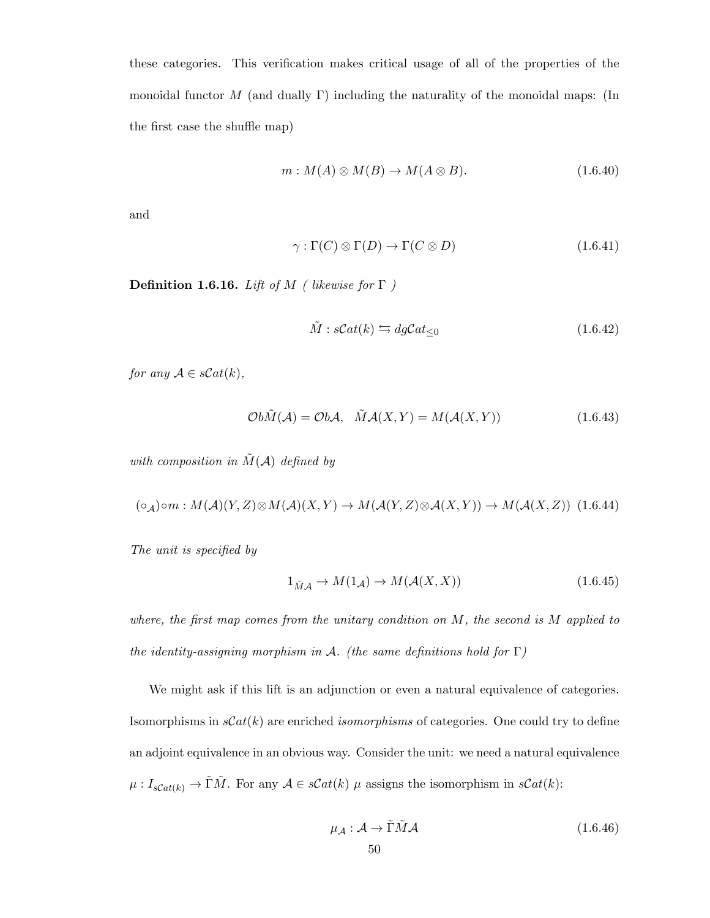these categories. This verification makes critical usage of all of the properties of the monoidal functor $M$ (and dually $\Gamma$) including the naturality of the monoidal maps: (In the first case the shuffle map)

$$m : M(A) \otimes M(B) \to M(A \otimes B). \tag{1.6.40}$$

and

$$\gamma : \Gamma(C) \otimes \Gamma(D) \to \Gamma(C \otimes D) \tag{1.6.41}$$

**Definition 1.6.16.** *Lift of $M$ ( likewise for $\Gamma$ )*

$$\tilde{M} : s\mathcal{C}at(k) \leftrightarrows dg\mathcal{C}at_{\leq 0} \tag{1.6.42}$$

*for any $\mathcal{A} \in s\mathcal{C}at(k)$,*

$$\mathcal{O}b\tilde{M}(\mathcal{A}) = \mathcal{O}b\mathcal{A}, \quad \tilde{M}\mathcal{A}(X,Y) = M(\mathcal{A}(X,Y)) \tag{1.6.43}$$

*with composition in $\tilde{M}(\mathcal{A})$ defined by*

$$(\circ_{\mathcal{A}}) \circ m : M(\mathcal{A})(Y,Z) \otimes M(\mathcal{A})(X,Y) \to M(\mathcal{A}(Y,Z) \otimes \mathcal{A}(X,Y)) \to M(\mathcal{A}(X,Z)) \tag{1.6.44}$$

*The unit is specified by*

$$1_{\tilde{M}\mathcal{A}} \to M(1_{\mathcal{A}}) \to M(\mathcal{A}(X,X)) \tag{1.6.45}$$

*where, the first map comes from the unitary condition on $M$, the second is $M$ applied to the identity-assigning morphism in $\mathcal{A}$. (the same definitions hold for $\Gamma$)*

We might ask if this lift is an adjunction or even a natural equivalence of categories. Isomorphisms in $s\mathcal{C}at(k)$ are enriched *isomorphisms* of categories. One could try to define an adjoint equivalence in an obvious way. Consider the unit: we need a natural equivalence $\mu : I_{s\mathcal{C}at(k)} \to \tilde{\Gamma}\tilde{M}$. For any $\mathcal{A} \in s\mathcal{C}at(k)$ $\mu$ assigns the isomorphism in $s\mathcal{C}at(k)$:

$$\mu_{\mathcal{A}} : \mathcal{A} \to \tilde{\Gamma}\tilde{M}\mathcal{A} \tag{1.6.46}$$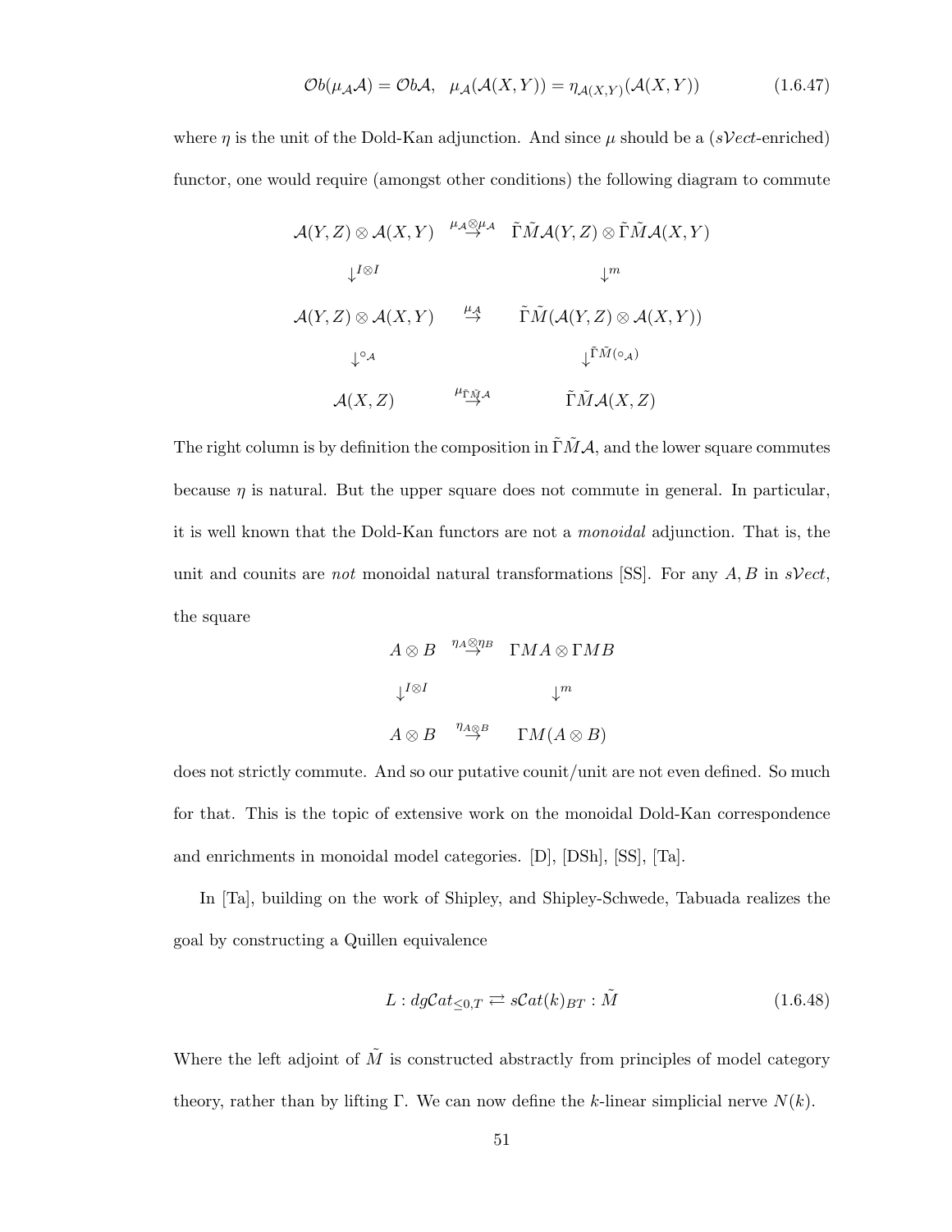$$\mathcal{O}b(\mu_{\mathcal{A}}\mathcal{A}) = \mathcal{O}b\mathcal{A}, \quad \mu_{\mathcal{A}}(\mathcal{A}(X,Y)) = \eta_{\mathcal{A}(X,Y)}(\mathcal{A}(X,Y)) \tag{1.6.47}$$

where $\eta$ is the unit of the Dold-Kan adjunction. And since $\mu$ should be a ($s\mathcal{V}ect$-enriched) functor, one would require (amongst other conditions) the following diagram to commute

$$\begin{array}{ccc}
\mathcal{A}(Y,Z) \otimes \mathcal{A}(X,Y) & \overset{\mu_{\mathcal{A}} \otimes \mu_{\mathcal{A}}}{\rightarrow} & \tilde{\Gamma}\tilde{M}\mathcal{A}(Y,Z) \otimes \tilde{\Gamma}\tilde{M}\mathcal{A}(X,Y) \\
\downarrow^{I \otimes I} & & \downarrow^{m} \\
\mathcal{A}(Y,Z) \otimes \mathcal{A}(X,Y) & \overset{\mu_{\mathcal{A}}}{\rightarrow} & \tilde{\Gamma}\tilde{M}(\mathcal{A}(Y,Z) \otimes \mathcal{A}(X,Y)) \\
\downarrow^{\circ_{\mathcal{A}}} & & \downarrow^{\tilde{\Gamma}\tilde{M}(\circ_{\mathcal{A}})} \\
\mathcal{A}(X,Z) & \overset{\mu_{\tilde{\Gamma}\tilde{M}\mathcal{A}}}{\rightarrow} & \tilde{\Gamma}\tilde{M}\mathcal{A}(X,Z)
\end{array}$$

The right column is by definition the composition in $\tilde{\Gamma}\tilde{M}\mathcal{A}$, and the lower square commutes because $\eta$ is natural. But the upper square does not commute in general. In particular, it is well known that the Dold-Kan functors are not a *monoidal* adjunction. That is, the unit and counits are *not* monoidal natural transformations [SS]. For any $A, B$ in $s\mathcal{V}ect$, the square

$$\begin{array}{ccc}
A \otimes B & \overset{\eta_A \otimes \eta_B}{\rightarrow} & \Gamma MA \otimes \Gamma MB \\
\downarrow^{I \otimes I} & & \downarrow^{m} \\
A \otimes B & \overset{\eta_{A \otimes B}}{\rightarrow} & \Gamma M(A \otimes B)
\end{array}$$

does not strictly commute. And so our putative counit/unit are not even defined. So much for that. This is the topic of extensive work on the monoidal Dold-Kan correspondence and enrichments in monoidal model categories. [D], [DSh], [SS], [Ta].

In [Ta], building on the work of Shipley, and Shipley-Schwede, Tabuada realizes the goal by constructing a Quillen equivalence

$$L : dg\mathcal{C}at_{\leq 0,T} \rightleftarrows s\mathcal{C}at(k)_{BT} : \tilde{M} \tag{1.6.48}$$

Where the left adjoint of $\tilde{M}$ is constructed abstractly from principles of model category theory, rather than by lifting $\Gamma$. We can now define the $k$-linear simplicial nerve $N(k)$.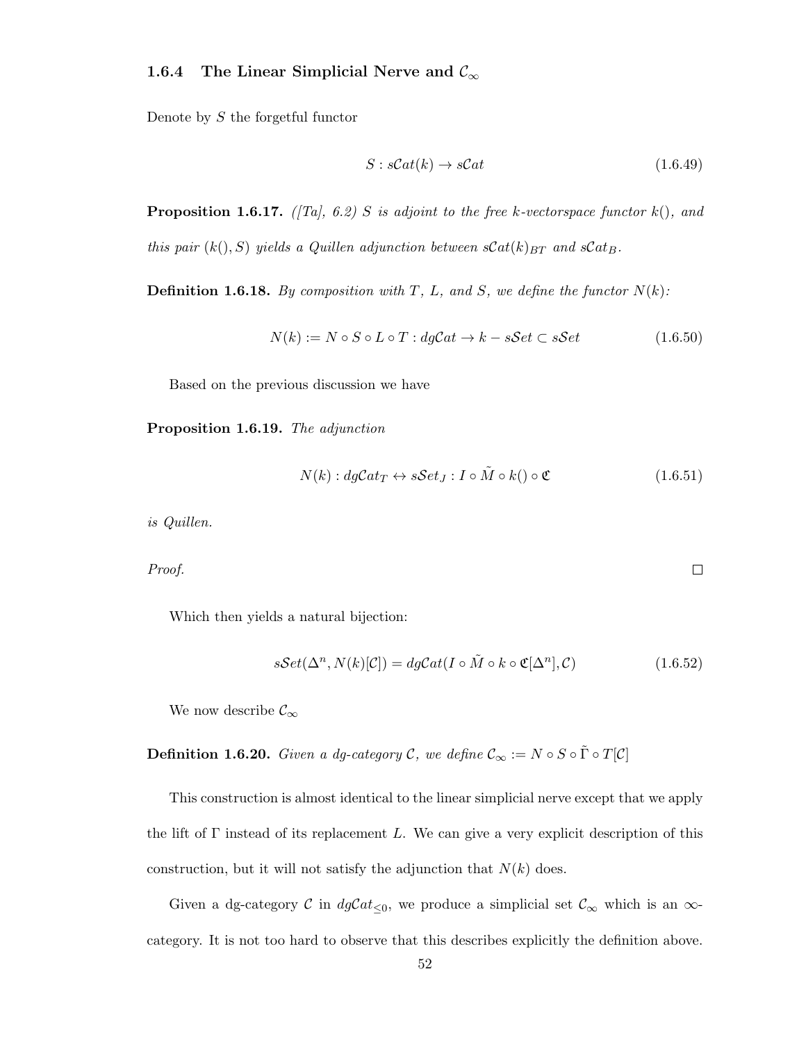### 1.6.4 The Linear Simplicial Nerve and $\mathcal{C}_\infty$

Denote by $S$ the forgetful functor

$$S : s\mathcal{C}at(k) \to s\mathcal{C}at \tag{1.6.49}$$

**Proposition 1.6.17.** *([Ta], 6.2) $S$ is adjoint to the free $k$-vectorspace functor $k()$, and this pair $(k(), S)$ yields a Quillen adjunction between $s\mathcal{C}at(k)_{BT}$ and $s\mathcal{C}at_B$.*

**Definition 1.6.18.** *By composition with $T$, $L$, and $S$, we define the functor $N(k)$:*

$$N(k) := N \circ S \circ L \circ T : dg\mathcal{C}at \to k - s\mathcal{S}et \subset s\mathcal{S}et \tag{1.6.50}$$

Based on the previous discussion we have

**Proposition 1.6.19.** *The adjunction*

$$N(k) : dg\mathcal{C}at_T \leftrightarrow s\mathcal{S}et_J : I \circ \tilde{M} \circ k() \circ \mathfrak{C} \tag{1.6.51}$$

*is Quillen.*

*Proof.* □

Which then yields a natural bijection:

$$s\mathcal{S}et(\Delta^n, N(k)[\mathcal{C}]) = dg\mathcal{C}at(I \circ \tilde{M} \circ k \circ \mathfrak{C}[\Delta^n], \mathcal{C}) \tag{1.6.52}$$

We now describe $\mathcal{C}_\infty$

**Definition 1.6.20.** *Given a dg-category $\mathcal{C}$, we define $\mathcal{C}_\infty := N \circ S \circ \tilde{\Gamma} \circ T[\mathcal{C}]$*

This construction is almost identical to the linear simplicial nerve except that we apply the lift of $\Gamma$ instead of its replacement $L$. We can give a very explicit description of this construction, but it will not satisfy the adjunction that $N(k)$ does.

Given a dg-category $\mathcal{C}$ in $dg\mathcal{C}at_{\leq 0}$, we produce a simplicial set $\mathcal{C}_\infty$ which is an $\infty$-category. It is not too hard to observe that this describes explicitly the definition above.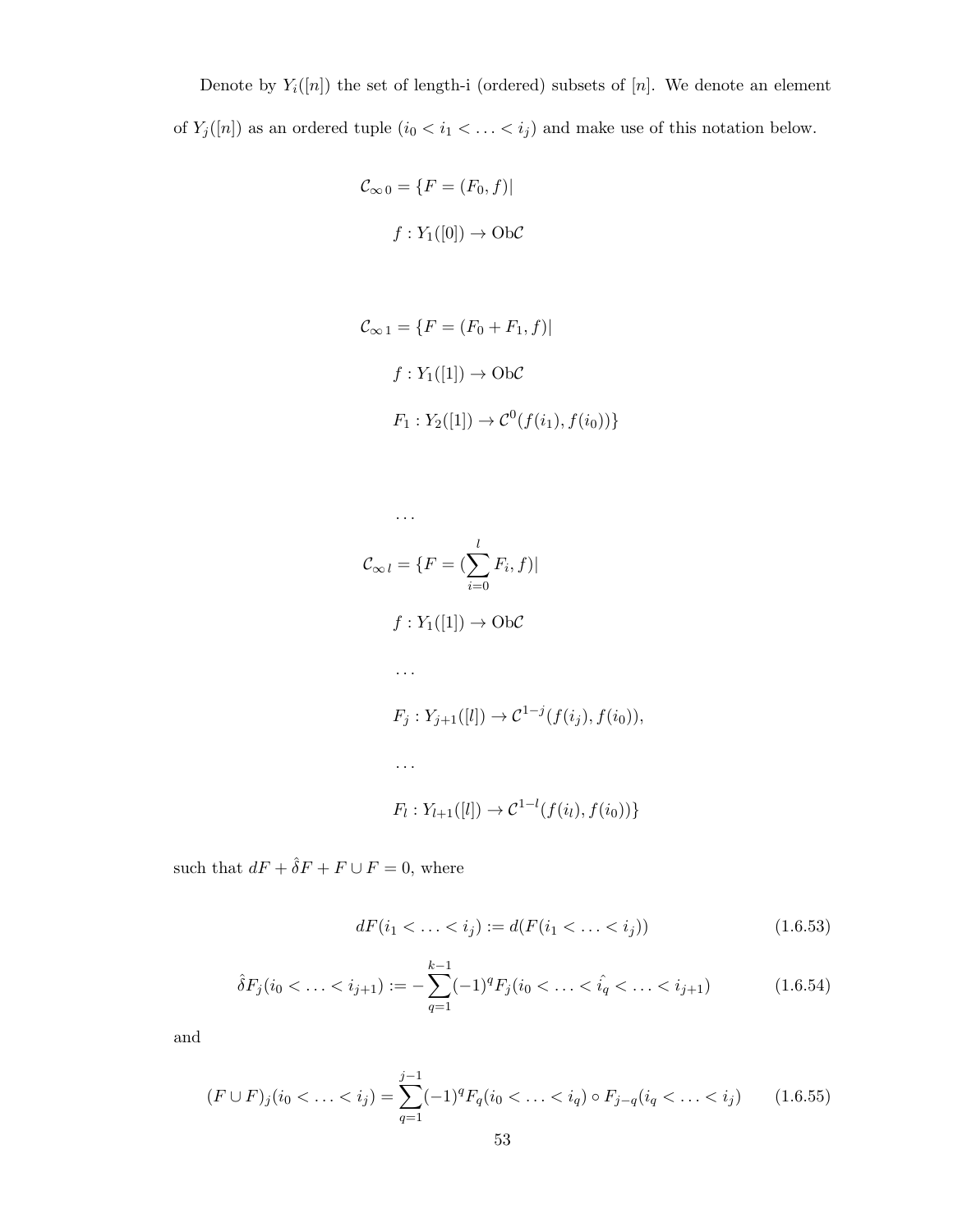Denote by $Y_i([n])$ the set of length-i (ordered) subsets of $[n]$. We denote an element of $Y_j([n])$ as an ordered tuple $(i_0 < i_1 < \ldots < i_j)$ and make use of this notation below.

$$\mathcal{C}_{\infty\,0} = \{F = (F_0, f)|$$

$$f : Y_1([0]) \to \mathrm{Ob}\mathcal{C}$$

$$\mathcal{C}_{\infty\,1} = \{F = (F_0 + F_1, f)|$$

$$f : Y_1([1]) \to \mathrm{Ob}\mathcal{C}$$

$$F_1 : Y_2([1]) \to \mathcal{C}^0(f(i_1), f(i_0))\}$$

$$\ldots$$

$$\mathcal{C}_{\infty\,l} = \{F = (\sum_{i=0}^{l} F_i, f)|$$

$$f : Y_1([1]) \to \mathrm{Ob}\mathcal{C}$$

$$\ldots$$

$$F_j : Y_{j+1}([l]) \to \mathcal{C}^{1-j}(f(i_j), f(i_0)),$$

$$\ldots$$

$$F_l : Y_{l+1}([l]) \to \mathcal{C}^{1-l}(f(i_l), f(i_0))\}$$

such that $dF + \hat{\delta}F + F \cup F = 0$, where

$$dF(i_1 < \ldots < i_j) := d(F(i_1 < \ldots < i_j)) \tag{1.6.53}$$

$$\hat{\delta}F_j(i_0 < \ldots < i_{j+1}) := -\sum_{q=1}^{k-1} (-1)^q F_j(i_0 < \ldots < \hat{i_q} < \ldots < i_{j+1}) \tag{1.6.54}$$

and

$$(F \cup F)_j(i_0 < \ldots < i_j) = \sum_{q=1}^{j-1} (-1)^q F_q(i_0 < \ldots < i_q) \circ F_{j-q}(i_q < \ldots < i_j) \tag{1.6.55}$$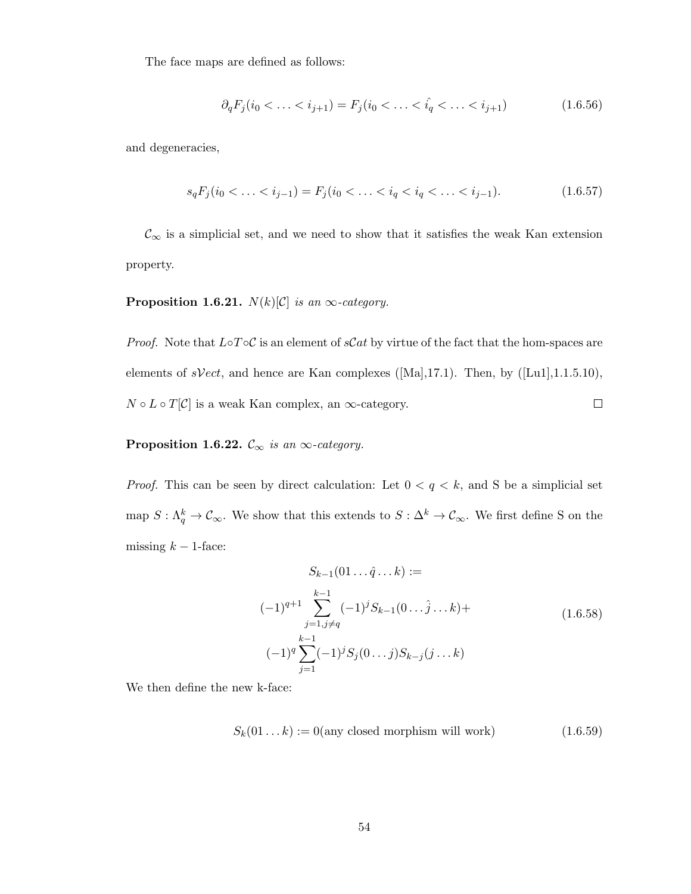The face maps are defined as follows:

$$\partial_q F_j(i_0 < \ldots < i_{j+1}) = F_j(i_0 < \ldots < \hat{i_q} < \ldots < i_{j+1}) \tag{1.6.56}$$

and degeneracies,

$$s_q F_j(i_0 < \ldots < i_{j-1}) = F_j(i_0 < \ldots < i_q < i_q < \ldots < i_{j-1}). \tag{1.6.57}$$

$\mathcal{C}_\infty$ is a simplicial set, and we need to show that it satisfies the weak Kan extension property.

**Proposition 1.6.21.** *$N(k)[\mathcal{C}]$ is an $\infty$-category.*

*Proof.* Note that $L \circ T \circ \mathcal{C}$ is an element of $s\mathcal{C}at$ by virtue of the fact that the hom-spaces are elements of $s\mathcal{V}ect$, and hence are Kan complexes ([Ma],17.1). Then, by ([Lu1],1.1.5.10), $N \circ L \circ T[\mathcal{C}]$ is a weak Kan complex, an $\infty$-category. $\square$

**Proposition 1.6.22.** *$\mathcal{C}_\infty$ is an $\infty$-category.*

*Proof.* This can be seen by direct calculation: Let $0 < q < k$, and S be a simplicial set map $S : \Lambda^k_q \to \mathcal{C}_\infty$. We show that this extends to $S : \Delta^k \to \mathcal{C}_\infty$. We first define S on the missing $k-1$-face:

$$\begin{gathered} S_{k-1}(01 \ldots \hat{q} \ldots k) := \\ (-1)^{q+1} \sum_{j=1, j \neq q}^{k-1} (-1)^j S_{k-1}(0 \ldots \hat{j} \ldots k) + \\ (-1)^q \sum_{j=1}^{k-1} (-1)^j S_j(0 \ldots j) S_{k-j}(j \ldots k) \end{gathered} \tag{1.6.58}$$

We then define the new k-face:

$$S_k(01 \ldots k) := 0 (\text{any closed morphism will work}) \tag{1.6.59}$$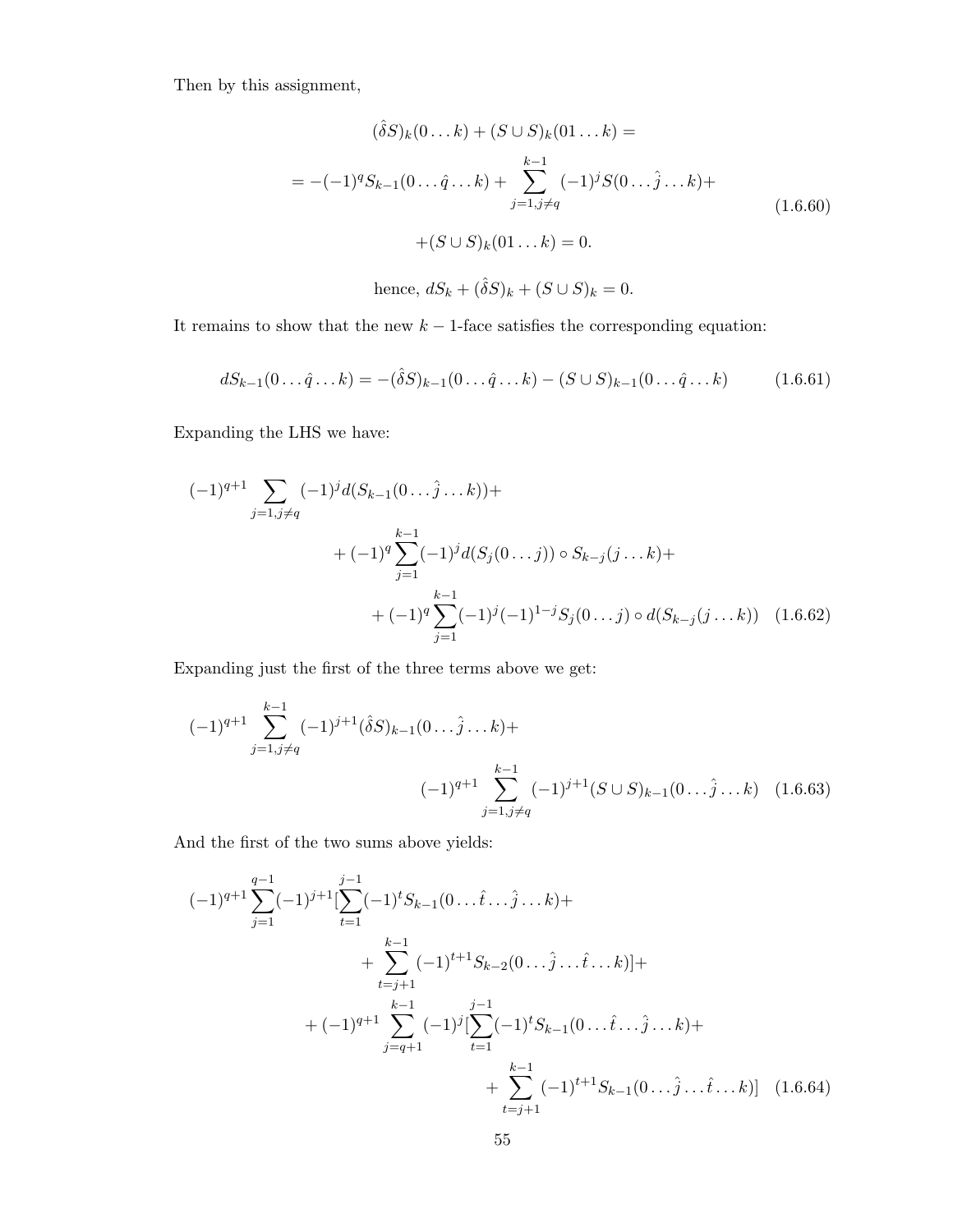Then by this assignment,

$$
\begin{gathered}
(\hat{\delta}S)_k(0\ldots k) + (S\cup S)_k(01\ldots k) = \\
= -(-1)^q S_{k-1}(0\ldots\hat{q}\ldots k) + \sum_{j=1, j\neq q}^{k-1} (-1)^j S(0\ldots\hat{j}\ldots k) + \\
+ (S\cup S)_k(01\ldots k) = 0.
\end{gathered}
\tag{1.6.60}
$$

$$
\text{hence, } dS_k + (\hat{\delta}S)_k + (S\cup S)_k = 0.
$$

It remains to show that the new $k-1$-face satisfies the corresponding equation:

$$
dS_{k-1}(0\ldots\hat{q}\ldots k) = -(\hat{\delta}S)_{k-1}(0\ldots\hat{q}\ldots k) - (S\cup S)_{k-1}(0\ldots\hat{q}\ldots k) \tag{1.6.61}
$$

Expanding the LHS we have:

$$
\begin{aligned}
&(-1)^{q+1} \sum_{j=1, j\neq q} (-1)^j d(S_{k-1}(0\ldots\hat{j}\ldots k)) + \\
&\qquad + (-1)^q \sum_{j=1}^{k-1} (-1)^j d(S_j(0\ldots j)) \circ S_{k-j}(j\ldots k) + \\
&\qquad\qquad + (-1)^q \sum_{j=1}^{k-1} (-1)^j (-1)^{1-j} S_j(0\ldots j) \circ d(S_{k-j}(j\ldots k))
\end{aligned}
\tag{1.6.62}
$$

Expanding just the first of the three terms above we get:

$$
\begin{aligned}
&(-1)^{q+1} \sum_{j=1, j\neq q}^{k-1} (-1)^{j+1} (\hat{\delta}S)_{k-1}(0\ldots\hat{j}\ldots k) + \\
&\qquad\qquad (-1)^{q+1} \sum_{j=1, j\neq q}^{k-1} (-1)^{j+1} (S\cup S)_{k-1}(0\ldots\hat{j}\ldots k)
\end{aligned}
\tag{1.6.63}
$$

And the first of the two sums above yields:

$$
\begin{aligned}
&(-1)^{q+1} \sum_{j=1}^{q-1} (-1)^{j+1} [\sum_{t=1}^{j-1} (-1)^t S_{k-1}(0\ldots\hat{t}\ldots\hat{j}\ldots k) + \\
&\qquad\qquad + \sum_{t=j+1}^{k-1} (-1)^{t+1} S_{k-2}(0\ldots\hat{j}\ldots\hat{t}\ldots k)] + \\
&\qquad + (-1)^{q+1} \sum_{j=q+1}^{k-1} (-1)^j [\sum_{t=1}^{j-1} (-1)^t S_{k-1}(0\ldots\hat{t}\ldots\hat{j}\ldots k) + \\
&\qquad\qquad\qquad + \sum_{t=j+1}^{k-1} (-1)^{t+1} S_{k-1}(0\ldots\hat{j}\ldots\hat{t}\ldots k)]
\end{aligned}
\tag{1.6.64}
$$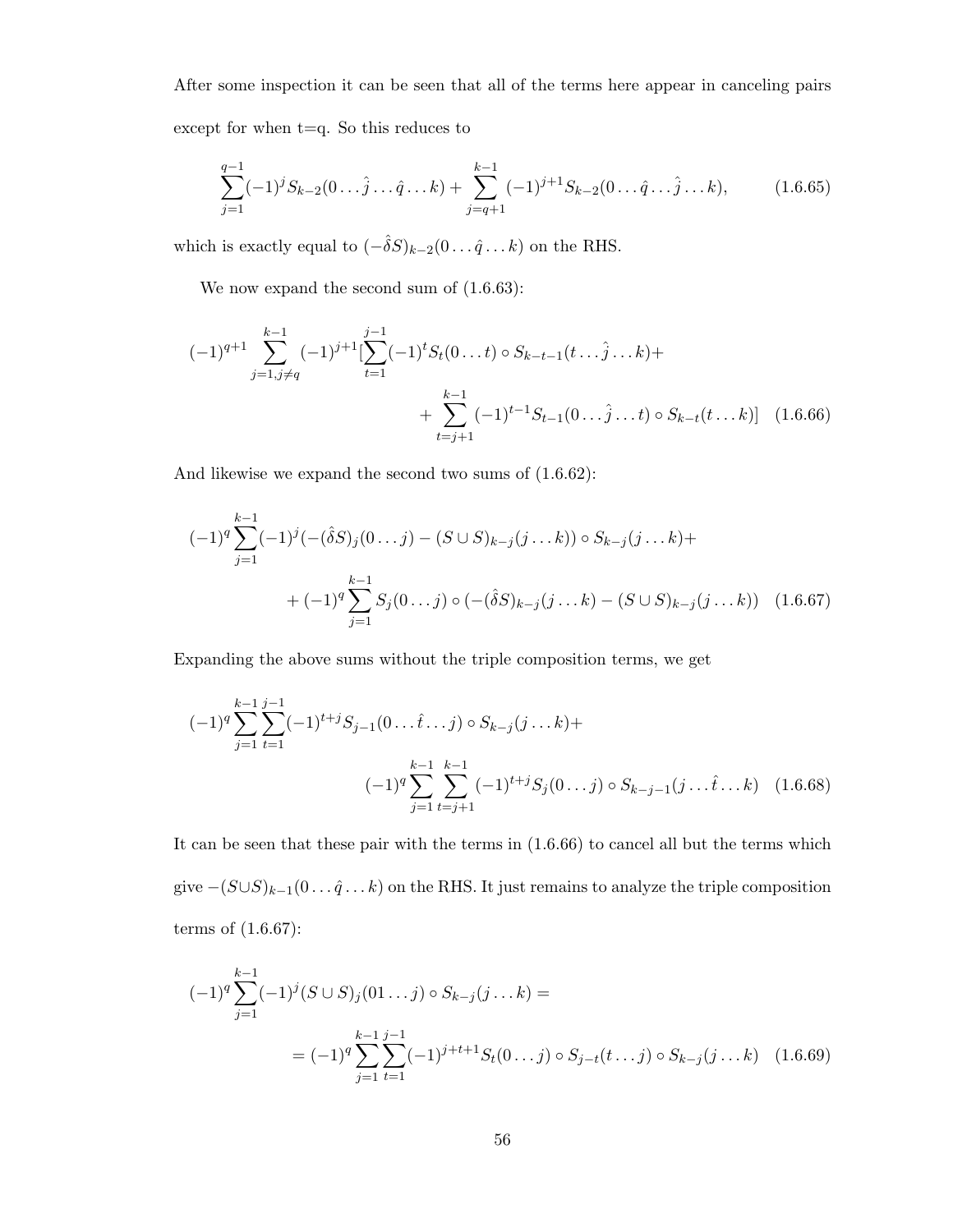After some inspection it can be seen that all of the terms here appear in canceling pairs except for when t=q. So this reduces to

$$\sum_{j=1}^{q-1}(-1)^j S_{k-2}(0\ldots\hat{j}\ldots\hat{q}\ldots k)+\sum_{j=q+1}^{k-1}(-1)^{j+1}S_{k-2}(0\ldots\hat{q}\ldots\hat{j}\ldots k), \tag{1.6.65}$$

which is exactly equal to $(-\hat{\delta}S)_{k-2}(0\ldots\hat{q}\ldots k)$ on the RHS.

We now expand the second sum of (1.6.63):

$$(-1)^{q+1}\sum_{j=1,j\neq q}^{k-1}(-1)^{j+1}[\sum_{t=1}^{j-1}(-1)^t S_t(0\ldots t)\circ S_{k-t-1}(t\ldots\hat{j}\ldots k)+ \\ +\sum_{t=j+1}^{k-1}(-1)^{t-1}S_{t-1}(0\ldots\hat{j}\ldots t)\circ S_{k-t}(t\ldots k)] \tag{1.6.66}$$

And likewise we expand the second two sums of (1.6.62):

$$(-1)^q\sum_{j=1}^{k-1}(-1)^j(-(\hat{\delta}S)_j(0\ldots j)-(S\cup S)_{k-j}(j\ldots k))\circ S_{k-j}(j\ldots k)+ \\ +(-1)^q\sum_{j=1}^{k-1}S_j(0\ldots j)\circ(-(\hat{\delta}S)_{k-j}(j\ldots k)-(S\cup S)_{k-j}(j\ldots k)) \tag{1.6.67}$$

Expanding the above sums without the triple composition terms, we get

$$(-1)^q\sum_{j=1}^{k-1}\sum_{t=1}^{j-1}(-1)^{t+j}S_{j-1}(0\ldots\hat{t}\ldots j)\circ S_{k-j}(j\ldots k)+ \\ (-1)^q\sum_{j=1}^{k-1}\sum_{t=j+1}^{k-1}(-1)^{t+j}S_j(0\ldots j)\circ S_{k-j-1}(j\ldots\hat{t}\ldots k) \tag{1.6.68}$$

It can be seen that these pair with the terms in (1.6.66) to cancel all but the terms which give $-(S\cup S)_{k-1}(0\ldots\hat{q}\ldots k)$ on the RHS. It just remains to analyze the triple composition terms of (1.6.67):

$$(-1)^q\sum_{j=1}^{k-1}(-1)^j(S\cup S)_j(01\ldots j)\circ S_{k-j}(j\ldots k)= \\ =(-1)^q\sum_{j=1}^{k-1}\sum_{t=1}^{j-1}(-1)^{j+t+1}S_t(0\ldots j)\circ S_{j-t}(t\ldots j)\circ S_{k-j}(j\ldots k) \tag{1.6.69}$$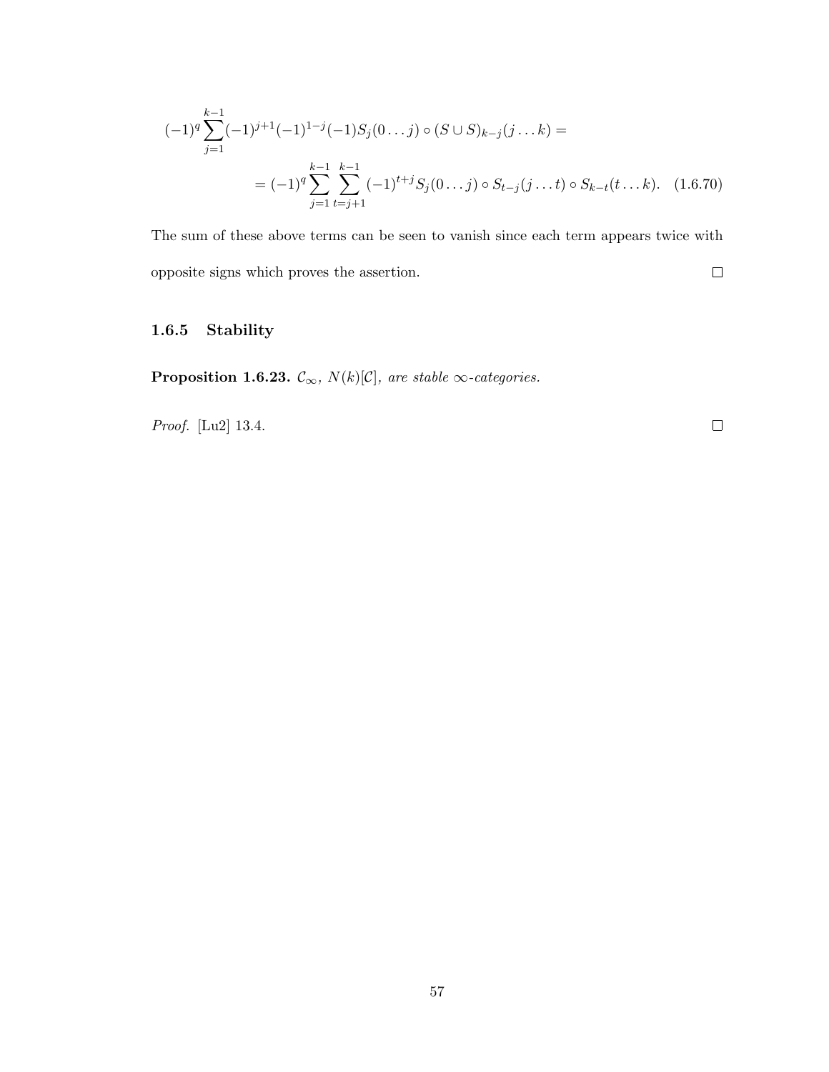$$(-1)^q \sum_{j=1}^{k-1} (-1)^{j+1}(-1)^{1-j}(-1) S_j(0\dots j) \circ (S \cup S)_{k-j}(j \dots k) =$$

$$= (-1)^q \sum_{j=1}^{k-1} \sum_{t=j+1}^{k-1} (-1)^{t+j} S_j(0\dots j) \circ S_{t-j}(j\dots t) \circ S_{k-t}(t\dots k). \quad (1.6.70)$$

The sum of these above terms can be seen to vanish since each term appears twice with opposite signs which proves the assertion. □

### 1.6.5 Stability

**Proposition 1.6.23.** *$\mathcal{C}_\infty$, $N(k)[\mathcal{C}]$, are stable $\infty$-categories.*

*Proof.* [Lu2] 13.4. □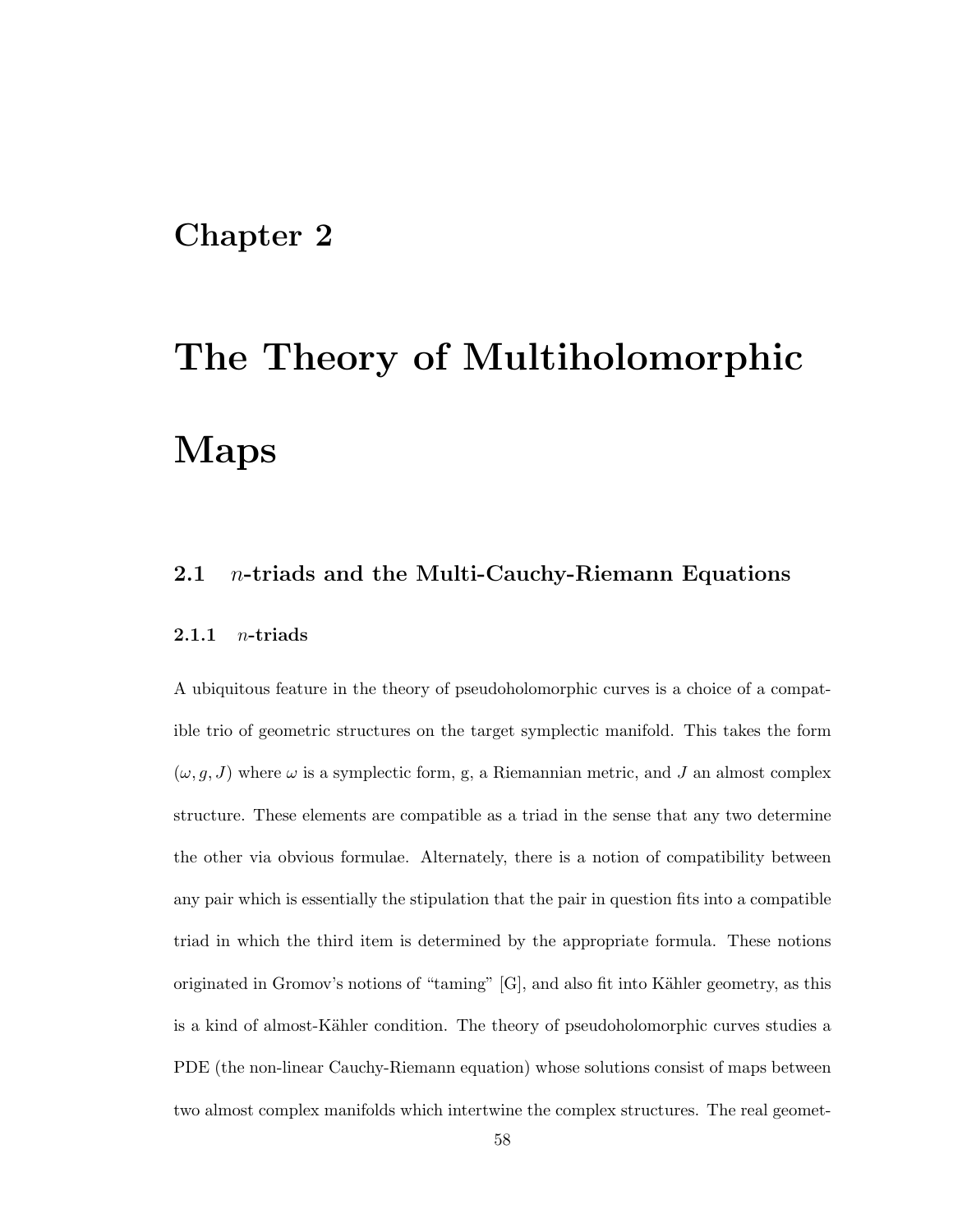# Chapter 2

# The Theory of Multiholomorphic Maps

## 2.1 $n$-triads and the Multi-Cauchy-Riemann Equations

### 2.1.1 $n$-triads

A ubiquitous feature in the theory of pseudoholomorphic curves is a choice of a compatible trio of geometric structures on the target symplectic manifold. This takes the form $(\omega, g, J)$ where $\omega$ is a symplectic form, g, a Riemannian metric, and $J$ an almost complex structure. These elements are compatible as a triad in the sense that any two determine the other via obvious formulae. Alternately, there is a notion of compatibility between any pair which is essentially the stipulation that the pair in question fits into a compatible triad in which the third item is determined by the appropriate formula. These notions originated in Gromov's notions of "taming" [G], and also fit into Kähler geometry, as this is a kind of almost-Kähler condition. The theory of pseudoholomorphic curves studies a PDE (the non-linear Cauchy-Riemann equation) whose solutions consist of maps between two almost complex manifolds which intertwine the complex structures. The real geomet-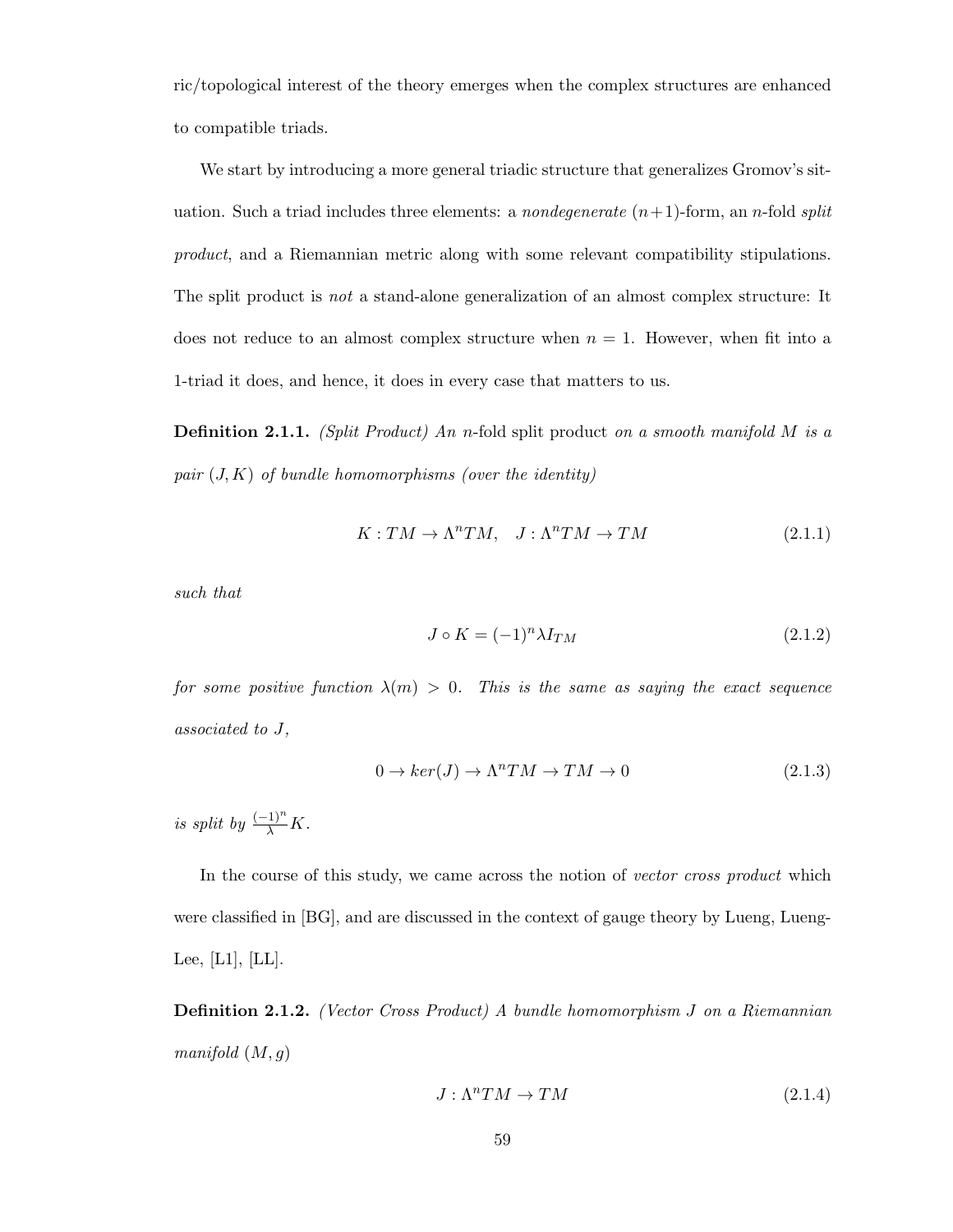ric/topological interest of the theory emerges when the complex structures are enhanced to compatible triads.

We start by introducing a more general triadic structure that generalizes Gromov's situation. Such a triad includes three elements: a *nondegenerate* $(n+1)$-form, an $n$-fold *split product*, and a Riemannian metric along with some relevant compatibility stipulations. The split product is *not* a stand-alone generalization of an almost complex structure: It does not reduce to an almost complex structure when $n = 1$. However, when fit into a 1-triad it does, and hence, it does in every case that matters to us.

**Definition 2.1.1.** *(Split Product) An* $n$-fold split product *on a smooth manifold* $M$ *is a pair* $(J, K)$ *of bundle homomorphisms (over the identity)*

$$K : TM \to \Lambda^n TM, \quad J : \Lambda^n TM \to TM \tag{2.1.1}$$

*such that*

$$J \circ K = (-1)^n \lambda I_{TM} \tag{2.1.2}$$

*for some positive function* $\lambda(m) > 0$. *This is the same as saying the exact sequence associated to* $J$,

$$0 \to ker(J) \to \Lambda^n TM \to TM \to 0 \tag{2.1.3}$$

*is split by* $\frac{(-1)^n}{\lambda} K$.

In the course of this study, we came across the notion of *vector cross product* which were classified in [BG], and are discussed in the context of gauge theory by Lueng, Lueng-Lee, [L1], [LL].

**Definition 2.1.2.** *(Vector Cross Product) A bundle homomorphism* $J$ *on a Riemannian manifold* $(M, g)$

$$J : \Lambda^n TM \to TM \tag{2.1.4}$$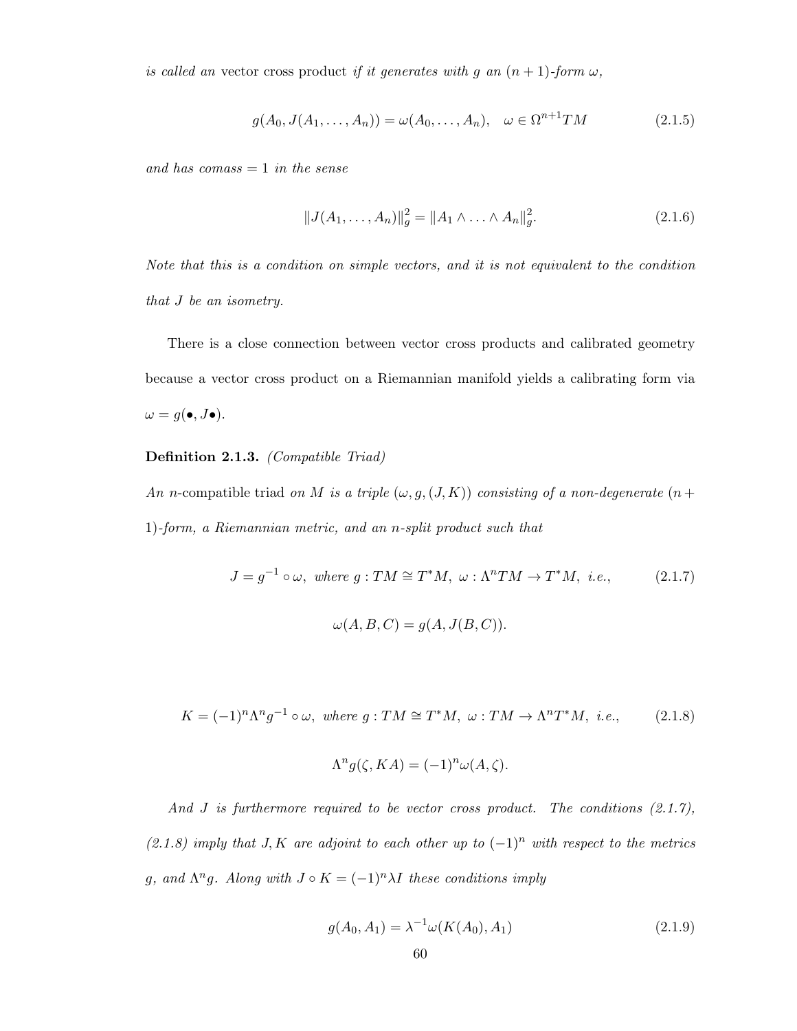*is called an* vector cross product *if it generates with* $g$ *an* $(n+1)$*-form* $\omega$*,*

$$g(A_0, J(A_1, \ldots, A_n)) = \omega(A_0, \ldots, A_n), \quad \omega \in \Omega^{n+1}TM \tag{2.1.5}$$

*and has comass* $= 1$ *in the sense*

$$\|J(A_1, \ldots, A_n)\|_g^2 = \|A_1 \wedge \ldots \wedge A_n\|_g^2. \tag{2.1.6}$$

*Note that this is a condition on simple vectors, and it is not equivalent to the condition that* $J$ *be an isometry.*

There is a close connection between vector cross products and calibrated geometry because a vector cross product on a Riemannian manifold yields a calibrating form via $\omega = g(\bullet, J\bullet)$.

**Definition 2.1.3.** *(Compatible Triad)*

*An* $n$-compatible triad *on* $M$ *is a triple* $(\omega, g, (J, K))$ *consisting of a non-degenerate* $(n+1)$*-form, a Riemannian metric, and an* $n$*-split product such that*

$$J = g^{-1} \circ \omega, \text{ where } g : TM \cong T^*M, \ \omega : \Lambda^n TM \to T^*M, \text{ i.e.,} \tag{2.1.7}$$

$$\omega(A, B, C) = g(A, J(B, C)).$$

$$K = (-1)^n \Lambda^n g^{-1} \circ \omega, \text{ where } g : TM \cong T^*M, \ \omega : TM \to \Lambda^n T^*M, \text{ i.e.,} \tag{2.1.8}$$

$$\Lambda^n g(\zeta, KA) = (-1)^n \omega(A, \zeta).$$

*And* $J$ *is furthermore required to be vector cross product. The conditions (2.1.7), (2.1.8) imply that* $J, K$ *are adjoint to each other up to* $(-1)^n$ *with respect to the metrics* $g$*, and* $\Lambda^n g$*. Along with* $J \circ K = (-1)^n \lambda I$ *these conditions imply*

$$g(A_0, A_1) = \lambda^{-1} \omega(K(A_0), A_1) \tag{2.1.9}$$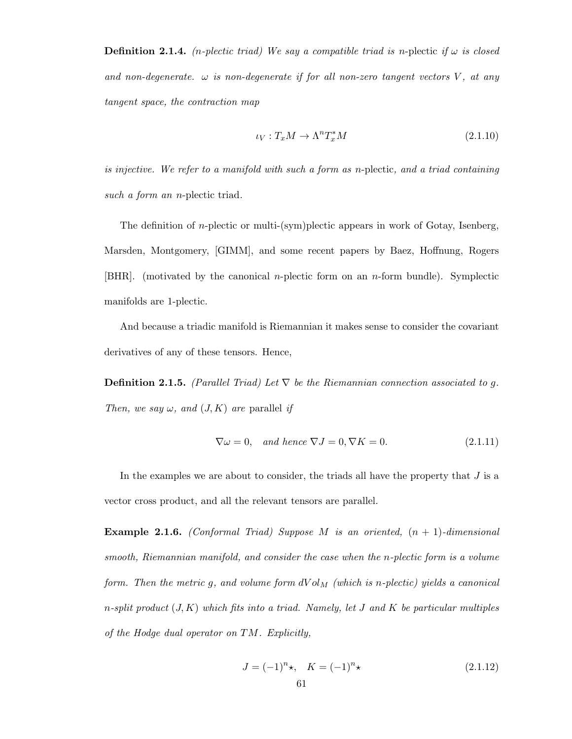**Definition 2.1.4.** *(n-plectic triad) We say a compatible triad is n-*plectic *if $\omega$ is closed and non-degenerate. $\omega$ is non-degenerate if for all non-zero tangent vectors $V$, at any tangent space, the contraction map*

$$\iota_V : T_xM \to \Lambda^n T_x^* M \tag{2.1.10}$$

*is injective. We refer to a manifold with such a form as n-*plectic*, and a triad containing such a form an n-*plectic triad.

The definition of $n$-plectic or multi-(sym)plectic appears in work of Gotay, Isenberg, Marsden, Montgomery, [GIMM], and some recent papers by Baez, Hoffnung, Rogers [BHR]. (motivated by the canonical $n$-plectic form on an $n$-form bundle). Symplectic manifolds are 1-plectic.

And because a triadic manifold is Riemannian it makes sense to consider the covariant derivatives of any of these tensors. Hence,

**Definition 2.1.5.** *(Parallel Triad) Let $\nabla$ be the Riemannian connection associated to $g$. Then, we say $\omega$, and $(J, K)$ are* parallel *if*

$$\nabla\omega = 0, \quad \textit{and hence } \nabla J = 0, \nabla K = 0. \tag{2.1.11}$$

In the examples we are about to consider, the triads all have the property that $J$ is a vector cross product, and all the relevant tensors are parallel.

**Example 2.1.6.** *(Conformal Triad) Suppose $M$ is an oriented, $(n+1)$-dimensional smooth, Riemannian manifold, and consider the case when the n-plectic form is a volume form. Then the metric $g$, and volume form $dVol_M$ (which is n-plectic) yields a canonical n-split product $(J, K)$ which fits into a triad. Namely, let $J$ and $K$ be particular multiples of the Hodge dual operator on $TM$. Explicitly,*

$$J = (-1)^n \star, \quad K = (-1)^n \star \tag{2.1.12}$$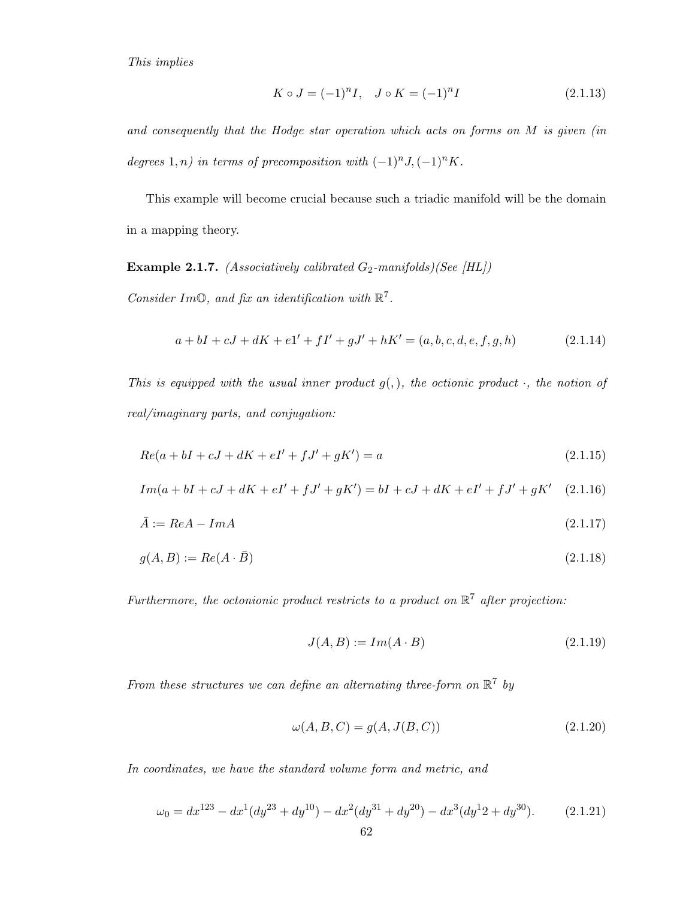*This implies*

$$K \circ J = (-1)^n I, \quad J \circ K = (-1)^n I \tag{2.1.13}$$

*and consequently that the Hodge star operation which acts on forms on $M$ is given (in degrees $1, n$) in terms of precomposition with $(-1)^n J, (-1)^n K$.*

This example will become crucial because such a triadic manifold will be the domain in a mapping theory.

**Example 2.1.7.** *(Associatively calibrated $G_2$-manifolds)(See [HL])*

*Consider $Im\mathbb{O}$, and fix an identification with $\mathbb{R}^7$.*

$$a + bI + cJ + dK + e1' + fI' + gJ' + hK' = (a, b, c, d, e, f, g, h) \tag{2.1.14}$$

*This is equipped with the usual inner product $g(,)$, the octionic product $\cdot$, the notion of real/imaginary parts, and conjugation:*

$$Re(a + bI + cJ + dK + eI' + fJ' + gK') = a \tag{2.1.15}$$

$$Im(a + bI + cJ + dK + eI' + fJ' + gK') = bI + cJ + dK + eI' + fJ' + gK' \tag{2.1.16}$$

$$\bar{A} := ReA - ImA \tag{2.1.17}$$

$$g(A, B) := Re(A \cdot \bar{B}) \tag{2.1.18}$$

*Furthermore, the octonionic product restricts to a product on $\mathbb{R}^7$ after projection:*

$$J(A, B) := Im(A \cdot B) \tag{2.1.19}$$

*From these structures we can define an alternating three-form on $\mathbb{R}^7$ by*

$$\omega(A, B, C) = g(A, J(B, C)) \tag{2.1.20}$$

*In coordinates, we have the standard volume form and metric, and*

$$\omega_0 = dx^{123} - dx^1(dy^{23} + dy^{10}) - dx^2(dy^{31} + dy^{20}) - dx^3(dy^12 + dy^{30}). \tag{2.1.21}$$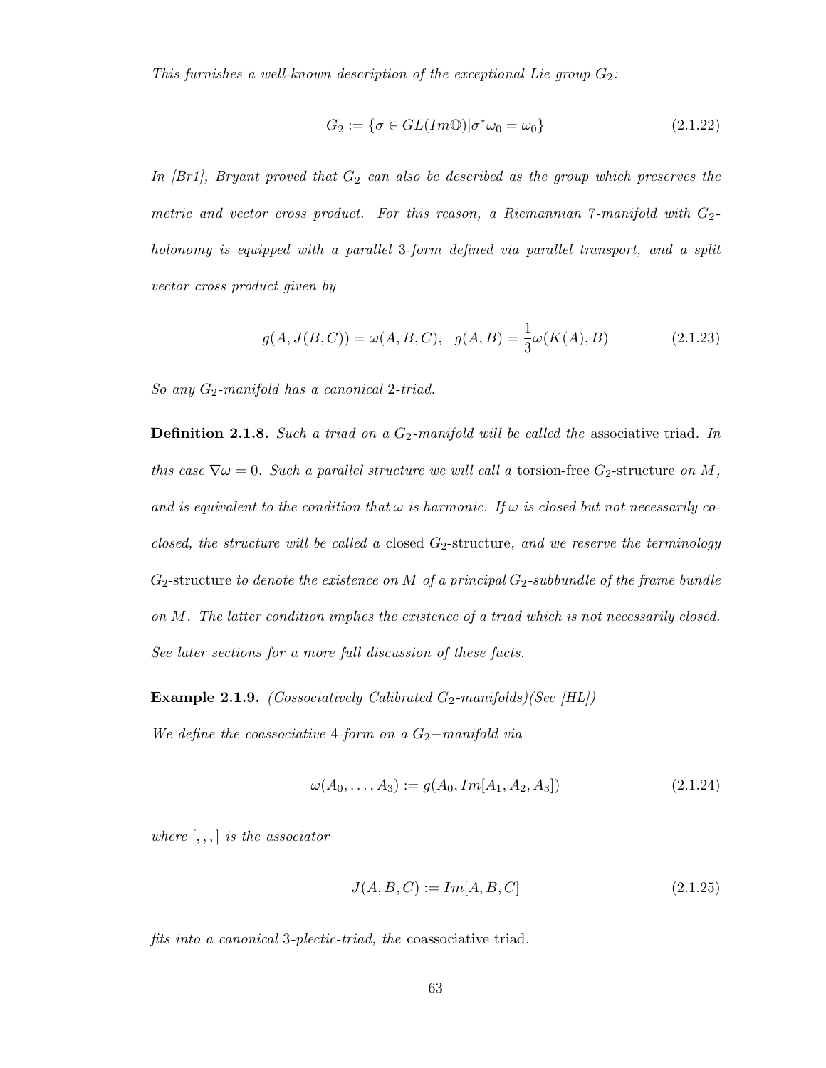*This furnishes a well-known description of the exceptional Lie group $G_2$:*

$$G_2 := \{\sigma \in GL(Im\mathbb{O}) | \sigma^*\omega_0 = \omega_0\} \tag{2.1.22}$$

*In [Br1], Bryant proved that $G_2$ can also be described as the group which preserves the metric and vector cross product. For this reason, a Riemannian 7-manifold with $G_2$-holonomy is equipped with a parallel 3-form defined via parallel transport, and a split vector cross product given by*

$$g(A, J(B,C)) = \omega(A,B,C), \quad g(A,B) = \frac{1}{3}\omega(K(A),B) \tag{2.1.23}$$

*So any $G_2$-manifold has a canonical 2-triad.*

**Definition 2.1.8.** *Such a triad on a $G_2$-manifold will be called the* associative triad. *In this case $\nabla\omega = 0$. Such a parallel structure we will call a* torsion-free $G_2$-structure *on $M$, and is equivalent to the condition that $\omega$ is harmonic. If $\omega$ is closed but not necessarily co-closed, the structure will be called a* closed $G_2$-structure, *and we reserve the terminology* $G_2$-structure *to denote the existence on $M$ of a principal $G_2$-subbundle of the frame bundle on $M$. The latter condition implies the existence of a triad which is not necessarily closed. See later sections for a more full discussion of these facts.*

**Example 2.1.9.** *(Cossociatively Calibrated $G_2$-manifolds)(See [HL])*

*We define the coassociative 4-form on a $G_2-$manifold via*

$$\omega(A_0, \ldots, A_3) := g(A_0, Im[A_1, A_2, A_3]) \tag{2.1.24}$$

*where $[,,]$ is the associator*

$$J(A,B,C) := Im[A,B,C] \tag{2.1.25}$$

*fits into a canonical 3-plectic-triad, the* coassociative triad.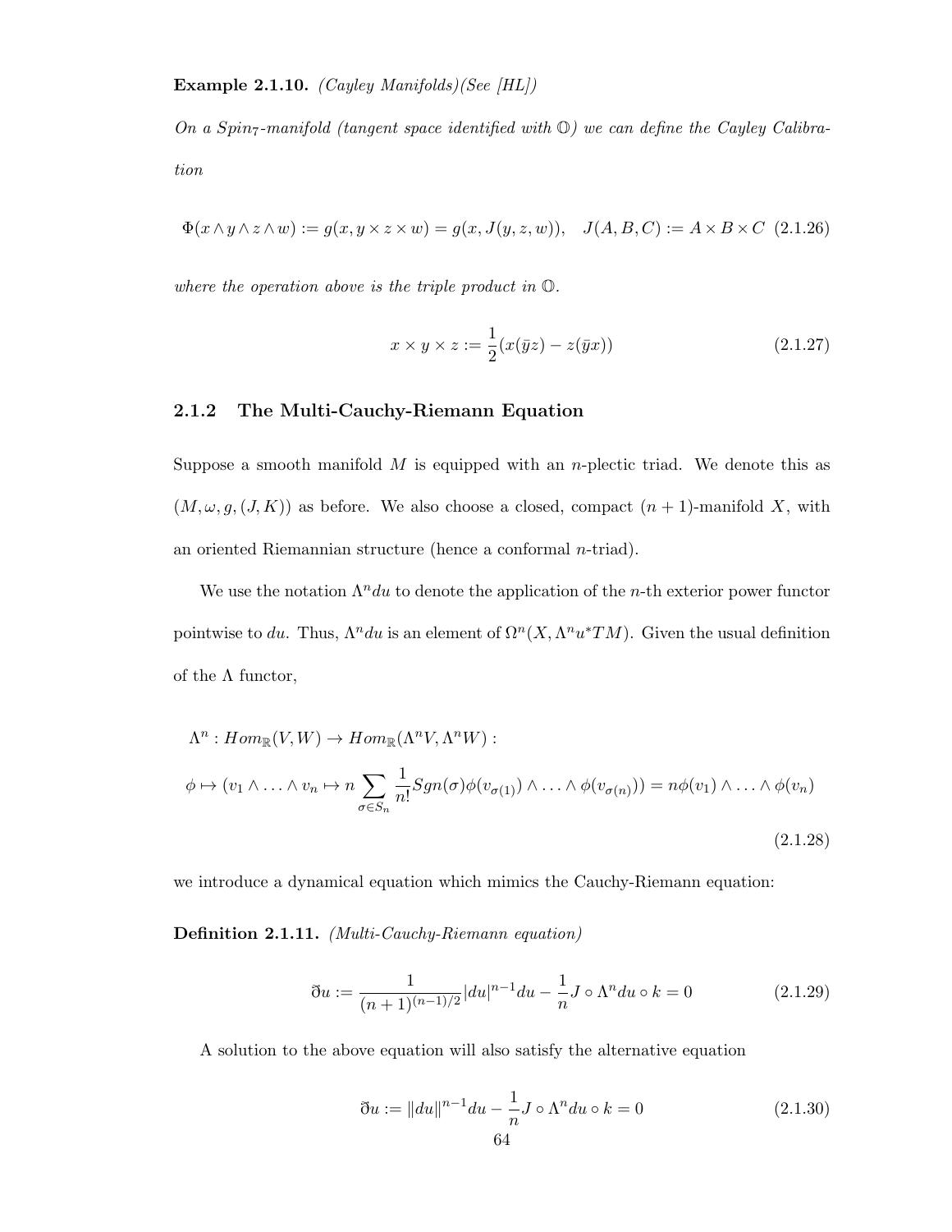**Example 2.1.10.** *(Cayley Manifolds)(See [HL])*

*On a $Spin_7$-manifold (tangent space identified with $\mathbb{O}$) we can define the Cayley Calibration*

$$\Phi(x \wedge y \wedge z \wedge w) := g(x, y \times z \times w) = g(x, J(y, z, w)), \quad J(A, B, C) := A \times B \times C \tag{2.1.26}$$

*where the operation above is the triple product in $\mathbb{O}$.*

$$x \times y \times z := \frac{1}{2}(x(\bar{y}z) - z(\bar{y}x)) \tag{2.1.27}$$

### 2.1.2 The Multi-Cauchy-Riemann Equation

Suppose a smooth manifold $M$ is equipped with an $n$-plectic triad. We denote this as $(M, \omega, g, (J, K))$ as before. We also choose a closed, compact $(n+1)$-manifold $X$, with an oriented Riemannian structure (hence a conformal $n$-triad).

We use the notation $\Lambda^n du$ to denote the application of the $n$-th exterior power functor pointwise to $du$. Thus, $\Lambda^n du$ is an element of $\Omega^n(X, \Lambda^n u^*TM)$. Given the usual definition of the $\Lambda$ functor,

$$\begin{aligned}
&\Lambda^n : Hom_{\mathbb{R}}(V, W) \to Hom_{\mathbb{R}}(\Lambda^n V, \Lambda^n W) : \\
&\phi \mapsto (v_1 \wedge \ldots \wedge v_n \mapsto n \sum_{\sigma \in S_n} \frac{1}{n!} Sgn(\sigma) \phi(v_{\sigma(1)}) \wedge \ldots \wedge \phi(v_{\sigma(n)})) = n\phi(v_1) \wedge \ldots \wedge \phi(v_n)
\end{aligned} \tag{2.1.28}$$

we introduce a dynamical equation which mimics the Cauchy-Riemann equation:

**Definition 2.1.11.** *(Multi-Cauchy-Riemann equation)*

$$\eth u := \frac{1}{(n+1)^{(n-1)/2}} |du|^{n-1} du - \frac{1}{n} J \circ \Lambda^n du \circ k = 0 \tag{2.1.29}$$

A solution to the above equation will also satisfy the alternative equation

$$\eth u := \|du\|^{n-1} du - \frac{1}{n} J \circ \Lambda^n du \circ k = 0 \tag{2.1.30}$$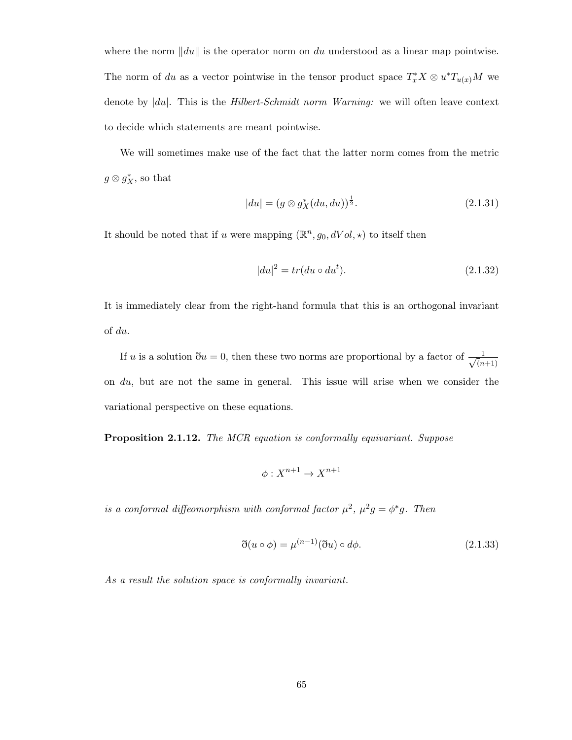where the norm $\|du\|$ is the operator norm on $du$ understood as a linear map pointwise. The norm of $du$ as a vector pointwise in the tensor product space $T_x^*X \otimes u^*T_{u(x)}M$ we denote by $|du|$. This is the *Hilbert-Schmidt norm* *Warning:* we will often leave context to decide which statements are meant pointwise.

We will sometimes make use of the fact that the latter norm comes from the metric $g \otimes g_X^*$, so that

$$|du| = (g \otimes g_X^*(du, du))^{\frac{1}{2}}. \tag{2.1.31}$$

It should be noted that if $u$ were mapping $(\mathbb{R}^n, g_0, dVol, \star)$ to itself then

$$|du|^2 = tr(du \circ du^t). \tag{2.1.32}$$

It is immediately clear from the right-hand formula that this is an orthogonal invariant of $du$.

If $u$ is a solution $\eth u = 0$, then these two norms are proportional by a factor of $\frac{1}{\sqrt{(n+1)}}$ on $du$, but are not the same in general. This issue will arise when we consider the variational perspective on these equations.

**Proposition 2.1.12.** *The MCR equation is conformally equivariant. Suppose*

$$\phi : X^{n+1} \to X^{n+1}$$

*is a conformal diffeomorphism with conformal factor $\mu^2$, $\mu^2 g = \phi^* g$. Then*

$$\eth(u \circ \phi) = \mu^{(n-1)}(\eth u) \circ d\phi. \tag{2.1.33}$$

*As a result the solution space is conformally invariant.*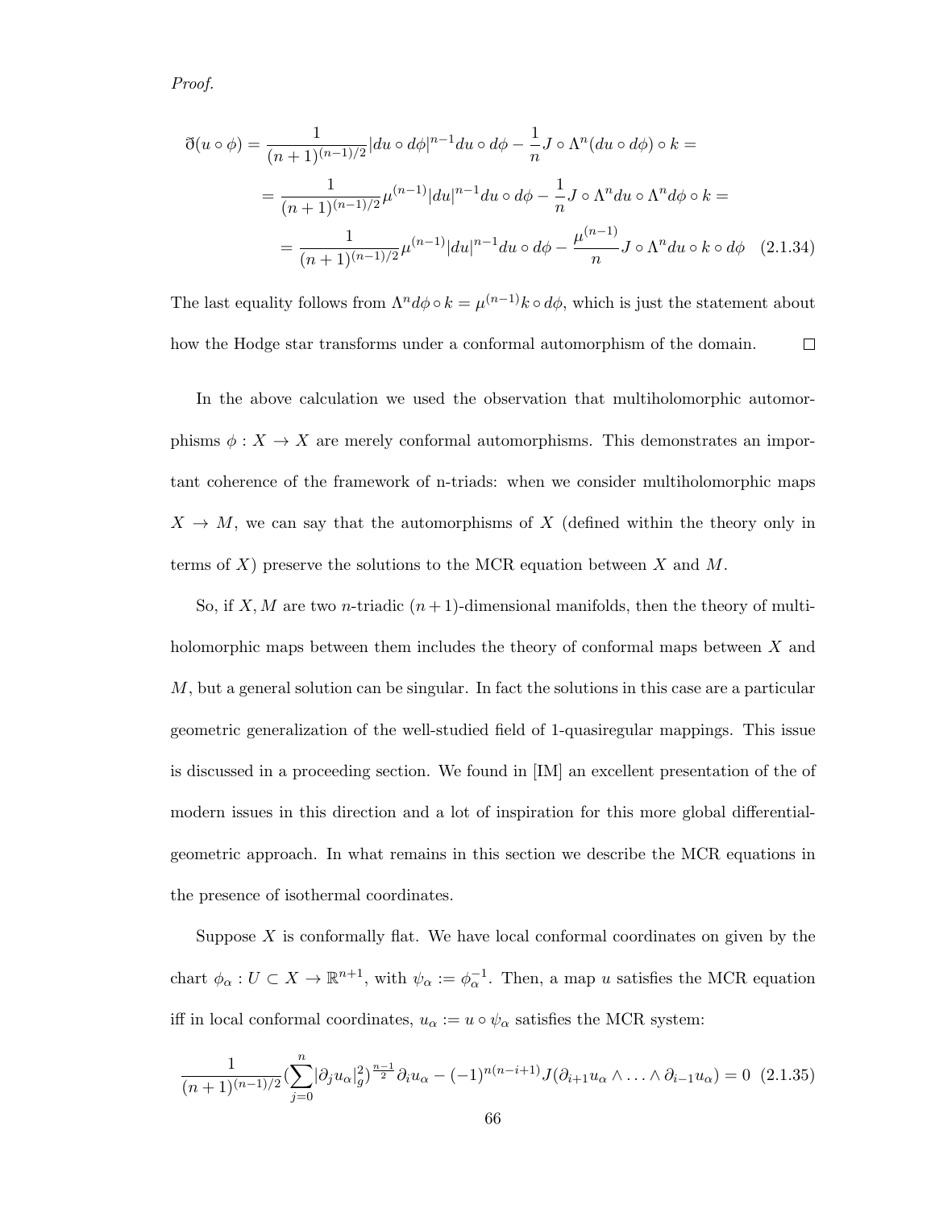*Proof.*

$$
\begin{aligned}
\eth(u\circ\phi) &= \frac{1}{(n+1)^{(n-1)/2}}|du\circ d\phi|^{n-1}du\circ d\phi - \frac{1}{n}J\circ\Lambda^n(du\circ d\phi)\circ k = \\
&= \frac{1}{(n+1)^{(n-1)/2}}\mu^{(n-1)}|du|^{n-1}du\circ d\phi - \frac{1}{n}J\circ\Lambda^n du\circ\Lambda^n d\phi\circ k = \\
&= \frac{1}{(n+1)^{(n-1)/2}}\mu^{(n-1)}|du|^{n-1}du\circ d\phi - \frac{\mu^{(n-1)}}{n}J\circ\Lambda^n du\circ k\circ d\phi \quad (2.1.34)
\end{aligned}
$$

The last equality follows from $\Lambda^n d\phi\circ k = \mu^{(n-1)}k\circ d\phi$, which is just the statement about how the Hodge star transforms under a conformal automorphism of the domain. $\square$

In the above calculation we used the observation that multiholomorphic automorphisms $\phi : X \to X$ are merely conformal automorphisms. This demonstrates an important coherence of the framework of n-triads: when we consider multiholomorphic maps $X \to M$, we can say that the automorphisms of $X$ (defined within the theory only in terms of $X$) preserve the solutions to the MCR equation between $X$ and $M$.

So, if $X, M$ are two $n$-triadic $(n+1)$-dimensional manifolds, then the theory of multiholomorphic maps between them includes the theory of conformal maps between $X$ and $M$, but a general solution can be singular. In fact the solutions in this case are a particular geometric generalization of the well-studied field of 1-quasiregular mappings. This issue is discussed in a proceeding section. We found in [IM] an excellent presentation of the of modern issues in this direction and a lot of inspiration for this more global differential-geometric approach. In what remains in this section we describe the MCR equations in the presence of isothermal coordinates.

Suppose $X$ is conformally flat. We have local conformal coordinates on given by the chart $\phi_\alpha : U \subset X \to \mathbb{R}^{n+1}$, with $\psi_\alpha := \phi_\alpha^{-1}$. Then, a map $u$ satisfies the MCR equation iff in local conformal coordinates, $u_\alpha := u\circ\psi_\alpha$ satisfies the MCR system:

$$
\frac{1}{(n+1)^{(n-1)/2}}\Big(\sum_{j=0}^{n}|\partial_j u_\alpha|_g^2\Big)^{\frac{n-1}{2}}\partial_i u_\alpha - (-1)^{n(n-i+1)}J(\partial_{i+1}u_\alpha\wedge\ldots\wedge\partial_{i-1}u_\alpha) = 0 \quad (2.1.35)
$$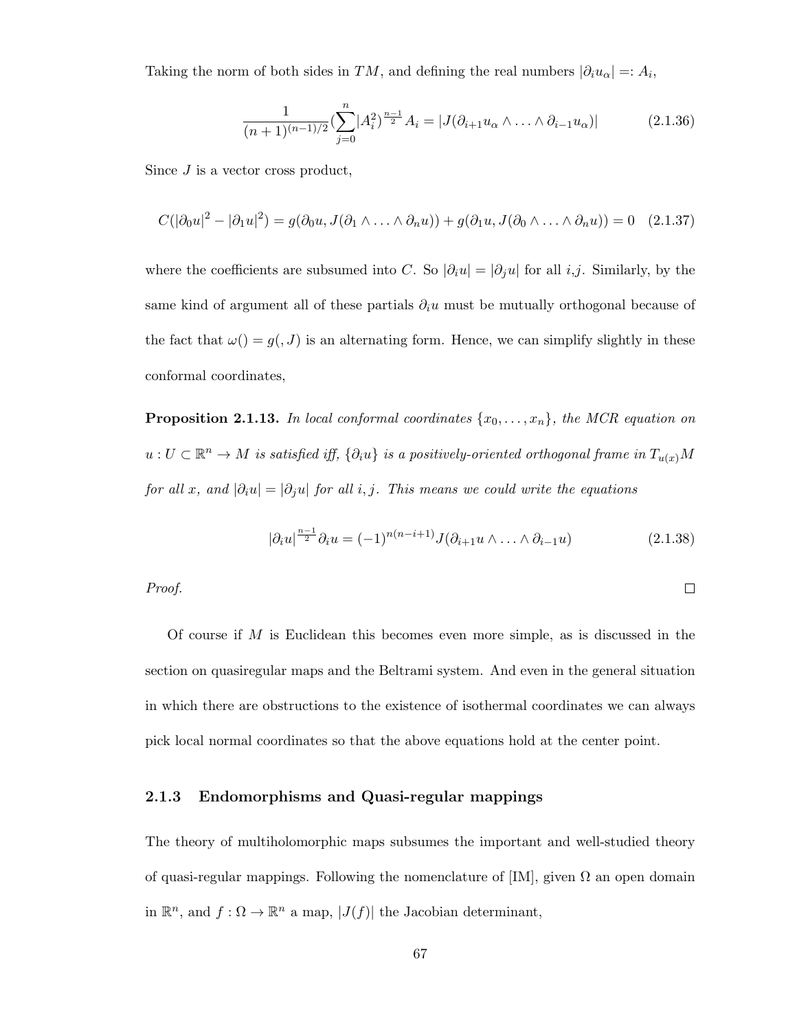Taking the norm of both sides in $TM$, and defining the real numbers $|\partial_i u_\alpha| =: A_i$,

$$\frac{1}{(n+1)^{(n-1)/2}} (\sum_{j=0}^{n} |A_i^2|)^{\frac{n-1}{2}} A_i = |J(\partial_{i+1} u_\alpha \wedge \ldots \wedge \partial_{i-1} u_\alpha)| \tag{2.1.36}$$

Since $J$ is a vector cross product,

$$C(|\partial_0 u|^2 - |\partial_1 u|^2) = g(\partial_0 u, J(\partial_1 \wedge \ldots \wedge \partial_n u)) + g(\partial_1 u, J(\partial_0 \wedge \ldots \wedge \partial_n u)) = 0 \tag{2.1.37}$$

where the coefficients are subsumed into $C$. So $|\partial_i u| = |\partial_j u|$ for all $i$,$j$. Similarly, by the same kind of argument all of these partials $\partial_i u$ must be mutually orthogonal because of the fact that $\omega() = g(, J)$ is an alternating form. Hence, we can simplify slightly in these conformal coordinates,

**Proposition 2.1.13.** *In local conformal coordinates $\{x_0, \ldots, x_n\}$, the MCR equation on $u : U \subset \mathbb{R}^n \to M$ is satisfied iff, $\{\partial_i u\}$ is a positively-oriented orthogonal frame in $T_{u(x)}M$ for all $x$, and $|\partial_i u| = |\partial_j u|$ for all $i, j$. This means we could write the equations*

$$|\partial_i u|^{\frac{n-1}{2}} \partial_i u = (-1)^{n(n-i+1)} J(\partial_{i+1} u \wedge \ldots \wedge \partial_{i-1} u) \tag{2.1.38}$$

*Proof.* □

Of course if $M$ is Euclidean this becomes even more simple, as is discussed in the section on quasiregular maps and the Beltrami system. And even in the general situation in which there are obstructions to the existence of isothermal coordinates we can always pick local normal coordinates so that the above equations hold at the center point.

### 2.1.3 Endomorphisms and Quasi-regular mappings

The theory of multiholomorphic maps subsumes the important and well-studied theory of quasi-regular mappings. Following the nomenclature of [IM], given $\Omega$ an open domain in $\mathbb{R}^n$, and $f : \Omega \to \mathbb{R}^n$ a map, $|J(f)|$ the Jacobian determinant,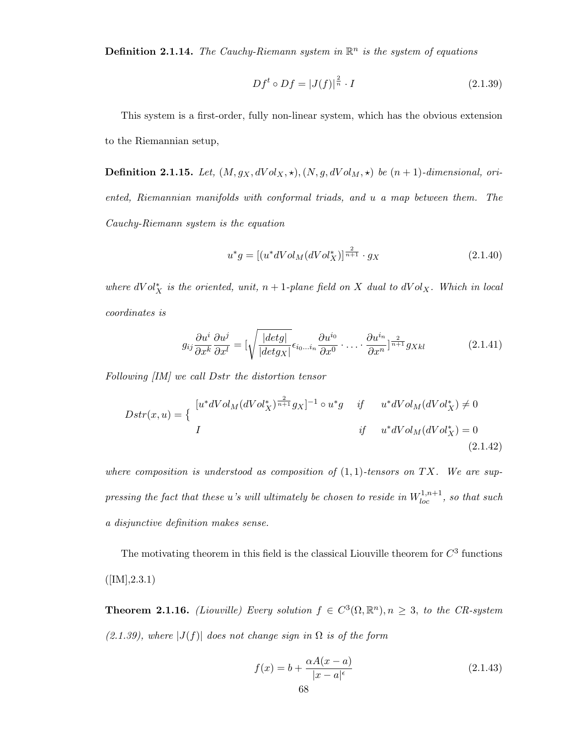**Definition 2.1.14.** *The Cauchy-Riemann system in $\mathbb{R}^n$ is the system of equations*

$$Df^t \circ Df = |J(f)|^{\frac{2}{n}} \cdot I \tag{2.1.39}$$

This system is a first-order, fully non-linear system, which has the obvious extension to the Riemannian setup,

**Definition 2.1.15.** *Let, $(M, g_X, dVol_X, \star), (N, g, dVol_M, \star)$ be $(n+1)$-dimensional, oriented, Riemannian manifolds with conformal triads, and $u$ a map between them. The Cauchy-Riemann system is the equation*

$$u^*g = [(u^*dVol_M(dVol_X^*)]^{\frac{2}{n+1}} \cdot g_X \tag{2.1.40}$$

*where $dVol_X^*$ is the oriented, unit, $n+1$-plane field on $X$ dual to $dVol_X$. Which in local coordinates is*

$$g_{ij}\frac{\partial u^i}{\partial x^k}\frac{\partial u^j}{\partial x^l} = [\sqrt{\frac{|detg|}{|detg_X|}}\epsilon_{i_0 \ldots i_n}\frac{\partial u^{i_0}}{\partial x^0} \cdot \ldots \cdot \frac{\partial u^{i_n}}{\partial x^n}]^{\frac{2}{n+1}} g_{Xkl} \tag{2.1.41}$$

*Following [IM] we call $Dstr$ the distortion tensor*

$$Dstr(x,u) = \begin{cases} [u^*dVol_M(dVol_X^*)^{\frac{2}{n+1}} g_X]^{-1} \circ u^*g & if \quad u^*dVol_M(dVol_X^*) \neq 0 \\ I & if \quad u^*dVol_M(dVol_X^*) = 0 \end{cases} \tag{2.1.42}$$

*where composition is understood as composition of $(1,1)$-tensors on $TX$. We are suppressing the fact that these $u$'s will ultimately be chosen to reside in $W^{1,n+1}_{loc}$, so that such a disjunctive definition makes sense.*

The motivating theorem in this field is the classical Liouville theorem for $C^3$ functions ([IM],2.3.1)

**Theorem 2.1.16.** *(Liouville) Every solution $f \in C^3(\Omega, \mathbb{R}^n), n \geq 3$, to the CR-system (2.1.39), where $|J(f)|$ does not change sign in $\Omega$ is of the form*

$$f(x) = b + \frac{\alpha A(x-a)}{|x-a|^{\epsilon}} \tag{2.1.43}$$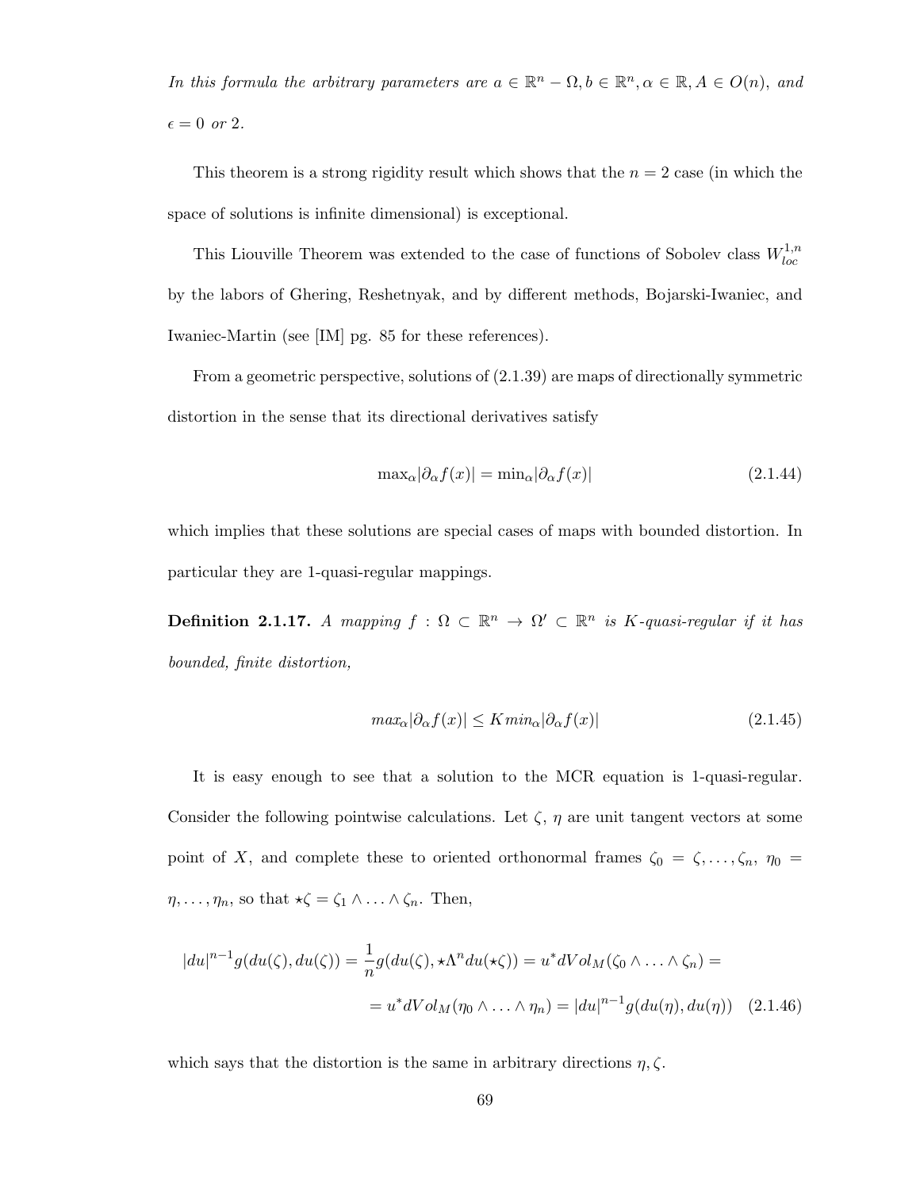*In this formula the arbitrary parameters are $a \in \mathbb{R}^n - \Omega, b \in \mathbb{R}^n, \alpha \in \mathbb{R}, A \in O(n)$, and $\epsilon = 0$ or 2.*

This theorem is a strong rigidity result which shows that the $n = 2$ case (in which the space of solutions is infinite dimensional) is exceptional.

This Liouville Theorem was extended to the case of functions of Sobolev class $W^{1,n}_{loc}$ by the labors of Ghering, Reshetnyak, and by different methods, Bojarski-Iwaniec, and Iwaniec-Martin (see [IM] pg. 85 for these references).

From a geometric perspective, solutions of (2.1.39) are maps of directionally symmetric distortion in the sense that its directional derivatives satisfy

$$\max_{\alpha}|\partial_{\alpha} f(x)| = \min_{\alpha}|\partial_{\alpha} f(x)| \tag{2.1.44}$$

which implies that these solutions are special cases of maps with bounded distortion. In particular they are 1-quasi-regular mappings.

**Definition 2.1.17.** *A mapping $f : \Omega \subset \mathbb{R}^n \to \Omega' \subset \mathbb{R}^n$ is $K$-quasi-regular if it has bounded, finite distortion,*

$$max_{\alpha}|\partial_{\alpha} f(x)| \leq K min_{\alpha}|\partial_{\alpha} f(x)| \tag{2.1.45}$$

It is easy enough to see that a solution to the MCR equation is 1-quasi-regular. Consider the following pointwise calculations. Let $\zeta$, $\eta$ are unit tangent vectors at some point of $X$, and complete these to oriented orthonormal frames $\zeta_0 = \zeta, \ldots, \zeta_n$, $\eta_0 = \eta, \ldots, \eta_n$, so that $\star\zeta = \zeta_1 \wedge \ldots \wedge \zeta_n$. Then,

$$|du|^{n-1} g(du(\zeta), du(\zeta)) = \frac{1}{n} g(du(\zeta), \star\Lambda^n du(\star\zeta)) = u^* dVol_M(\zeta_0 \wedge \ldots \wedge \zeta_n) =$$

$$= u^* dVol_M(\eta_0 \wedge \ldots \wedge \eta_n) = |du|^{n-1} g(du(\eta), du(\eta)) \tag{2.1.46}$$

which says that the distortion is the same in arbitrary directions $\eta, \zeta$.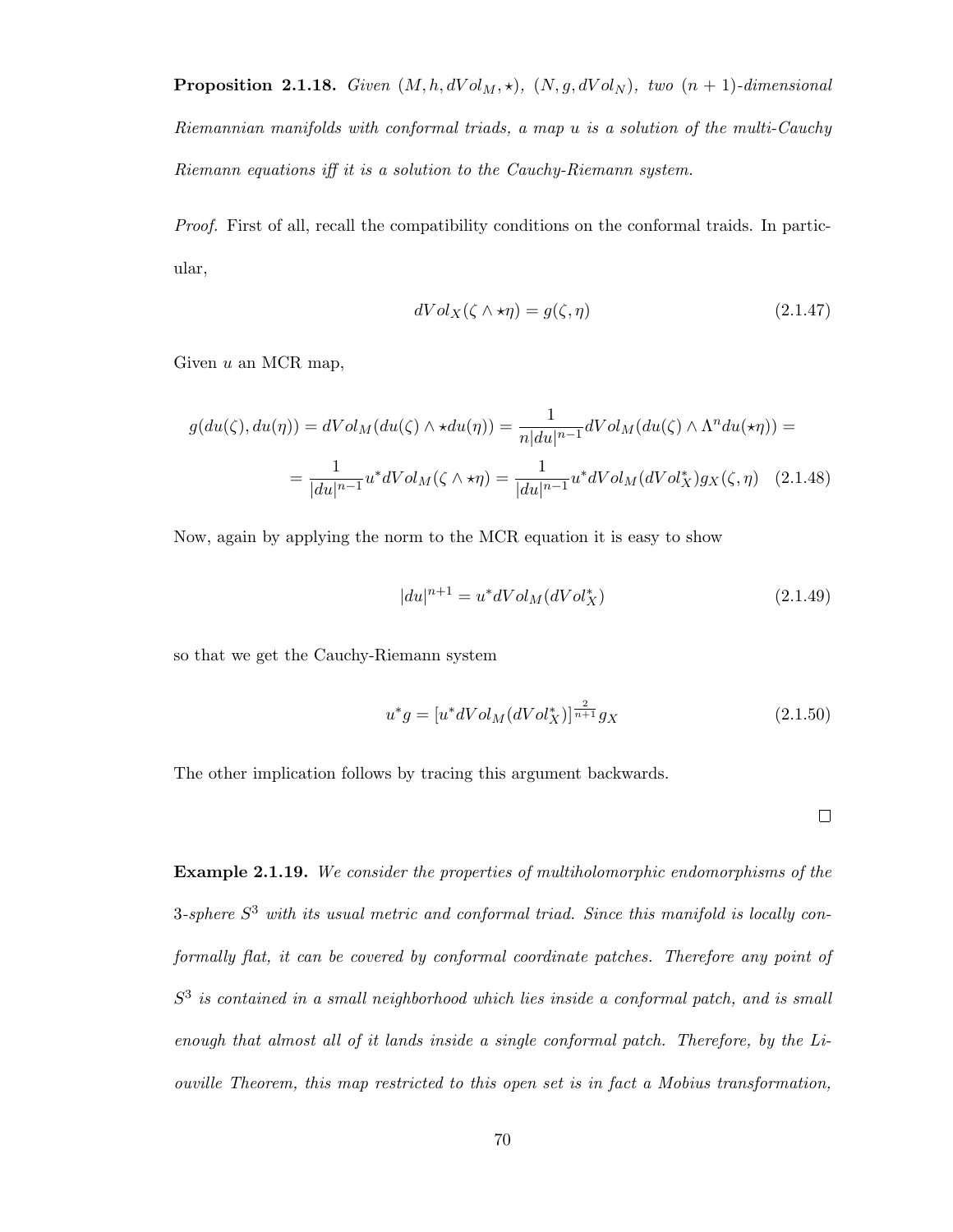**Proposition 2.1.18.** *Given $(M, h, dVol_M, \star)$, $(N, g, dVol_N)$, two $(n+1)$-dimensional Riemannian manifolds with conformal triads, a map $u$ is a solution of the multi-Cauchy Riemann equations iff it is a solution to the Cauchy-Riemann system.*

*Proof.* First of all, recall the compatibility conditions on the conformal traids. In particular,

$$dVol_X(\zeta \wedge \star\eta) = g(\zeta, \eta) \tag{2.1.47}$$

Given $u$ an MCR map,

$$g(du(\zeta), du(\eta)) = dVol_M(du(\zeta) \wedge \star du(\eta)) = \frac{1}{n|du|^{n-1}} dVol_M(du(\zeta) \wedge \Lambda^n du(\star\eta)) =$$

$$= \frac{1}{|du|^{n-1}} u^* dVol_M(\zeta \wedge \star\eta) = \frac{1}{|du|^{n-1}} u^* dVol_M(dVol_X^*) g_X(\zeta, \eta) \tag{2.1.48}$$

Now, again by applying the norm to the MCR equation it is easy to show

$$|du|^{n+1} = u^* dVol_M(dVol_X^*) \tag{2.1.49}$$

so that we get the Cauchy-Riemann system

$$u^* g = [u^* dVol_M(dVol_X^*)]^{\frac{2}{n+1}} g_X \tag{2.1.50}$$

The other implication follows by tracing this argument backwards.

□

**Example 2.1.19.** *We consider the properties of multiholomorphic endomorphisms of the 3-sphere $S^3$ with its usual metric and conformal triad. Since this manifold is locally conformally flat, it can be covered by conformal coordinate patches. Therefore any point of $S^3$ is contained in a small neighborhood which lies inside a conformal patch, and is small enough that almost all of it lands inside a single conformal patch. Therefore, by the Liouville Theorem, this map restricted to this open set is in fact a Mobius transformation,*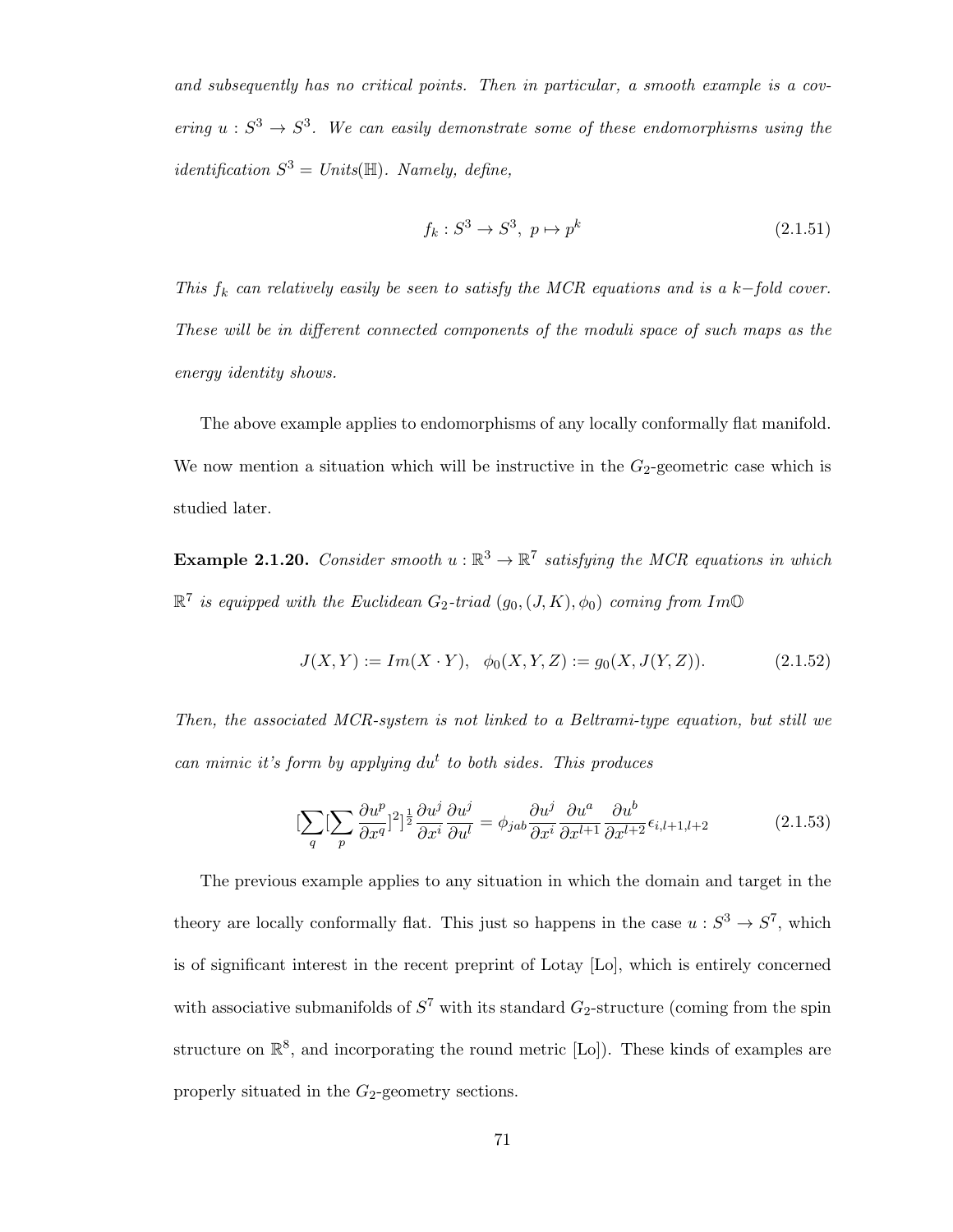*and subsequently has no critical points. Then in particular, a smooth example is a covering $u : S^3 \to S^3$. We can easily demonstrate some of these endomorphisms using the identification $S^3 = Units(\mathbb{H})$. Namely, define,*

$$f_k : S^3 \to S^3, \ p \mapsto p^k \tag{2.1.51}$$

*This $f_k$ can relatively easily be seen to satisfy the MCR equations and is a $k-$fold cover. These will be in different connected components of the moduli space of such maps as the energy identity shows.*

The above example applies to endomorphisms of any locally conformally flat manifold. We now mention a situation which will be instructive in the $G_2$-geometric case which is studied later.

**Example 2.1.20.** *Consider smooth $u : \mathbb{R}^3 \to \mathbb{R}^7$ satisfying the MCR equations in which $\mathbb{R}^7$ is equipped with the Euclidean $G_2$-triad $(g_0, (J, K), \phi_0)$ coming from $Im\mathbb{O}$*

$$J(X, Y) := Im(X \cdot Y), \quad \phi_0(X, Y, Z) := g_0(X, J(Y, Z)). \tag{2.1.52}$$

*Then, the associated MCR-system is not linked to a Beltrami-type equation, but still we can mimic it's form by applying $du^t$ to both sides. This produces*

$$[\sum_q [\sum_p \frac{\partial u^p}{\partial x^q}]^2]^{\frac{1}{2}} \frac{\partial u^j}{\partial x^i} \frac{\partial u^j}{\partial u^l} = \phi_{jab} \frac{\partial u^j}{\partial x^i} \frac{\partial u^a}{\partial x^{l+1}} \frac{\partial u^b}{\partial x^{l+2}} \epsilon_{i,l+1,l+2} \tag{2.1.53}$$

The previous example applies to any situation in which the domain and target in the theory are locally conformally flat. This just so happens in the case $u : S^3 \to S^7$, which is of significant interest in the recent preprint of Lotay [Lo], which is entirely concerned with associative submanifolds of $S^7$ with its standard $G_2$-structure (coming from the spin structure on $\mathbb{R}^8$, and incorporating the round metric [Lo]). These kinds of examples are properly situated in the $G_2$-geometry sections.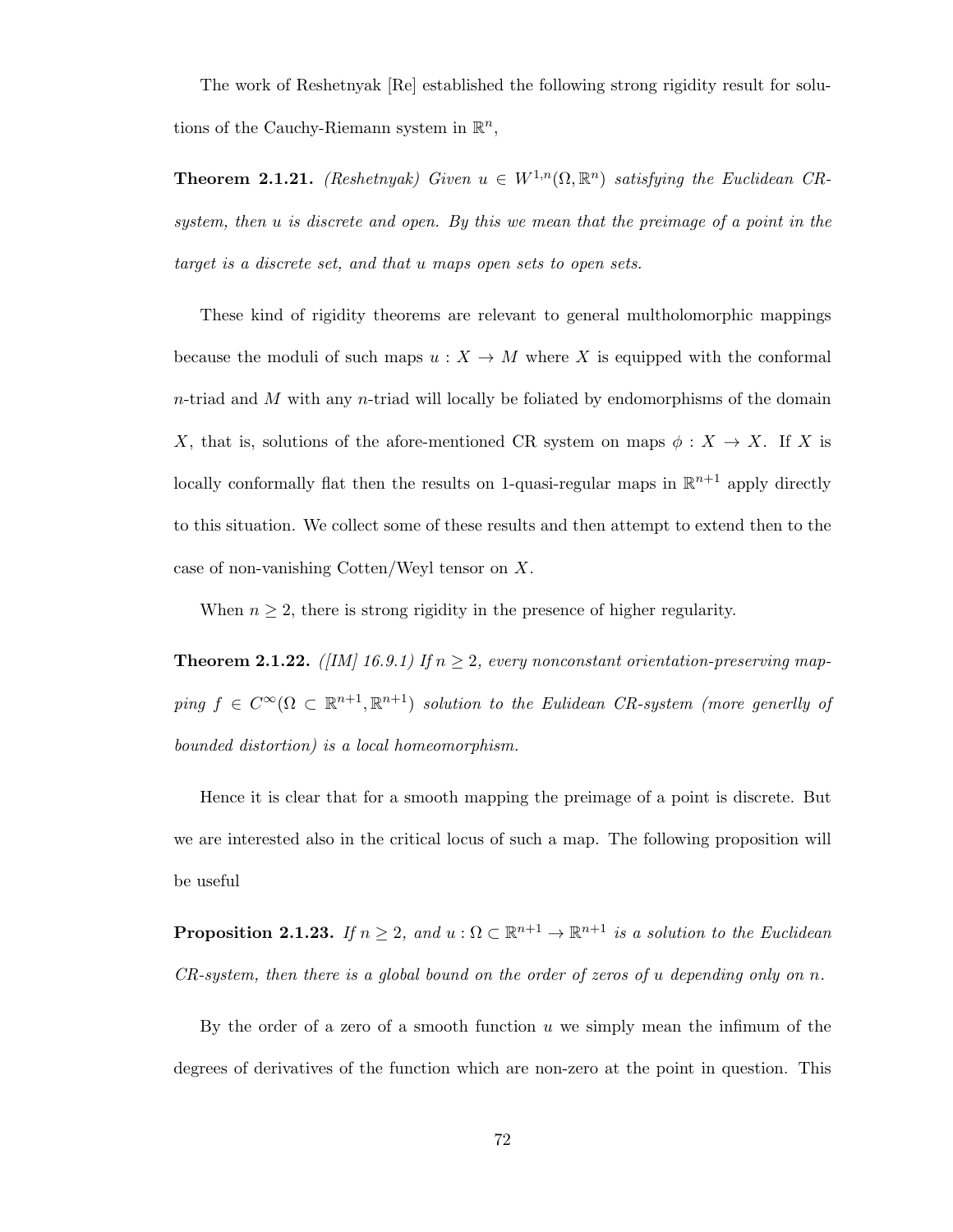The work of Reshetnyak [Re] established the following strong rigidity result for solutions of the Cauchy-Riemann system in $\mathbb{R}^n$,

**Theorem 2.1.21.** *(Reshetnyak) Given $u \in W^{1,n}(\Omega, \mathbb{R}^n)$ satisfying the Euclidean CR-system, then $u$ is discrete and open. By this we mean that the preimage of a point in the target is a discrete set, and that $u$ maps open sets to open sets.*

These kind of rigidity theorems are relevant to general multholomorphic mappings because the moduli of such maps $u : X \to M$ where $X$ is equipped with the conformal $n$-triad and $M$ with any $n$-triad will locally be foliated by endomorphisms of the domain $X$, that is, solutions of the afore-mentioned CR system on maps $\phi : X \to X$. If $X$ is locally conformally flat then the results on 1-quasi-regular maps in $\mathbb{R}^{n+1}$ apply directly to this situation. We collect some of these results and then attempt to extend then to the case of non-vanishing Cotten/Weyl tensor on $X$.

When $n \geq 2$, there is strong rigidity in the presence of higher regularity.

**Theorem 2.1.22.** *([IM] 16.9.1) If $n \geq 2$, every nonconstant orientation-preserving mapping $f \in C^\infty(\Omega \subset \mathbb{R}^{n+1}, \mathbb{R}^{n+1})$ solution to the Eulidean CR-system (more generlly of bounded distortion) is a local homeomorphism.*

Hence it is clear that for a smooth mapping the preimage of a point is discrete. But we are interested also in the critical locus of such a map. The following proposition will be useful

**Proposition 2.1.23.** *If $n \geq 2$, and $u : \Omega \subset \mathbb{R}^{n+1} \to \mathbb{R}^{n+1}$ is a solution to the Euclidean CR-system, then there is a global bound on the order of zeros of $u$ depending only on $n$.*

By the order of a zero of a smooth function $u$ we simply mean the infimum of the degrees of derivatives of the function which are non-zero at the point in question. This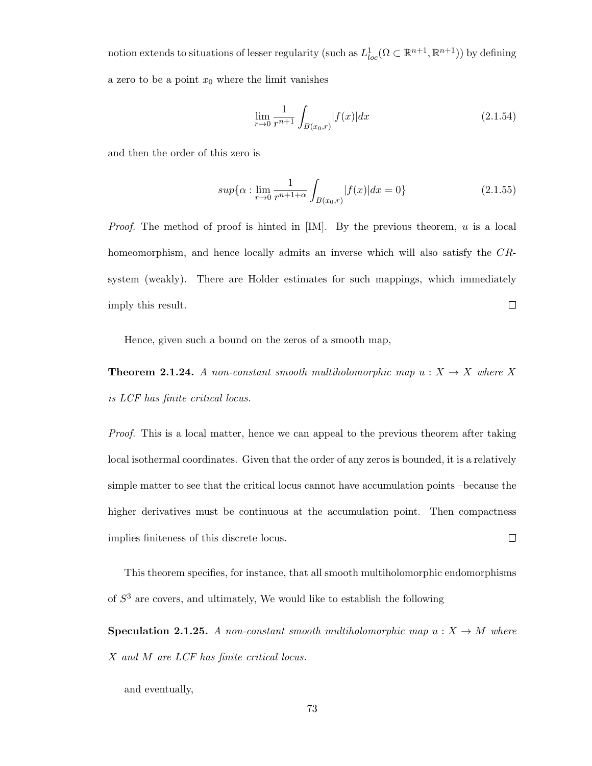notion extends to situations of lesser regularity (such as $L^1_{loc}(\Omega \subset \mathbb{R}^{n+1}, \mathbb{R}^{n+1})$) by defining a zero to be a point $x_0$ where the limit vanishes

$$\lim_{r \to 0} \frac{1}{r^{n+1}} \int_{B(x_0,r)} |f(x)| dx \tag{2.1.54}$$

and then the order of this zero is

$$sup\{\alpha : \lim_{r \to 0} \frac{1}{r^{n+1+\alpha}} \int_{B(x_0,r)} |f(x)| dx = 0\} \tag{2.1.55}$$

*Proof.* The method of proof is hinted in [IM]. By the previous theorem, $u$ is a local homeomorphism, and hence locally admits an inverse which will also satisfy the $CR$-system (weakly). There are Holder estimates for such mappings, which immediately imply this result. ◻

Hence, given such a bound on the zeros of a smooth map,

**Theorem 2.1.24.** *A non-constant smooth multiholomorphic map $u : X \to X$ where $X$ is LCF has finite critical locus.*

*Proof.* This is a local matter, hence we can appeal to the previous theorem after taking local isothermal coordinates. Given that the order of any zeros is bounded, it is a relatively simple matter to see that the critical locus cannot have accumulation points –because the higher derivatives must be continuous at the accumulation point. Then compactness implies finiteness of this discrete locus. ◻

This theorem specifies, for instance, that all smooth multiholomorphic endomorphisms of $S^3$ are covers, and ultimately, We would like to establish the following

**Speculation 2.1.25.** *A non-constant smooth multiholomorphic map $u : X \to M$ where $X$ and $M$ are LCF has finite critical locus.*

and eventually,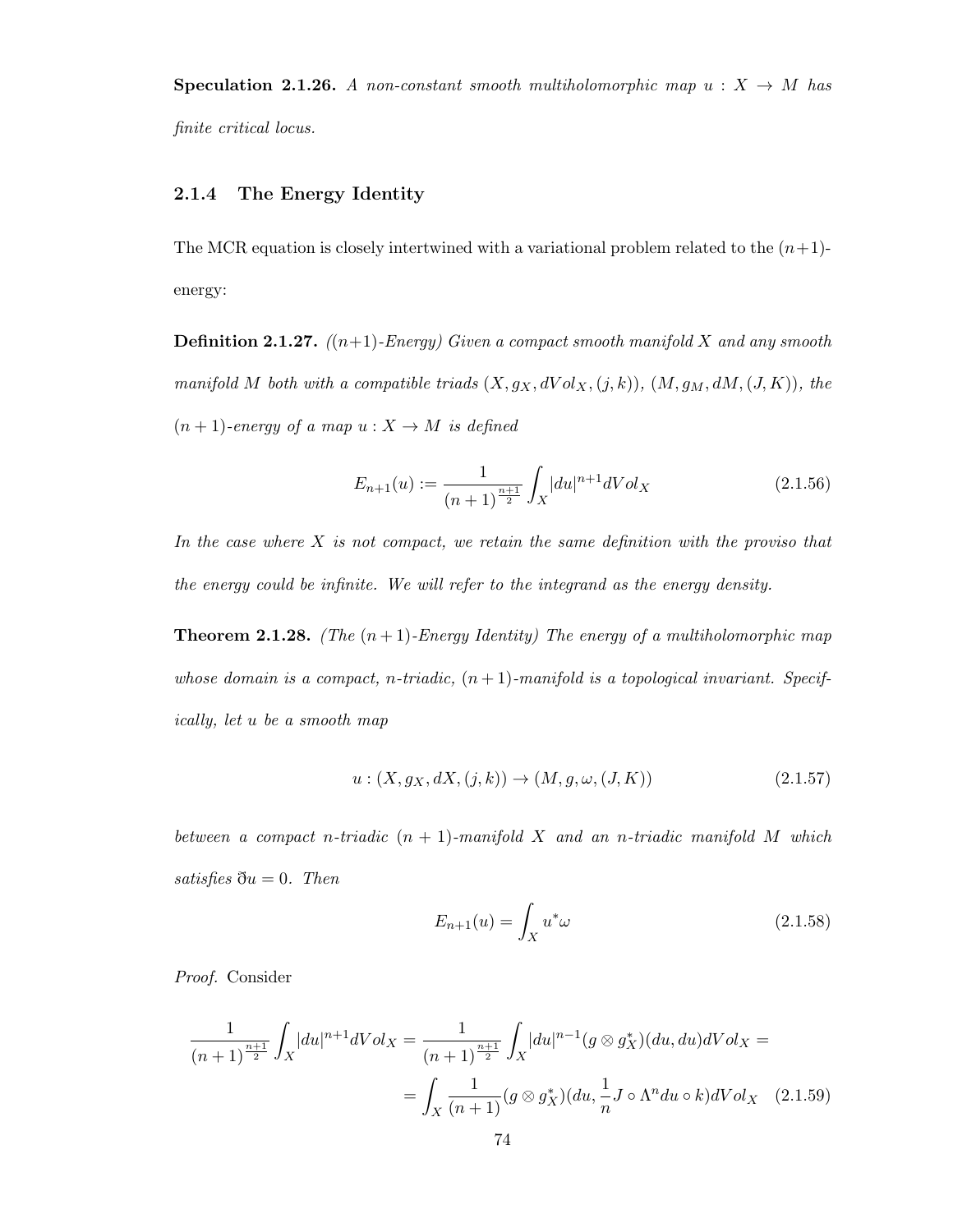**Speculation 2.1.26.** *A non-constant smooth multiholomorphic map $u : X \to M$ has finite critical locus.*

### 2.1.4 The Energy Identity

The MCR equation is closely intertwined with a variational problem related to the $(n+1)$-energy:

**Definition 2.1.27.** *((n+1)-Energy) Given a compact smooth manifold $X$ and any smooth manifold $M$ both with a compatible triads $(X, g_X, dVol_X, (j,k))$, $(M, g_M, dM, (J,K))$, the $(n+1)$-energy of a map $u : X \to M$ is defined*

$$E_{n+1}(u) := \frac{1}{(n+1)^{\frac{n+1}{2}}} \int_X |du|^{n+1} dVol_X \tag{2.1.56}$$

*In the case where $X$ is not compact, we retain the same definition with the proviso that the energy could be infinite. We will refer to the integrand as the energy density.*

**Theorem 2.1.28.** *(The $(n+1)$-Energy Identity) The energy of a multiholomorphic map whose domain is a compact, n-triadic, $(n+1)$-manifold is a topological invariant. Specifically, let $u$ be a smooth map*

$$u : (X, g_X, dX, (j,k)) \to (M, g, \omega, (J,K)) \tag{2.1.57}$$

*between a compact n-triadic $(n+1)$-manifold $X$ and an n-triadic manifold $M$ which satisfies $\eth u = 0$. Then*

$$E_{n+1}(u) = \int_X u^* \omega \tag{2.1.58}$$

*Proof.* Consider

$$\frac{1}{(n+1)^{\frac{n+1}{2}}} \int_X |du|^{n+1} dVol_X = \frac{1}{(n+1)^{\frac{n+1}{2}}} \int_X |du|^{n-1} (g \otimes g_X^*)(du, du) dVol_X =$$

$$= \int_X \frac{1}{(n+1)} (g \otimes g_X^*)(du, \frac{1}{n} J \circ \Lambda^n du \circ k) dVol_X \tag{2.1.59}$$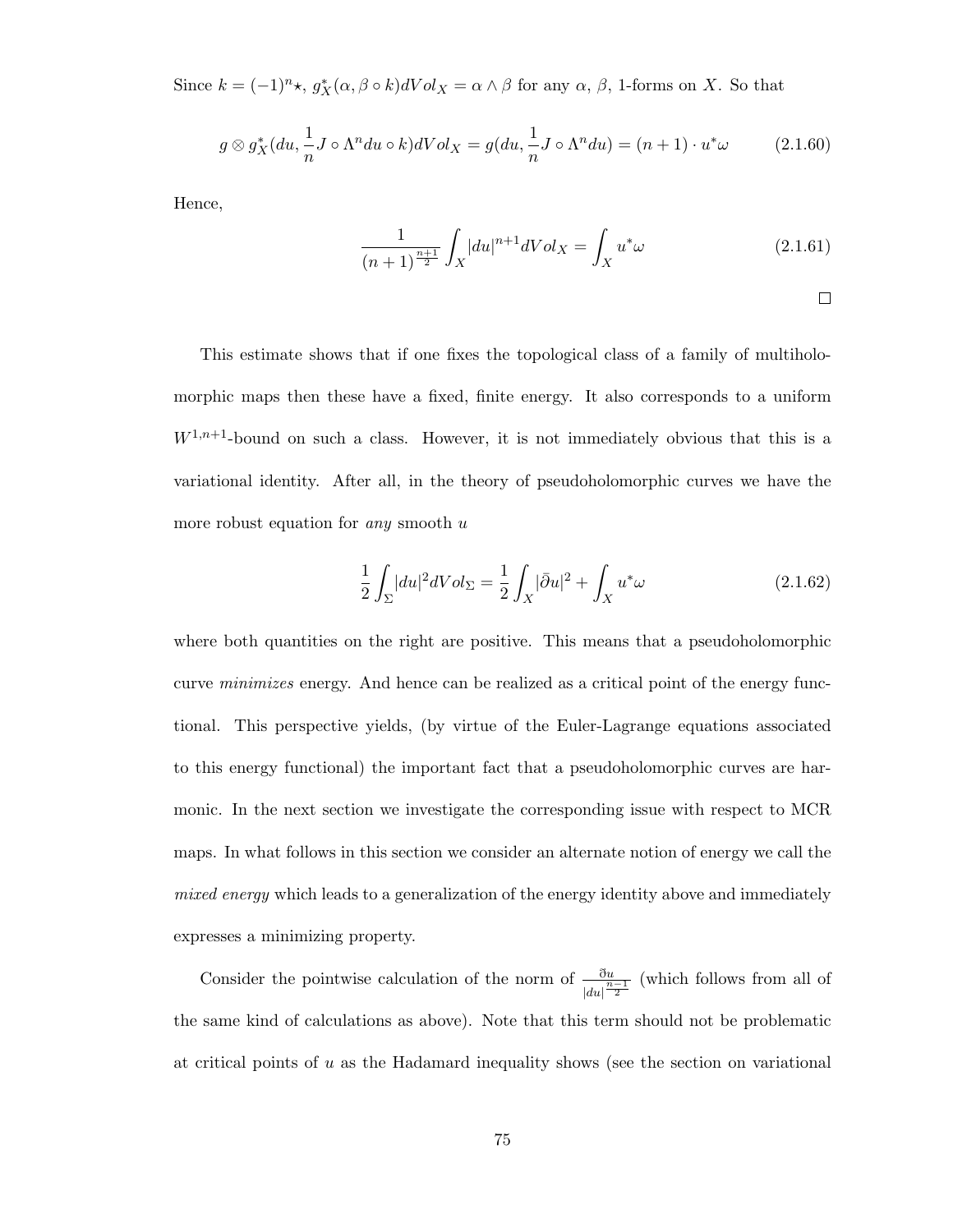Since $k = (-1)^n \star$, $g_X^*(\alpha, \beta \circ k) dVol_X = \alpha \wedge \beta$ for any $\alpha$, $\beta$, 1-forms on $X$. So that

$$g \otimes g_X^*(du, \frac{1}{n} J \circ \Lambda^n du \circ k) dVol_X = g(du, \frac{1}{n} J \circ \Lambda^n du) = (n+1) \cdot u^*\omega \tag{2.1.60}$$

Hence,

$$\frac{1}{(n+1)^{\frac{n+1}{2}}} \int_X |du|^{n+1} dVol_X = \int_X u^*\omega \tag{2.1.61}$$

□

This estimate shows that if one fixes the topological class of a family of multiholomorphic maps then these have a fixed, finite energy. It also corresponds to a uniform $W^{1,n+1}$-bound on such a class. However, it is not immediately obvious that this is a variational identity. After all, in the theory of pseudoholomorphic curves we have the more robust equation for *any* smooth $u$

$$\frac{1}{2} \int_\Sigma |du|^2 dVol_\Sigma = \frac{1}{2} \int_X |\bar{\partial} u|^2 + \int_X u^*\omega \tag{2.1.62}$$

where both quantities on the right are positive. This means that a pseudoholomorphic curve *minimizes* energy. And hence can be realized as a critical point of the energy functional. This perspective yields, (by virtue of the Euler-Lagrange equations associated to this energy functional) the important fact that a pseudoholomorphic curves are harmonic. In the next section we investigate the corresponding issue with respect to MCR maps. In what follows in this section we consider an alternate notion of energy we call the *mixed energy* which leads to a generalization of the energy identity above and immediately expresses a minimizing property.

Consider the pointwise calculation of the norm of $\frac{\eth u}{|du|^{\frac{n-1}{2}}}$ (which follows from all of the same kind of calculations as above). Note that this term should not be problematic at critical points of $u$ as the Hadamard inequality shows (see the section on variational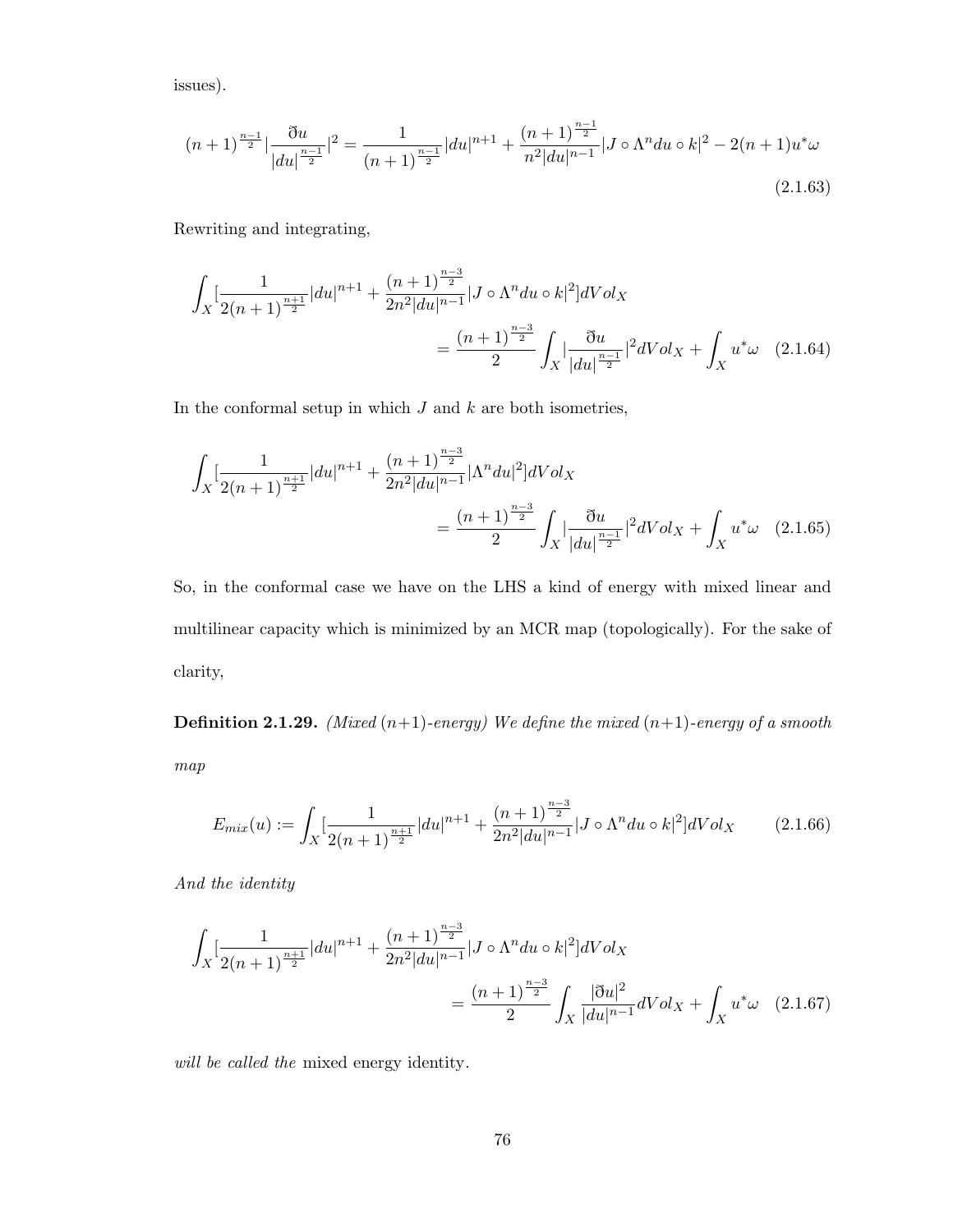issues).

$$(n+1)^{\frac{n-1}{2}}|\frac{\eth u}{|du|^{\frac{n-1}{2}}}|^2 = \frac{1}{(n+1)^{\frac{n-1}{2}}}|du|^{n+1} + \frac{(n+1)^{\frac{n-1}{2}}}{n^2|du|^{n-1}}|J\circ\Lambda^n du\circ k|^2 - 2(n+1)u^*\omega \tag{2.1.63}$$

Rewriting and integrating,

$$\int_X [\frac{1}{2(n+1)^{\frac{n+1}{2}}}|du|^{n+1} + \frac{(n+1)^{\frac{n-3}{2}}}{2n^2|du|^{n-1}}|J\circ\Lambda^n du\circ k|^2]dVol_X = \frac{(n+1)^{\frac{n-3}{2}}}{2}\int_X|\frac{\eth u}{|du|^{\frac{n-1}{2}}}|^2 dVol_X + \int_X u^*\omega \tag{2.1.64}$$

In the conformal setup in which $J$ and $k$ are both isometries,

$$\int_X [\frac{1}{2(n+1)^{\frac{n+1}{2}}}|du|^{n+1} + \frac{(n+1)^{\frac{n-3}{2}}}{2n^2|du|^{n-1}}|\Lambda^n du|^2]dVol_X = \frac{(n+1)^{\frac{n-3}{2}}}{2}\int_X|\frac{\eth u}{|du|^{\frac{n-1}{2}}}|^2 dVol_X + \int_X u^*\omega \tag{2.1.65}$$

So, in the conformal case we have on the LHS a kind of energy with mixed linear and multilinear capacity which is minimized by an MCR map (topologically). For the sake of clarity,

**Definition 2.1.29.** *(Mixed (n+1)-energy) We define the mixed (n+1)-energy of a smooth map*

$$E_{mix}(u) := \int_X [\frac{1}{2(n+1)^{\frac{n+1}{2}}}|du|^{n+1} + \frac{(n+1)^{\frac{n-3}{2}}}{2n^2|du|^{n-1}}|J\circ\Lambda^n du\circ k|^2]dVol_X \tag{2.1.66}$$

*And the identity*

$$\int_X [\frac{1}{2(n+1)^{\frac{n+1}{2}}}|du|^{n+1} + \frac{(n+1)^{\frac{n-3}{2}}}{2n^2|du|^{n-1}}|J\circ\Lambda^n du\circ k|^2]dVol_X = \frac{(n+1)^{\frac{n-3}{2}}}{2}\int_X \frac{|\eth u|^2}{|du|^{n-1}} dVol_X + \int_X u^*\omega \tag{2.1.67}$$

*will be called the* mixed energy identity.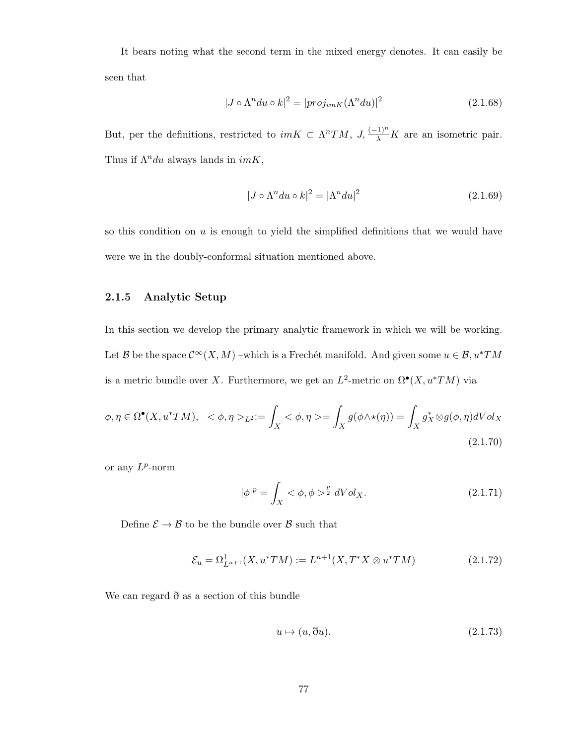It bears noting what the second term in the mixed energy denotes. It can easily be seen that

$$|J \circ \Lambda^n du \circ k|^2 = |proj_{imK}(\Lambda^n du)|^2 \tag{2.1.68}$$

But, per the definitions, restricted to $imK \subset \Lambda^n TM$, $J, \frac{(-1)^n}{\lambda}K$ are an isometric pair. Thus if $\Lambda^n du$ always lands in $imK$,

$$|J \circ \Lambda^n du \circ k|^2 = |\Lambda^n du|^2 \tag{2.1.69}$$

so this condition on $u$ is enough to yield the simplified definitions that we would have were we in the doubly-conformal situation mentioned above.

### 2.1.5 Analytic Setup

In this section we develop the primary analytic framework in which we will be working. Let $\mathcal{B}$ be the space $\mathcal{C}^\infty(X, M)$ –which is a Frechét manifold. And given some $u \in \mathcal{B}, u^*TM$ is a metric bundle over $X$. Furthermore, we get an $L^2$-metric on $\Omega^\bullet(X, u^*TM)$ via

$$\phi, \eta \in \Omega^\bullet(X, u^*TM), \quad <\phi, \eta>_{L^2} := \int_X <\phi, \eta> = \int_X g(\phi \wedge \star(\eta)) = \int_X g_X^* \otimes g(\phi, \eta) dVol_X \tag{2.1.70}$$

or any $L^p$-norm

$$|\phi|^p = \int_X <\phi, \phi>^{\frac{p}{2}} dVol_X. \tag{2.1.71}$$

Define $\mathcal{E} \to \mathcal{B}$ to be the bundle over $\mathcal{B}$ such that

$$\mathcal{E}_u = \Omega^1_{L^{n+1}}(X, u^*TM) := L^{n+1}(X, T^*X \otimes u^*TM) \tag{2.1.72}$$

We can regard $\eth$ as a section of this bundle

$$u \mapsto (u, \eth u). \tag{2.1.73}$$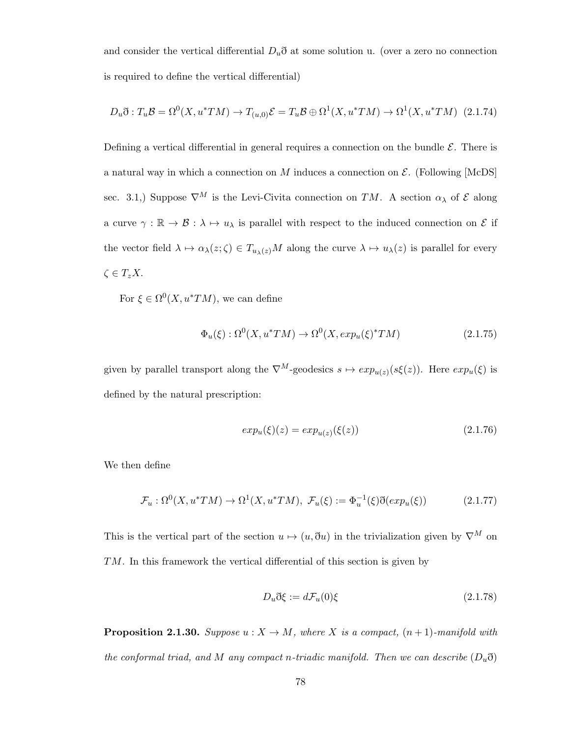and consider the vertical differential $D_u\eth$ at some solution u. (over a zero no connection is required to define the vertical differential)

$$D_u\eth : T_u\mathcal{B} = \Omega^0(X, u^*TM) \to T_{(u,0)}\mathcal{E} = T_u\mathcal{B} \oplus \Omega^1(X, u^*TM) \to \Omega^1(X, u^*TM) \quad (2.1.74)$$

Defining a vertical differential in general requires a connection on the bundle $\mathcal{E}$. There is a natural way in which a connection on $M$ induces a connection on $\mathcal{E}$. (Following [McDS] sec. 3.1,) Suppose $\nabla^M$ is the Levi-Civita connection on $TM$. A section $\alpha_\lambda$ of $\mathcal{E}$ along a curve $\gamma : \mathbb{R} \to \mathcal{B} : \lambda \mapsto u_\lambda$ is parallel with respect to the induced connection on $\mathcal{E}$ if the vector field $\lambda \mapsto \alpha_\lambda(z; \zeta) \in T_{u_\lambda(z)}M$ along the curve $\lambda \mapsto u_\lambda(z)$ is parallel for every $\zeta \in T_zX$.

For $\xi \in \Omega^0(X, u^*TM)$, we can define

$$\Phi_u(\xi) : \Omega^0(X, u^*TM) \to \Omega^0(X, exp_u(\xi)^*TM) \quad (2.1.75)$$

given by parallel transport along the $\nabla^M$-geodesics $s \mapsto exp_{u(z)}(s\xi(z))$. Here $exp_u(\xi)$ is defined by the natural prescription:

$$exp_u(\xi)(z) = exp_{u(z)}(\xi(z)) \quad (2.1.76)$$

We then define

$$\mathcal{F}_u : \Omega^0(X, u^*TM) \to \Omega^1(X, u^*TM),\ \mathcal{F}_u(\xi) := \Phi_u^{-1}(\xi)\eth(exp_u(\xi)) \quad (2.1.77)$$

This is the vertical part of the section $u \mapsto (u, \eth u)$ in the trivialization given by $\nabla^M$ on $TM$. In this framework the vertical differential of this section is given by

$$D_u\eth\xi := d\mathcal{F}_u(0)\xi \quad (2.1.78)$$

**Proposition 2.1.30.** *Suppose $u : X \to M$, where $X$ is a compact, $(n+1)$-manifold with the conformal triad, and $M$ any compact n-triadic manifold. Then we can describe $(D_u\eth)$*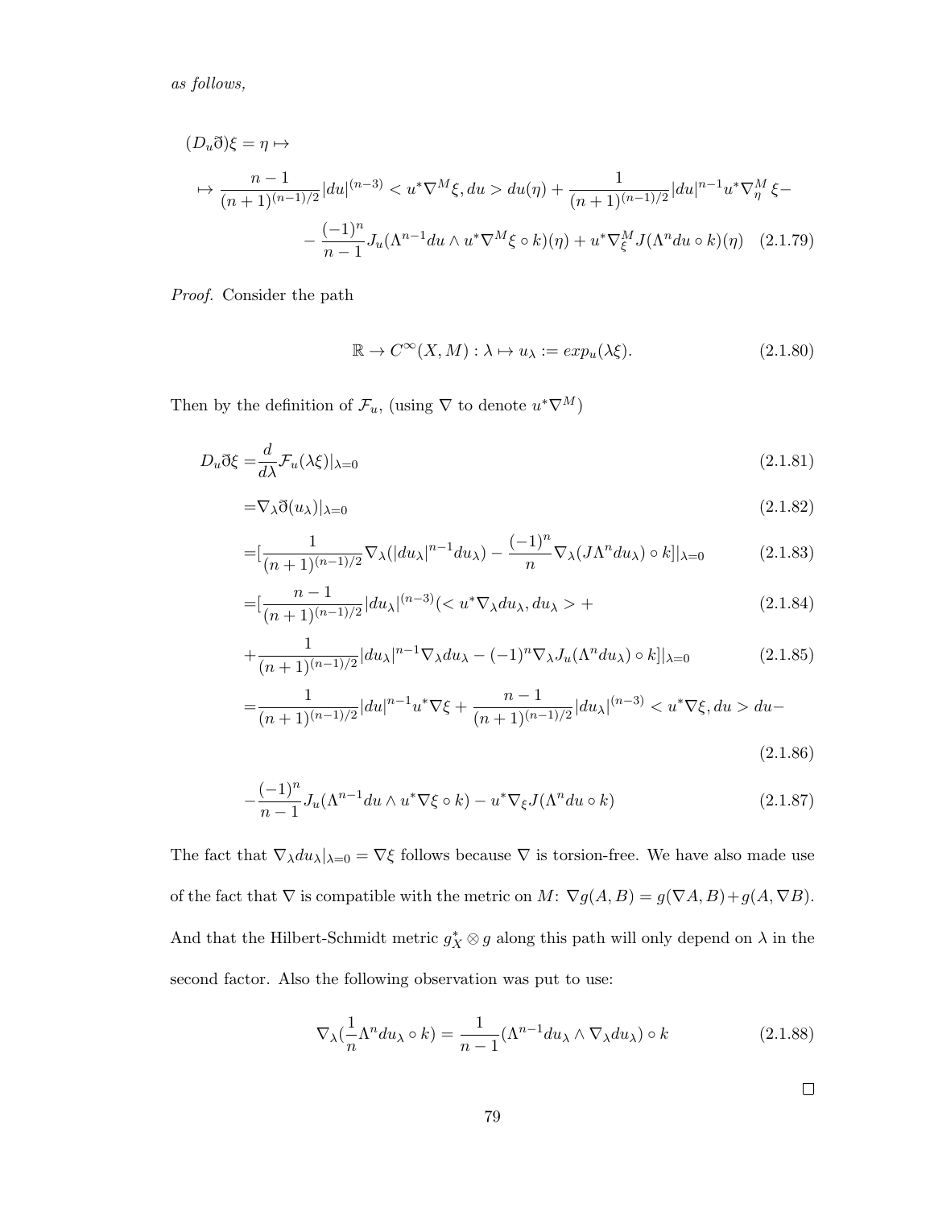*as follows,*

$$(D_u\eth)\xi = \eta \mapsto$$

$$\mapsto \frac{n-1}{(n+1)^{(n-1)/2}}|du|^{(n-3)} < u^*\nabla^M\xi, du > du(\eta) + \frac{1}{(n+1)^{(n-1)/2}}|du|^{n-1}u^*\nabla^M_\eta \xi -$$

$$- \frac{(-1)^n}{n-1}J_u(\Lambda^{n-1}du \wedge u^*\nabla^M\xi \circ k)(\eta) + u^*\nabla^M_\xi J(\Lambda^n du \circ k)(\eta) \quad (2.1.79)$$

*Proof.* Consider the path

$$\mathbb{R} \to C^\infty(X, M) : \lambda \mapsto u_\lambda := exp_u(\lambda\xi). \quad (2.1.80)$$

Then by the definition of $\mathcal{F}_u$, (using $\nabla$ to denote $u^*\nabla^M$)

$$D_u\eth\xi = \frac{d}{d\lambda}\mathcal{F}_u(\lambda\xi)|_{\lambda=0} \quad (2.1.81)$$

$$= \nabla_\lambda\eth(u_\lambda)|_{\lambda=0} \quad (2.1.82)$$

$$= [\frac{1}{(n+1)^{(n-1)/2}}\nabla_\lambda(|du_\lambda|^{n-1}du_\lambda) - \frac{(-1)^n}{n}\nabla_\lambda(J\Lambda^n du_\lambda) \circ k]|_{\lambda=0} \quad (2.1.83)$$

$$= [\frac{n-1}{(n+1)^{(n-1)/2}}|du_\lambda|^{(n-3)}(< u^*\nabla_\lambda du_\lambda, du_\lambda > + \quad (2.1.84)$$

$$+ \frac{1}{(n+1)^{(n-1)/2}}|du_\lambda|^{n-1}\nabla_\lambda du_\lambda - (-1)^n\nabla_\lambda J_u(\Lambda^n du_\lambda) \circ k]|_{\lambda=0} \quad (2.1.85)$$

$$= \frac{1}{(n+1)^{(n-1)/2}}|du|^{n-1}u^*\nabla\xi + \frac{n-1}{(n+1)^{(n-1)/2}}|du_\lambda|^{(n-3)} < u^*\nabla\xi, du > du - \quad (2.1.86)$$

$$- \frac{(-1)^n}{n-1}J_u(\Lambda^{n-1}du \wedge u^*\nabla\xi \circ k) - u^*\nabla_\xi J(\Lambda^n du \circ k) \quad (2.1.87)$$

The fact that $\nabla_\lambda du_\lambda|_{\lambda=0} = \nabla\xi$ follows because $\nabla$ is torsion-free. We have also made use of the fact that $\nabla$ is compatible with the metric on $M$: $\nabla g(A, B) = g(\nabla A, B) + g(A, \nabla B)$. And that the Hilbert-Schmidt metric $g^*_X \otimes g$ along this path will only depend on $\lambda$ in the second factor. Also the following observation was put to use:

$$\nabla_\lambda(\frac{1}{n}\Lambda^n du_\lambda \circ k) = \frac{1}{n-1}(\Lambda^{n-1}du_\lambda \wedge \nabla_\lambda du_\lambda) \circ k \quad (2.1.88)$$

□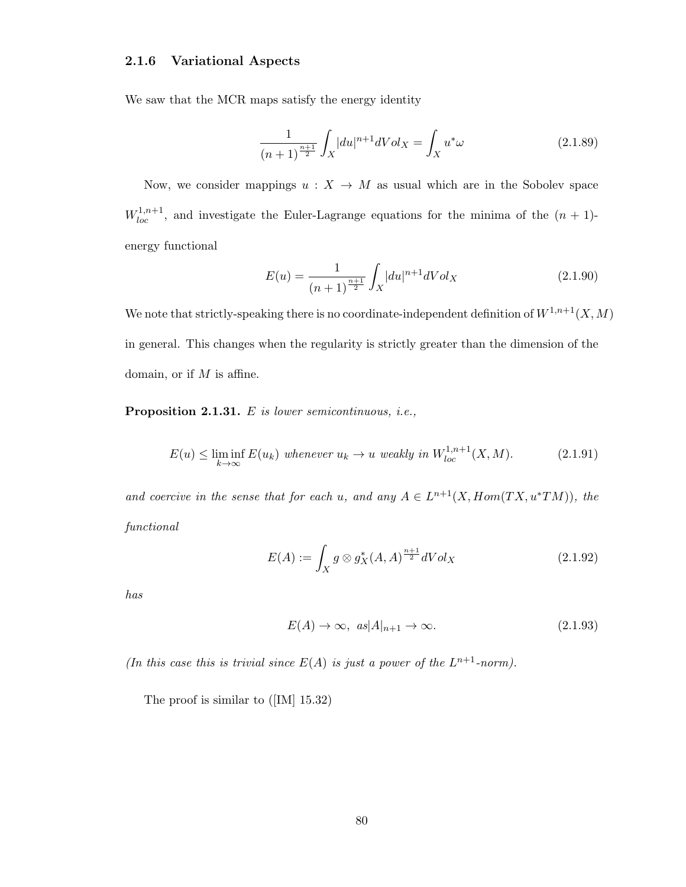### 2.1.6 Variational Aspects

We saw that the MCR maps satisfy the energy identity

$$\frac{1}{(n+1)^{\frac{n+1}{2}}}\int_X |du|^{n+1} dVol_X = \int_X u^*\omega \tag{2.1.89}$$

Now, we consider mappings $u : X \to M$ as usual which are in the Sobolev space $W^{1,n+1}_{loc}$, and investigate the Euler-Lagrange equations for the minima of the $(n+1)$-energy functional

$$E(u) = \frac{1}{(n+1)^{\frac{n+1}{2}}}\int_X |du|^{n+1} dVol_X \tag{2.1.90}$$

We note that strictly-speaking there is no coordinate-independent definition of $W^{1,n+1}(X, M)$ in general. This changes when the regularity is strictly greater than the dimension of the domain, or if $M$ is affine.

**Proposition 2.1.31.** *$E$ is lower semicontinuous, i.e.,*

$$E(u) \leq \liminf_{k\to\infty} E(u_k) \text{ whenever } u_k \to u \text{ weakly in } W^{1,n+1}_{loc}(X, M). \tag{2.1.91}$$

*and coercive in the sense that for each $u$, and any $A \in L^{n+1}(X, Hom(TX, u^*TM))$, the functional*

$$E(A) := \int_X g \otimes g_X^*(A, A)^{\frac{n+1}{2}} dVol_X \tag{2.1.92}$$

*has*

$$E(A) \to \infty, \text{ as} |A|_{n+1} \to \infty. \tag{2.1.93}$$

*(In this case this is trivial since $E(A)$ is just a power of the $L^{n+1}$-norm).*

The proof is similar to ([IM] 15.32)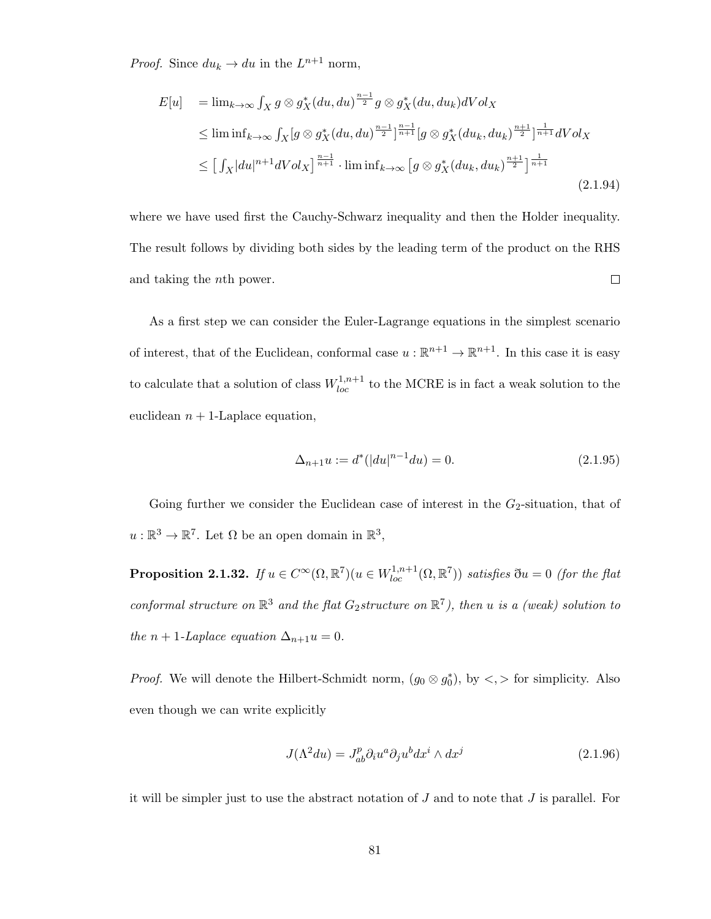*Proof.* Since $du_k \to du$ in the $L^{n+1}$ norm,

$$
\begin{aligned}
E[u] \quad &= \lim_{k\to\infty} \int_X g \otimes g_X^*(du, du)^{\frac{n-1}{2}} g \otimes g_X^*(du, du_k) dVol_X \\
&\leq \liminf_{k\to\infty} \int_X [g \otimes g_X^*(du, du)^{\frac{n-1}{2}}]^{\frac{n-1}{n+1}} [g \otimes g_X^*(du_k, du_k)^{\frac{n+1}{2}}]^{\frac{1}{n+1}} dVol_X \\
&\leq \big[ \int_X |du|^{n+1} dVol_X \big]^{\frac{n-1}{n+1}} \cdot \liminf_{k\to\infty} \big[ g \otimes g_X^*(du_k, du_k)^{\frac{n+1}{2}} \big]^{\frac{1}{n+1}}
\end{aligned}
\tag{2.1.94}
$$

where we have used first the Cauchy-Schwarz inequality and then the Holder inequality. The result follows by dividing both sides by the leading term of the product on the RHS and taking the $n$th power. $\square$

As a first step we can consider the Euler-Lagrange equations in the simplest scenario of interest, that of the Euclidean, conformal case $u : \mathbb{R}^{n+1} \to \mathbb{R}^{n+1}$. In this case it is easy to calculate that a solution of class $W^{1,n+1}_{loc}$ to the MCRE is in fact a weak solution to the euclidean $n+1$-Laplace equation,

$$
\Delta_{n+1} u := d^*(|du|^{n-1} du) = 0. \tag{2.1.95}
$$

Going further we consider the Euclidean case of interest in the $G_2$-situation, that of $u : \mathbb{R}^3 \to \mathbb{R}^7$. Let $\Omega$ be an open domain in $\mathbb{R}^3$,

**Proposition 2.1.32.** *If $u \in C^\infty(\Omega, \mathbb{R}^7)(u \in W^{1,n+1}_{loc}(\Omega, \mathbb{R}^7))$ satisfies $\eth u = 0$ (for the flat conformal structure on $\mathbb{R}^3$ and the flat $G_2$structure on $\mathbb{R}^7$), then $u$ is a (weak) solution to the $n+1$-Laplace equation $\Delta_{n+1} u = 0$.*

*Proof.* We will denote the Hilbert-Schmidt norm, $(g_0 \otimes g_0^*)$, by $<,>$ for simplicity. Also even though we can write explicitly

$$
J(\Lambda^2 du) = J^p_{ab} \partial_i u^a \partial_j u^b dx^i \wedge dx^j \tag{2.1.96}
$$

it will be simpler just to use the abstract notation of $J$ and to note that $J$ is parallel. For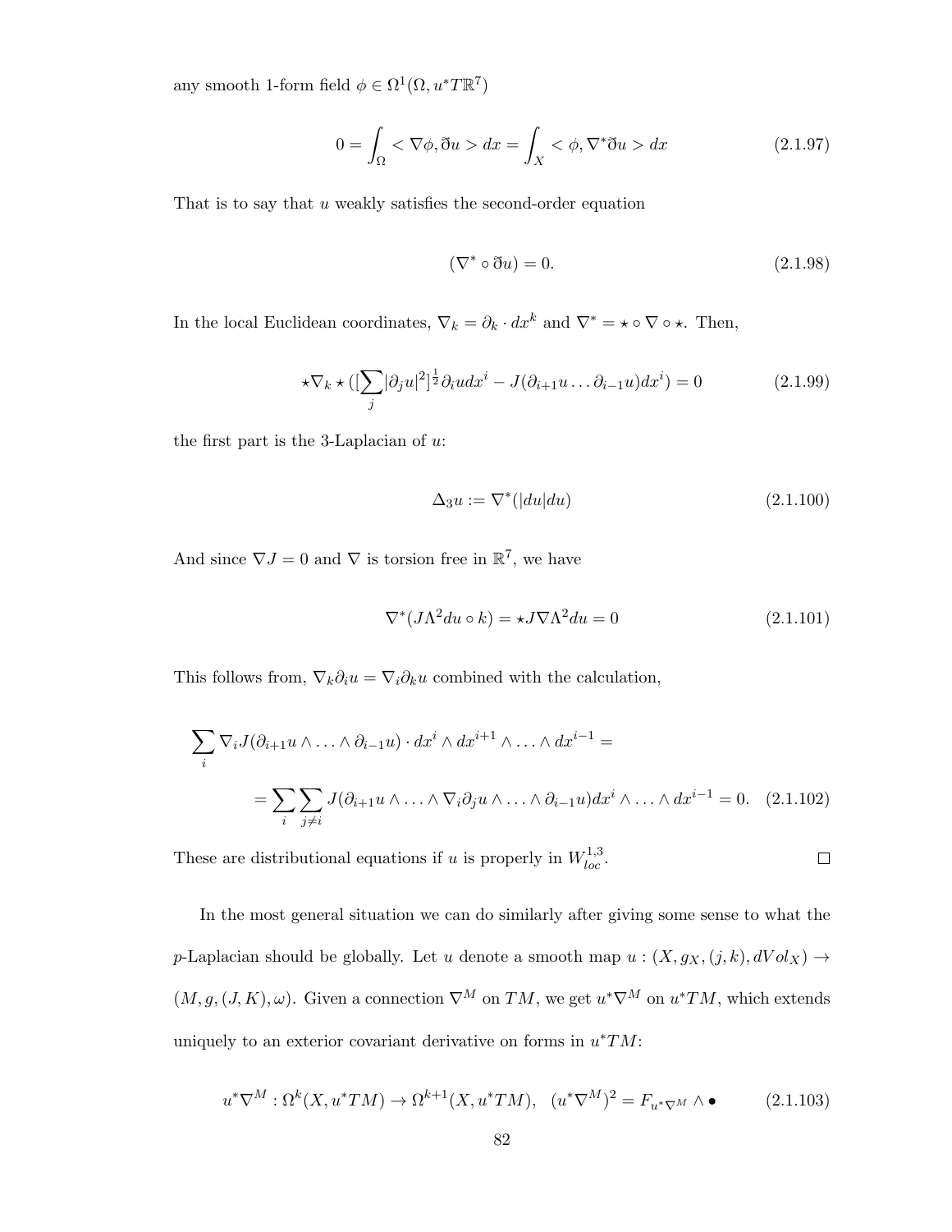any smooth 1-form field $\phi \in \Omega^1(\Omega, u^*T\mathbb{R}^7)$

$$0 = \int_\Omega < \nabla\phi, \eth u > dx = \int_X < \phi, \nabla^*\eth u > dx \tag{2.1.97}$$

That is to say that $u$ weakly satisfies the second-order equation

$$(\nabla^* \circ \eth u) = 0. \tag{2.1.98}$$

In the local Euclidean coordinates, $\nabla_k = \partial_k \cdot dx^k$ and $\nabla^* = \star \circ \nabla \circ \star$. Then,

$$\star\nabla_k \star ([\sum_j |\partial_j u|^2]^{\frac{1}{2}} \partial_i u dx^i - J(\partial_{i+1}u \ldots \partial_{i-1}u)dx^i) = 0 \tag{2.1.99}$$

the first part is the 3-Laplacian of $u$:

$$\Delta_3 u := \nabla^*(|du|du) \tag{2.1.100}$$

And since $\nabla J = 0$ and $\nabla$ is torsion free in $\mathbb{R}^7$, we have

$$\nabla^*(J\Lambda^2 du \circ k) = \star J \nabla \Lambda^2 du = 0 \tag{2.1.101}$$

This follows from, $\nabla_k \partial_i u = \nabla_i \partial_k u$ combined with the calculation,

$$\begin{aligned}\sum_i \nabla_i J(\partial_{i+1}u \wedge \ldots \wedge \partial_{i-1}u) \cdot dx^i \wedge dx^{i+1} \wedge \ldots \wedge dx^{i-1} = \\ = \sum_i \sum_{j \neq i} J(\partial_{i+1}u \wedge \ldots \wedge \nabla_i \partial_j u \wedge \ldots \wedge \partial_{i-1}u) dx^i \wedge \ldots \wedge dx^{i-1} = 0.\end{aligned} \tag{2.1.102}$$

These are distributional equations if $u$ is properly in $W^{1,3}_{loc}$. $\square$

In the most general situation we can do similarly after giving some sense to what the $p$-Laplacian should be globally. Let $u$ denote a smooth map $u : (X, g_X, (j, k), dVol_X) \to (M, g, (J, K), \omega)$. Given a connection $\nabla^M$ on $TM$, we get $u^*\nabla^M$ on $u^*TM$, which extends uniquely to an exterior covariant derivative on forms in $u^*TM$:

$$u^*\nabla^M : \Omega^k(X, u^*TM) \to \Omega^{k+1}(X, u^*TM), \quad (u^*\nabla^M)^2 = F_{u^*\nabla^M} \wedge \bullet \tag{2.1.103}$$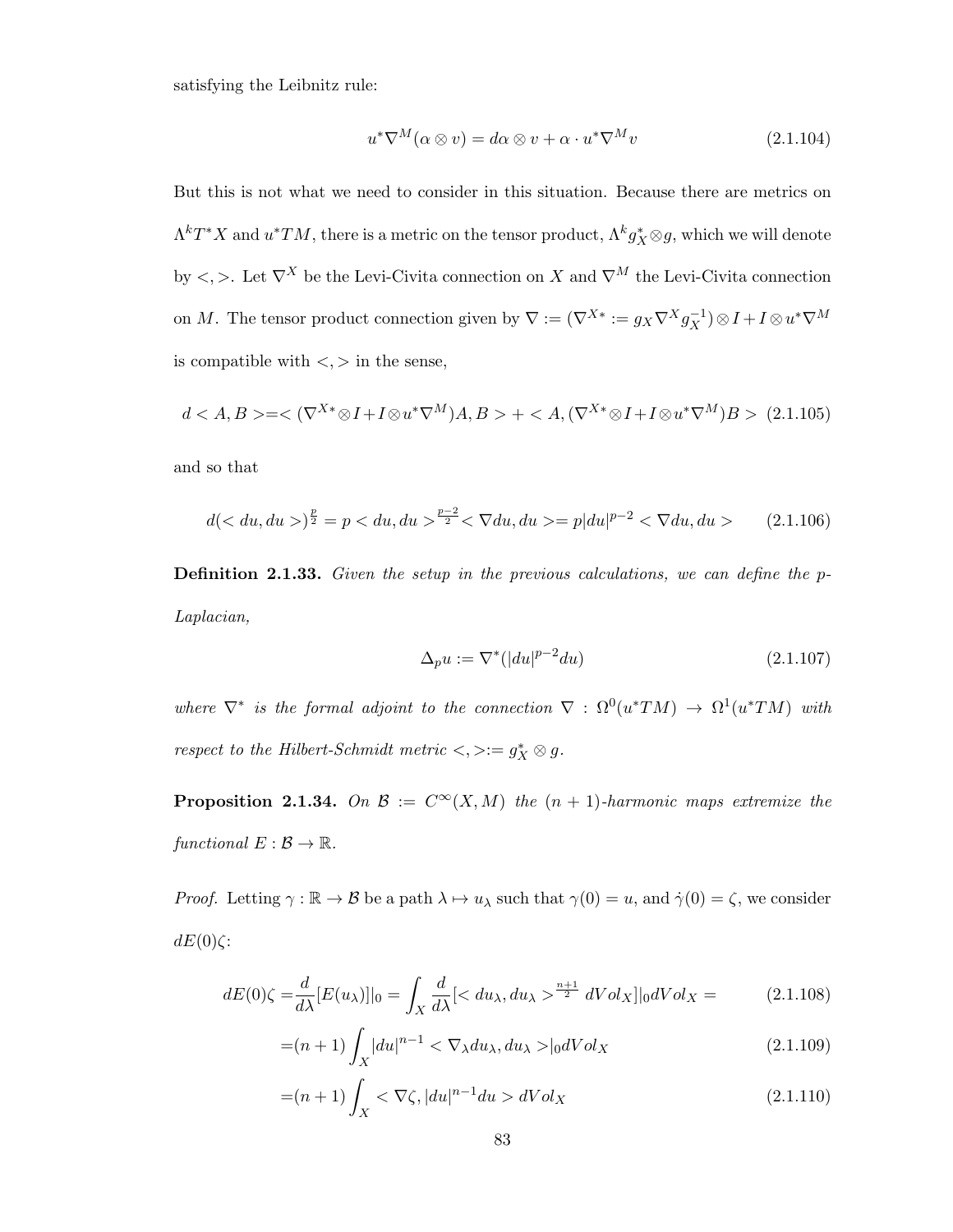satisfying the Leibnitz rule:

$$u^*\nabla^M(\alpha \otimes v) = d\alpha \otimes v + \alpha \cdot u^*\nabla^M v \tag{2.1.104}$$

But this is not what we need to consider in this situation. Because there are metrics on $\Lambda^k T^*X$ and $u^*TM$, there is a metric on the tensor product, $\Lambda^k g_X^* \otimes g$, which we will denote by $<,>$. Let $\nabla^X$ be the Levi-Civita connection on $X$ and $\nabla^M$ the Levi-Civita connection on $M$. The tensor product connection given by $\nabla := (\nabla^{X*} := g_X \nabla^X g_X^{-1}) \otimes I + I \otimes u^*\nabla^M$ is compatible with $<,>$ in the sense,

$$d<A, B> = <(\nabla^{X*} \otimes I + I \otimes u^*\nabla^M)A, B> + <A, (\nabla^{X*} \otimes I + I \otimes u^*\nabla^M)B> \tag{2.1.105}$$

and so that

$$d(<du, du>)^{\frac{p}{2}} = p <du, du>^{\frac{p-2}{2}} <\nabla du, du> = p|du|^{p-2} <\nabla du, du> \tag{2.1.106}$$

**Definition 2.1.33.** *Given the setup in the previous calculations, we can define the p-Laplacian,*

$$\Delta_p u := \nabla^*(|du|^{p-2} du) \tag{2.1.107}$$

*where $\nabla^*$ is the formal adjoint to the connection $\nabla : \Omega^0(u^*TM) \to \Omega^1(u^*TM)$ with respect to the Hilbert-Schmidt metric $<,> := g_X^* \otimes g$.*

**Proposition 2.1.34.** *On $\mathcal{B} := C^\infty(X, M)$ the $(n+1)$-harmonic maps extremize the functional $E : \mathcal{B} \to \mathbb{R}$.*

*Proof.* Letting $\gamma : \mathbb{R} \to \mathcal{B}$ be a path $\lambda \mapsto u_\lambda$ such that $\gamma(0) = u$, and $\dot\gamma(0) = \zeta$, we consider $dE(0)\zeta$:

$$dE(0)\zeta = \frac{d}{d\lambda}[E(u_\lambda)]|_0 = \int_X \frac{d}{d\lambda}[<du_\lambda, du_\lambda>^{\frac{n+1}{2}} dVol_X]|_0 dVol_X = \tag{2.1.108}$$

$$= (n+1)\int_X |du|^{n-1} <\nabla_\lambda du_\lambda, du_\lambda>|_0 dVol_X \tag{2.1.109}$$

$$= (n+1)\int_X <\nabla\zeta, |du|^{n-1} du> dVol_X \tag{2.1.110}$$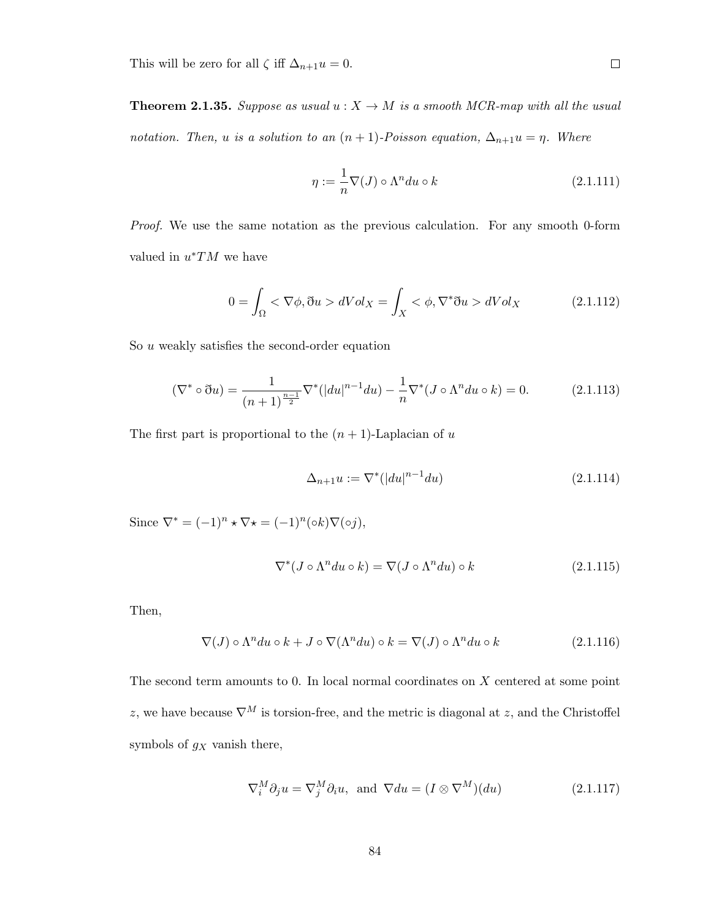This will be zero for all $\zeta$ iff $\Delta_{n+1} u = 0$. $\square$

**Theorem 2.1.35.** *Suppose as usual $u : X \to M$ is a smooth MCR-map with all the usual notation. Then, $u$ is a solution to an $(n+1)$-Poisson equation, $\Delta_{n+1} u = \eta$. Where*

$$\eta := \frac{1}{n} \nabla(J) \circ \Lambda^n du \circ k \tag{2.1.111}$$

*Proof.* We use the same notation as the previous calculation. For any smooth 0-form valued in $u^*TM$ we have

$$0 = \int_{\Omega} < \nabla\phi, \eth u > dVol_X = \int_X < \phi, \nabla^* \eth u > dVol_X \tag{2.1.112}$$

So $u$ weakly satisfies the second-order equation

$$(\nabla^* \circ \eth u) = \frac{1}{(n+1)^{\frac{n-1}{2}}} \nabla^*(|du|^{n-1} du) - \frac{1}{n} \nabla^*(J \circ \Lambda^n du \circ k) = 0. \tag{2.1.113}$$

The first part is proportional to the $(n+1)$-Laplacian of $u$

$$\Delta_{n+1} u := \nabla^*(|du|^{n-1} du) \tag{2.1.114}$$

Since $\nabla^* = (-1)^n \star \nabla \star = (-1)^n (\circ k) \nabla (\circ j)$,

$$\nabla^*(J \circ \Lambda^n du \circ k) = \nabla(J \circ \Lambda^n du) \circ k \tag{2.1.115}$$

Then,

$$\nabla(J) \circ \Lambda^n du \circ k + J \circ \nabla(\Lambda^n du) \circ k = \nabla(J) \circ \Lambda^n du \circ k \tag{2.1.116}$$

The second term amounts to 0. In local normal coordinates on $X$ centered at some point $z$, we have because $\nabla^M$ is torsion-free, and the metric is diagonal at $z$, and the Christoffel symbols of $g_X$ vanish there,

$$\nabla_i^M \partial_j u = \nabla_j^M \partial_i u, \text{ and } \nabla du = (I \otimes \nabla^M)(du) \tag{2.1.117}$$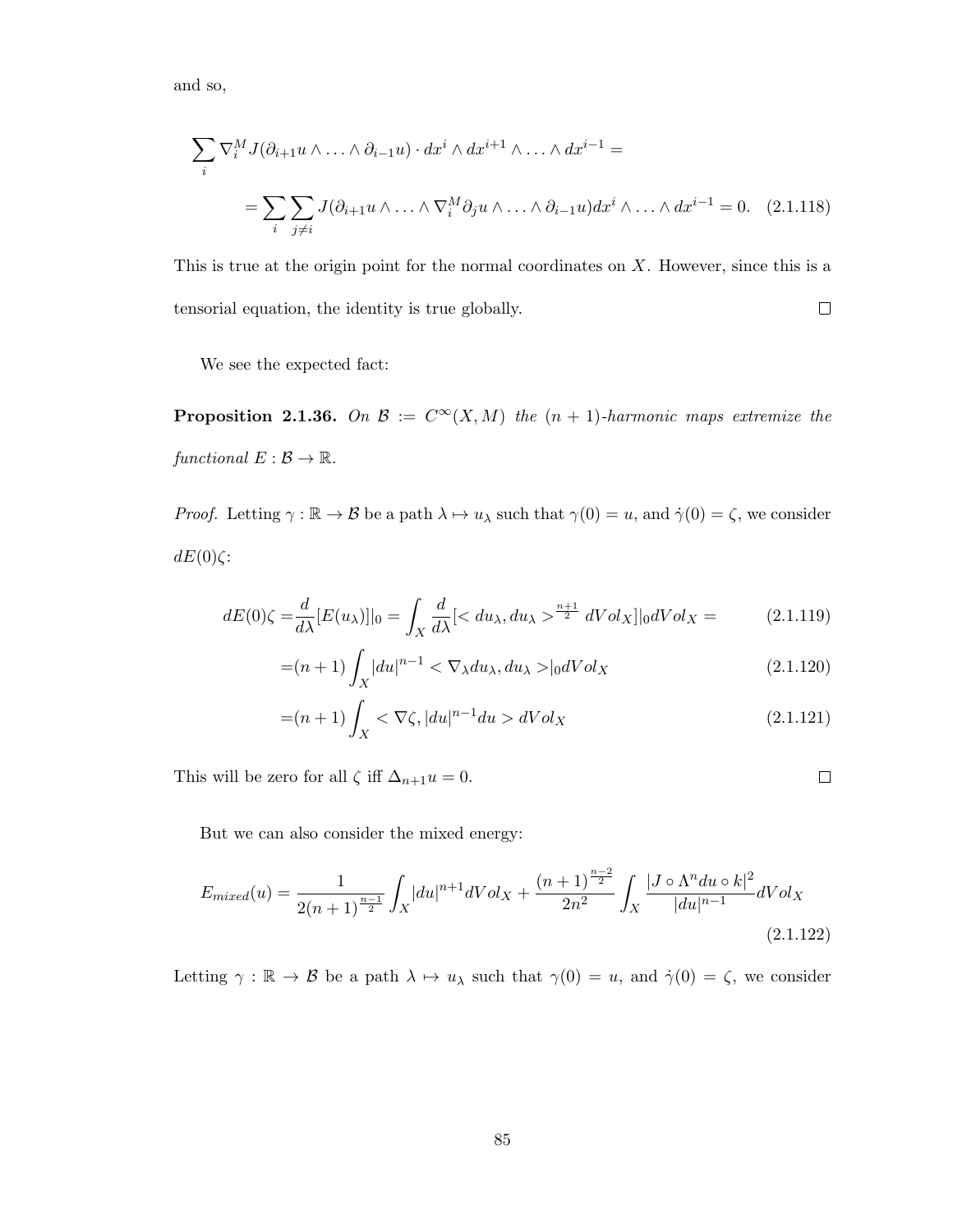and so,

$$\sum_i \nabla_i^M J(\partial_{i+1} u \wedge \ldots \wedge \partial_{i-1} u) \cdot dx^i \wedge dx^{i+1} \wedge \ldots \wedge dx^{i-1} =$$

$$= \sum_i \sum_{j \neq i} J(\partial_{i+1} u \wedge \ldots \wedge \nabla_i^M \partial_j u \wedge \ldots \wedge \partial_{i-1} u) dx^i \wedge \ldots \wedge dx^{i-1} = 0. \quad (2.1.118)$$

This is true at the origin point for the normal coordinates on $X$. However, since this is a tensorial equation, the identity is true globally. □

We see the expected fact:

**Proposition 2.1.36.** *On $\mathcal{B} := C^\infty(X, M)$ the $(n+1)$-harmonic maps extremize the functional $E : \mathcal{B} \to \mathbb{R}$.*

*Proof.* Letting $\gamma : \mathbb{R} \to \mathcal{B}$ be a path $\lambda \mapsto u_\lambda$ such that $\gamma(0) = u$, and $\dot{\gamma}(0) = \zeta$, we consider $dE(0)\zeta$:

$$dE(0)\zeta = \frac{d}{d\lambda}[E(u_\lambda)]|_0 = \int_X \frac{d}{d\lambda}[< du_\lambda, du_\lambda >^{\frac{n+1}{2}} dVol_X]|_0 dVol_X = \quad (2.1.119)$$

$$= (n+1) \int_X |du|^{n-1} < \nabla_\lambda du_\lambda, du_\lambda >|_0 dVol_X \quad (2.1.120)$$

$$= (n+1) \int_X < \nabla\zeta, |du|^{n-1} du > dVol_X \quad (2.1.121)$$

This will be zero for all $\zeta$ iff $\Delta_{n+1} u = 0$. □

But we can also consider the mixed energy:

$$E_{mixed}(u) = \frac{1}{2(n+1)^{\frac{n-1}{2}}} \int_X |du|^{n+1} dVol_X + \frac{(n+1)^{\frac{n-2}{2}}}{2n^2} \int_X \frac{|J \circ \Lambda^n du \circ k|^2}{|du|^{n-1}} dVol_X \quad (2.1.122)$$

Letting $\gamma : \mathbb{R} \to \mathcal{B}$ be a path $\lambda \mapsto u_\lambda$ such that $\gamma(0) = u$, and $\dot{\gamma}(0) = \zeta$, we consider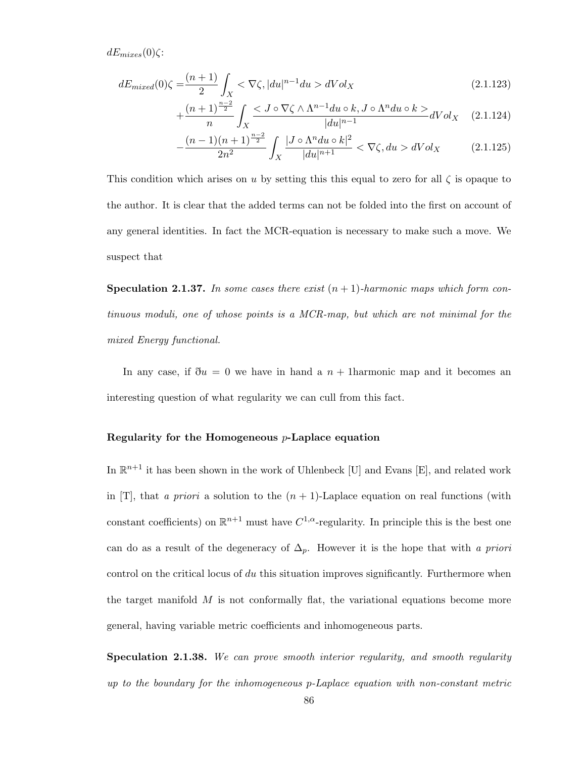$dE_{mixes}(0)\zeta$:

$$
\begin{aligned}
dE_{mixed}(0)\zeta =& \frac{(n+1)}{2}\int_X < \nabla\zeta, |du|^{n-1}du > dVol_X & (2.1.123)\\
&+\frac{(n+1)^{\frac{n-2}{2}}}{n}\int_X \frac{< J\circ\nabla\zeta\wedge\Lambda^{n-1}du\circ k, J\circ\Lambda^n du\circ k >}{|du|^{n-1}}dVol_X & (2.1.124)\\
&-\frac{(n-1)(n+1)^{\frac{n-2}{2}}}{2n^2}\int_X \frac{|J\circ\Lambda^n du\circ k|^2}{|du|^{n+1}} < \nabla\zeta, du > dVol_X & (2.1.125)
\end{aligned}
$$

This condition which arises on $u$ by setting this this equal to zero for all $\zeta$ is opaque to the author. It is clear that the added terms can not be folded into the first on account of any general identities. In fact the MCR-equation is necessary to make such a move. We suspect that

**Speculation 2.1.37.** *In some cases there exist $(n+1)$-harmonic maps which form continuous moduli, one of whose points is a MCR-map, but which are not minimal for the mixed Energy functional.*

In any case, if $\eth u = 0$ we have in hand a $n+1$harmonic map and it becomes an interesting question of what regularity we can cull from this fact.

### Regularity for the Homogeneous $p$-Laplace equation

In $\mathbb{R}^{n+1}$ it has been shown in the work of Uhlenbeck [U] and Evans [E], and related work in [T], that *a priori* a solution to the $(n+1)$-Laplace equation on real functions (with constant coefficients) on $\mathbb{R}^{n+1}$ must have $C^{1,\alpha}$-regularity. In principle this is the best one can do as a result of the degeneracy of $\Delta_p$. However it is the hope that with *a priori* control on the critical locus of $du$ this situation improves significantly. Furthermore when the target manifold $M$ is not conformally flat, the variational equations become more general, having variable metric coefficients and inhomogeneous parts.

**Speculation 2.1.38.** *We can prove smooth interior regularity, and smooth regularity up to the boundary for the inhomogeneous p-Laplace equation with non-constant metric*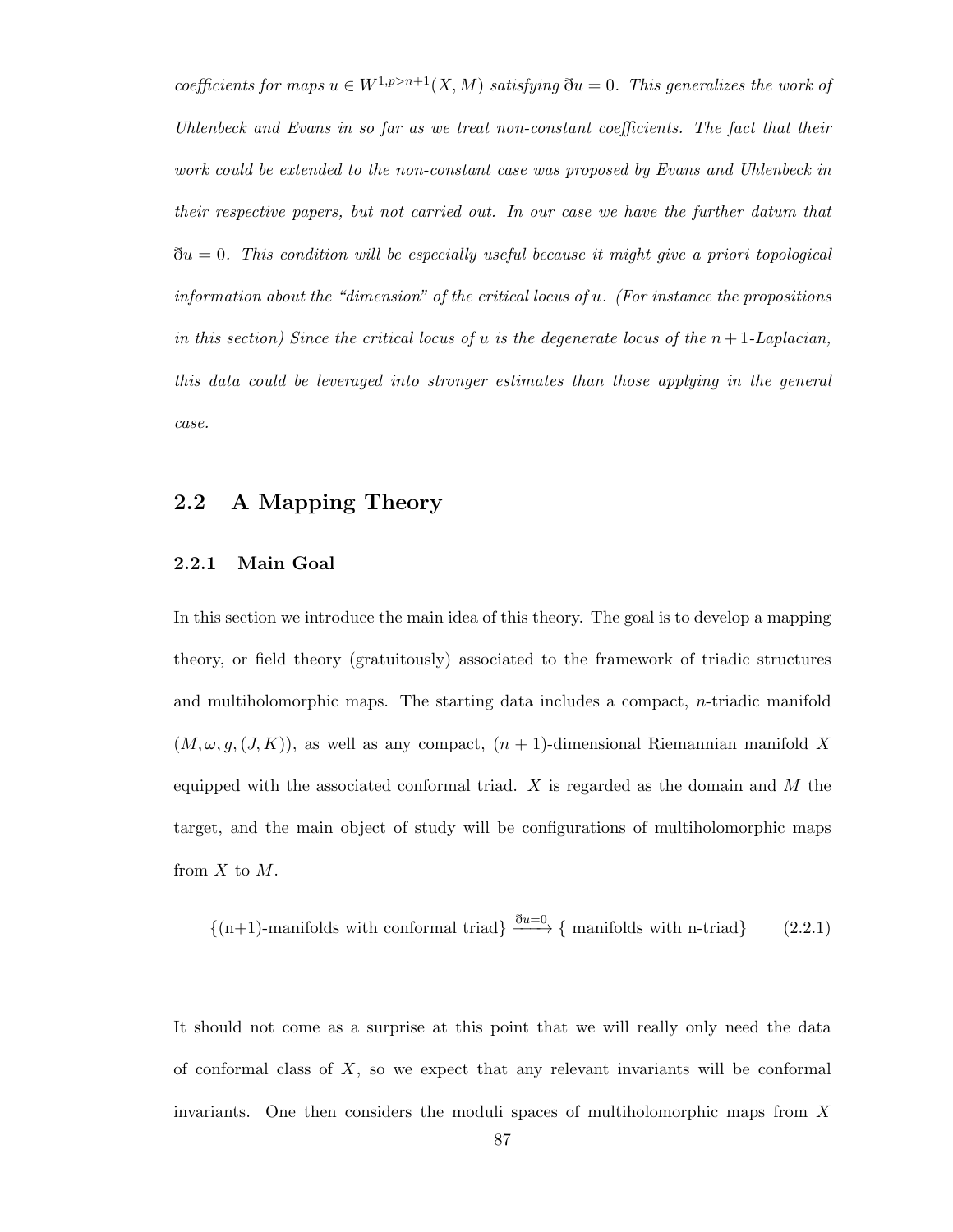*coefficients for maps $u \in W^{1,p>n+1}(X, M)$ satisfying $\eth u = 0$. This generalizes the work of Uhlenbeck and Evans in so far as we treat non-constant coefficients. The fact that their work could be extended to the non-constant case was proposed by Evans and Uhlenbeck in their respective papers, but not carried out. In our case we have the further datum that $\eth u = 0$. This condition will be especially useful because it might give a priori topological information about the "dimension" of the critical locus of $u$. (For instance the propositions in this section) Since the critical locus of $u$ is the degenerate locus of the $n+1$-Laplacian, this data could be leveraged into stronger estimates than those applying in the general case.*

## 2.2 A Mapping Theory

### 2.2.1 Main Goal

In this section we introduce the main idea of this theory. The goal is to develop a mapping theory, or field theory (gratuitously) associated to the framework of triadic structures and multiholomorphic maps. The starting data includes a compact, $n$-triadic manifold $(M, \omega, g, (J, K))$, as well as any compact, $(n+1)$-dimensional Riemannian manifold $X$ equipped with the associated conformal triad. $X$ is regarded as the domain and $M$ the target, and the main object of study will be configurations of multiholomorphic maps from $X$ to $M$.

$$\{\text{(n+1)-manifolds with conformal triad}\} \xrightarrow{\eth u = 0} \{\text{ manifolds with n-triad}\} \tag{2.2.1}$$

It should not come as a surprise at this point that we will really only need the data of conformal class of $X$, so we expect that any relevant invariants will be conformal invariants. One then considers the moduli spaces of multiholomorphic maps from $X$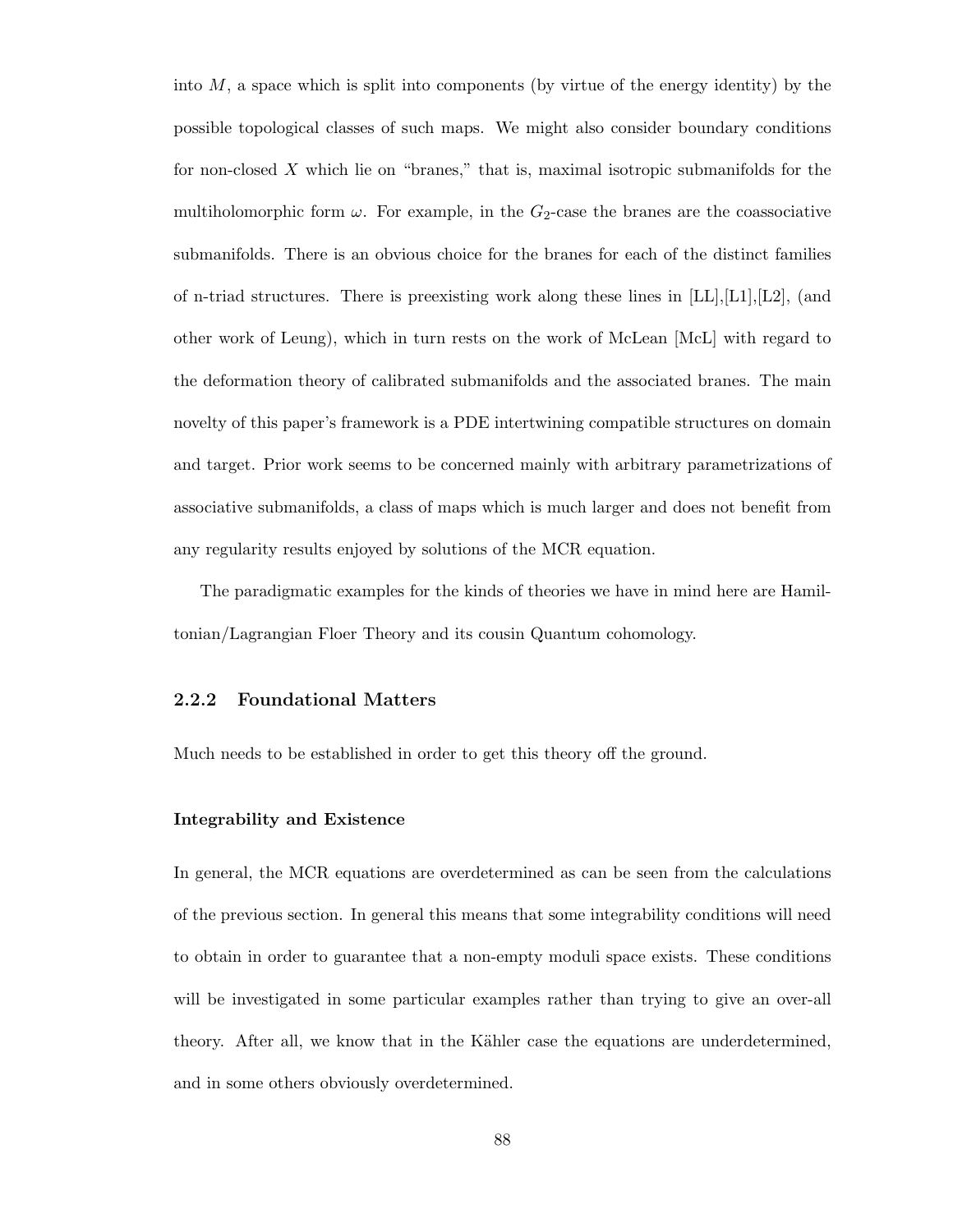into $M$, a space which is split into components (by virtue of the energy identity) by the possible topological classes of such maps. We might also consider boundary conditions for non-closed $X$ which lie on "branes," that is, maximal isotropic submanifolds for the multiholomorphic form $\omega$. For example, in the $G_2$-case the branes are the coassociative submanifolds. There is an obvious choice for the branes for each of the distinct families of n-triad structures. There is preexisting work along these lines in [LL],[L1],[L2], (and other work of Leung), which in turn rests on the work of McLean [McL] with regard to the deformation theory of calibrated submanifolds and the associated branes. The main novelty of this paper's framework is a PDE intertwining compatible structures on domain and target. Prior work seems to be concerned mainly with arbitrary parametrizations of associative submanifolds, a class of maps which is much larger and does not benefit from any regularity results enjoyed by solutions of the MCR equation.

The paradigmatic examples for the kinds of theories we have in mind here are Hamiltonian/Lagrangian Floer Theory and its cousin Quantum cohomology.

### 2.2.2 Foundational Matters

Much needs to be established in order to get this theory off the ground.

#### Integrability and Existence

In general, the MCR equations are overdetermined as can be seen from the calculations of the previous section. In general this means that some integrability conditions will need to obtain in order to guarantee that a non-empty moduli space exists. These conditions will be investigated in some particular examples rather than trying to give an over-all theory. After all, we know that in the Kähler case the equations are underdetermined, and in some others obviously overdetermined.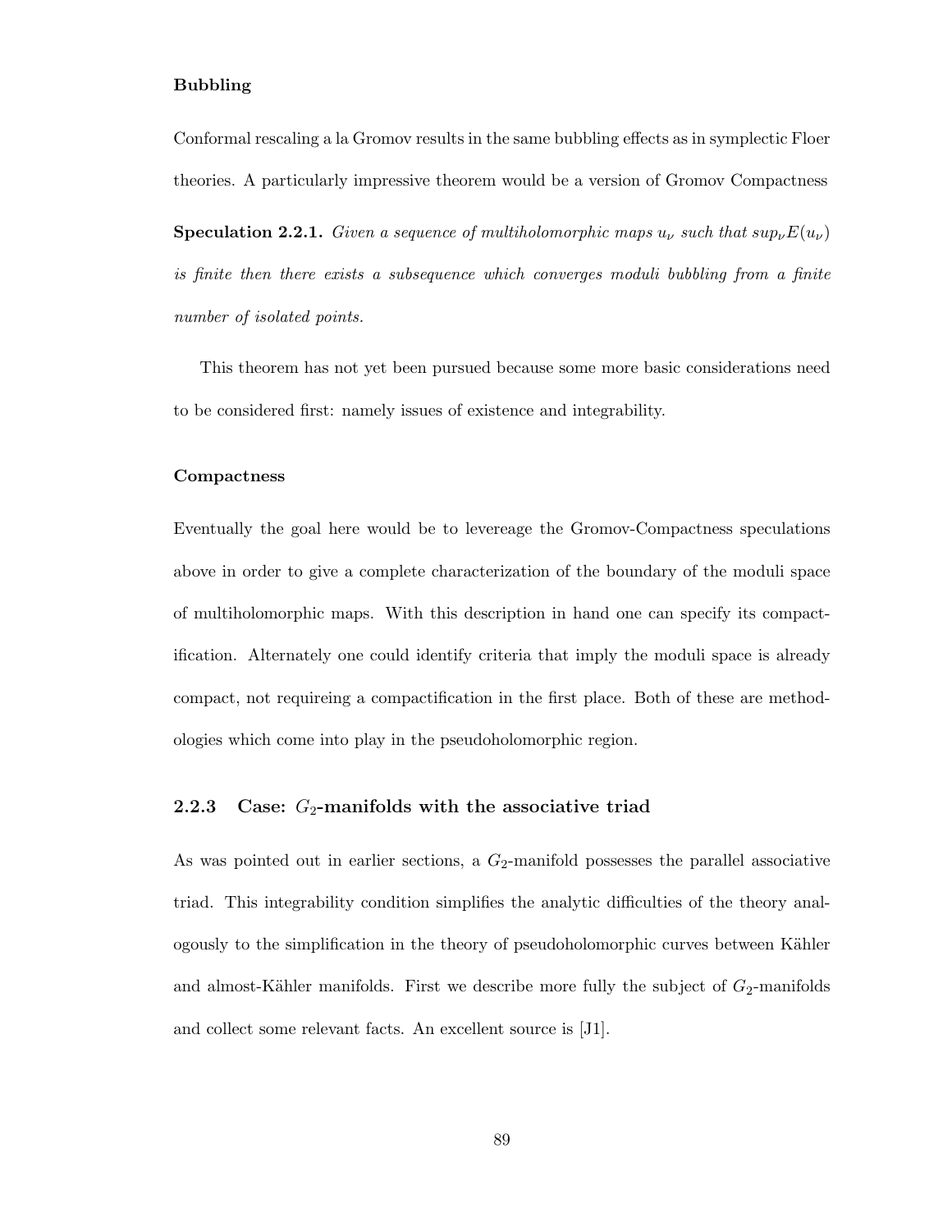**Bubbling**

Conformal rescaling a la Gromov results in the same bubbling effects as in symplectic Floer theories. A particularly impressive theorem would be a version of Gromov Compactness

**Speculation 2.2.1.** *Given a sequence of multiholomorphic maps $u_\nu$ such that $sup_\nu E(u_\nu)$ is finite then there exists a subsequence which converges moduli bubbling from a finite number of isolated points.*

This theorem has not yet been pursued because some more basic considerations need to be considered first: namely issues of existence and integrability.

**Compactness**

Eventually the goal here would be to levereage the Gromov-Compactness speculations above in order to give a complete characterization of the boundary of the moduli space of multiholomorphic maps. With this description in hand one can specify its compactification. Alternately one could identify criteria that imply the moduli space is already compact, not requireing a compactification in the first place. Both of these are methodologies which come into play in the pseudoholomorphic region.

### 2.2.3 Case: $G_2$-manifolds with the associative triad

As was pointed out in earlier sections, a $G_2$-manifold possesses the parallel associative triad. This integrability condition simplifies the analytic difficulties of the theory analogously to the simplification in the theory of pseudoholomorphic curves between Kähler and almost-Kähler manifolds. First we describe more fully the subject of $G_2$-manifolds and collect some relevant facts. An excellent source is [J1].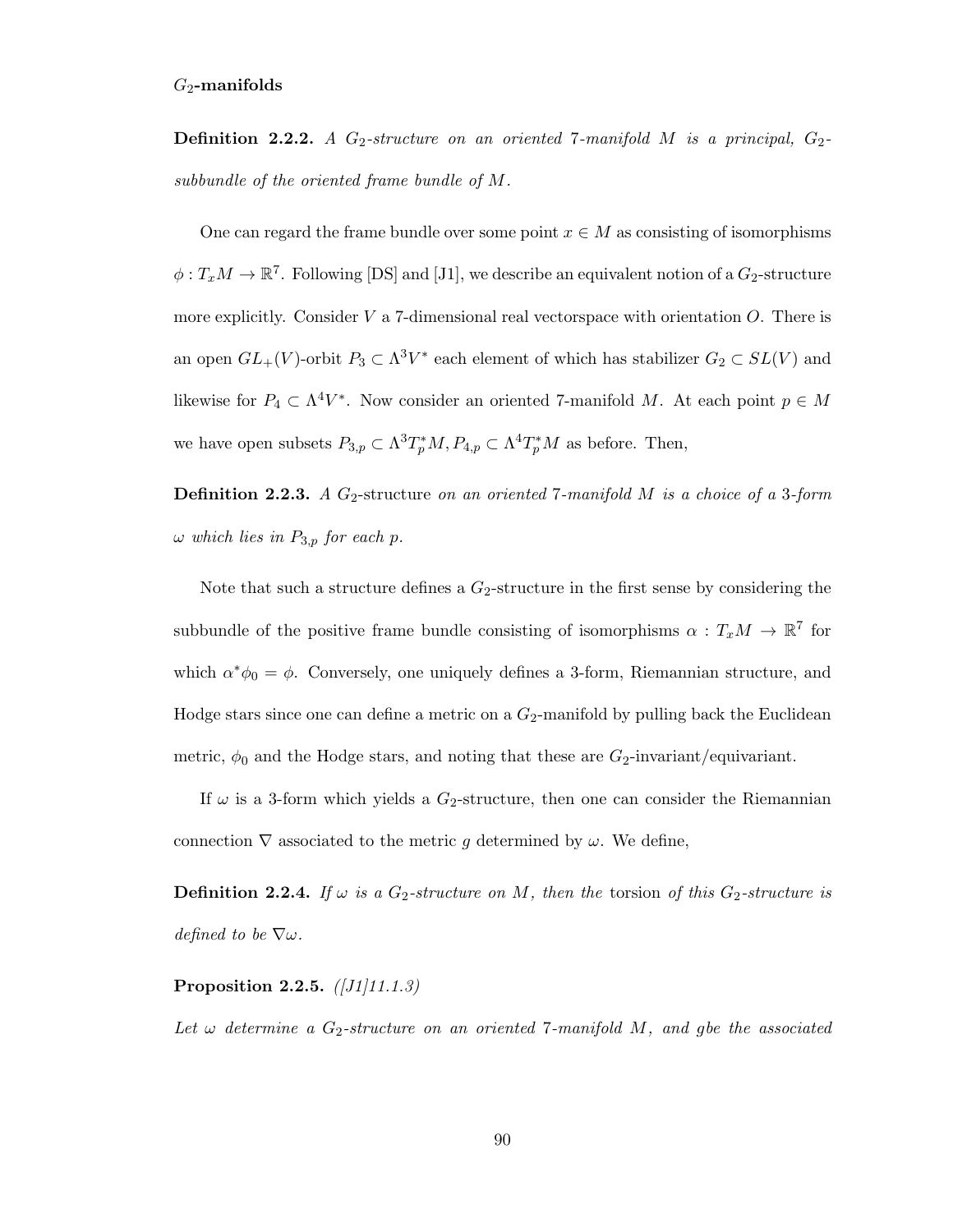### $G_2$-manifolds

**Definition 2.2.2.** *A $G_2$-structure on an oriented 7-manifold $M$ is a principal, $G_2$-subbundle of the oriented frame bundle of $M$.*

One can regard the frame bundle over some point $x \in M$ as consisting of isomorphisms $\phi : T_xM \to \mathbb{R}^7$. Following [DS] and [J1], we describe an equivalent notion of a $G_2$-structure more explicitly. Consider $V$ a 7-dimensional real vectorspace with orientation $O$. There is an open $GL_+(V)$-orbit $P_3 \subset \Lambda^3 V^*$ each element of which has stabilizer $G_2 \subset SL(V)$ and likewise for $P_4 \subset \Lambda^4 V^*$. Now consider an oriented 7-manifold $M$. At each point $p \in M$ we have open subsets $P_{3,p} \subset \Lambda^3 T_p^* M, P_{4,p} \subset \Lambda^4 T_p^* M$ as before. Then,

**Definition 2.2.3.** *A* $G_2$-structure *on an oriented 7-manifold $M$ is a choice of a* 3*-form $\omega$ which lies in $P_{3,p}$ for each $p$.*

Note that such a structure defines a $G_2$-structure in the first sense by considering the subbundle of the positive frame bundle consisting of isomorphisms $\alpha : T_xM \to \mathbb{R}^7$ for which $\alpha^* \phi_0 = \phi$. Conversely, one uniquely defines a 3-form, Riemannian structure, and Hodge stars since one can define a metric on a $G_2$-manifold by pulling back the Euclidean metric, $\phi_0$ and the Hodge stars, and noting that these are $G_2$-invariant/equivariant.

If $\omega$ is a 3-form which yields a $G_2$-structure, then one can consider the Riemannian connection $\nabla$ associated to the metric $g$ determined by $\omega$. We define,

**Definition 2.2.4.** *If $\omega$ is a $G_2$-structure on $M$, then the* torsion *of this $G_2$-structure is defined to be $\nabla \omega$.*

**Proposition 2.2.5.** *([J1]11.1.3)*

*Let $\omega$ determine a $G_2$-structure on an oriented 7-manifold $M$, and $g$be the associated*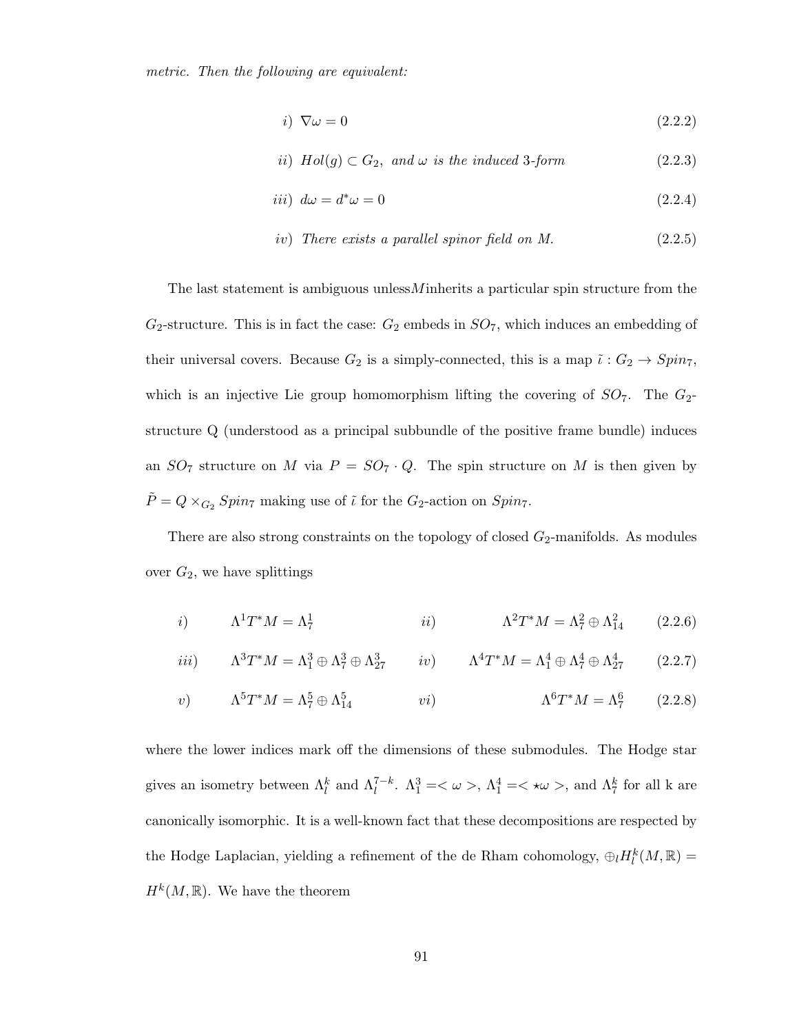*metric. Then the following are equivalent:*

$$i)\ \nabla\omega = 0 \tag{2.2.2}$$

$$ii)\ Hol(g) \subset G_2,\ \textit{and } \omega \textit{ is the induced 3-form} \tag{2.2.3}$$

$$iii)\ d\omega = d^*\omega = 0 \tag{2.2.4}$$

$$iv)\ \textit{There exists a parallel spinor field on M.} \tag{2.2.5}$$

The last statement is ambiguous unless$M$inherits a particular spin structure from the $G_2$-structure. This is in fact the case: $G_2$ embeds in $SO_7$, which induces an embedding of their universal covers. Because $G_2$ is a simply-connected, this is a map $\tilde{\iota} : G_2 \to Spin_7$, which is an injective Lie group homomorphism lifting the covering of $SO_7$. The $G_2$-structure Q (understood as a principal subbundle of the positive frame bundle) induces an $SO_7$ structure on $M$ via $P = SO_7 \cdot Q$. The spin structure on $M$ is then given by $\tilde{P} = Q \times_{G_2} Spin_7$ making use of $\tilde{\iota}$ for the $G_2$-action on $Spin_7$.

There are also strong constraints on the topology of closed $G_2$-manifolds. As modules over $G_2$, we have splittings

$$i)\quad \Lambda^1 T^*M = \Lambda^1_7 \qquad\qquad ii)\quad \Lambda^2 T^*M = \Lambda^2_7 \oplus \Lambda^2_{14} \tag{2.2.6}$$

$$iii)\quad \Lambda^3 T^*M = \Lambda^3_1 \oplus \Lambda^3_7 \oplus \Lambda^3_{27} \qquad iv)\quad \Lambda^4 T^*M = \Lambda^4_1 \oplus \Lambda^4_7 \oplus \Lambda^4_{27} \tag{2.2.7}$$

$$v)\quad \Lambda^5 T^*M = \Lambda^5_7 \oplus \Lambda^5_{14} \qquad\qquad vi)\quad \Lambda^6 T^*M = \Lambda^6_7 \tag{2.2.8}$$

where the lower indices mark off the dimensions of these submodules. The Hodge star gives an isometry between $\Lambda^k_l$ and $\Lambda^{7-k}_l$. $\Lambda^3_1 =< \omega >$, $\Lambda^4_1 =< \star\omega >$, and $\Lambda^k_7$ for all k are canonically isomorphic. It is a well-known fact that these decompositions are respected by the Hodge Laplacian, yielding a refinement of the de Rham cohomology, $\oplus_l H^k_l(M, \mathbb{R}) = H^k(M, \mathbb{R})$. We have the theorem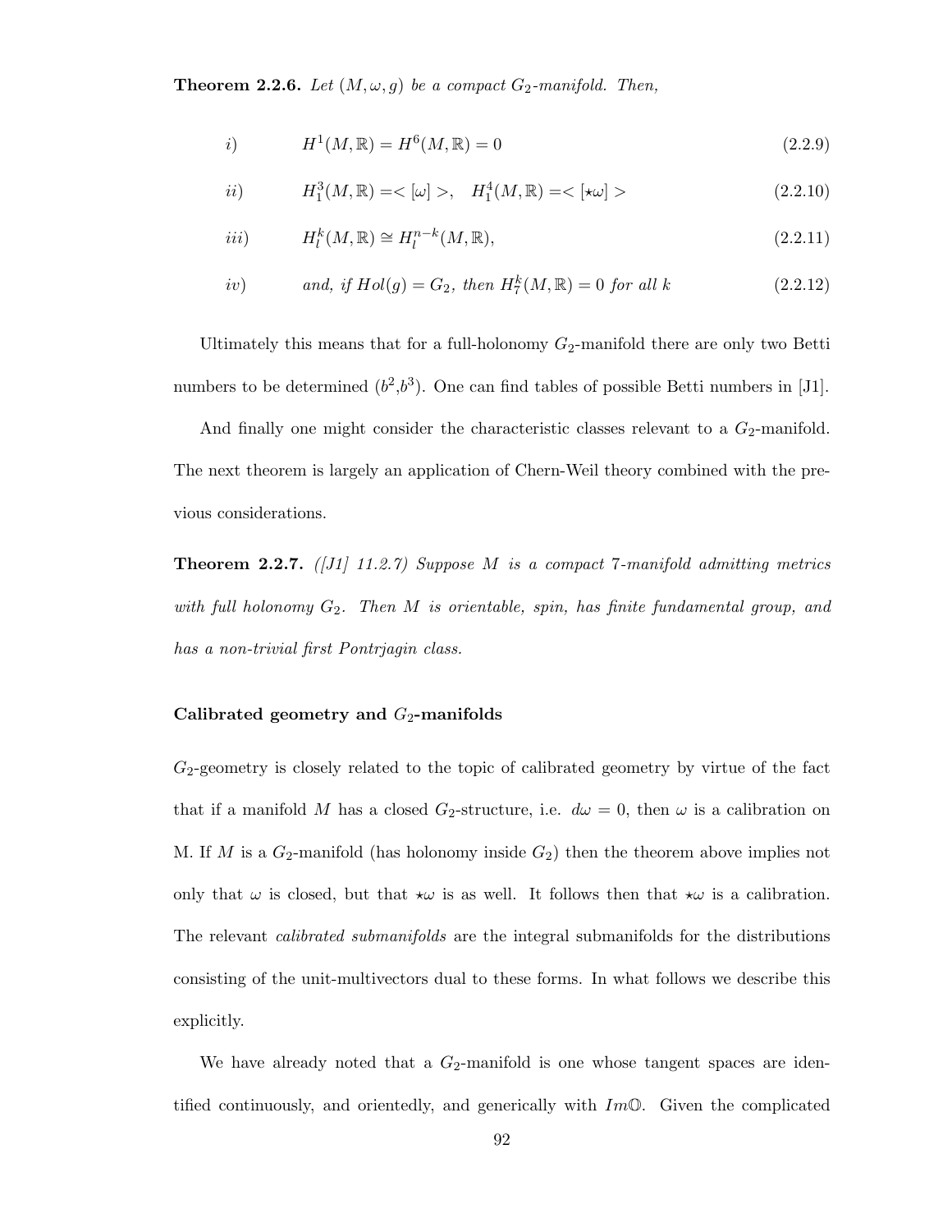**Theorem 2.2.6.** *Let $(M, \omega, g)$ be a compact $G_2$-manifold. Then,*

$$i) \qquad H^1(M,\mathbb{R}) = H^6(M,\mathbb{R}) = 0 \tag{2.2.9}$$

$$ii) \qquad H^3_1(M,\mathbb{R}) = <[\omega]>, \quad H^4_1(M,\mathbb{R}) = <[\star\omega]> \tag{2.2.10}$$

$$iii) \qquad H^k_l(M,\mathbb{R}) \cong H^{n-k}_l(M,\mathbb{R}), \tag{2.2.11}$$

$$iv) \qquad \text{and, if } Hol(g) = G_2, \text{ then } H^k_7(M,\mathbb{R}) = 0 \text{ for all } k \tag{2.2.12}$$

Ultimately this means that for a full-holonomy $G_2$-manifold there are only two Betti numbers to be determined ($b^2$,$b^3$). One can find tables of possible Betti numbers in [J1].

And finally one might consider the characteristic classes relevant to a $G_2$-manifold. The next theorem is largely an application of Chern-Weil theory combined with the previous considerations.

**Theorem 2.2.7.** *([J1] 11.2.7) Suppose $M$ is a compact 7-manifold admitting metrics with full holonomy $G_2$. Then $M$ is orientable, spin, has finite fundamental group, and has a non-trivial first Pontrjagin class.*

### Calibrated geometry and $G_2$-manifolds

$G_2$-geometry is closely related to the topic of calibrated geometry by virtue of the fact that if a manifold $M$ has a closed $G_2$-structure, i.e. $d\omega = 0$, then $\omega$ is a calibration on M. If $M$ is a $G_2$-manifold (has holonomy inside $G_2$) then the theorem above implies not only that $\omega$ is closed, but that $\star\omega$ is as well. It follows then that $\star\omega$ is a calibration. The relevant *calibrated submanifolds* are the integral submanifolds for the distributions consisting of the unit-multivectors dual to these forms. In what follows we describe this explicitly.

We have already noted that a $G_2$-manifold is one whose tangent spaces are identified continuously, and orientedly, and generically with $Im\mathbb{O}$. Given the complicated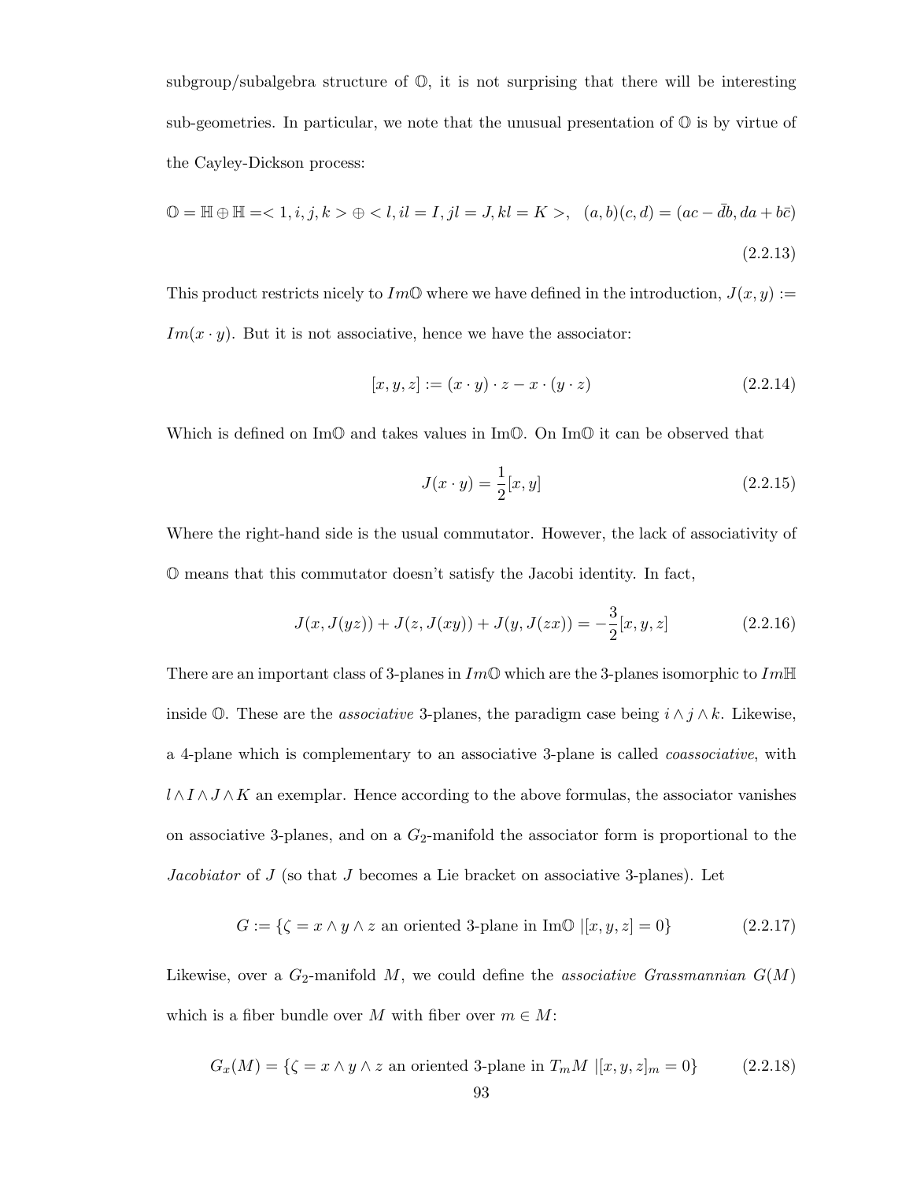subgroup/subalgebra structure of $\mathbb{O}$, it is not surprising that there will be interesting sub-geometries. In particular, we note that the unusual presentation of $\mathbb{O}$ is by virtue of the Cayley-Dickson process:

$$\mathbb{O} = \mathbb{H} \oplus \mathbb{H} = < 1, i, j, k > \oplus < l, il = I, jl = J, kl = K >, \quad (a,b)(c,d) = (ac - \bar{d}b, da + b\bar{c}) \tag{2.2.13}$$

This product restricts nicely to $Im\mathbb{O}$ where we have defined in the introduction, $J(x,y) := Im(x \cdot y)$. But it is not associative, hence we have the associator:

$$[x,y,z] := (x \cdot y) \cdot z - x \cdot (y \cdot z) \tag{2.2.14}$$

Which is defined on Im$\mathbb{O}$ and takes values in Im$\mathbb{O}$. On Im$\mathbb{O}$ it can be observed that

$$J(x \cdot y) = \frac{1}{2}[x,y] \tag{2.2.15}$$

Where the right-hand side is the usual commutator. However, the lack of associativity of $\mathbb{O}$ means that this commutator doesn't satisfy the Jacobi identity. In fact,

$$J(x, J(yz)) + J(z, J(xy)) + J(y, J(zx)) = -\frac{3}{2}[x,y,z] \tag{2.2.16}$$

There are an important class of 3-planes in $Im\mathbb{O}$ which are the 3-planes isomorphic to $Im\mathbb{H}$ inside $\mathbb{O}$. These are the *associative* 3-planes, the paradigm case being $i \wedge j \wedge k$. Likewise, a 4-plane which is complementary to an associative 3-plane is called *coassociative*, with $l \wedge I \wedge J \wedge K$ an exemplar. Hence according to the above formulas, the associator vanishes on associative 3-planes, and on a $G_2$-manifold the associator form is proportional to the *Jacobiator* of $J$ (so that $J$ becomes a Lie bracket on associative 3-planes). Let

$$G := \{\zeta = x \wedge y \wedge z \text{ an oriented 3-plane in Im}\mathbb{O} \ |[x,y,z] = 0\} \tag{2.2.17}$$

Likewise, over a $G_2$-manifold $M$, we could define the *associative Grassmannian* $G(M)$ which is a fiber bundle over $M$ with fiber over $m \in M$:

$$G_x(M) = \{\zeta = x \wedge y \wedge z \text{ an oriented 3-plane in } T_mM \ |[x,y,z]_m = 0\} \tag{2.2.18}$$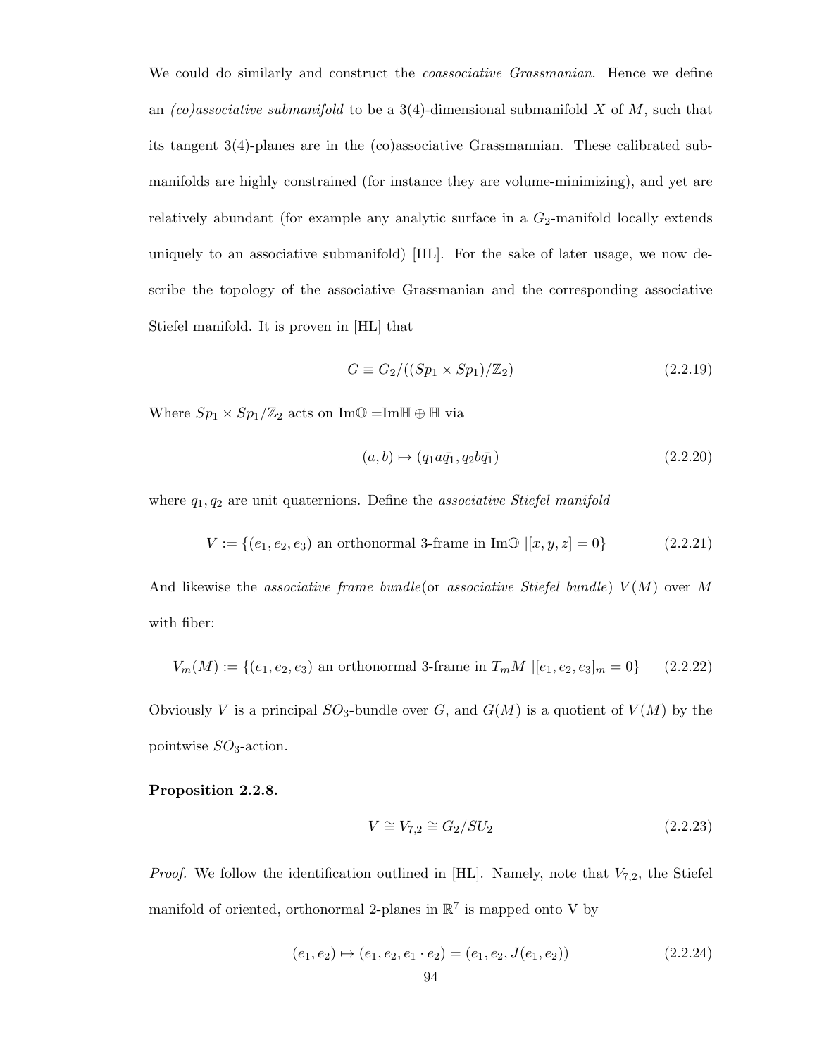We could do similarly and construct the *coassociative Grassmanian*. Hence we define an *(co)associative submanifold* to be a 3(4)-dimensional submanifold $X$ of $M$, such that its tangent 3(4)-planes are in the (co)associative Grassmannian. These calibrated submanifolds are highly constrained (for instance they are volume-minimizing), and yet are relatively abundant (for example any analytic surface in a $G_2$-manifold locally extends uniquely to an associative submanifold) [HL]. For the sake of later usage, we now describe the topology of the associative Grassmanian and the corresponding associative Stiefel manifold. It is proven in [HL] that

$$G \equiv G_2/((Sp_1 \times Sp_1)/\mathbb{Z}_2) \tag{2.2.19}$$

Where $Sp_1 \times Sp_1/\mathbb{Z}_2$ acts on $\mathrm{Im}\mathbb{O} = \mathrm{Im}\mathbb{H} \oplus \mathbb{H}$ via

$$(a, b) \mapsto (q_1 a \bar{q_1}, q_2 b \bar{q_1}) \tag{2.2.20}$$

where $q_1, q_2$ are unit quaternions. Define the *associative Stiefel manifold*

$$V := \{(e_1, e_2, e_3) \text{ an orthonormal 3-frame in } \mathrm{Im}\mathbb{O} \mid [x, y, z] = 0\} \tag{2.2.21}$$

And likewise the *associative frame bundle*(or *associative Stiefel bundle*) $V(M)$ over $M$ with fiber:

$$V_m(M) := \{(e_1, e_2, e_3) \text{ an orthonormal 3-frame in } T_m M \mid [e_1, e_2, e_3]_m = 0\} \tag{2.2.22}$$

Obviously $V$ is a principal $SO_3$-bundle over $G$, and $G(M)$ is a quotient of $V(M)$ by the pointwise $SO_3$-action.

**Proposition 2.2.8.**

$$V \cong V_{7,2} \cong G_2/SU_2 \tag{2.2.23}$$

*Proof.* We follow the identification outlined in [HL]. Namely, note that $V_{7,2}$, the Stiefel manifold of oriented, orthonormal 2-planes in $\mathbb{R}^7$ is mapped onto V by

$$(e_1, e_2) \mapsto (e_1, e_2, e_1 \cdot e_2) = (e_1, e_2, J(e_1, e_2)) \tag{2.2.24}$$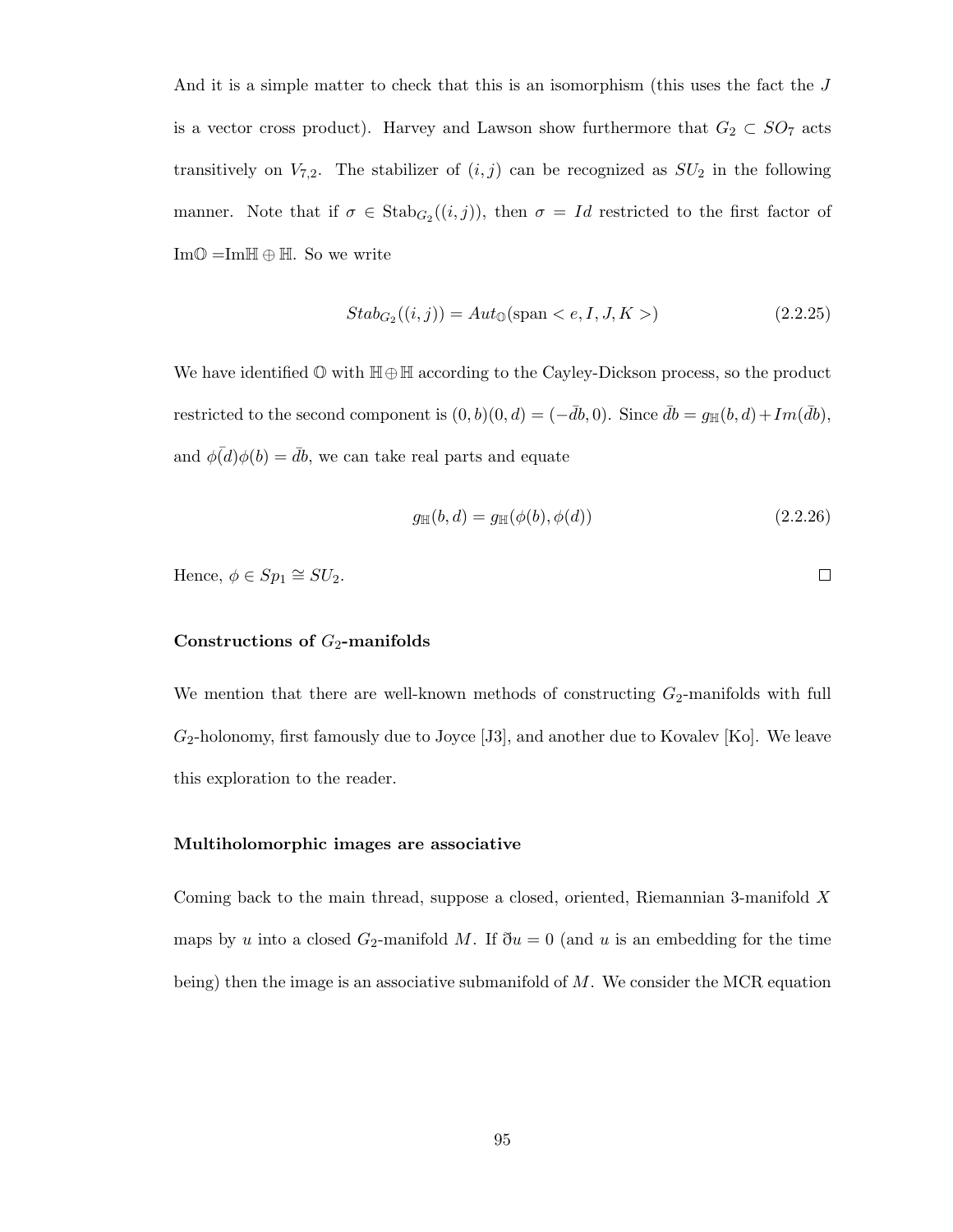And it is a simple matter to check that this is an isomorphism (this uses the fact the $J$ is a vector cross product). Harvey and Lawson show furthermore that $G_2 \subset SO_7$ acts transitively on $V_{7,2}$. The stabilizer of $(i,j)$ can be recognized as $SU_2$ in the following manner. Note that if $\sigma \in \mathrm{Stab}_{G_2}((i,j))$, then $\sigma = Id$ restricted to the first factor of $\mathrm{Im}\mathbb{O} = \mathrm{Im}\mathbb{H} \oplus \mathbb{H}$. So we write

$$Stab_{G_2}((i,j)) = Aut_{\mathbb{O}}(\text{span} < e, I, J, K >) \tag{2.2.25}$$

We have identified $\mathbb{O}$ with $\mathbb{H} \oplus \mathbb{H}$ according to the Cayley-Dickson process, so the product restricted to the second component is $(0,b)(0,d) = (-\bar{d}b, 0)$. Since $\bar{d}b = g_{\mathbb{H}}(b,d) + Im(\bar{d}b)$, and $\phi(\bar{d})\phi(b) = \bar{d}b$, we can take real parts and equate

$$g_{\mathbb{H}}(b,d) = g_{\mathbb{H}}(\phi(b), \phi(d)) \tag{2.2.26}$$

Hence, $\phi \in Sp_1 \cong SU_2$. □

**Constructions of $G_2$-manifolds**

We mention that there are well-known methods of constructing $G_2$-manifolds with full $G_2$-holonomy, first famously due to Joyce [J3], and another due to Kovalev [Ko]. We leave this exploration to the reader.

**Multiholomorphic images are associative**

Coming back to the main thread, suppose a closed, oriented, Riemannian 3-manifold $X$ maps by $u$ into a closed $G_2$-manifold $M$. If $\eth u = 0$ (and $u$ is an embedding for the time being) then the image is an associative submanifold of $M$. We consider the MCR equation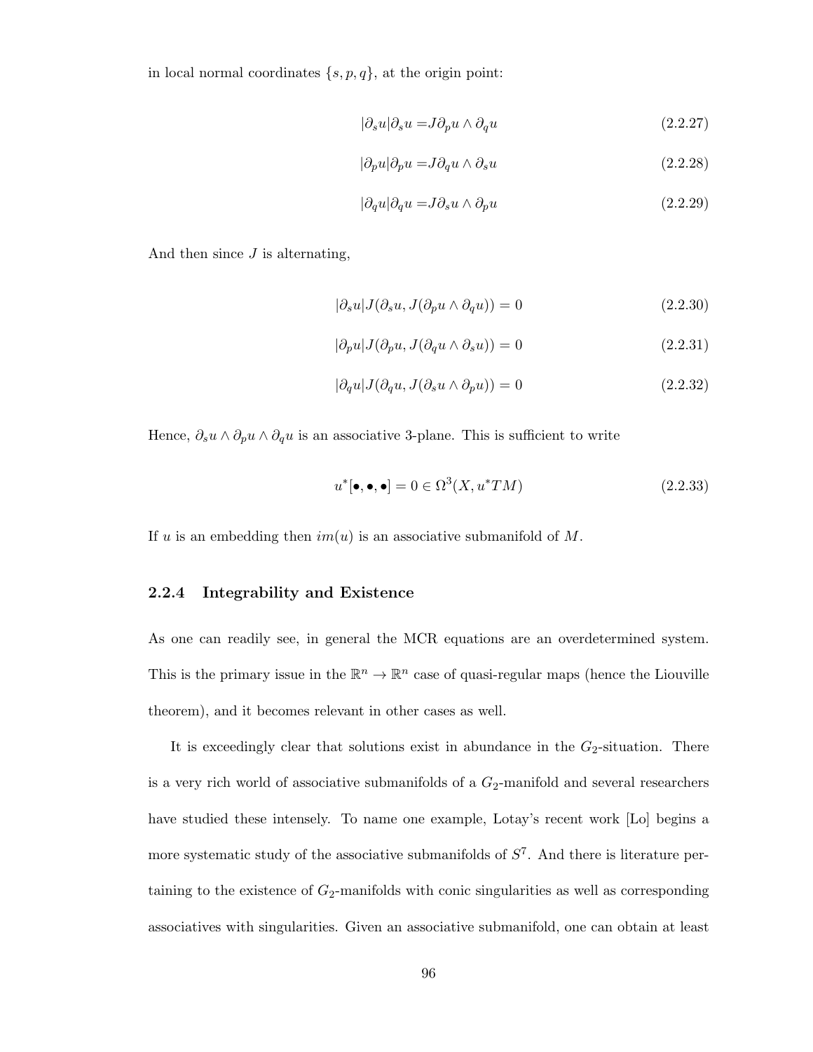in local normal coordinates $\{s, p, q\}$, at the origin point:

$$|\partial_s u|\partial_s u = J\partial_p u \wedge \partial_q u \tag{2.2.27}$$

$$|\partial_p u|\partial_p u = J\partial_q u \wedge \partial_s u \tag{2.2.28}$$

$$|\partial_q u|\partial_q u = J\partial_s u \wedge \partial_p u \tag{2.2.29}$$

And then since $J$ is alternating,

$$|\partial_s u|J(\partial_s u, J(\partial_p u \wedge \partial_q u)) = 0 \tag{2.2.30}$$

$$|\partial_p u|J(\partial_p u, J(\partial_q u \wedge \partial_s u)) = 0 \tag{2.2.31}$$

$$|\partial_q u|J(\partial_q u, J(\partial_s u \wedge \partial_p u)) = 0 \tag{2.2.32}$$

Hence, $\partial_s u \wedge \partial_p u \wedge \partial_q u$ is an associative 3-plane. This is sufficient to write

$$u^*[\bullet, \bullet, \bullet] = 0 \in \Omega^3(X, u^*TM) \tag{2.2.33}$$

If $u$ is an embedding then $im(u)$ is an associative submanifold of $M$.

### 2.2.4 Integrability and Existence

As one can readily see, in general the MCR equations are an overdetermined system. This is the primary issue in the $\mathbb{R}^n \to \mathbb{R}^n$ case of quasi-regular maps (hence the Liouville theorem), and it becomes relevant in other cases as well.

It is exceedingly clear that solutions exist in abundance in the $G_2$-situation. There is a very rich world of associative submanifolds of a $G_2$-manifold and several researchers have studied these intensely. To name one example, Lotay's recent work [Lo] begins a more systematic study of the associative submanifolds of $S^7$. And there is literature pertaining to the existence of $G_2$-manifolds with conic singularities as well as corresponding associatives with singularities. Given an associative submanifold, one can obtain at least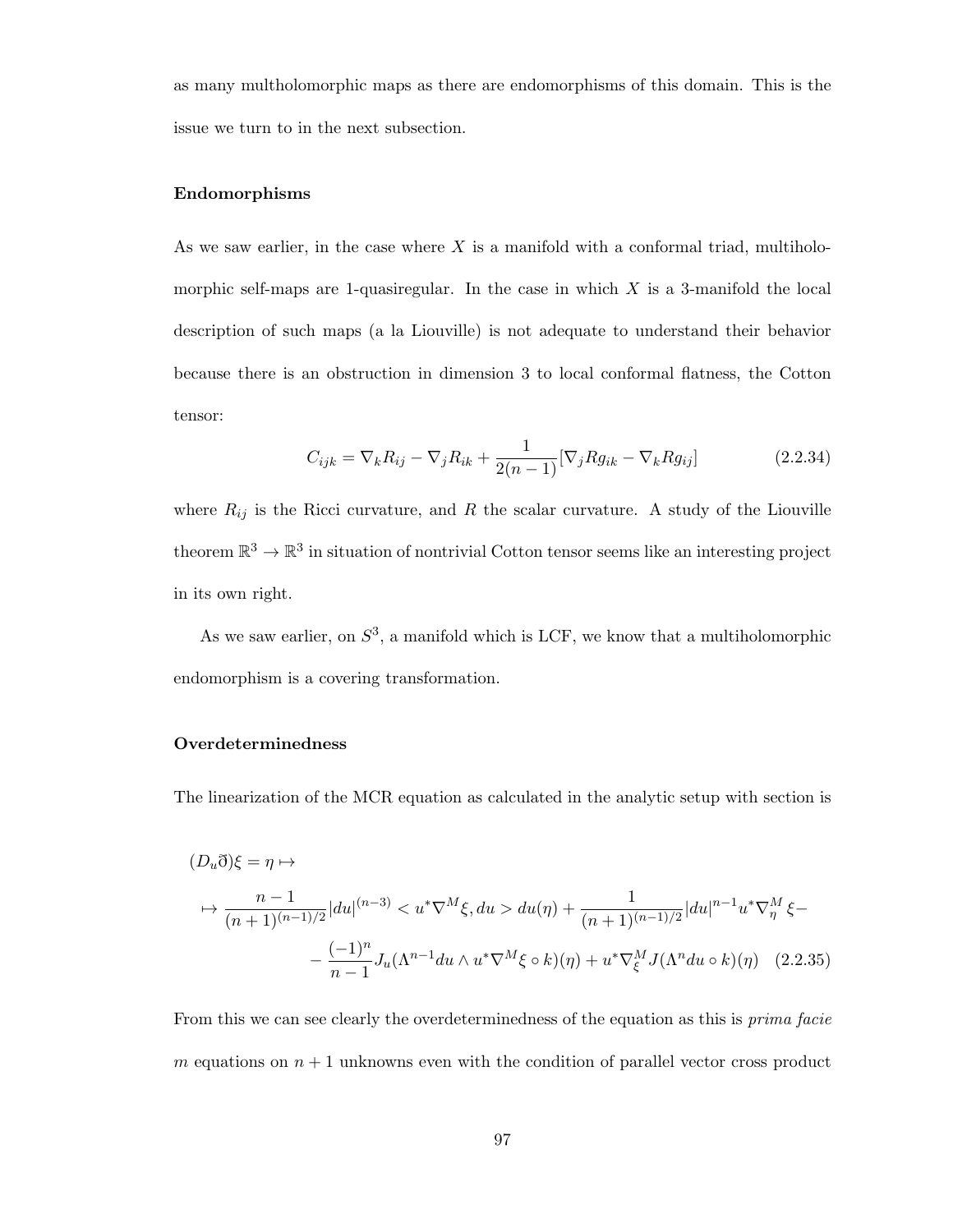as many multholomorphic maps as there are endomorphisms of this domain. This is the issue we turn to in the next subsection.

**Endomorphisms**

As we saw earlier, in the case where $X$ is a manifold with a conformal triad, multiholomorphic self-maps are 1-quasiregular. In the case in which $X$ is a 3-manifold the local description of such maps (a la Liouville) is not adequate to understand their behavior because there is an obstruction in dimension 3 to local conformal flatness, the Cotton tensor:

$$C_{ijk} = \nabla_k R_{ij} - \nabla_j R_{ik} + \frac{1}{2(n-1)}[\nabla_j R g_{ik} - \nabla_k R g_{ij}] \tag{2.2.34}$$

where $R_{ij}$ is the Ricci curvature, and $R$ the scalar curvature. A study of the Liouville theorem $\mathbb{R}^3 \to \mathbb{R}^3$ in situation of nontrivial Cotton tensor seems like an interesting project in its own right.

As we saw earlier, on $S^3$, a manifold which is LCF, we know that a multiholomorphic endomorphism is a covering transformation.

**Overdeterminedness**

The linearization of the MCR equation as calculated in the analytic setup with section is

$$\begin{aligned}
&(D_u\eth)\xi = \eta \mapsto \\
&\mapsto \frac{n-1}{(n+1)^{(n-1)/2}}|du|^{(n-3)} < u^*\nabla^M\xi, du > du(\eta) + \frac{1}{(n+1)^{(n-1)/2}}|du|^{n-1}u^*\nabla^M_\eta\,\xi - \\
&\qquad - \frac{(-1)^n}{n-1}J_u(\Lambda^{n-1}du \wedge u^*\nabla^M\xi \circ k)(\eta) + u^*\nabla^M_\xi J(\Lambda^n du \circ k)(\eta)
\end{aligned} \tag{2.2.35}$$

From this we can see clearly the overdeterminedness of the equation as this is *prima facie* $m$ equations on $n+1$ unknowns even with the condition of parallel vector cross product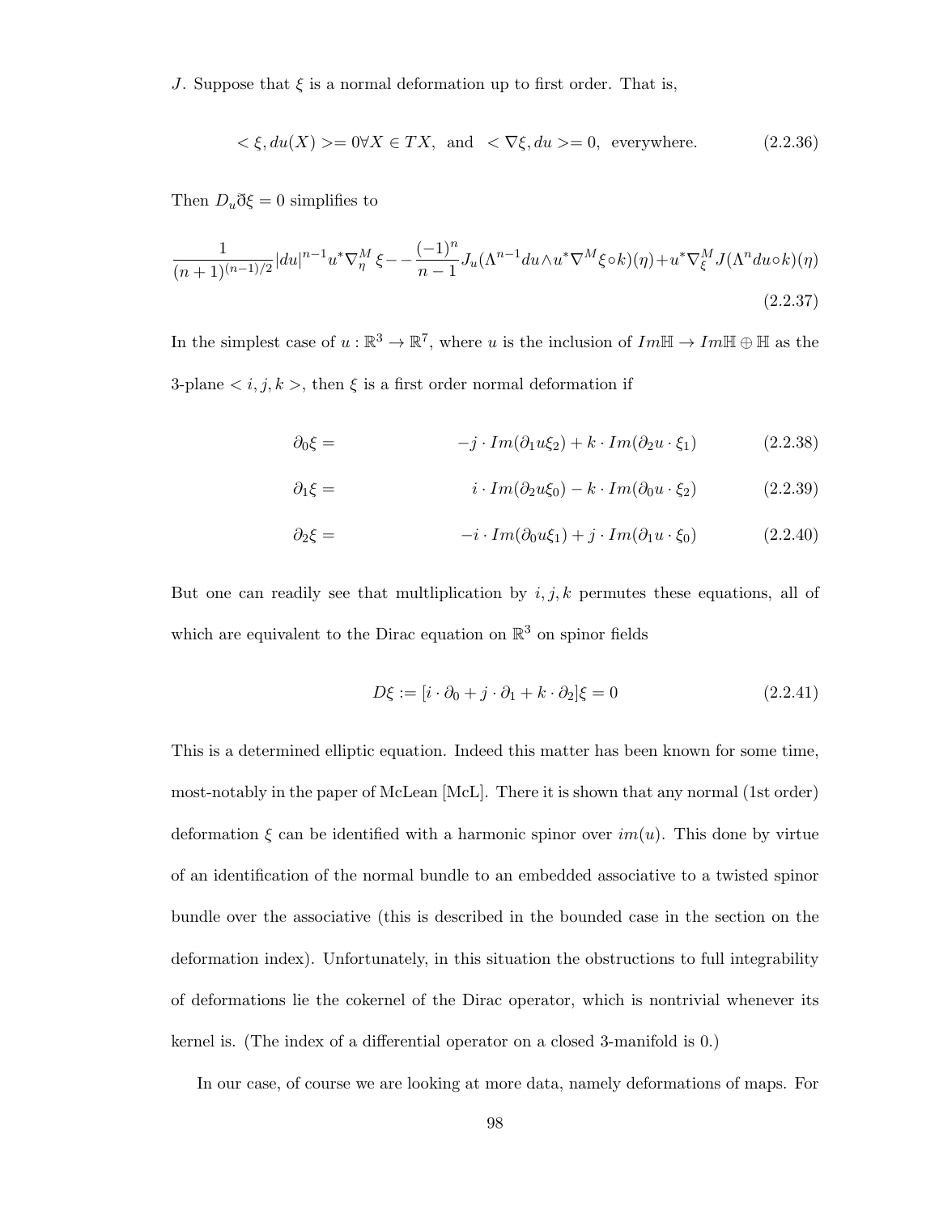$J$. Suppose that $\xi$ is a normal deformation up to first order. That is,

$$< \xi, du(X) >= 0 \forall X \in TX, \text{ and } < \nabla\xi, du >= 0, \text{ everywhere.} \tag{2.2.36}$$

Then $D_u\eth\xi = 0$ simplifies to

$$\frac{1}{(n+1)^{(n-1)/2}}|du|^{n-1}u^*\nabla^M_\eta \xi - -\frac{(-1)^n}{n-1}J_u(\Lambda^{n-1}du \wedge u^*\nabla^M\xi \circ k)(\eta) + u^*\nabla^M_\xi J(\Lambda^n du \circ k)(\eta) \tag{2.2.37}$$

In the simplest case of $u : \mathbb{R}^3 \to \mathbb{R}^7$, where $u$ is the inclusion of $Im\mathbb{H} \to Im\mathbb{H} \oplus \mathbb{H}$ as the 3-plane $< i, j, k >$, then $\xi$ is a first order normal deformation if

$$\partial_0\xi = \quad -j \cdot Im(\partial_1 u \xi_2) + k \cdot Im(\partial_2 u \cdot \xi_1) \tag{2.2.38}$$

$$\partial_1\xi = \quad i \cdot Im(\partial_2 u \xi_0) - k \cdot Im(\partial_0 u \cdot \xi_2) \tag{2.2.39}$$

$$\partial_2\xi = \quad -i \cdot Im(\partial_0 u \xi_1) + j \cdot Im(\partial_1 u \cdot \xi_0) \tag{2.2.40}$$

But one can readily see that multliplication by $i, j, k$ permutes these equations, all of which are equivalent to the Dirac equation on $\mathbb{R}^3$ on spinor fields

$$D\xi := [i \cdot \partial_0 + j \cdot \partial_1 + k \cdot \partial_2]\xi = 0 \tag{2.2.41}$$

This is a determined elliptic equation. Indeed this matter has been known for some time, most-notably in the paper of McLean [McL]. There it is shown that any normal (1st order) deformation $\xi$ can be identified with a harmonic spinor over $im(u)$. This done by virtue of an identification of the normal bundle to an embedded associative to a twisted spinor bundle over the associative (this is described in the bounded case in the section on the deformation index). Unfortunately, in this situation the obstructions to full integrability of deformations lie the cokernel of the Dirac operator, which is nontrivial whenever its kernel is. (The index of a differential operator on a closed 3-manifold is 0.)

In our case, of course we are looking at more data, namely deformations of maps. For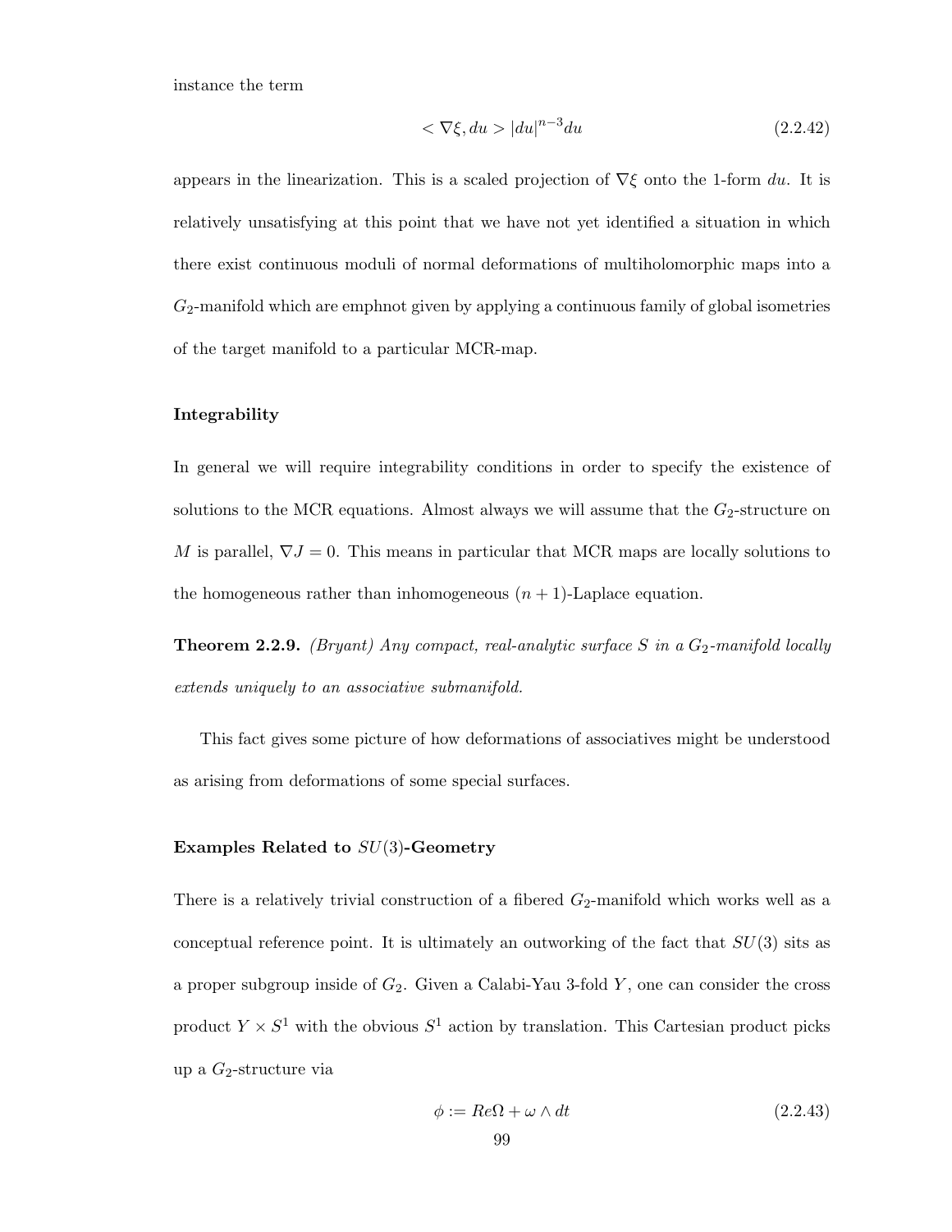instance the term

$$< \nabla\xi, du > |du|^{n-3}du \tag{2.2.42}$$

appears in the linearization. This is a scaled projection of $\nabla\xi$ onto the 1-form $du$. It is relatively unsatisfying at this point that we have not yet identified a situation in which there exist continuous moduli of normal deformations of multiholomorphic maps into a $G_2$-manifold which are emphnot given by applying a continuous family of global isometries of the target manifold to a particular MCR-map.

#### Integrability

In general we will require integrability conditions in order to specify the existence of solutions to the MCR equations. Almost always we will assume that the $G_2$-structure on $M$ is parallel, $\nabla J = 0$. This means in particular that MCR maps are locally solutions to the homogeneous rather than inhomogeneous $(n+1)$-Laplace equation.

**Theorem 2.2.9.** *(Bryant) Any compact, real-analytic surface $S$ in a $G_2$-manifold locally extends uniquely to an associative submanifold.*

This fact gives some picture of how deformations of associatives might be understood as arising from deformations of some special surfaces.

#### Examples Related to $SU(3)$-Geometry

There is a relatively trivial construction of a fibered $G_2$-manifold which works well as a conceptual reference point. It is ultimately an outworking of the fact that $SU(3)$ sits as a proper subgroup inside of $G_2$. Given a Calabi-Yau 3-fold $Y$, one can consider the cross product $Y \times S^1$ with the obvious $S^1$ action by translation. This Cartesian product picks up a $G_2$-structure via

$$\phi := Re\Omega + \omega \wedge dt \tag{2.2.43}$$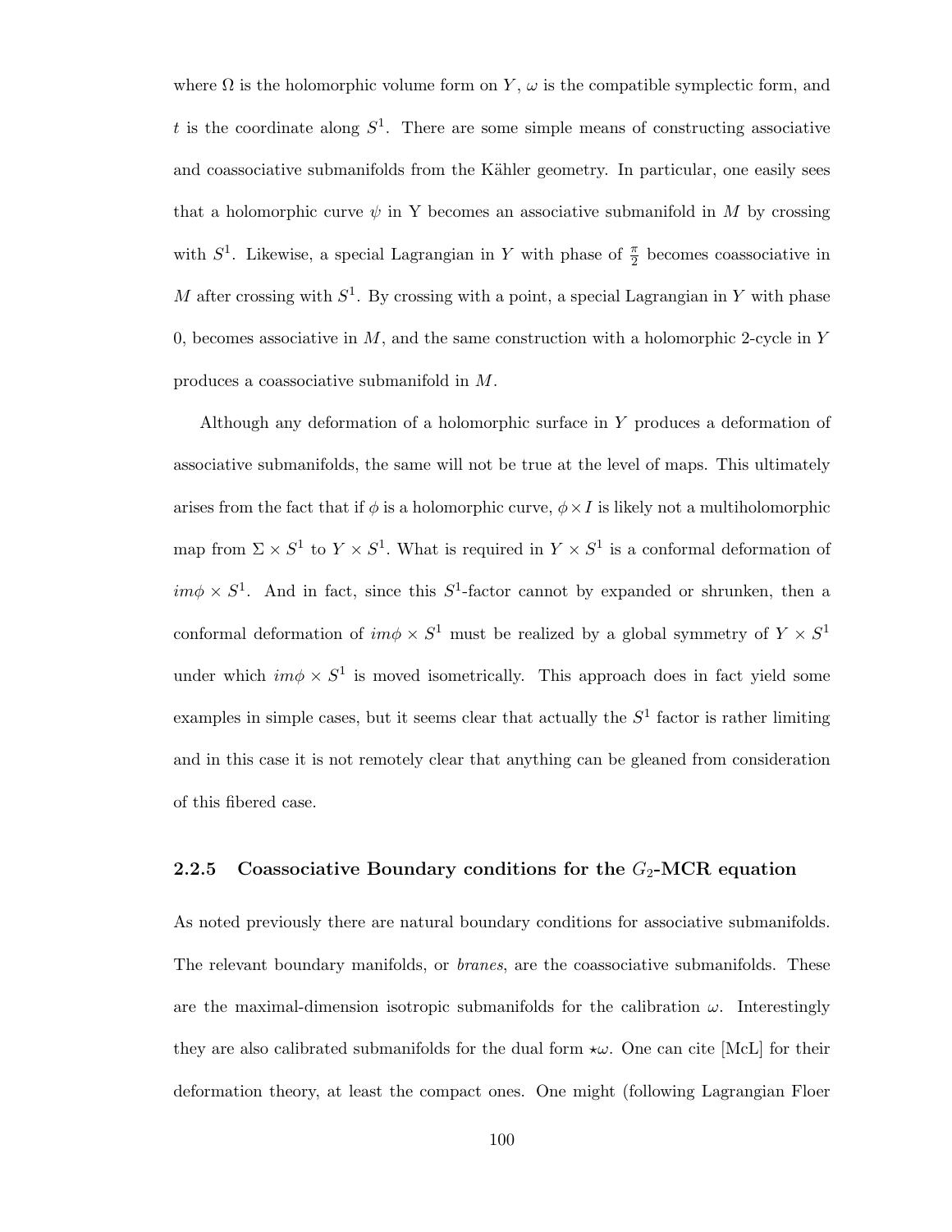where $\Omega$ is the holomorphic volume form on $Y$, $\omega$ is the compatible symplectic form, and $t$ is the coordinate along $S^1$. There are some simple means of constructing associative and coassociative submanifolds from the Kähler geometry. In particular, one easily sees that a holomorphic curve $\psi$ in Y becomes an associative submanifold in $M$ by crossing with $S^1$. Likewise, a special Lagrangian in $Y$ with phase of $\frac{\pi}{2}$ becomes coassociative in $M$ after crossing with $S^1$. By crossing with a point, a special Lagrangian in $Y$ with phase 0, becomes associative in $M$, and the same construction with a holomorphic 2-cycle in $Y$ produces a coassociative submanifold in $M$.

Although any deformation of a holomorphic surface in $Y$ produces a deformation of associative submanifolds, the same will not be true at the level of maps. This ultimately arises from the fact that if $\phi$ is a holomorphic curve, $\phi \times I$ is likely not a multiholomorphic map from $\Sigma \times S^1$ to $Y \times S^1$. What is required in $Y \times S^1$ is a conformal deformation of $im\phi \times S^1$. And in fact, since this $S^1$-factor cannot by expanded or shrunken, then a conformal deformation of $im\phi \times S^1$ must be realized by a global symmetry of $Y \times S^1$ under which $im\phi \times S^1$ is moved isometrically. This approach does in fact yield some examples in simple cases, but it seems clear that actually the $S^1$ factor is rather limiting and in this case it is not remotely clear that anything can be gleaned from consideration of this fibered case.

### 2.2.5 Coassociative Boundary conditions for the $G_2$-MCR equation

As noted previously there are natural boundary conditions for associative submanifolds. The relevant boundary manifolds, or *branes*, are the coassociative submanifolds. These are the maximal-dimension isotropic submanifolds for the calibration $\omega$. Interestingly they are also calibrated submanifolds for the dual form $\star\omega$. One can cite [McL] for their deformation theory, at least the compact ones. One might (following Lagrangian Floer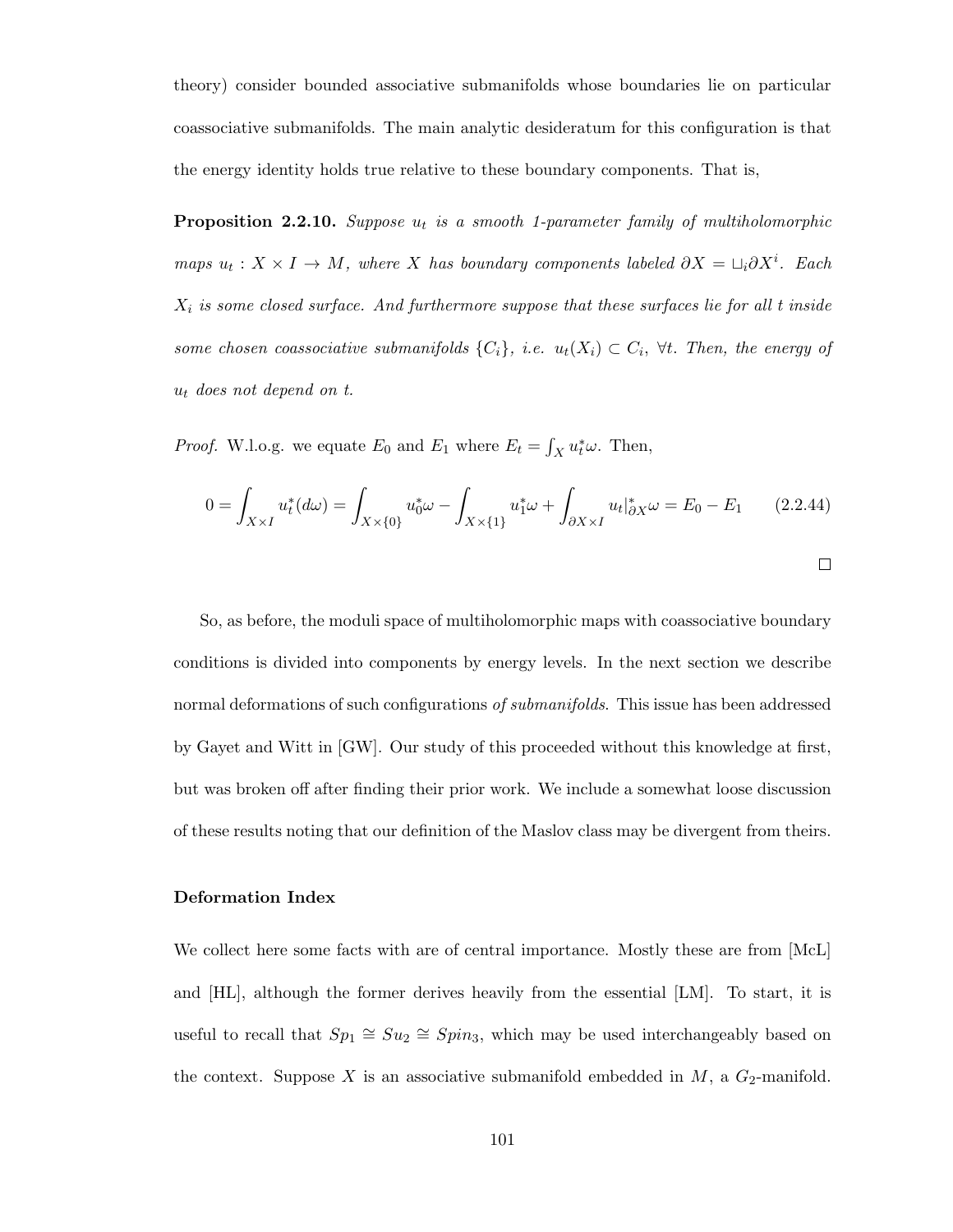theory) consider bounded associative submanifolds whose boundaries lie on particular coassociative submanifolds. The main analytic desideratum for this configuration is that the energy identity holds true relative to these boundary components. That is,

**Proposition 2.2.10.** *Suppose $u_t$ is a smooth 1-parameter family of multiholomorphic maps $u_t : X \times I \to M$, where $X$ has boundary components labeled $\partial X = \sqcup_i \partial X^i$. Each $X_i$ is some closed surface. And furthermore suppose that these surfaces lie for all $t$ inside some chosen coassociative submanifolds $\{C_i\}$, i.e. $u_t(X_i) \subset C_i$, $\forall t$. Then, the energy of $u_t$ does not depend on $t$.*

*Proof.* W.l.o.g. we equate $E_0$ and $E_1$ where $E_t = \int_X u_t^* \omega$. Then,

$$0 = \int_{X \times I} u_t^*(d\omega) = \int_{X \times \{0\}} u_0^* \omega - \int_{X \times \{1\}} u_1^* \omega + \int_{\partial X \times I} u_t|_{\partial X}^* \omega = E_0 - E_1 \qquad (2.2.44)$$

□

So, as before, the moduli space of multiholomorphic maps with coassociative boundary conditions is divided into components by energy levels. In the next section we describe normal deformations of such configurations *of submanifolds*. This issue has been addressed by Gayet and Witt in [GW]. Our study of this proceeded without this knowledge at first, but was broken off after finding their prior work. We include a somewhat loose discussion of these results noting that our definition of the Maslov class may be divergent from theirs.

### Deformation Index

We collect here some facts with are of central importance. Mostly these are from [McL] and [HL], although the former derives heavily from the essential [LM]. To start, it is useful to recall that $Sp_1 \cong Su_2 \cong Spin_3$, which may be used interchangeably based on the context. Suppose $X$ is an associative submanifold embedded in $M$, a $G_2$-manifold.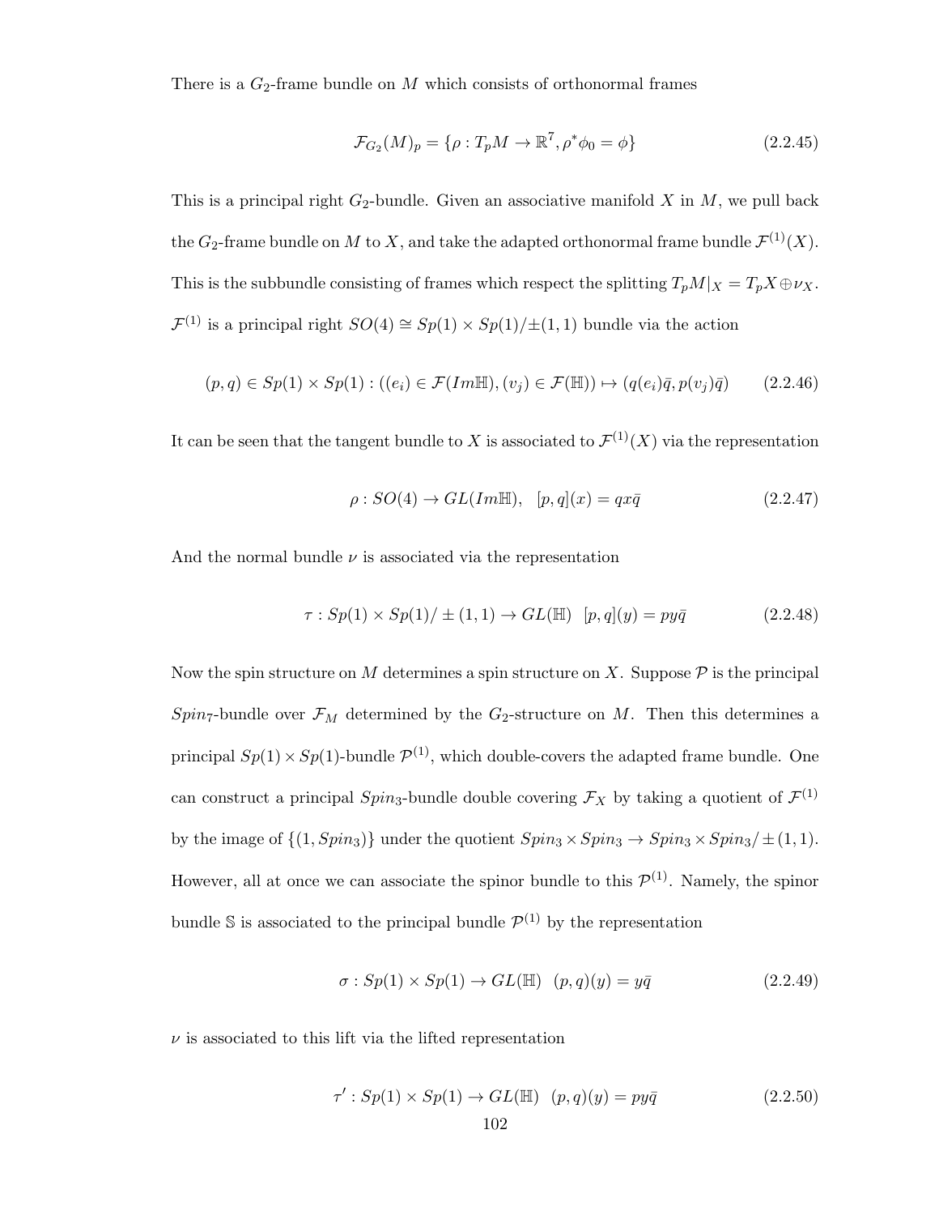There is a $G_2$-frame bundle on $M$ which consists of orthonormal frames

$$\mathcal{F}_{G_2}(M)_p = \{\rho : T_pM \to \mathbb{R}^7, \rho^*\phi_0 = \phi\} \tag{2.2.45}$$

This is a principal right $G_2$-bundle. Given an associative manifold $X$ in $M$, we pull back the $G_2$-frame bundle on $M$ to $X$, and take the adapted orthonormal frame bundle $\mathcal{F}^{(1)}(X)$. This is the subbundle consisting of frames which respect the splitting $T_pM|_X = T_pX \oplus \nu_X$. $\mathcal{F}^{(1)}$ is a principal right $SO(4) \cong Sp(1) \times Sp(1)/\pm(1,1)$ bundle via the action

$$(p,q) \in Sp(1) \times Sp(1) : ((e_i) \in \mathcal{F}(Im\mathbb{H}), (v_j) \in \mathcal{F}(\mathbb{H})) \mapsto (q(e_i)\bar{q}, p(v_j)\bar{q}) \tag{2.2.46}$$

It can be seen that the tangent bundle to $X$ is associated to $\mathcal{F}^{(1)}(X)$ via the representation

$$\rho : SO(4) \to GL(Im\mathbb{H}), \quad [p,q](x) = qx\bar{q} \tag{2.2.47}$$

And the normal bundle $\nu$ is associated via the representation

$$\tau : Sp(1) \times Sp(1)/\pm(1,1) \to GL(\mathbb{H}) \quad [p,q](y) = py\bar{q} \tag{2.2.48}$$

Now the spin structure on $M$ determines a spin structure on $X$. Suppose $\mathcal{P}$ is the principal $Spin_7$-bundle over $\mathcal{F}_M$ determined by the $G_2$-structure on $M$. Then this determines a principal $Sp(1) \times Sp(1)$-bundle $\mathcal{P}^{(1)}$, which double-covers the adapted frame bundle. One can construct a principal $Spin_3$-bundle double covering $\mathcal{F}_X$ by taking a quotient of $\mathcal{F}^{(1)}$ by the image of $\{(1, Spin_3)\}$ under the quotient $Spin_3 \times Spin_3 \to Spin_3 \times Spin_3/\pm(1,1)$. However, all at once we can associate the spinor bundle to this $\mathcal{P}^{(1)}$. Namely, the spinor bundle $\mathbb{S}$ is associated to the principal bundle $\mathcal{P}^{(1)}$ by the representation

$$\sigma : Sp(1) \times Sp(1) \to GL(\mathbb{H}) \quad (p,q)(y) = y\bar{q} \tag{2.2.49}$$

$\nu$ is associated to this lift via the lifted representation

$$\tau' : Sp(1) \times Sp(1) \to GL(\mathbb{H}) \quad (p,q)(y) = py\bar{q} \tag{2.2.50}$$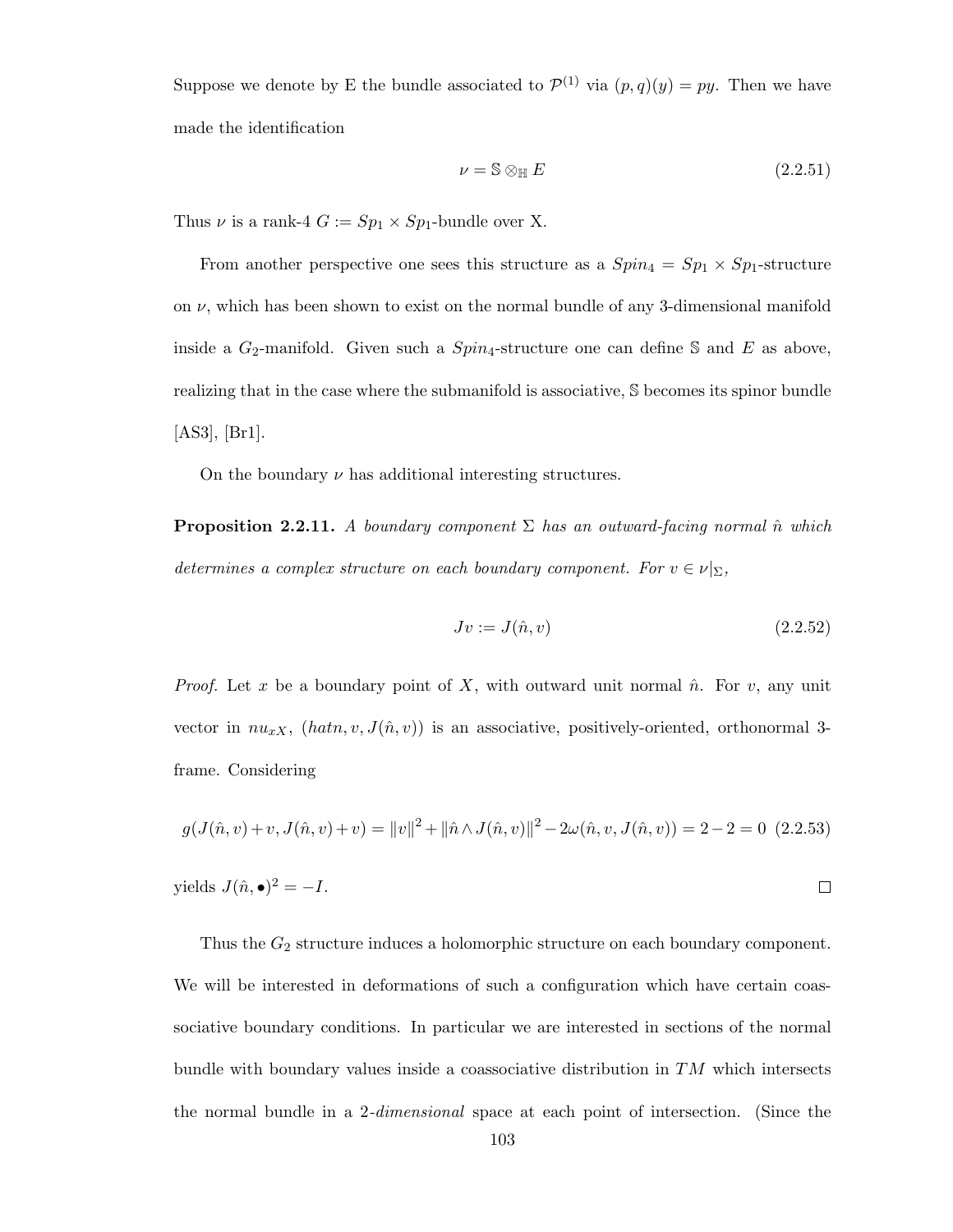Suppose we denote by E the bundle associated to $\mathcal{P}^{(1)}$ via $(p,q)(y) = py$. Then we have made the identification

$$\nu = \mathbb{S} \otimes_{\mathbb{H}} E \tag{2.2.51}$$

Thus $\nu$ is a rank-4 $G := Sp_1 \times Sp_1$-bundle over X.

From another perspective one sees this structure as a $Spin_4 = Sp_1 \times Sp_1$-structure on $\nu$, which has been shown to exist on the normal bundle of any 3-dimensional manifold inside a $G_2$-manifold. Given such a $Spin_4$-structure one can define $\mathbb{S}$ and $E$ as above, realizing that in the case where the submanifold is associative, $\mathbb{S}$ becomes its spinor bundle [AS3], [Br1].

On the boundary $\nu$ has additional interesting structures.

**Proposition 2.2.11.** *A boundary component $\Sigma$ has an outward-facing normal $\hat{n}$ which determines a complex structure on each boundary component. For $v \in \nu|_{\Sigma}$,*

$$Jv := J(\hat{n}, v) \tag{2.2.52}$$

*Proof.* Let $x$ be a boundary point of $X$, with outward unit normal $\hat{n}$. For $v$, any unit vector in $nu_{xX}$, $(hatn, v, J(\hat{n}, v))$ is an associative, positively-oriented, orthonormal 3-frame. Considering

$$g(J(\hat{n},v)+v, J(\hat{n},v)+v) = \|v\|^2 + \|\hat{n} \wedge J(\hat{n},v)\|^2 - 2\omega(\hat{n}, v, J(\hat{n},v)) = 2 - 2 = 0 \tag{2.2.53}$$

yields $J(\hat{n}, \bullet)^2 = -I$. $\square$

Thus the $G_2$ structure induces a holomorphic structure on each boundary component. We will be interested in deformations of such a configuration which have certain coassociative boundary conditions. In particular we are interested in sections of the normal bundle with boundary values inside a coassociative distribution in $TM$ which intersects the normal bundle in a 2-*dimensional* space at each point of intersection. (Since the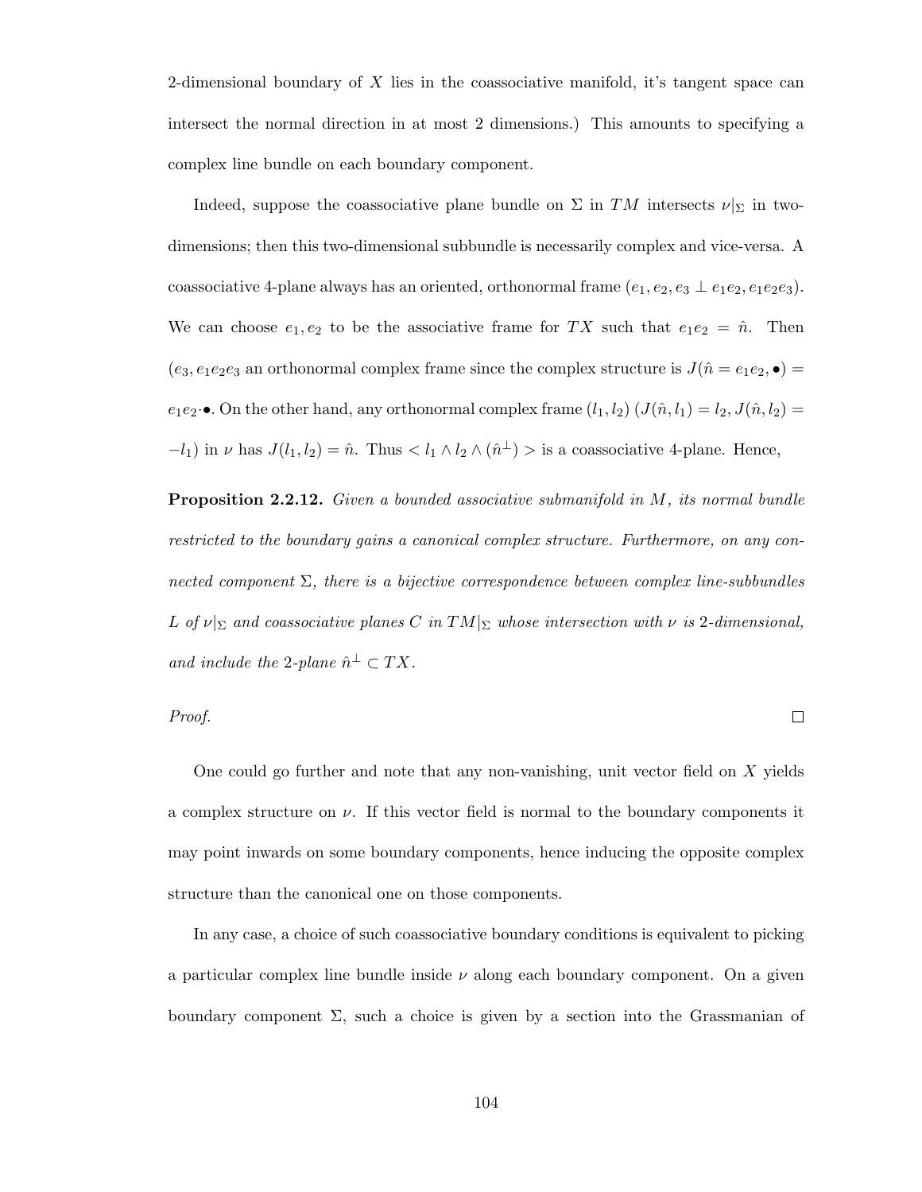2-dimensional boundary of $X$ lies in the coassociative manifold, it's tangent space can intersect the normal direction in at most 2 dimensions.) This amounts to specifying a complex line bundle on each boundary component.

Indeed, suppose the coassociative plane bundle on $\Sigma$ in $TM$ intersects $\nu|_\Sigma$ in two-dimensions; then this two-dimensional subbundle is necessarily complex and vice-versa. A coassociative 4-plane always has an oriented, orthonormal frame $(e_1, e_2, e_3 \perp e_1 e_2, e_1 e_2 e_3)$. We can choose $e_1, e_2$ to be the associative frame for $TX$ such that $e_1 e_2 = \hat{n}$. Then $(e_3, e_1 e_2 e_3$ an orthonormal complex frame since the complex structure is $J(\hat{n} = e_1 e_2, \bullet) = e_1 e_2 \cdot \bullet$. On the other hand, any orthonormal complex frame $(l_1, l_2)$ $(J(\hat{n}, l_1) = l_2, J(\hat{n}, l_2) = -l_1)$ in $\nu$ has $J(l_1, l_2) = \hat{n}$. Thus $< l_1 \wedge l_2 \wedge (\hat{n}^\perp) >$ is a coassociative 4-plane. Hence,

**Proposition 2.2.12.** *Given a bounded associative submanifold in $M$, its normal bundle restricted to the boundary gains a canonical complex structure. Furthermore, on any connected component $\Sigma$, there is a bijective correspondence between complex line-subbundles $L$ of $\nu|_\Sigma$ and coassociative planes $C$ in $TM|_\Sigma$ whose intersection with $\nu$ is 2-dimensional, and include the 2-plane $\hat{n}^\perp \subset TX$.*

*Proof.* □

One could go further and note that any non-vanishing, unit vector field on $X$ yields a complex structure on $\nu$. If this vector field is normal to the boundary components it may point inwards on some boundary components, hence inducing the opposite complex structure than the canonical one on those components.

In any case, a choice of such coassociative boundary conditions is equivalent to picking a particular complex line bundle inside $\nu$ along each boundary component. On a given boundary component $\Sigma$, such a choice is given by a section into the Grassmanian of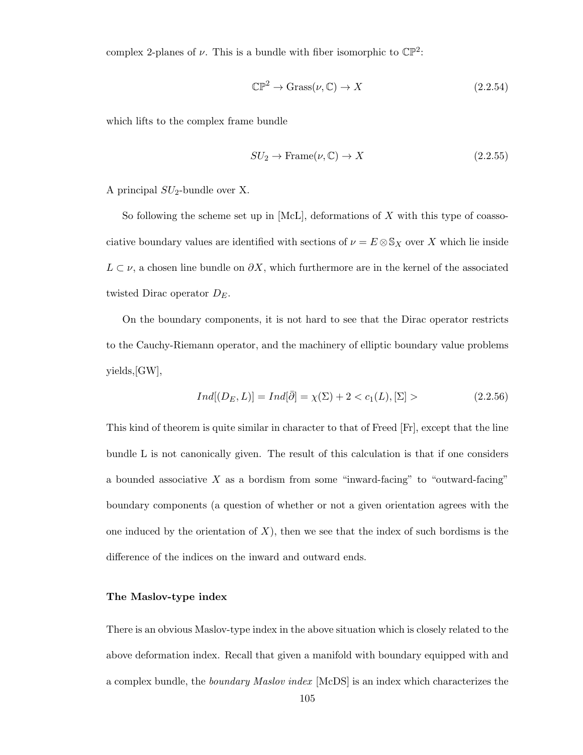complex 2-planes of $\nu$. This is a bundle with fiber isomorphic to $\mathbb{CP}^2$:

$$\mathbb{CP}^2 \to \text{Grass}(\nu, \mathbb{C}) \to X \tag{2.2.54}$$

which lifts to the complex frame bundle

$$SU_2 \to \text{Frame}(\nu, \mathbb{C}) \to X \tag{2.2.55}$$

A principal $SU_2$-bundle over X.

So following the scheme set up in [McL], deformations of $X$ with this type of coassociative boundary values are identified with sections of $\nu = E \otimes \mathbb{S}_X$ over $X$ which lie inside $L \subset \nu$, a chosen line bundle on $\partial X$, which furthermore are in the kernel of the associated twisted Dirac operator $D_E$.

On the boundary components, it is not hard to see that the Dirac operator restricts to the Cauchy-Riemann operator, and the machinery of elliptic boundary value problems yields,[GW],

$$Ind[(D_E, L)] = Ind[\bar{\partial}] = \chi(\Sigma) + 2 < c_1(L), [\Sigma] > \tag{2.2.56}$$

This kind of theorem is quite similar in character to that of Freed [Fr], except that the line bundle L is not canonically given. The result of this calculation is that if one considers a bounded associative $X$ as a bordism from some "inward-facing" to "outward-facing" boundary components (a question of whether or not a given orientation agrees with the one induced by the orientation of $X$), then we see that the index of such bordisms is the difference of the indices on the inward and outward ends.

### The Maslov-type index

There is an obvious Maslov-type index in the above situation which is closely related to the above deformation index. Recall that given a manifold with boundary equipped with and a complex bundle, the *boundary Maslov index* [McDS] is an index which characterizes the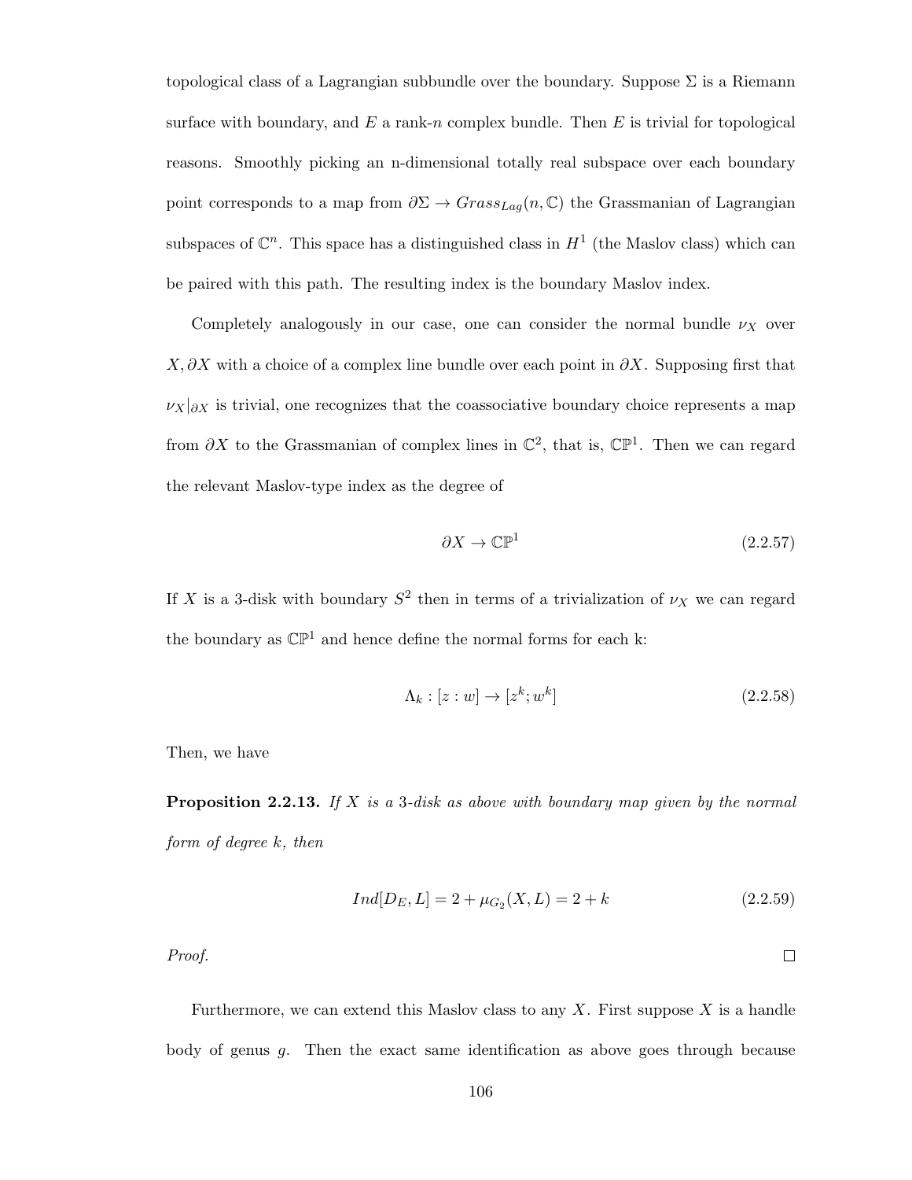topological class of a Lagrangian subbundle over the boundary. Suppose $\Sigma$ is a Riemann surface with boundary, and $E$ a rank-$n$ complex bundle. Then $E$ is trivial for topological reasons. Smoothly picking an n-dimensional totally real subspace over each boundary point corresponds to a map from $\partial\Sigma \to Grass_{Lag}(n, \mathbb{C})$ the Grassmanian of Lagrangian subspaces of $\mathbb{C}^n$. This space has a distinguished class in $H^1$ (the Maslov class) which can be paired with this path. The resulting index is the boundary Maslov index.

Completely analogously in our case, one can consider the normal bundle $\nu_X$ over $X, \partial X$ with a choice of a complex line bundle over each point in $\partial X$. Supposing first that $\nu_X|_{\partial X}$ is trivial, one recognizes that the coassociative boundary choice represents a map from $\partial X$ to the Grassmanian of complex lines in $\mathbb{C}^2$, that is, $\mathbb{CP}^1$. Then we can regard the relevant Maslov-type index as the degree of

$$\partial X \to \mathbb{CP}^1 \tag{2.2.57}$$

If $X$ is a 3-disk with boundary $S^2$ then in terms of a trivialization of $\nu_X$ we can regard the boundary as $\mathbb{CP}^1$ and hence define the normal forms for each k:

$$\Lambda_k : [z : w] \to [z^k; w^k] \tag{2.2.58}$$

Then, we have

**Proposition 2.2.13.** *If $X$ is a 3-disk as above with boundary map given by the normal form of degree k, then*

$$Ind[D_E, L] = 2 + \mu_{G_2}(X, L) = 2 + k \tag{2.2.59}$$

*Proof.* □

Furthermore, we can extend this Maslov class to any $X$. First suppose $X$ is a handle body of genus $g$. Then the exact same identification as above goes through because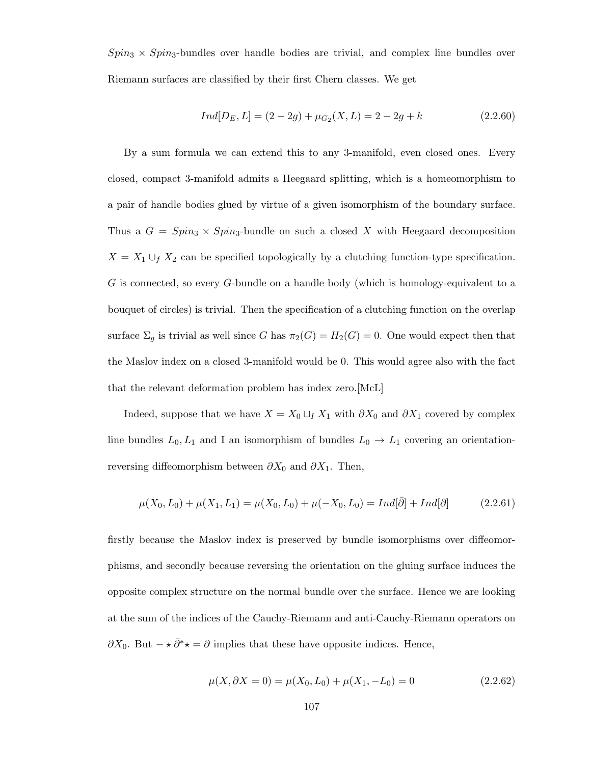$Spin_3 \times Spin_3$-bundles over handle bodies are trivial, and complex line bundles over Riemann surfaces are classified by their first Chern classes. We get

$$Ind[D_E, L] = (2 - 2g) + \mu_{G_2}(X, L) = 2 - 2g + k \tag{2.2.60}$$

By a sum formula we can extend this to any 3-manifold, even closed ones. Every closed, compact 3-manifold admits a Heegaard splitting, which is a homeomorphism to a pair of handle bodies glued by virtue of a given isomorphism of the boundary surface. Thus a $G = Spin_3 \times Spin_3$-bundle on such a closed $X$ with Heegaard decomposition $X = X_1 \cup_f X_2$ can be specified topologically by a clutching function-type specification. $G$ is connected, so every $G$-bundle on a handle body (which is homology-equivalent to a bouquet of circles) is trivial. Then the specification of a clutching function on the overlap surface $\Sigma_g$ is trivial as well since $G$ has $\pi_2(G) = H_2(G) = 0$. One would expect then that the Maslov index on a closed 3-manifold would be 0. This would agree also with the fact that the relevant deformation problem has index zero.[McL]

Indeed, suppose that we have $X = X_0 \sqcup_I X_1$ with $\partial X_0$ and $\partial X_1$ covered by complex line bundles $L_0, L_1$ and I an isomorphism of bundles $L_0 \to L_1$ covering an orientation-reversing diffeomorphism between $\partial X_0$ and $\partial X_1$. Then,

$$\mu(X_0, L_0) + \mu(X_1, L_1) = \mu(X_0, L_0) + \mu(-X_0, L_0) = Ind[\bar{\partial}] + Ind[\partial] \tag{2.2.61}$$

firstly because the Maslov index is preserved by bundle isomorphisms over diffeomorphisms, and secondly because reversing the orientation on the gluing surface induces the opposite complex structure on the normal bundle over the surface. Hence we are looking at the sum of the indices of the Cauchy-Riemann and anti-Cauchy-Riemann operators on $\partial X_0$. But $- \star \bar{\partial}^* \star = \partial$ implies that these have opposite indices. Hence,

$$\mu(X, \partial X = 0) = \mu(X_0, L_0) + \mu(X_1, -L_0) = 0 \tag{2.2.62}$$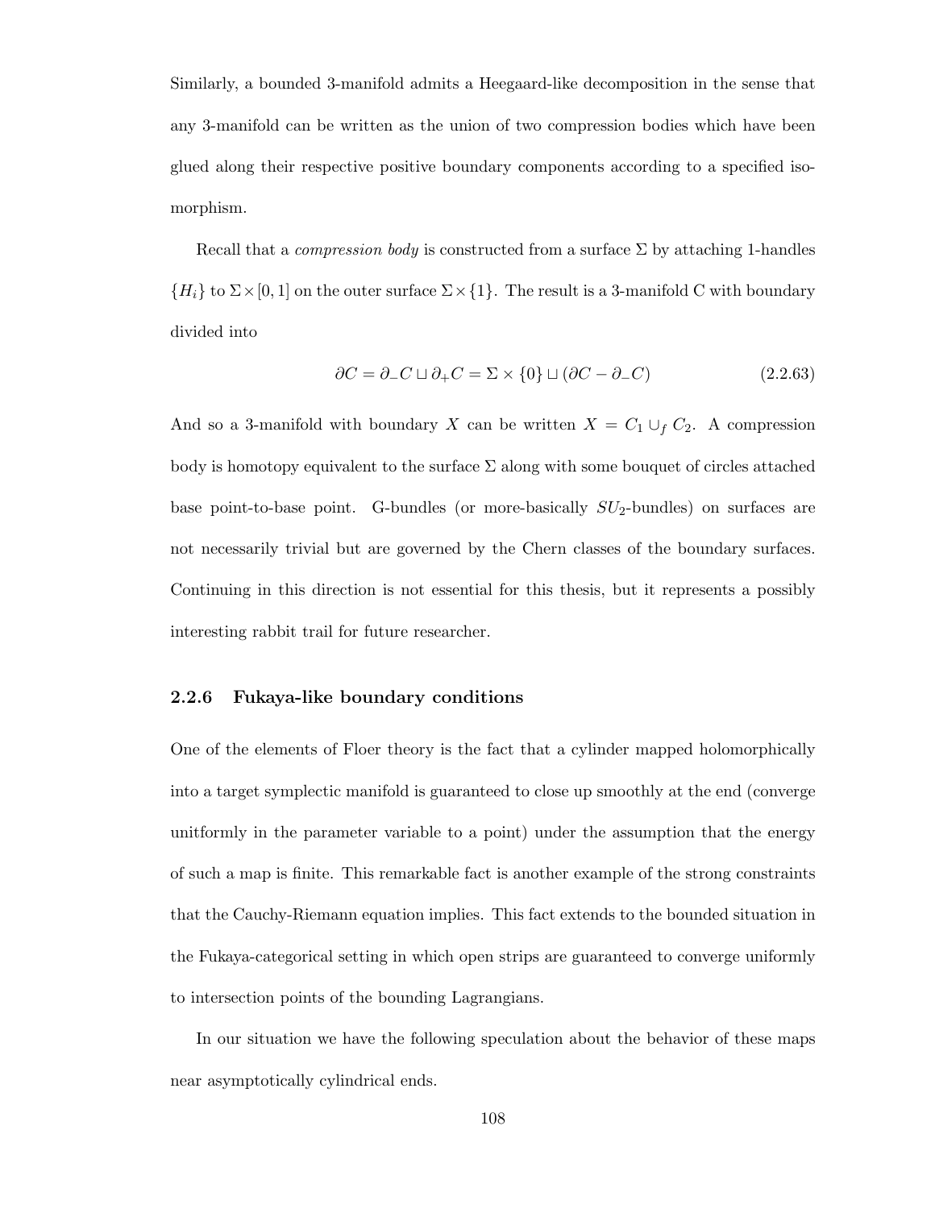Similarly, a bounded 3-manifold admits a Heegaard-like decomposition in the sense that any 3-manifold can be written as the union of two compression bodies which have been glued along their respective positive boundary components according to a specified isomorphism.

Recall that a *compression body* is constructed from a surface $\Sigma$ by attaching 1-handles $\{H_i\}$ to $\Sigma \times [0, 1]$ on the outer surface $\Sigma \times \{1\}$. The result is a 3-manifold C with boundary divided into

$$\partial C = \partial_- C \sqcup \partial_+ C = \Sigma \times \{0\} \sqcup (\partial C - \partial_- C) \tag{2.2.63}$$

And so a 3-manifold with boundary $X$ can be written $X = C_1 \cup_f C_2$. A compression body is homotopy equivalent to the surface $\Sigma$ along with some bouquet of circles attached base point-to-base point. G-bundles (or more-basically $SU_2$-bundles) on surfaces are not necessarily trivial but are governed by the Chern classes of the boundary surfaces. Continuing in this direction is not essential for this thesis, but it represents a possibly interesting rabbit trail for future researcher.

### 2.2.6 Fukaya-like boundary conditions

One of the elements of Floer theory is the fact that a cylinder mapped holomorphically into a target symplectic manifold is guaranteed to close up smoothly at the end (converge unitformly in the parameter variable to a point) under the assumption that the energy of such a map is finite. This remarkable fact is another example of the strong constraints that the Cauchy-Riemann equation implies. This fact extends to the bounded situation in the Fukaya-categorical setting in which open strips are guaranteed to converge uniformly to intersection points of the bounding Lagrangians.

In our situation we have the following speculation about the behavior of these maps near asymptotically cylindrical ends.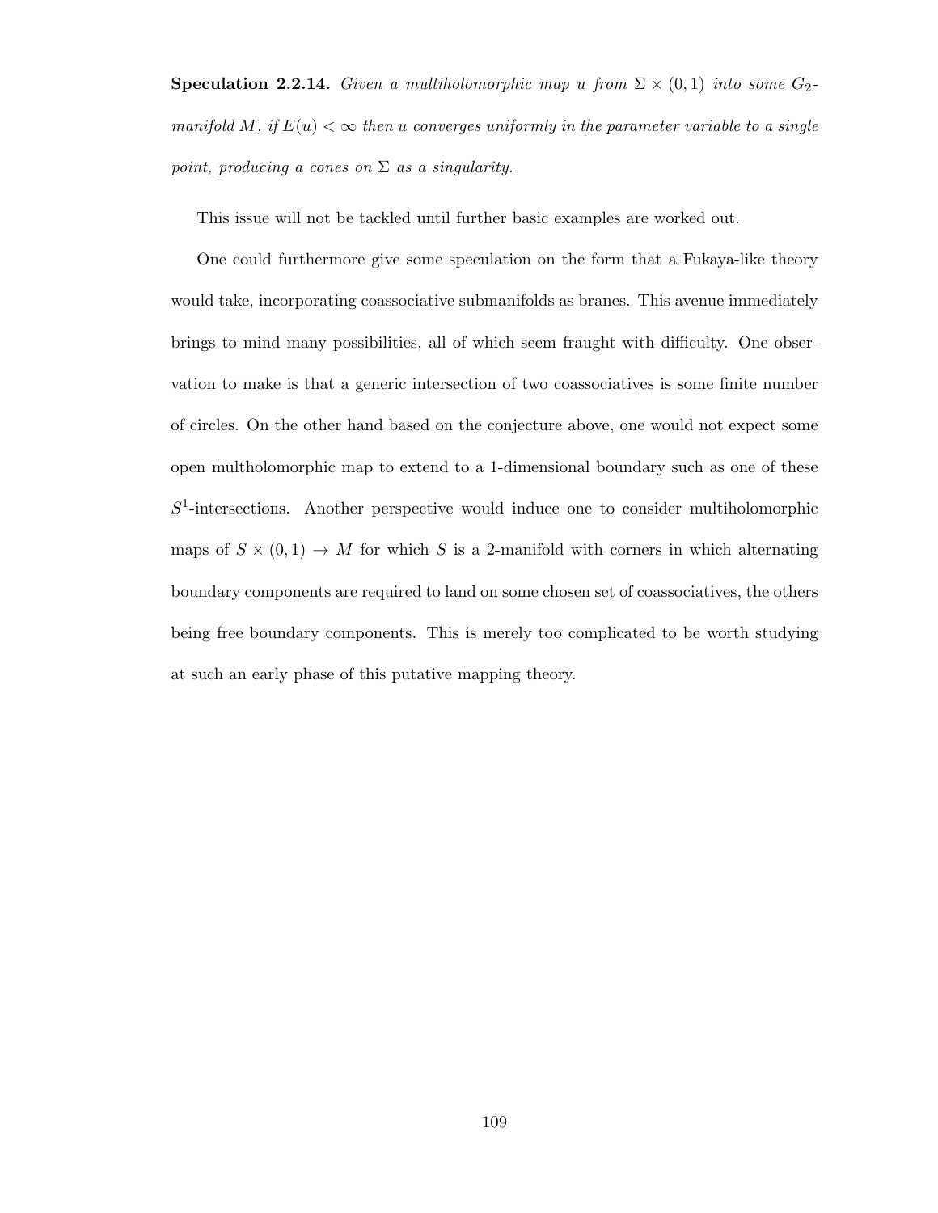**Speculation 2.2.14.** *Given a multiholomorphic map $u$ from $\Sigma \times (0,1)$ into some $G_2$-manifold $M$, if $E(u) < \infty$ then $u$ converges uniformly in the parameter variable to a single point, producing a cones on $\Sigma$ as a singularity.*

This issue will not be tackled until further basic examples are worked out.

One could furthermore give some speculation on the form that a Fukaya-like theory would take, incorporating coassociative submanifolds as branes. This avenue immediately brings to mind many possibilities, all of which seem fraught with difficulty. One observation to make is that a generic intersection of two coassociatives is some finite number of circles. On the other hand based on the conjecture above, one would not expect some open multholomorphic map to extend to a 1-dimensional boundary such as one of these $S^1$-intersections. Another perspective would induce one to consider multiholomorphic maps of $S \times (0,1) \to M$ for which $S$ is a 2-manifold with corners in which alternating boundary components are required to land on some chosen set of coassociatives, the others being free boundary components. This is merely too complicated to be worth studying at such an early phase of this putative mapping theory.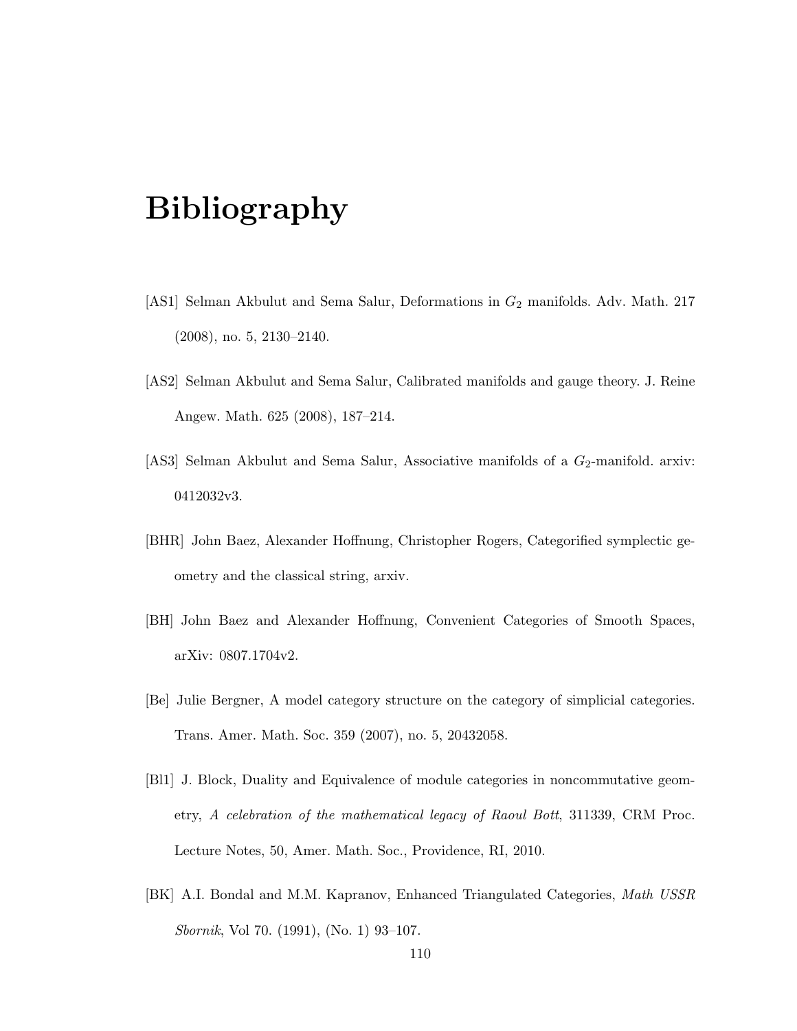# Bibliography

[AS1] Selman Akbulut and Sema Salur, Deformations in $G_2$ manifolds. Adv. Math. 217 (2008), no. 5, 2130–2140.

[AS2] Selman Akbulut and Sema Salur, Calibrated manifolds and gauge theory. J. Reine Angew. Math. 625 (2008), 187–214.

[AS3] Selman Akbulut and Sema Salur, Associative manifolds of a $G_2$-manifold. arxiv: 0412032v3.

[BHR] John Baez, Alexander Hoffnung, Christopher Rogers, Categorified symplectic geometry and the classical string, arxiv.

[BH] John Baez and Alexander Hoffnung, Convenient Categories of Smooth Spaces, arXiv: 0807.1704v2.

[Be] Julie Bergner, A model category structure on the category of simplicial categories. Trans. Amer. Math. Soc. 359 (2007), no. 5, 20432058.

[Bl1] J. Block, Duality and Equivalence of module categories in noncommutative geometry, *A celebration of the mathematical legacy of Raoul Bott*, 311339, CRM Proc. Lecture Notes, 50, Amer. Math. Soc., Providence, RI, 2010.

[BK] A.I. Bondal and M.M. Kapranov, Enhanced Triangulated Categories, *Math USSR Sbornik*, Vol 70. (1991), (No. 1) 93–107.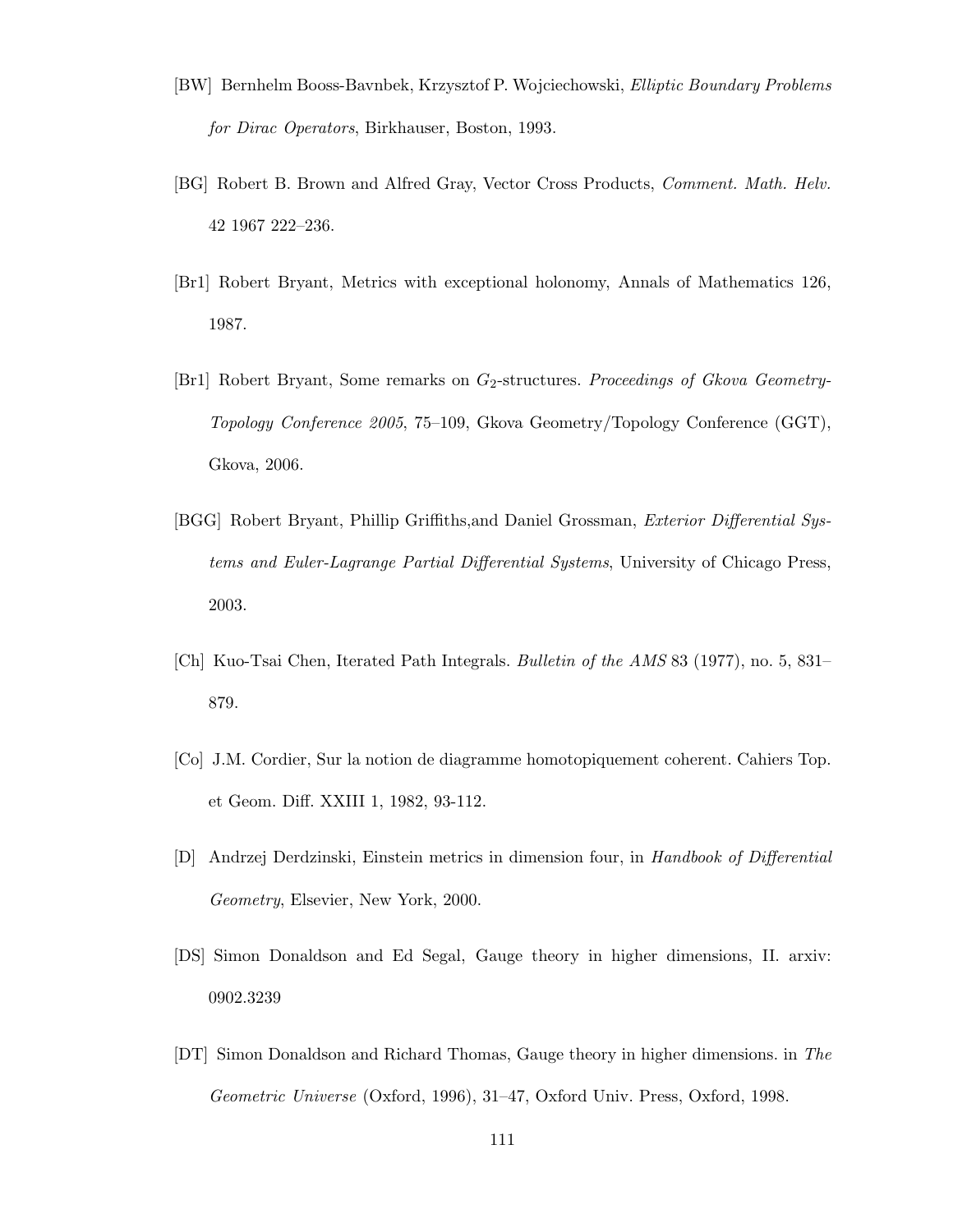[BW] Bernhelm Booss-Bavnbek, Krzysztof P. Wojciechowski, *Elliptic Boundary Problems for Dirac Operators*, Birkhauser, Boston, 1993.

[BG] Robert B. Brown and Alfred Gray, Vector Cross Products, *Comment. Math. Helv.* 42 1967 222–236.

[Br1] Robert Bryant, Metrics with exceptional holonomy, Annals of Mathematics 126, 1987.

[Br1] Robert Bryant, Some remarks on $G_2$-structures. *Proceedings of Gkova Geometry-Topology Conference 2005*, 75–109, Gkova Geometry/Topology Conference (GGT), Gkova, 2006.

[BGG] Robert Bryant, Phillip Griffiths,and Daniel Grossman, *Exterior Differential Systems and Euler-Lagrange Partial Differential Systems*, University of Chicago Press, 2003.

[Ch] Kuo-Tsai Chen, Iterated Path Integrals. *Bulletin of the AMS* 83 (1977), no. 5, 831–879.

[Co] J.M. Cordier, Sur la notion de diagramme homotopiquement coherent. Cahiers Top. et Geom. Diff. XXIII 1, 1982, 93-112.

[D] Andrzej Derdzinski, Einstein metrics in dimension four, in *Handbook of Differential Geometry*, Elsevier, New York, 2000.

[DS] Simon Donaldson and Ed Segal, Gauge theory in higher dimensions, II. arxiv: 0902.3239

[DT] Simon Donaldson and Richard Thomas, Gauge theory in higher dimensions. in *The Geometric Universe* (Oxford, 1996), 31–47, Oxford Univ. Press, Oxford, 1998.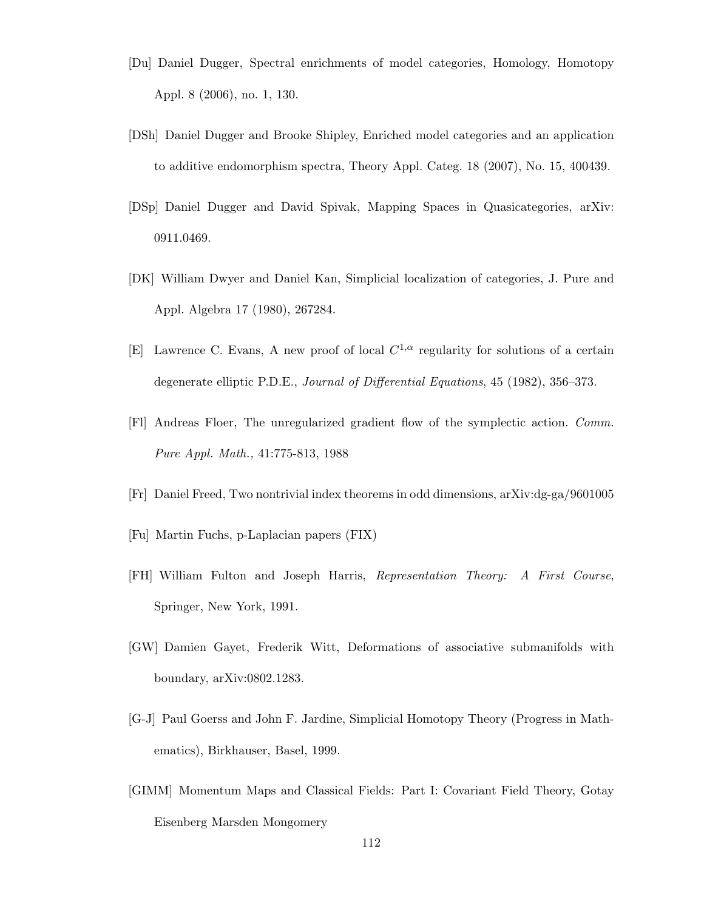[Du] Daniel Dugger, Spectral enrichments of model categories, Homology, Homotopy Appl. 8 (2006), no. 1, 130.

[DSh] Daniel Dugger and Brooke Shipley, Enriched model categories and an application to additive endomorphism spectra, Theory Appl. Categ. 18 (2007), No. 15, 400439.

[DSp] Daniel Dugger and David Spivak, Mapping Spaces in Quasicategories, arXiv: 0911.0469.

[DK] William Dwyer and Daniel Kan, Simplicial localization of categories, J. Pure and Appl. Algebra 17 (1980), 267284.

[E] Lawrence C. Evans, A new proof of local $C^{1,\alpha}$ regularity for solutions of a certain degenerate elliptic P.D.E., *Journal of Differential Equations*, 45 (1982), 356–373.

[Fl] Andreas Floer, The unregularized gradient flow of the symplectic action. *Comm. Pure Appl. Math.,* 41:775-813, 1988

[Fr] Daniel Freed, Two nontrivial index theorems in odd dimensions, arXiv:dg-ga/9601005

[Fu] Martin Fuchs, p-Laplacian papers (FIX)

[FH] William Fulton and Joseph Harris, *Representation Theory: A First Course*, Springer, New York, 1991.

[GW] Damien Gayet, Frederik Witt, Deformations of associative submanifolds with boundary, arXiv:0802.1283.

[G-J] Paul Goerss and John F. Jardine, Simplicial Homotopy Theory (Progress in Mathematics), Birkhauser, Basel, 1999.

[GIMM] Momentum Maps and Classical Fields: Part I: Covariant Field Theory, Gotay Eisenberg Marsden Mongomery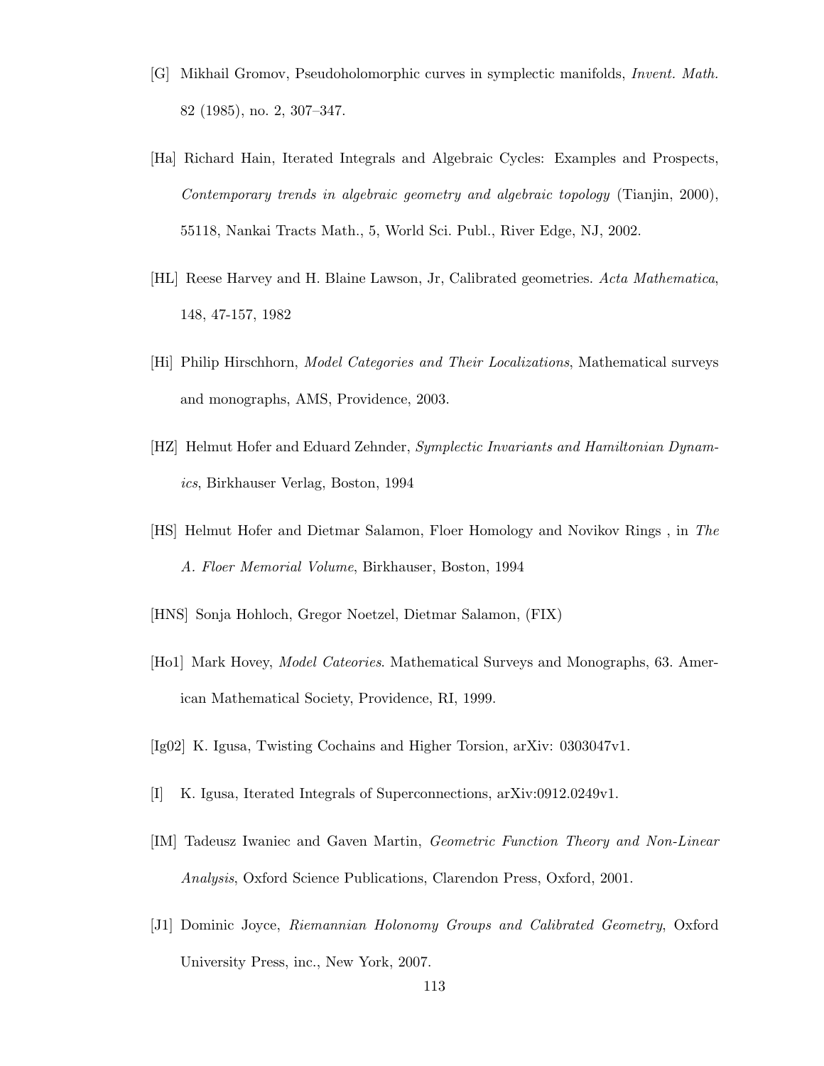[G] Mikhail Gromov, Pseudoholomorphic curves in symplectic manifolds, *Invent. Math.* 82 (1985), no. 2, 307–347.

[Ha] Richard Hain, Iterated Integrals and Algebraic Cycles: Examples and Prospects, *Contemporary trends in algebraic geometry and algebraic topology* (Tianjin, 2000), 55118, Nankai Tracts Math., 5, World Sci. Publ., River Edge, NJ, 2002.

[HL] Reese Harvey and H. Blaine Lawson, Jr, Calibrated geometries. *Acta Mathematica*, 148, 47-157, 1982

[Hi] Philip Hirschhorn, *Model Categories and Their Localizations*, Mathematical surveys and monographs, AMS, Providence, 2003.

[HZ] Helmut Hofer and Eduard Zehnder, *Symplectic Invariants and Hamiltonian Dynamics*, Birkhauser Verlag, Boston, 1994

[HS] Helmut Hofer and Dietmar Salamon, Floer Homology and Novikov Rings , in *The A. Floer Memorial Volume*, Birkhauser, Boston, 1994

[HNS] Sonja Hohloch, Gregor Noetzel, Dietmar Salamon, (FIX)

[Ho1] Mark Hovey, *Model Cateories*. Mathematical Surveys and Monographs, 63. American Mathematical Society, Providence, RI, 1999.

[Ig02] K. Igusa, Twisting Cochains and Higher Torsion, arXiv: 0303047v1.

[I] K. Igusa, Iterated Integrals of Superconnections, arXiv:0912.0249v1.

[IM] Tadeusz Iwaniec and Gaven Martin, *Geometric Function Theory and Non-Linear Analysis*, Oxford Science Publications, Clarendon Press, Oxford, 2001.

[J1] Dominic Joyce, *Riemannian Holonomy Groups and Calibrated Geometry*, Oxford University Press, inc., New York, 2007.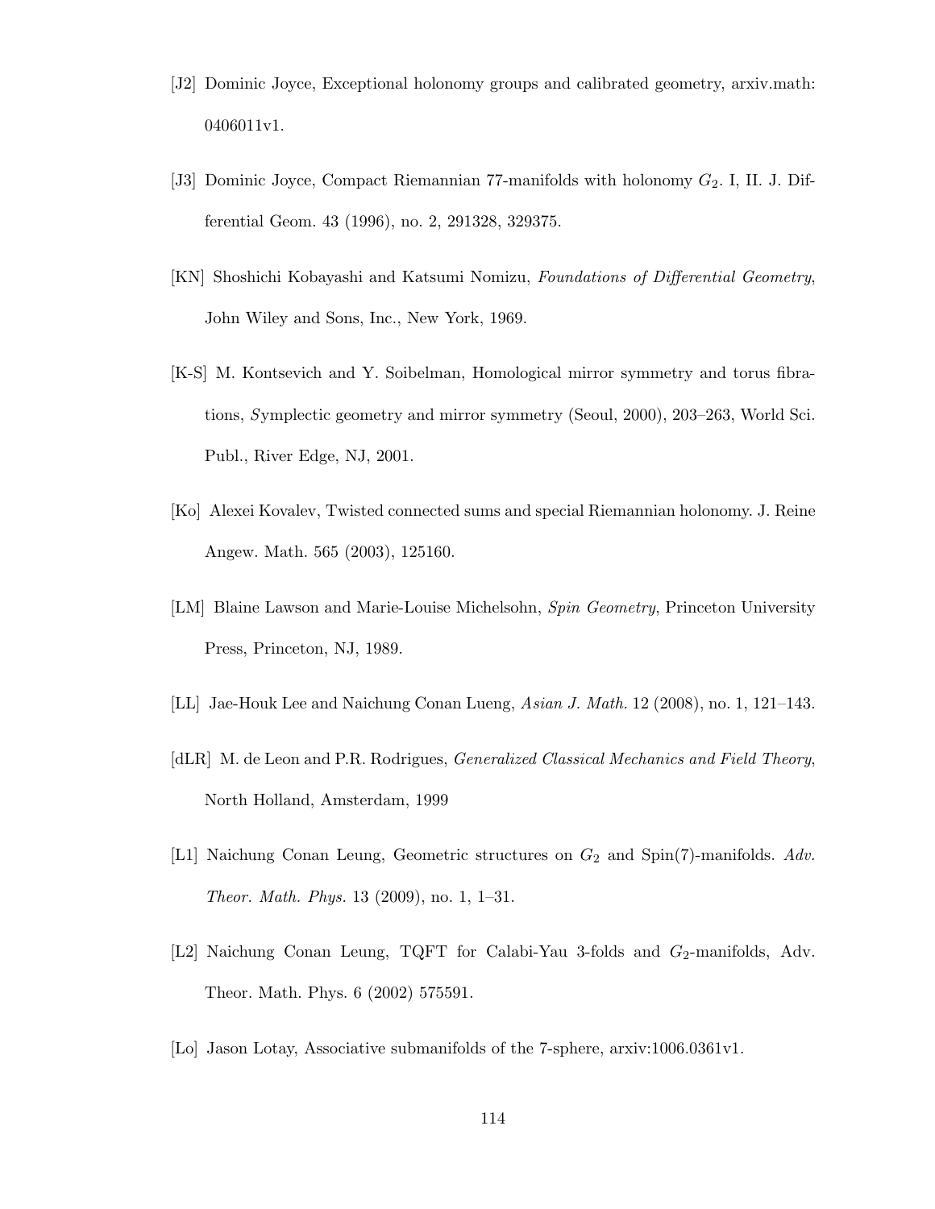[J2] Dominic Joyce, Exceptional holonomy groups and calibrated geometry, arxiv.math: 0406011v1.

[J3] Dominic Joyce, Compact Riemannian 77-manifolds with holonomy $G_2$. I, II. J. Differential Geom. 43 (1996), no. 2, 291328, 329375.

[KN] Shoshichi Kobayashi and Katsumi Nomizu, *Foundations of Differential Geometry*, John Wiley and Sons, Inc., New York, 1969.

[K-S] M. Kontsevich and Y. Soibelman, Homological mirror symmetry and torus fibrations, *S*ymplectic geometry and mirror symmetry (Seoul, 2000), 203–263, World Sci. Publ., River Edge, NJ, 2001.

[Ko] Alexei Kovalev, Twisted connected sums and special Riemannian holonomy. J. Reine Angew. Math. 565 (2003), 125160.

[LM] Blaine Lawson and Marie-Louise Michelsohn, *Spin Geometry*, Princeton University Press, Princeton, NJ, 1989.

[LL] Jae-Houk Lee and Naichung Conan Lueng, *Asian J. Math.* 12 (2008), no. 1, 121–143.

[dLR] M. de Leon and P.R. Rodrigues, *Generalized Classical Mechanics and Field Theory*, North Holland, Amsterdam, 1999

[L1] Naichung Conan Leung, Geometric structures on $G_2$ and Spin(7)-manifolds. *Adv. Theor. Math. Phys.* 13 (2009), no. 1, 1–31.

[L2] Naichung Conan Leung, TQFT for Calabi-Yau 3-folds and $G_2$-manifolds, Adv. Theor. Math. Phys. 6 (2002) 575591.

[Lo] Jason Lotay, Associative submanifolds of the 7-sphere, arxiv:1006.0361v1.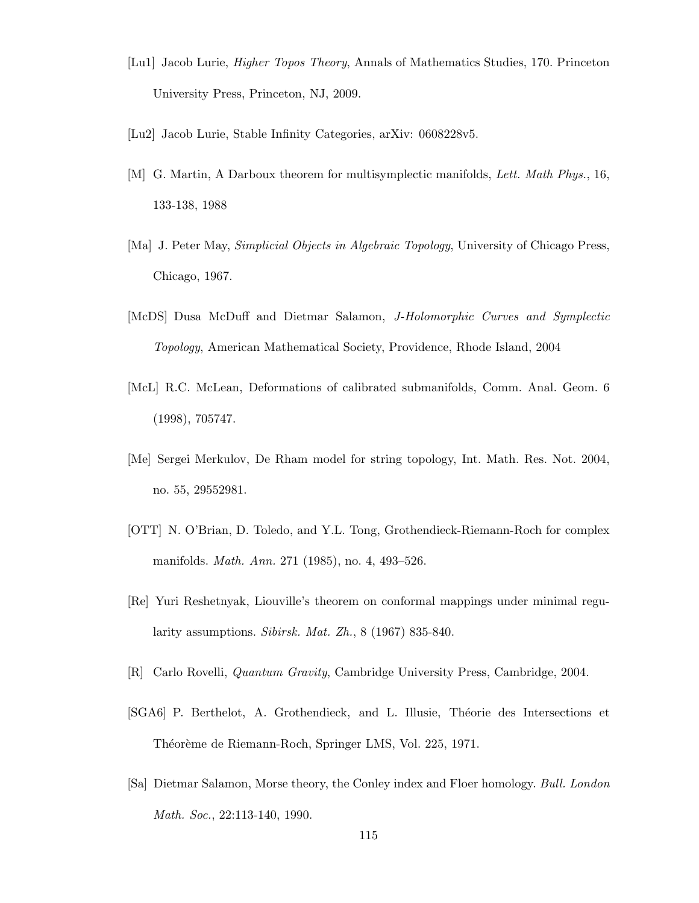[Lu1] Jacob Lurie, *Higher Topos Theory*, Annals of Mathematics Studies, 170. Princeton University Press, Princeton, NJ, 2009.

[Lu2] Jacob Lurie, Stable Infinity Categories, arXiv: 0608228v5.

[M] G. Martin, A Darboux theorem for multisymplectic manifolds, *Lett. Math Phys.*, 16, 133-138, 1988

[Ma] J. Peter May, *Simplicial Objects in Algebraic Topology*, University of Chicago Press, Chicago, 1967.

[McDS] Dusa McDuff and Dietmar Salamon, *J-Holomorphic Curves and Symplectic Topology*, American Mathematical Society, Providence, Rhode Island, 2004

[McL] R.C. McLean, Deformations of calibrated submanifolds, Comm. Anal. Geom. 6 (1998), 705747.

[Me] Sergei Merkulov, De Rham model for string topology, Int. Math. Res. Not. 2004, no. 55, 29552981.

[OTT] N. O'Brian, D. Toledo, and Y.L. Tong, Grothendieck-Riemann-Roch for complex manifolds. *Math. Ann.* 271 (1985), no. 4, 493–526.

[Re] Yuri Reshetnyak, Liouville's theorem on conformal mappings under minimal regularity assumptions. *Sibirsk. Mat. Zh.*, 8 (1967) 835-840.

[R] Carlo Rovelli, *Quantum Gravity*, Cambridge University Press, Cambridge, 2004.

[SGA6] P. Berthelot, A. Grothendieck, and L. Illusie, Théorie des Intersections et Théorème de Riemann-Roch, Springer LMS, Vol. 225, 1971.

[Sa] Dietmar Salamon, Morse theory, the Conley index and Floer homology. *Bull. London Math. Soc.*, 22:113-140, 1990.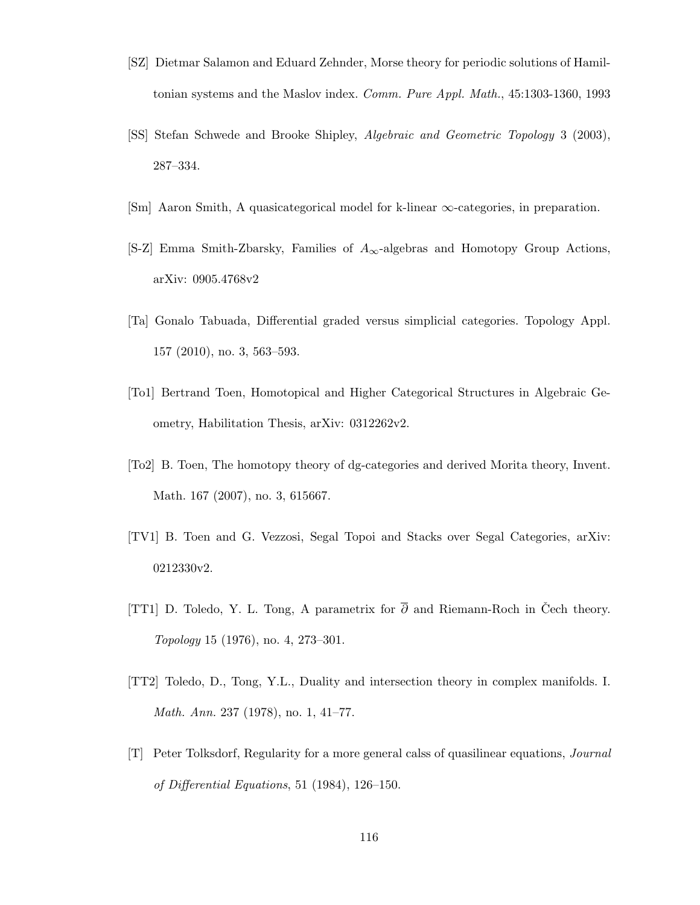[SZ] Dietmar Salamon and Eduard Zehnder, Morse theory for periodic solutions of Hamiltonian systems and the Maslov index. *Comm. Pure Appl. Math.*, 45:1303-1360, 1993

[SS] Stefan Schwede and Brooke Shipley, *Algebraic and Geometric Topology* 3 (2003), 287–334.

[Sm] Aaron Smith, A quasicategorical model for k-linear $\infty$-categories, in preparation.

[S-Z] Emma Smith-Zbarsky, Families of $A_\infty$-algebras and Homotopy Group Actions, arXiv: 0905.4768v2

[Ta] Gonalo Tabuada, Differential graded versus simplicial categories. Topology Appl. 157 (2010), no. 3, 563–593.

[To1] Bertrand Toen, Homotopical and Higher Categorical Structures in Algebraic Geometry, Habilitation Thesis, arXiv: 0312262v2.

[To2] B. Toen, The homotopy theory of dg-categories and derived Morita theory, Invent. Math. 167 (2007), no. 3, 615667.

[TV1] B. Toen and G. Vezzosi, Segal Topoi and Stacks over Segal Categories, arXiv: 0212330v2.

[TT1] D. Toledo, Y. L. Tong, A parametrix for $\overline{\partial}$ and Riemann-Roch in Čech theory. *Topology* 15 (1976), no. 4, 273–301.

[TT2] Toledo, D., Tong, Y.L., Duality and intersection theory in complex manifolds. I. *Math. Ann.* 237 (1978), no. 1, 41–77.

[T] Peter Tolksdorf, Regularity for a more general calss of quasilinear equations, *Journal of Differential Equations*, 51 (1984), 126–150.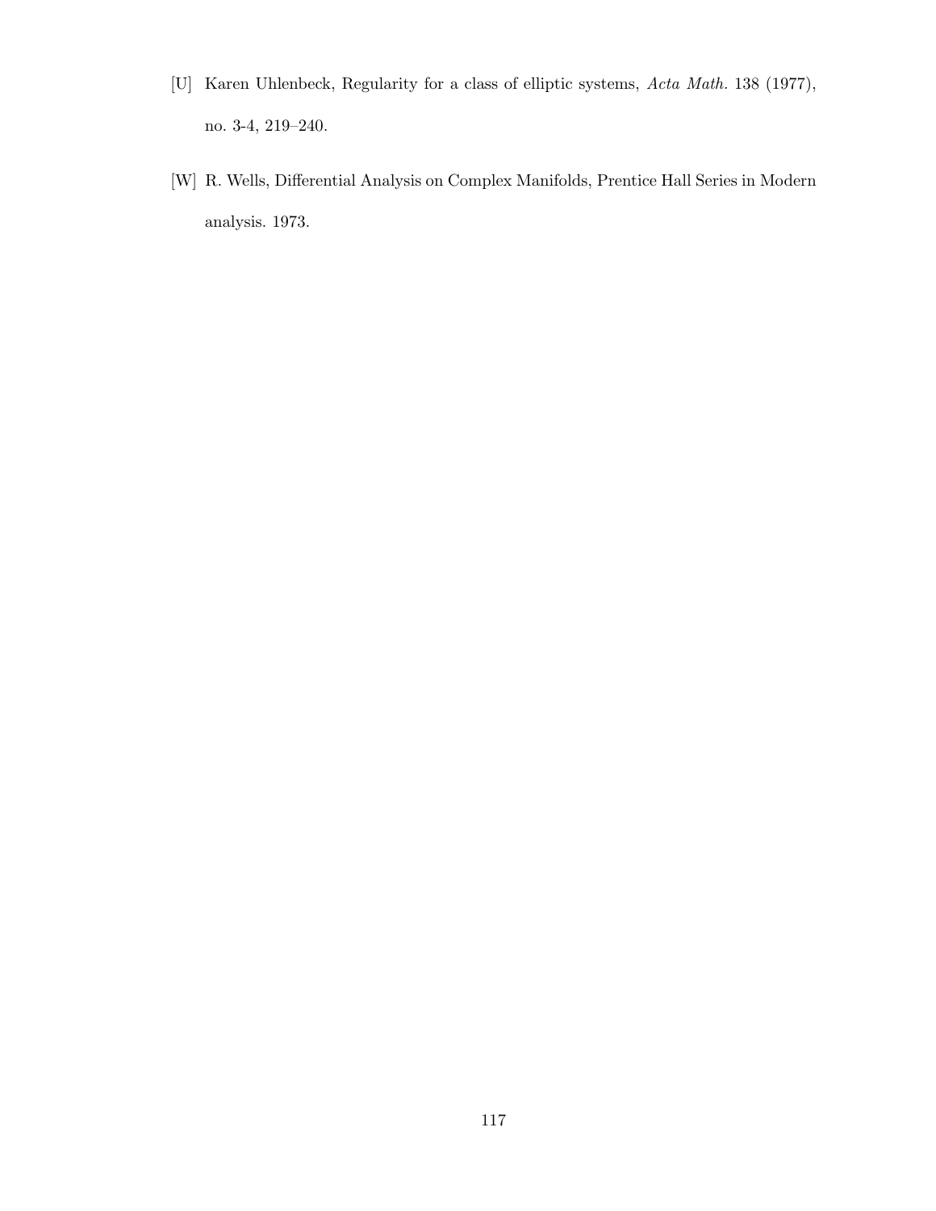[U] Karen Uhlenbeck, Regularity for a class of elliptic systems, *Acta Math.* 138 (1977), no. 3-4, 219–240.

[W] R. Wells, Differential Analysis on Complex Manifolds, Prentice Hall Series in Modern analysis. 1973.